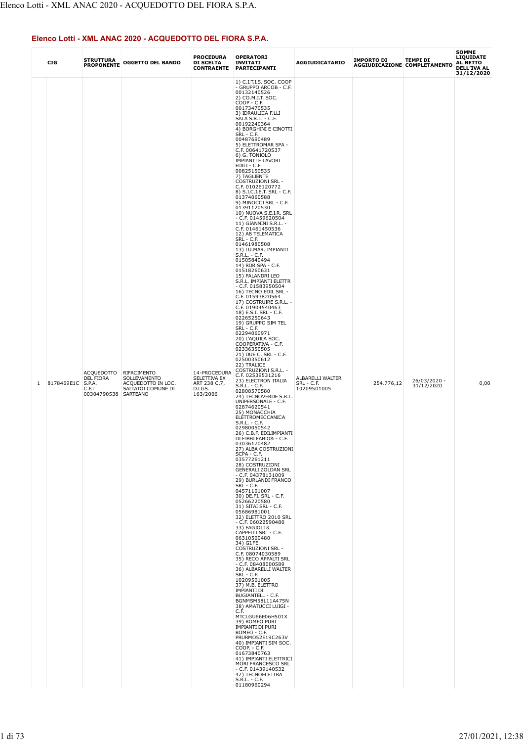## Elenco Lotti - XML ANAC 2020 - ACQUEDOTTO DEL FIORA S.P.A.

| | CIG | STRUTTURA PROPONENTE | OGGETTO DEL BANDO | PROCEDURA DI SCELTA CONTRAENTE | OPERATORI INVITATI PARTECIPANTI | AGGIUDICATARIO | IMPORTO DI AGGIUDICAZIONE | TEMPI DI COMPLETAMENTO | SOMME LIQUIDATE AL NETTO DELL'IVA AL 31/12/2020 |
|---|---|---|---|---|---|---|---|---|---|
| 1 | 8178469E1C | ACQUEDOTTO DEL FIORA S.P.A. C.F.: 00304790538 | RIFACIMENTO SOLLEVAMENTO ACQUEDOTTO IN LOC. SALTATOI COMUNE DI SARTEANO | 14-PROCEDURA SELETTIVA EX ART 238 C.7, D.LGS. 163/2006 | 1) C.I.T.I.S. SOC. COOP - GRUPPO ARCOB - C.F. 00132140526<br>2) CO.M.I.T. SOC. COOP - C.F. 00173470535<br>3) IDRAULICA F.LLI SALA S.R.L. - C.F. 00192240364<br>4) BORGHINI E CINOTTI SRL - C.F. 00487690489<br>5) ELETTROMAR SPA - C.F. 00641720537<br>6) G. TONIOLO IMPIANTI E LAVORI EDILI - C.F. 00825150535<br>7) TAGLIENTE COSTRUZIONI SRL - C.F. 01026120772<br>8) S.I.C.I.E.T. SRL - C.F. 01374060588<br>9) MINOCCI SRL - C.F. 01391120530<br>10) NUOVA S.E.I.R. SRL - C.F. 01459620504<br>11) GIANNINI S.R.L. - C.F. 01461450536<br>12) AB TELEMATICA SRL - C.F. 01461980508<br>13) LU.MAR. IMPIANTI S.R.L. - C.F. 01505840494<br>14) RDR SPA - C.F. 01518260631<br>15) PALANDRI LEO S.R.L. IMPIANTI ELETTR - C.F. 01583950504<br>16) TECNO EDIL SRL - C.F. 01593820564<br>17) COSTRUIRE S.R.L. - C.F. 01904540463<br>18) E.S.I. SRL - C.F. 02265250643<br>19) GRUPPO SIM TEL SRL - C.F. 02294060971<br>20) L'AQUILA SOC. COOPERATIVA - C.F. 02336350505<br>21) DUE C. SRL - C.F. 02500350612<br>22) TRALICE COSTRUZIONI S.R.L. - C.F. 02539531216<br>23) ELECTRON ITALIA S.R.L. - C.F. 02808570580<br>24) TECNOVERDE S.R.L. UNIPERSONALE - C.F. 02874620541<br>25) MONACCHIA ELETTROMECCANICA S.R.L. - C.F. 02980050542<br>26) C.B.F. EDILIMPIANTI DI FIBBI FABIO& - C.F. 03036170482<br>27) ALBA COSTRUZIONI SCPA - C.F. 03577261211<br>28) COSTRUZIONI GENERALI ZOLDAN SRL - C.F. 04378131009<br>29) BURLANDI FRANCO SRL - C.F. 04571101007<br>30) DE.FI. SRL - C.F. 05266220580<br>31) SITAI SRL - C.F. 05686981001<br>32) ELETTRO 2010 SRL - C.F. 06022590480<br>33) FAGIOLI & CAPPELLI SRL - C.F. 06310500480<br>34) GI.FE. COSTRUZIONI SRL - C.F. 08074030589<br>35) RECO APPALTI SRL - C.F. 08408000589<br>36) ALBARELLI WALTER SRL - C.F. 10209501005<br>37) M.B. ELETTRO IMPIANTI DI BUGIANTELL - C.F. BGNMSM58L11A475N<br>38) AMATUCCI LUIGI - C.F. MTCLGU66E06H501X<br>39) ROMEO PURI IMPIANTI DI PURI ROMEO - C.F. PRURMO52E19C263V<br>40) IMPIANTI SIM SOC. COOP. - C.F. 01673840763<br>41) IMPIANTI ELETTRICI MORI FRANCESCO SRL - C.F. 01439140532<br>42) TECNOELETTRA S.R.L. - C.F. 01180960294 | ALBARELLI WALTER SRL - C.F. 10209501005 | 254.776,12 | 26/03/2020 - 31/12/2020 | 0,00 |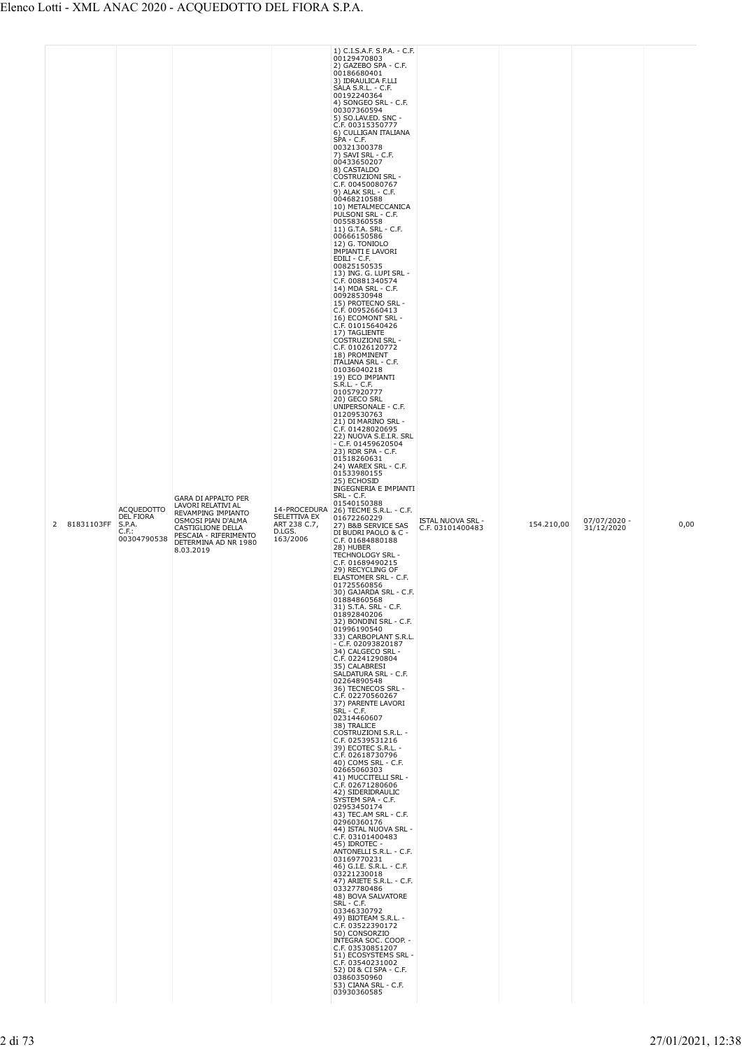| 2 | 81831103FF | ACQUEDOTTO DEL FIORA S.P.A. C.F.: 00304790538 | GARA DI APPALTO PER LAVORI RELATIVI AL REVAMPING IMPIANTO OSMOSI PIAN D'ALMA CASTIGLIONE DELLA PESCAIA - RIFERIMENTO DETERMINA AD NR 1980 8.03.2019 | 14-PROCEDURA SELETTIVA EX ART 238 C.7, D.LGS. 163/2006 | 1) C.I.S.A.F. S.P.A. - C.F. 00129470803<br>2) GAZEBO SPA - C.F. 00186680401<br>3) IDRAULICA F.LLI SALA S.R.L. - C.F. 00192240364<br>4) SONGEO SRL - C.F. 00307360594<br>5) SO.LAV.ED. SNC - C.F. 00315350777<br>6) CULLIGAN ITALIANA SPA - C.F. 00321300378<br>7) SAVI SRL - C.F. 00433650207<br>8) CASTALDO COSTRUZIONI SRL - C.F. 00450080767<br>9) ALAK SRL - C.F. 00468210588<br>10) METALMECCANICA PULSONI SRL - C.F. 00558360558<br>11) G.T.A. SRL - C.F. 00666150586<br>12) G. TONIOLO IMPIANTI E LAVORI EDILI - C.F. 00825150535<br>13) ING. G. LUPI SRL - C.F. 00881340574<br>14) MDA SRL - C.F. 00928530948<br>15) PROTECNO SRL - C.F. 00952660413<br>16) ECOMONT SRL - C.F. 01015640426<br>17) TAGLIENTE COSTRUZIONI SRL - C.F. 01026120772<br>18) PROMINENT ITALIANA SRL - C.F. 01036040218<br>19) ECO IMPIANTI S.R.L. - C.F. 01057920777<br>20) GECO SRL UNIPERSONALE - C.F. 01209530763<br>21) DI MARINO SRL - C.F. 01428020695<br>22) NUOVA S.E.I.R. SRL - C.F. 01459620504<br>23) RDR SPA - C.F. 01518260631<br>24) WAREX SRL - C.F. 01533980155<br>25) ECHOSID INGEGNERIA E IMPIANTI SRL - C.F. 01540150388<br>26) TECME S.R.L. - C.F. 01672260229<br>27) B&B SERVICE SAS DI BUDRI PAOLO & C - C.F. 01684880188<br>28) HUBER TECHNOLOGY SRL - C.F. 01689490215<br>29) RECYCLING OF ELASTOMER SRL - C.F. 01725560856<br>30) GAJARDA SRL - C.F. 01884860568<br>31) S.T.A. SRL - C.F. 01892840206<br>32) BONDINI SRL - C.F. 01996190540<br>33) CARBOPLANT S.R.L. - C.F. 02093820187<br>34) CALGECO SRL - C.F. 02241290804<br>35) CALABRESI SALDATURA SRL - C.F. 02264890548<br>36) TECNECOS SRL - C.F. 02270560267<br>37) PARENTE LAVORI SRL - C.F. 02314460607<br>38) TRALICE COSTRUZIONI S.R.L. - C.F. 02539531216<br>39) ECOTEC S.R.L. - C.F. 02618730796<br>40) COMS SRL - C.F. 02665060303<br>41) MUCCITELLI SRL - C.F. 02671280606<br>42) SIDERIDRAULIC SYSTEM SPA - C.F. 02953450174<br>43) TEC.AM SRL - C.F. 02960360176<br>44) ISTAL NUOVA SRL - C.F. 03101400483<br>45) IDROTEC - ANTONELLI S.R.L. - C.F. 03169770231<br>46) G.I.E. S.R.L. - C.F. 03221230018<br>47) ARIETE S.R.L. - C.F. 03327780486<br>48) BOVA SALVATORE SRL - C.F. 03346330792<br>49) BIOTEAM S.R.L. - C.F. 03522390172<br>50) CONSORZIO INTEGRA SOC. COOP. - C.F. 03530851207<br>51) ECOSYSTEMS SRL - C.F. 03540231002<br>52) DI & CI SPA - C.F. 03860350960<br>53) CIANA SRL - C.F. 03930360585 | ISTAL NUOVA SRL - C.F. 03101400483 | 154.210,00 | 07/07/2020 - 31/12/2020 | 0,00 |
|---|---|---|---|---|---|---|---|---|---|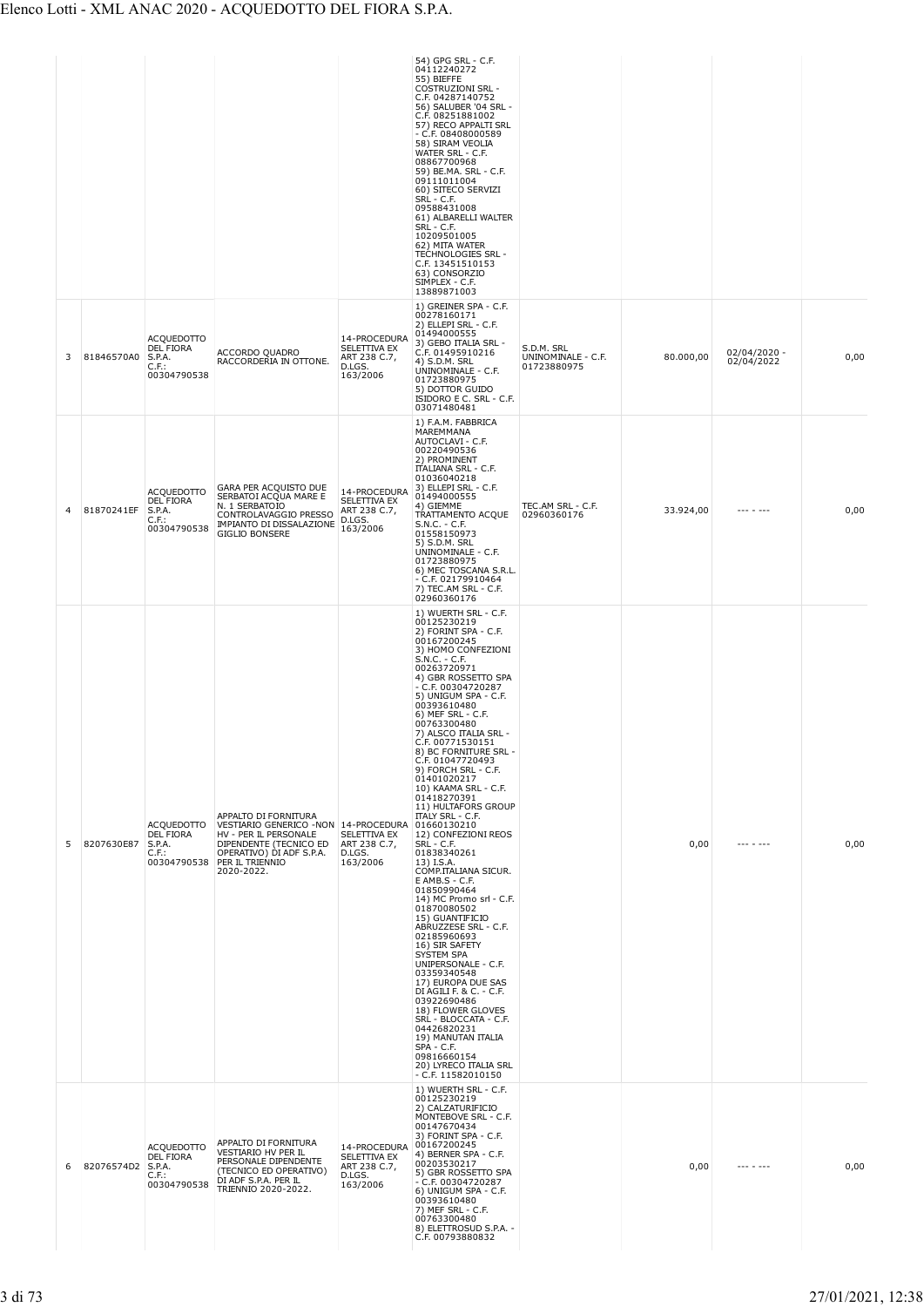| | | | | | | | | | |
|---|---|---|---|---|---|---|---|---|---|
| | | | | | 54) GPG SRL - C.F. 04112240272<br>55) BIEFFE COSTRUZIONI SRL - C.F. 04287140752<br>56) SALUBER '04 SRL - C.F. 08251881002<br>57) RECO APPALTI SRL - C.F. 08408000589<br>58) SIRAM VEOLIA WATER SRL - C.F. 08867700968<br>59) BE.MA. SRL - C.F. 09111011004<br>60) SITECO SERVIZI SRL - C.F. 09588431008<br>61) ALBARELLI WALTER SRL - C.F. 10209501005<br>62) MITA WATER TECHNOLOGIES SRL - C.F. 13451510153<br>63) CONSORZIO SIMPLEX - C.F. 13889871003 | | | | |
| 3 | 81846570A0 | ACQUEDOTTO DEL FIORA S.P.A. C.F.: 00304790538 | ACCORDO QUADRO RACCORDERIA IN OTTONE. | 14-PROCEDURA SELETTIVA EX ART 238 C.7, D.LGS. 163/2006 | 1) GREINER SPA - C.F. 00278160171<br>2) ELLEPI SRL - C.F. 01494000555<br>3) GEBO ITALIA SRL - C.F. 01495910216<br>4) S.D.M. SRL UNINOMINALE - C.F. 01723880975<br>5) DOTTOR GUIDO ISIDORO E C. SRL - C.F. 03071480481 | S.D.M. SRL UNINOMINALE - C.F. 01723880975 | 80.000,00 | 02/04/2020 - 02/04/2022 | 0,00 |
| 4 | 81870241EF | ACQUEDOTTO DEL FIORA S.P.A. C.F.: 00304790538 | GARA PER ACQUISTO DUE SERBATOI ACQUA MARE E N. 1 SERBATOIO CONTROLAVAGGIO PRESSO IMPIANTO DI DISSALAZIONE GIGLIO BONSERE | 14-PROCEDURA SELETTIVA EX ART 238 C.7, D.LGS. 163/2006 | 1) F.A.M. FABBRICA MAREMMANA AUTOCLAVI - C.F. 00220490536<br>2) PROMINENT ITALIANA SRL - C.F. 01036040218<br>3) ELLEPI SRL - C.F. 01494000555<br>4) GIEMME TRATTAMENTO ACQUE S.N.C. - C.F. 01558150973<br>5) S.D.M. SRL UNINOMINALE - C.F. 01723880975<br>6) MEC TOSCANA S.R.L. - C.F. 02179910464<br>7) TEC.AM SRL - C.F. 02960360176 | TEC.AM SRL - C.F. 02960360176 | 33.924,00 | --- - --- | 0,00 |
| 5 | 8207630E87 | ACQUEDOTTO DEL FIORA S.P.A. C.F.: 00304790538 | APPALTO DI FORNITURA VESTIARIO GENERICO -NON HV - PER IL PERSONALE DIPENDENTE (TECNICO ED OPERATIVO) DI ADF S.P.A. PER IL TRIENNIO 2020-2022. | 14-PROCEDURA SELETTIVA EX ART 238 C.7, D.LGS. 163/2006 | 1) WUERTH SRL - C.F. 00125230219<br>2) FORINT SPA - C.F. 00167200245<br>3) HOMO CONFEZIONI S.N.C. - C.F. 00263720971<br>4) GBR ROSSETTO SPA - C.F. 00304720287<br>5) UNIGUM SPA - C.F. 00393610480<br>6) MEF SRL - C.F. 00763300480<br>7) ALSCO ITALIA SRL - C.F. 00771530151<br>8) BC FORNITURE SRL - C.F. 01047720493<br>9) FORCH SRL - C.F. 01401020217<br>10) KAAMA SRL - C.F. 01418270391<br>11) HULTAFORS GROUP ITALY SRL - C.F. 01660130210<br>12) CONFEZIONI REOS SRL - C.F. 01838340261<br>13) I.S.A. COMP.ITALIANA SICUR. E AMB.S - C.F. 01850990464<br>14) MC Promo srl - C.F. 01870080502<br>15) GUANTIFICIO ABRUZZESE SRL - C.F. 02185960693<br>16) SIR SAFETY SYSTEM SPA UNIPERSONALE - C.F. 03359340548<br>17) EUROPA DUE SAS DI AGILI F. & C. - C.F. 03922690486<br>18) FLOWER GLOVES SRL - BLOCCATA - C.F. 04426820231<br>19) MANUTAN ITALIA SPA - C.F. 09816660154<br>20) LYRECO ITALIA SRL - C.F. 11582010150 | | 0,00 | --- - --- | 0,00 |
| 6 | 82076574D2 | ACQUEDOTTO DEL FIORA S.P.A. C.F.: 00304790538 | APPALTO DI FORNITURA VESTIARIO HV PER IL PERSONALE DIPENDENTE (TECNICO ED OPERATIVO) DI ADF S.P.A. PER IL TRIENNIO 2020-2022. | 14-PROCEDURA SELETTIVA EX ART 238 C.7, D.LGS. 163/2006 | 1) WUERTH SRL - C.F. 00125230219<br>2) CALZATURIFICIO MONTEBOVE SRL - C.F. 00147670434<br>3) FORINT SPA - C.F. 00167200245<br>4) BERNER SPA - C.F. 00203530217<br>5) GBR ROSSETTO SPA - C.F. 00304720287<br>6) UNIGUM SPA - C.F. 00393610480<br>7) MEF SRL - C.F. 00763300480<br>8) ELETTROSUD S.P.A. - C.F. 00793880832 | | 0,00 | --- - --- | 0,00 |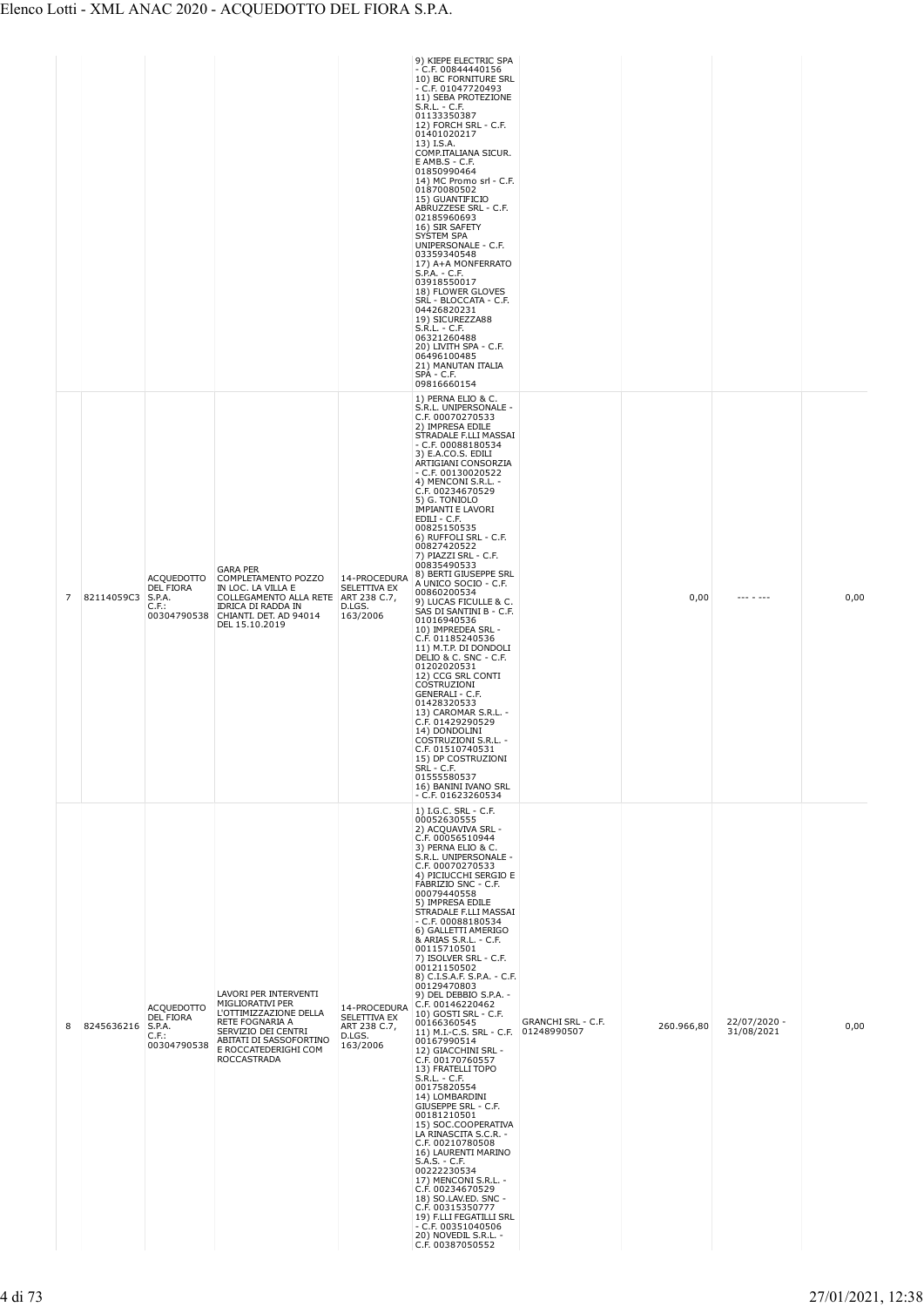| | | | | | 9) KIEPE ELECTRIC SPA - C.F. 00844440156<br>10) BC FORNITURE SRL - C.F. 01047720493<br>11) SEBA PROTEZIONE S.R.L. - C.F. 01133350387<br>12) FORCH SRL - C.F. 01401020217<br>13) I.S.A. COMP.ITALIANA SICUR. E AMB.S - C.F. 01850990464<br>14) MC Promo srl - C.F. 01870080502<br>15) GUANTIFICIO ABRUZZESE SRL - C.F. 02185960693<br>16) SIR SAFETY SYSTEM SPA UNIPERSONALE - C.F. 03359340548<br>17) A+A MONFERRATO S.P.A. - C.F. 03918550017<br>18) FLOWER GLOVES SRL - BLOCCATA - C.F. 04426820231<br>19) SICUREZZA88 S.R.L. - C.F. 06321260488<br>20) LIVITH SPA - C.F. 06496100485<br>21) MANUTAN ITALIA SPA - C.F. 09816660154 | | | | |
|---|---|---|---|---|---|---|---|---|---|
| 7 | 82114059C3 | ACQUEDOTTO DEL FIORA S.P.A. C.F.: 00304790538 | GARA PER COMPLETAMENTO POZZO IN LOC. LA VILLA E COLLEGAMENTO ALLA RETE IDRICA DI RADDA IN CHIANTI. DET. AD 94014 DEL 15.10.2019 | 14-PROCEDURA SELETTIVA EX ART 238 C.7, D.LGS. 163/2006 | 1) PERNA ELIO & C. S.R.L. UNIPERSONALE - C.F. 00070270533<br>2) IMPRESA EDILE STRADALE F.LLI MASSAI - C.F. 00088180534<br>3) E.A.CO.S. EDILI ARTIGIANI CONSORZIA - C.F. 00130020522<br>4) MENCONI S.R.L. - C.F. 00234670529<br>5) G. TONIOLO IMPIANTI E LAVORI EDILI - C.F. 00825150535<br>6) RUFFOLI SRL - C.F. 00827420522<br>7) PIAZZI SRL - C.F. 00835490533<br>8) BERTI GIUSEPPE SRL A UNICO SOCIO - C.F. 00860200534<br>9) LUCAS FICULLE & C. SAS DI SANTINI B - C.F. 01016940536<br>10) IMPREDEA SRL - C.F. 01185240536<br>11) M.T.P. DI DONDOLI DELIO & C. SNC - C.F. 01202020531<br>12) CCG SRL CONTI COSTRUZIONI GENERALI - C.F. 01428320533<br>13) CAROMAR S.R.L. - C.F. 01429290529<br>14) DONDOLINI COSTRUZIONI S.R.L. - C.F. 01510740531<br>15) DP COSTRUZIONI SRL - C.F. 01555580537<br>16) BANINI IVANO SRL - C.F. 01623260534 | | 0,00 | --- - --- | 0,00 |
| 8 | 8245636216 | ACQUEDOTTO DEL FIORA S.P.A. C.F.: 00304790538 | LAVORI PER INTERVENTI MIGLIORATIVI PER L'OTTIMIZZAZIONE DELLA RETE FOGNARIA A SERVIZIO DEI CENTRI ABITATI DI SASSOFORTINO E ROCCATEDERIGHI COM ROCCASTRADA | 14-PROCEDURA SELETTIVA EX ART 238 C.7, D.LGS. 163/2006 | 1) I.G.C. SRL - C.F. 00052630555<br>2) ACQUAVIVA SRL - C.F. 00056510944<br>3) PERNA ELIO & C. S.R.L. UNIPERSONALE - C.F. 00070270533<br>4) PICIUCCHI SERGIO E FABRIZIO SNC - C.F. 00079440558<br>5) IMPRESA EDILE STRADALE F.LLI MASSAI - C.F. 00088180534<br>6) GALLETTI AMERIGO & ARIAS S.R.L. - C.F. 00115710501<br>7) ISOLVER SRL - C.F. 00121150502<br>8) C.I.S.A.F. S.P.A. - C.F. 00129470803<br>9) DEL DEBBIO S.P.A. - C.F. 00146220462<br>10) GOSTI SRL - C.F. 00166360545<br>11) M.I.-C.S. SRL - C.F. 00167990514<br>12) GIACCHINI SRL - C.F. 00170760557<br>13) FRATELLI TOPO S.R.L. - C.F. 00175820554<br>14) LOMBARDINI GIUSEPPE SRL - C.F. 00181210501<br>15) SOC.COOPERATIVA LA RINASCITA S.C.R. - C.F. 00210780508<br>16) LAURENTI MARINO S.A.S. - C.F. 00222230534<br>17) MENCONI S.R.L. - C.F. 00234670529<br>18) SO.LAV.ED. SNC - C.F. 00315350777<br>19) F.LLI FEGATILLI SRL - C.F. 00351040506<br>20) NOVEDIL S.R.L. - C.F. 00387050552 | GRANCHI SRL - C.F. 01248990507 | 260.966,80 | 22/07/2020 - 31/08/2021 | 0,00 |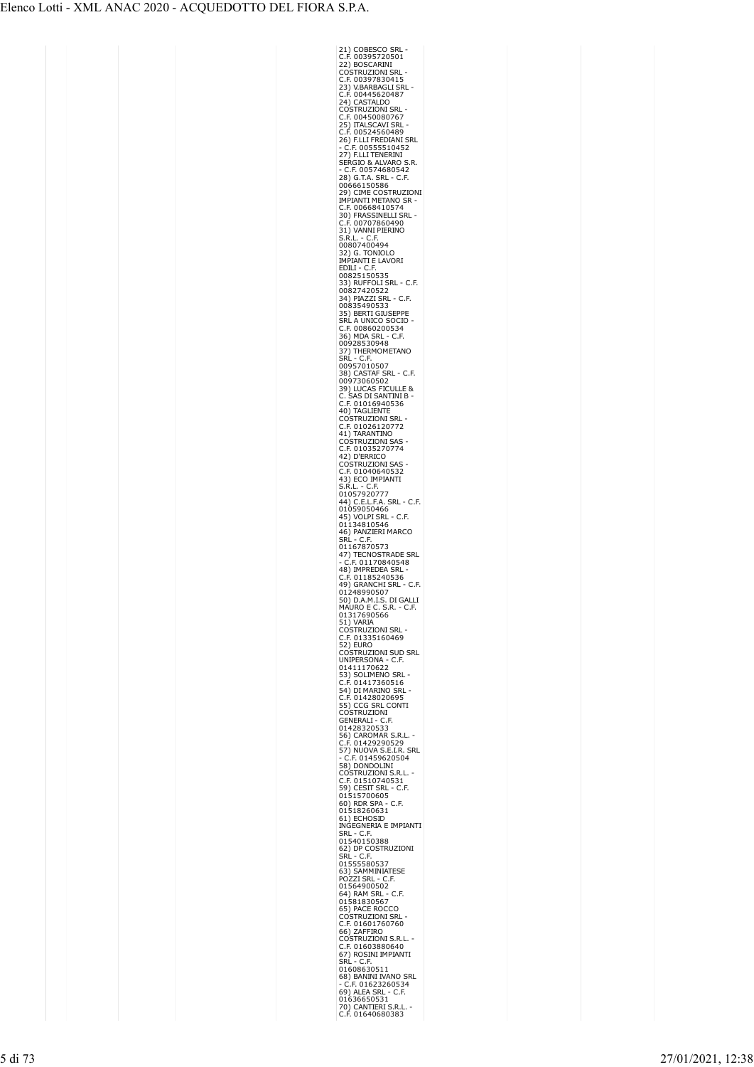21) COBESCO SRL - C.F. 00395720501
22) BOSCARINI COSTRUZIONI SRL - C.F. 00397830415
23) V.BARBAGLI SRL - C.F. 00445620487
24) CASTALDO COSTRUZIONI SRL - C.F. 00450080767
25) ITALSCAVI SRL - C.F. 00524560489
26) F.LLI FREDIANI SRL - C.F. 00555510452
27) F.LLI TENERINI SERGIO & ALVARO S.R. - C.F. 00574680542
28) G.T.A. SRL - C.F. 00666150586
29) CIME COSTRUZIONI IMPIANTI METANO SR - C.F. 00668410574
30) FRASSINELLI SRL - C.F. 00707860490
31) VANNI PIERINO S.R.L. - C.F. 00807400494
32) G. TONIOLO IMPIANTI E LAVORI EDILI - C.F. 00825150535
33) RUFFOLI SRL - C.F. 00827420522
34) PIAZZI SRL - C.F. 00835490533
35) BERTI GIUSEPPE SRL A UNICO SOCIO - C.F. 00860200534
36) MDA SRL - C.F. 00928530948
37) THERMOMETANO SRL - C.F. 00957010507
38) CASTAF SRL - C.F. 00973060502
39) LUCAS FICULLE & C. SAS DI SANTINI B - C.F. 01016940536
40) TAGLIENTE COSTRUZIONI SRL - C.F. 01026120772
41) TARANTINO COSTRUZIONI SAS - C.F. 01035270774
42) D'ERRICO COSTRUZIONI SAS - C.F. 01040640532
43) ECO IMPIANTI S.R.L. - C.F. 01057920777
44) C.E.L.F.A. SRL - C.F. 01059050466
45) VOLPI SRL - C.F. 01134810546
46) PANZIERI MARCO SRL - C.F. 01167870573
47) TECNOSTRADE SRL - C.F. 01170840548
48) IMPREDEA SRL - C.F. 01185240536
49) GRANCHI SRL - C.F. 01248990507
50) D.A.M.I.S. DI GALLI MAURO E C. S.R. - C.F. 01317690566
51) VARIA COSTRUZIONI SRL - C.F. 01335160469
52) EURO COSTRUZIONI SUD SRL UNIPERSONA - C.F. 01411170622
53) SOLIMENO SRL - C.F. 01417360516
54) DI MARINO SRL - C.F. 01428020695
55) CCG SRL CONTI COSTRUZIONI GENERALI - C.F. 01428320533
56) CAROMAR S.R.L. - C.F. 01429290529
57) NUOVA S.E.I.R. SRL - C.F. 01459620504
58) DONDOLINI COSTRUZIONI S.R.L. - C.F. 01510740531
59) CESIT SRL - C.F. 01515700605
60) RDR SPA - C.F. 01518260631
61) ECHOSID INGEGNERIA E IMPIANTI SRL - C.F. 01540150388
62) DP COSTRUZIONI SRL - C.F. 01555580537
63) SAMMINIATESE POZZI SRL - C.F. 01564900502
64) RAM SRL - C.F. 01581830567
65) PACE ROCCO COSTRUZIONI SRL - C.F. 01601760760
66) ZAFFIRO COSTRUZIONI S.R.L. - C.F. 01603880640
67) ROSINI IMPIANTI SRL - C.F. 01608630511
68) BANINI IVANO SRL - C.F. 01623260534
69) ALEA SRL - C.F. 01636650531
70) CANTIERI S.R.L. - C.F. 01640680383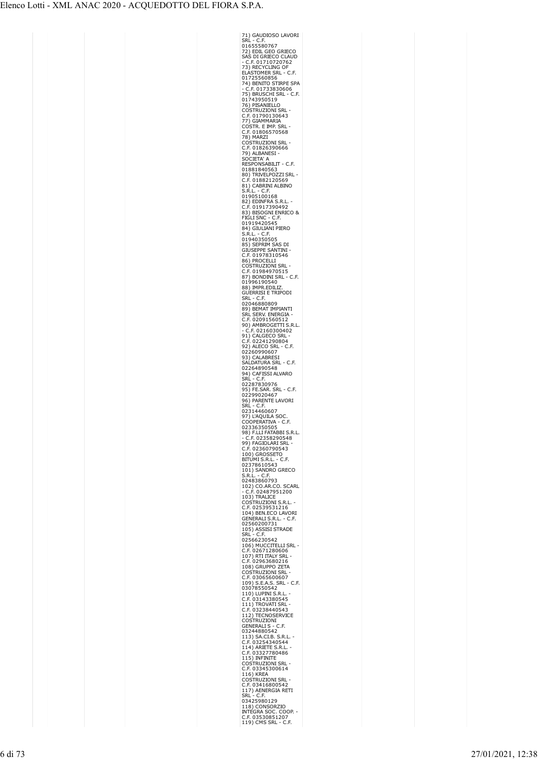| | | | | | | | | |
|---|---|---|---|---|---|---|---|---|
| | | | | 71) GAUDIOSO LAVORI SRL - C.F. 01655580767 72) EDIL GEO GRIECO SAS DI GRIECO CLAUD - C.F. 01710720762 73) RECYCLING OF ELASTOMER SRL - C.F. 01725560856 74) BENITO STIRPE SPA - C.F. 01733830606 75) BRUSCHI SRL - C.F. 01743950519 76) PISANIELLO COSTRUZIONI SRL - C.F. 01790130643 77) GIAMMARIA COSTR. E IMP. SRL - C.F. 01806570568 78) MARZI COSTRUZIONI SRL - C.F. 01826390666 79) ALBANESI - SOCIETA' A RESPONSABILIT - C.F. 01881840563 80) TRIVELPOZZI SRL - C.F. 01882120569 81) CABRINI ALBINO S.R.L. - C.F. 01905100168 82) EDINFRA S.R.L. - C.F. 01917390492 83) BISOGNI ENRICO & FIGLI SNC - C.F. 01919420545 84) GIULIANI PIERO S.R.L. - C.F. 01940350505 85) SEPRIM SAS DI GIUSEPPE SANTINI - C.F. 01978310546 86) PROCELLI COSTRUZIONI SRL - C.F. 01984970515 87) BONDINI SRL - C.F. 01996190540 88) IMPR.EDILIZ. GUERRISI E TRIPODI SRL - C.F. 02046880809 89) BEMAT IMPIANTI SRL SERV. ENERGIA - C.F. 02091560512 90) AMBROGETTI S.R.L. - C.F. 02160300402 91) CALGECO SRL - C.F. 02241290804 92) ALECO SRL - C.F. 02260990607 93) CALABRESI SALDATURA SRL - C.F. 02264890548 94) CAFISSI ALVARO SRL - C.F. 02287830976 95) FE.SAR. SRL - C.F. 02299020467 96) PARENTE LAVORI SRL - C.F. 02314460607 97) L'AQUILA SOC. COOPERATIVA - C.F. 02336350505 98) F.LLI FATABBI S.R.L. - C.F. 02358290548 99) FAGIOLARI SRL - C.F. 02360790543 100) GROSSETO BITUMI S.R.L. - C.F. 02378610543 101) SANDRO GRECO S.R.L. - C.F. 02483860793 102) CO.AR.CO. SCARL - C.F. 02487951200 103) TRALICE COSTRUZIONI S.R.L. - C.F. 02539531216 104) BEN.ECO LAVORI GENERALI S.R.L. - C.F. 02560200731 105) ASSISI STRADE SRL - C.F. 02566230542 106) MUCCITELLI SRL - C.F. 02671280606 107) RTI ITALY SRL - C.F. 02963680216 108) GRUPPO ZETA COSTRUZIONI SRL - C.F. 03065600607 109) S.E.A.S. SRL - C.F. 03078550542 110) LUPINI S.R.L. - C.F. 03143380545 111) TROVATI SRL - C.F. 03238440543 112) TECNOSERVICE COSTRUZIONI GENERALI S - C.F. 03244880542 113) SA.CI.B. S.R.L. - C.F. 03254340544 114) ARIETE S.R.L. - C.F. 03327780486 115) INFINITE COSTRUZIONI SRL - C.F. 03345300614 116) KREA COSTRUZIONI SRL - C.F. 03416800542 117) AENERGIA RETI SRL - C.F. 03425980129 118) CONSORZIO INTEGRA SOC. COOP. - C.F. 03530851207 119) CMS SRL - C.F. | | | | |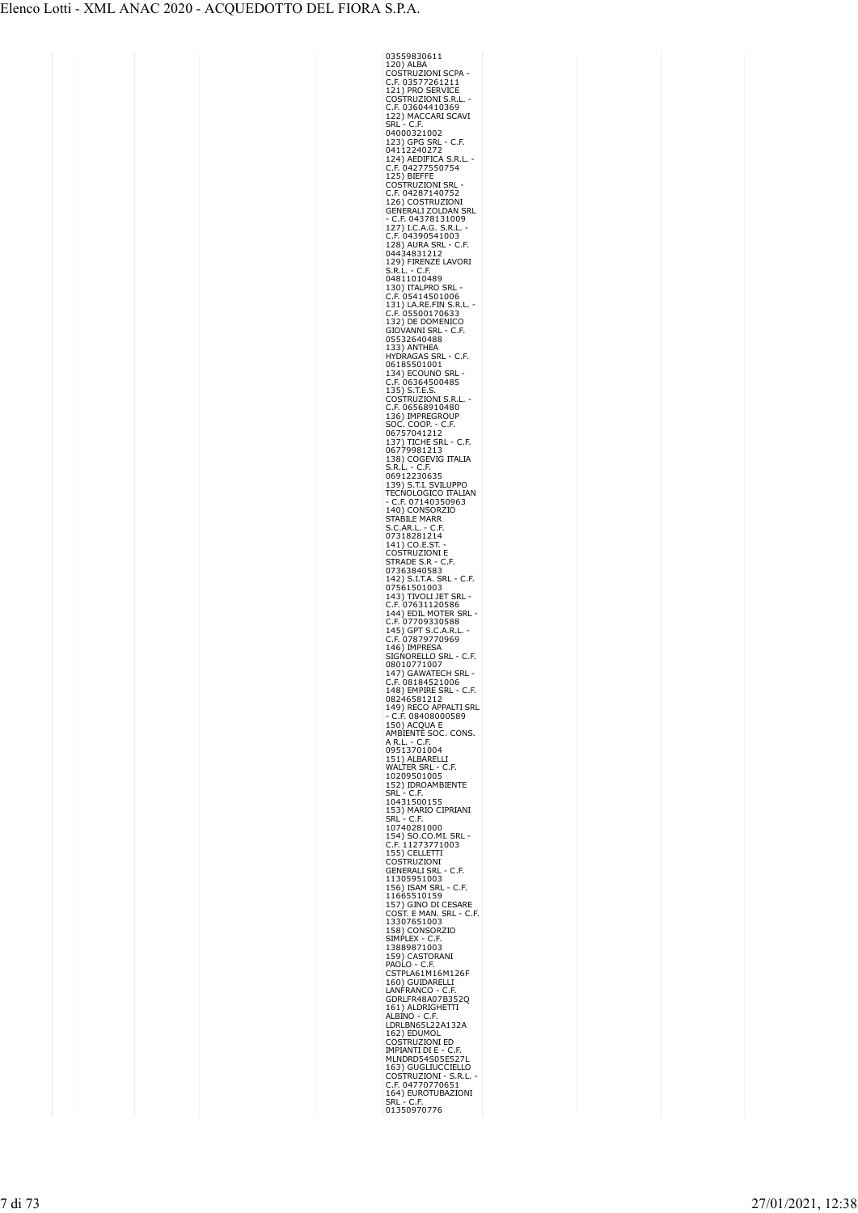| | | | | | | | | |
|---|---|---|---|---|---|---|---|---|
| | | | | 03559830611<br>120) ALBA COSTRUZIONI SCPA - C.F. 03577261211<br>121) PRO SERVICE COSTRUZIONI S.R.L. - C.F. 03604410369<br>122) MACCARI SCAVI SRL - C.F. 04000321002<br>123) GPG SRL - C.F. 04112240272<br>124) AEDIFICA S.R.L. - C.F. 04277550754<br>125) BIEFFE COSTRUZIONI SRL - C.F. 04287140752<br>126) COSTRUZIONI GENERALI ZOLDAN SRL - C.F. 04378131009<br>127) I.C.A.G. S.R.L. - C.F. 04390541003<br>128) AURA SRL - C.F. 04434831212<br>129) FIRENZE LAVORI S.R.L. - C.F. 04811010489<br>130) ITALPRO SRL - C.F. 05414501006<br>131) LA.RE.FIN S.R.L. - C.F. 05500170633<br>132) DE DOMENICO GIOVANNI SRL - C.F. 05532640488<br>133) ANTHEA HYDRAGAS SRL - C.F. 06185501001<br>134) ECOUNO SRL - C.F. 06364500485<br>135) S.T.E.S. COSTRUZIONI S.R.L. - C.F. 06568910480<br>136) IMPREGROUP SOC. COOP. - C.F. 06757041212<br>137) TICHE SRL - C.F. 06779981213<br>138) COGEVIG ITALIA S.R.L. - C.F. 06912230635<br>139) S.T.I. SVILUPPO TECNOLOGICO ITALIAN - C.F. 07140350963<br>140) CONSORZIO STABILE MARR S.C.AR.L. - C.F. 07318281214<br>141) CO.E.ST. - COSTRUZIONI E STRADE S.R - C.F. 07363840583<br>142) S.I.T.A. SRL - C.F. 07561501003<br>143) TIVOLI JET SRL - C.F. 07631120586<br>144) EDIL MOTER SRL - C.F. 07709330588<br>145) GPT S.C.A.R.L. - C.F. 07879770969<br>146) IMPRESA SIGNORELLO SRL - C.F. 08010771007<br>147) GAWATECH SRL - C.F. 08184521006<br>148) EMPIRE SRL - C.F. 08246581212<br>149) RECO APPALTI SRL - C.F. 08408000589<br>150) ACQUA E AMBIENTE SOC. CONS. A R.L. - C.F. 09513701004<br>151) ALBARELLI WALTER SRL - C.F. 10209501005<br>152) IDROAMBIENTE SRL - C.F. 10431500155<br>153) MARIO CIPRIANI SRL - C.F. 10740281000<br>154) SO.CO.MI. SRL - C.F. 11273771003<br>155) CELLETTI COSTRUZIONI GENERALI SRL - C.F. 11305951003<br>156) ISAM SRL - C.F. 11665510159<br>157) GINO DI CESARE COST. E MAN. SRL - C.F. 13307651003<br>158) CONSORZIO SIMPLEX - C.F. 13889871003<br>159) CASTORANI PAOLO - C.F. CSTPLA61M16M126F<br>160) GUIDARELLI LANFRANCO - C.F. GDRLFR48A07B352Q<br>161) ALDRIGHETTI ALBINO - C.F. LDRLBN65L22A132A<br>162) EDUMOL COSTRUZIONI ED IMPIANTI DI E - C.F. MLNDRD54S05E527L<br>163) GUGLIUCCIELLO COSTRUZIONI - S.R.L. - C.F. 04770770651<br>164) EUROTUBAZIONI SRL - C.F. 01350970776 | | | | |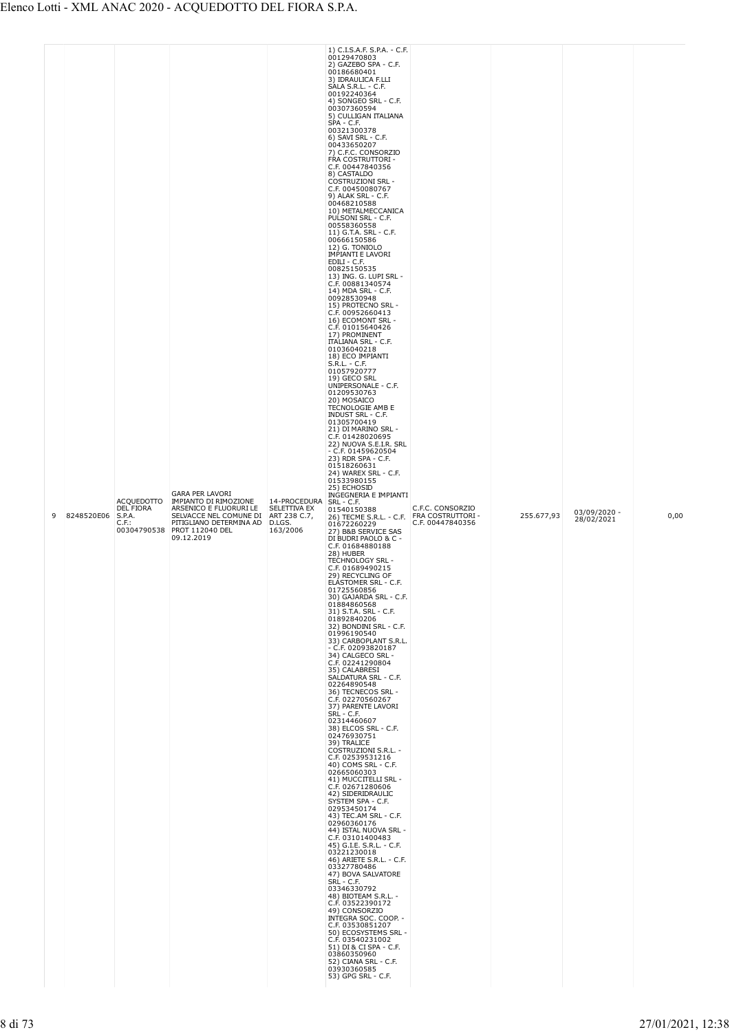| 9 | 8248520E06 | ACQUEDOTTO DEL FIORA S.P.A. C.F.: 00304790538 | GARA PER LAVORI IMPIANTO DI RIMOZIONE ARSENICO E FLUORURI LE SELVACCE NEL COMUNE DI PITIGLIANO DETERMINA AD PROT 112040 DEL 09.12.2019 | 14-PROCEDURA SELETTIVA EX ART 238 C.7, D.LGS. 163/2006 | 1) C.I.S.A.F. S.P.A. - C.F. 00129470803 2) GAZEBO SPA - C.F. 00186680401 3) IDRAULICA F.LLI SALA S.R.L. - C.F. 00192240364 4) SONGEO SRL - C.F. 00307360594 5) CULLIGAN ITALIANA SPA - C.F. 00321300378 6) SAVI SRL - C.F. 00433650207 7) C.F.C. CONSORZIO FRA COSTRUTTORI - C.F. 00447840356 8) CASTALDO COSTRUZIONI SRL - C.F. 00450080767 9) ALAK SRL - C.F. 00468210588 10) METALMECCANICA PULSONI SRL - C.F. 00558360558 11) G.T.A. SRL - C.F. 00666150586 12) G. TONIOLO IMPIANTI E LAVORI EDILI - C.F. 00825150535 13) ING. G. LUPI SRL - C.F. 00881340574 14) MDA SRL - C.F. 00928530948 15) PROTECNO SRL - C.F. 00952660413 16) ECOMONT SRL - C.F. 01015640426 17) PROMINENT ITALIANA SRL - C.F. 01036040218 18) ECO IMPIANTI S.R.L. - C.F. 01057920777 19) GECO SRL UNIPERSONALE - C.F. 01209530763 20) MOSAICO TECNOLOGIE AMB E INDUST SRL - C.F. 01305700419 21) DI MARINO SRL - C.F. 01428020695 22) NUOVA S.E.I.R. SRL - C.F. 01459620504 23) RDR SPA - C.F. 01518260631 24) WAREX SRL - C.F. 01533980155 25) ECHOSID INGEGNERIA E IMPIANTI SRL - C.F. 01540150388 26) TECME S.R.L. - C.F. 01672260229 27) B&B SERVICE SAS DI BUDRI PAOLO & C - C.F. 01684880188 28) HUBER TECHNOLOGY SRL - C.F. 01689490215 29) RECYCLING OF ELASTOMER SRL - C.F. 01725560856 30) GAJARDA SRL - C.F. 01884860568 31) S.T.A. SRL - C.F. 01892840206 32) BONDINI SRL - C.F. 01996190540 33) CARBOPLANT S.R.L. - C.F. 02093820187 34) CALGECO SRL - C.F. 02241290804 35) CALABRESI SALDATURA SRL - C.F. 02264890548 36) TECNECOS SRL - C.F. 02270560267 37) PARENTE LAVORI SRL - C.F. 02314460607 38) ELCOS SRL - C.F. 02476930751 39) TRALICE COSTRUZIONI S.R.L. - C.F. 02539531216 40) COMS SRL - C.F. 02665060303 41) MUCCITELLI SRL - C.F. 02671280606 42) SIDERIDRAULIC SYSTEM SPA - C.F. 02953450174 43) TEC.AM SRL - C.F. 02960360176 44) ISTAL NUOVA SRL - C.F. 03101400483 45) G.I.E. S.R.L. - C.F. 03221230018 46) ARIETE S.R.L. - C.F. 03327780486 47) BOVA SALVATORE SRL - C.F. 03346330792 48) BIOTEAM S.R.L. - C.F. 03522390172 49) CONSORZIO INTEGRA SOC. COOP. - C.F. 03530851207 50) ECOSYSTEMS SRL - C.F. 03540231002 51) DI & CI SPA - C.F. 03860350960 52) CIANA SRL - C.F. 03930360585 53) GPG SRL - C.F. | C.F.C. CONSORZIO FRA COSTRUTTORI - C.F. 00447840356 | 255.677,93 | 03/09/2020 - 28/02/2021 | 0,00 |
|---|---|---|---|---|---|---|---|---|---|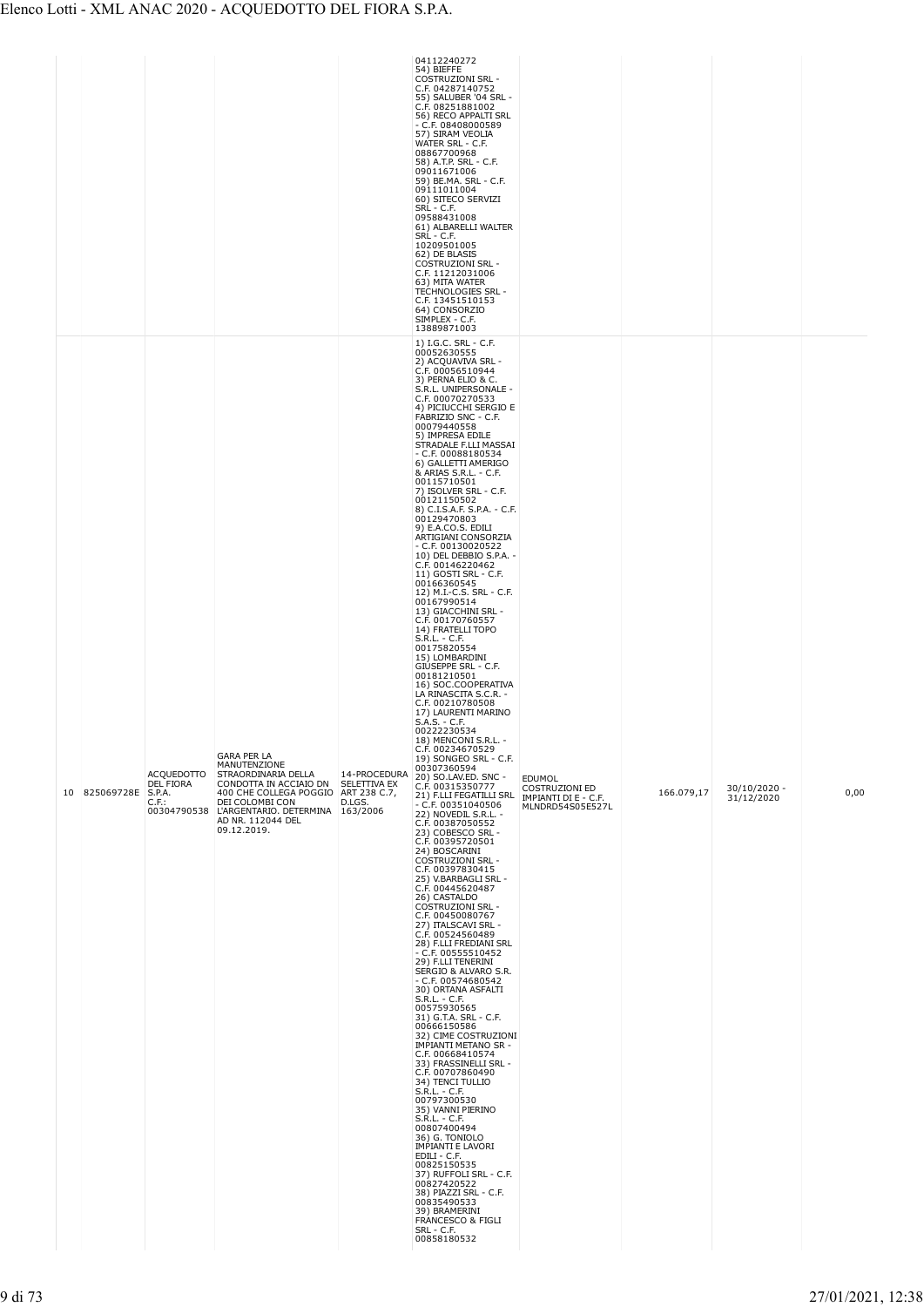| | | | | | | | | | |
|---|---|---|---|---|---|---|---|---|---|
| | | | | | 04112240272<br>54) BIEFFE COSTRUZIONI SRL - C.F. 04287140752<br>55) SALUBER '04 SRL - C.F. 08251881002<br>56) RECO APPALTI SRL - C.F. 08408000589<br>57) SIRAM VEOLIA WATER SRL - C.F. 08867700968<br>58) A.T.P. SRL - C.F. 09011671006<br>59) BE.MA. SRL - C.F. 09111011004<br>60) SITECO SERVIZI SRL - C.F. 09588431008<br>61) ALBARELLI WALTER SRL - C.F. 10209501005<br>62) DE BLASIS COSTRUZIONI SRL - C.F. 11212031006<br>63) MITA WATER TECHNOLOGIES SRL - C.F. 13451510153<br>64) CONSORZIO SIMPLEX - C.F. 13889871003 | | | | |
| 10 | 825069728E | ACQUEDOTTO DEL FIORA S.P.A. C.F.: 00304790538 | GARA PER LA MANUTENZIONE STRAORDINARIA DELLA CONDOTTA IN ACCIAIO DN 400 CHE COLLEGA POGGIO DEI COLOMBI CON L'ARGENTARIO. DETERMINA AD NR. 112044 DEL 09.12.2019. | 14-PROCEDURA SELETTIVA EX ART 238 C.7, D.LGS. 163/2006 | 1) I.G.C. SRL - C.F. 00052630555<br>2) ACQUAVIVA SRL - C.F. 00056510944<br>3) PERNA ELIO & C. S.R.L. UNIPERSONALE - C.F. 00070270533<br>4) PICIUCCHI SERGIO E FABRIZIO SNC - C.F. 00079440558<br>5) IMPRESA EDILE STRADALE F.LLI MASSAI - C.F. 00088180534<br>6) GALLETTI AMERIGO & ARIAS S.R.L. - C.F. 00115710501<br>7) ISOLVER SRL - C.F. 00121150502<br>8) C.I.S.A.F. S.P.A. - C.F. 00129470803<br>9) E.A.CO.S. EDILI ARTIGIANI CONSORZIA - C.F. 00130020522<br>10) DEL DEBBIO S.P.A. - C.F. 00146220462<br>11) GOSTI SRL - C.F. 00166360545<br>12) M.I.-C.S. SRL - C.F. 00167990514<br>13) GIACCHINI SRL - C.F. 00170760557<br>14) FRATELLI TOPO S.R.L. - C.F. 00175820554<br>15) LOMBARDINI GIUSEPPE SRL - C.F. 00181210501<br>16) SOC.COOPERATIVA LA RINASCITA S.C.R. - C.F. 00210780508<br>17) LAURENTI MARINO S.A.S. - C.F. 00222230534<br>18) MENCONI S.R.L. - C.F. 00234670529<br>19) SONGEO SRL - C.F. 00307360594<br>20) SO.LAV.ED. SNC - C.F. 00315350777<br>21) F.LLI FEGATILLI SRL - C.F. 00351040506<br>22) NOVEDIL S.R.L. - C.F. 00387050552<br>23) COBESCO SRL - C.F. 00395720501<br>24) BOSCARINI COSTRUZIONI SRL - C.F. 00397830415<br>25) V.BARBAGLI SRL - C.F. 00445620487<br>26) CASTALDO COSTRUZIONI SRL - C.F. 00450080767<br>27) ITALSCAVI SRL - C.F. 00524560489<br>28) F.LLI FREDIANI SRL - C.F. 00555510452<br>29) F.LLI TENERINI SERGIO & ALVARO S.R. - C.F. 00574680542<br>30) ORTANA ASFALTI S.R.L. - C.F. 00575930565<br>31) G.T.A. SRL - C.F. 00666150586<br>32) CIME COSTRUZIONI IMPIANTI METANO SR - C.F. 00668410574<br>33) FRASSINELLI SRL - C.F. 00707860490<br>34) TENCI TULLIO S.R.L. - C.F. 00797300530<br>35) VANNI PIERINO S.R.L. - C.F. 00807400494<br>36) G. TONIOLO IMPIANTI E LAVORI EDILI - C.F. 00825150535<br>37) RUFFOLI SRL - C.F. 00827420522<br>38) PIAZZI SRL - C.F. 00835490533<br>39) BRAMERINI FRANCESCO & FIGLI SRL - C.F. 00858180532 | EDUMOL COSTRUZIONI ED IMPIANTI DI E - C.F. MLNDRD54S05E527L | 166.079,17 | 30/10/2020 - 31/12/2020 | 0,00 |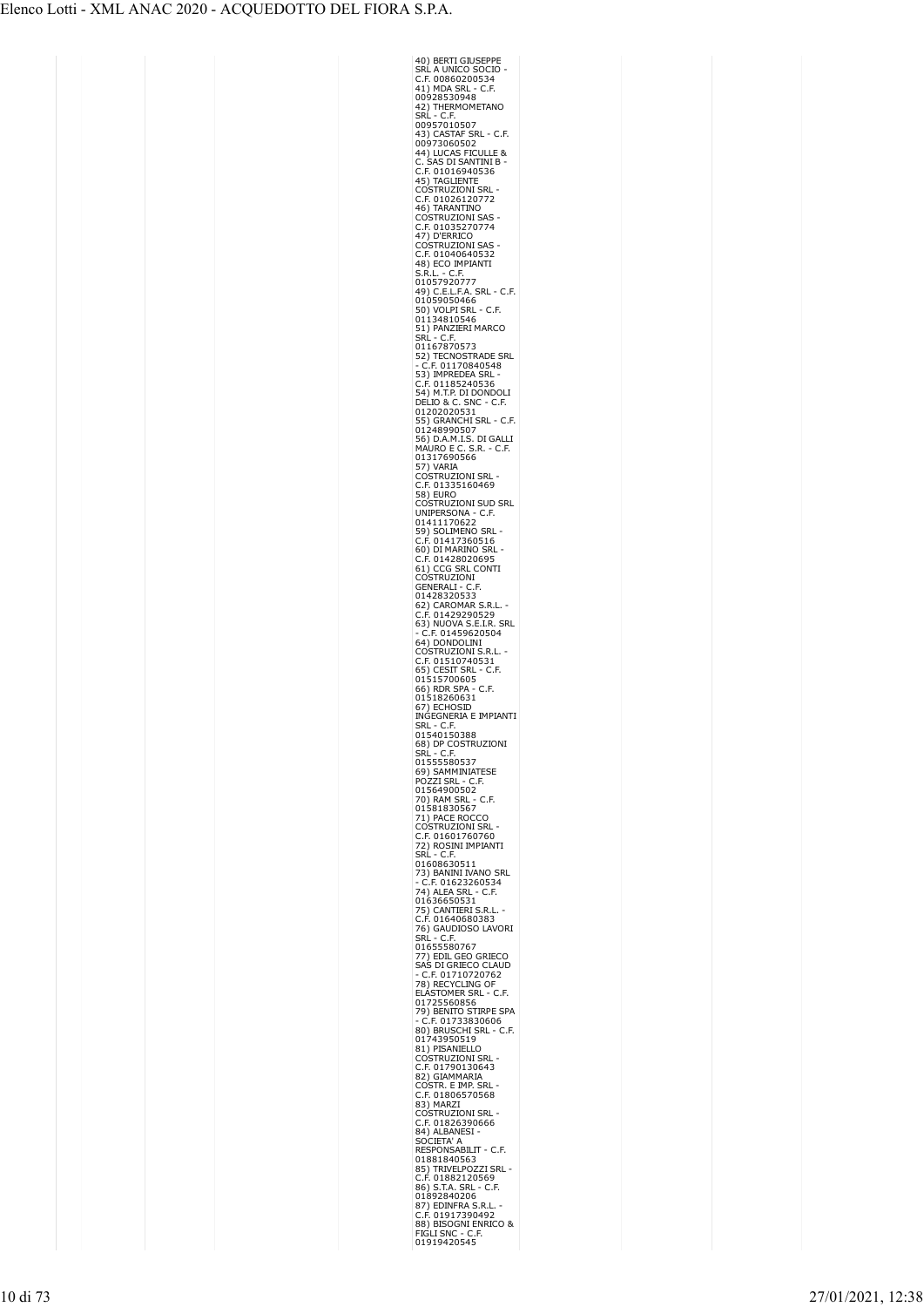| | | | | | | | | |
|---|---|---|---|---|---|---|---|---|
| | | | | 40) BERTI GIUSEPPE SRL A UNICO SOCIO - C.F. 00860200534<br>41) MDA SRL - C.F. 00928530948<br>42) THERMOMETANO SRL - C.F. 00957010507<br>43) CASTAF SRL - C.F. 00973060502<br>44) LUCAS FICULLE & C. SAS DI SANTINI B - C.F. 01016940536<br>45) TAGLIENTE COSTRUZIONI SRL - C.F. 01026120772<br>46) TARANTINO COSTRUZIONI SAS - C.F. 01035270774<br>47) D'ERRICO COSTRUZIONI SAS - C.F. 01040640532<br>48) ECO IMPIANTI S.R.L. - C.F. 01057920777<br>49) C.E.L.F.A. SRL - C.F. 01059050466<br>50) VOLPI SRL - C.F. 01134810546<br>51) PANZIERI MARCO SRL - C.F. 01167870573<br>52) TECNOSTRADE SRL - C.F. 01170840548<br>53) IMPREDEA SRL - C.F. 01185240536<br>54) M.T.P. DI DONDOLI DELIO & C. SNC - C.F. 01202020531<br>55) GRANCHI SRL - C.F. 01248990507<br>56) D.A.M.I.S. DI GALLI MAURO E C. S.R. - C.F. 01317690566<br>57) VARIA COSTRUZIONI SRL - C.F. 01335160469<br>58) EURO COSTRUZIONI SUD SRL UNIPERSONA - C.F. 01411170622<br>59) SOLIMENO SRL - C.F. 01417360516<br>60) DI MARINO SRL - C.F. 01428020695<br>61) CCG SRL CONTI COSTRUZIONI GENERALI - C.F. 01428320533<br>62) CAROMAR S.R.L. - C.F. 01429290529<br>63) NUOVA S.E.I.R. SRL - C.F. 01459620504<br>64) DONDOLINI COSTRUZIONI S.R.L. - C.F. 01510740531<br>65) CESIT SRL - C.F. 01515700605<br>66) RDR SPA - C.F. 01518260631<br>67) ECHOSID INGEGNERIA E IMPIANTI SRL - C.F. 01540150388<br>68) DP COSTRUZIONI SRL - C.F. 01555580537<br>69) SAMMINIATESE POZZI SRL - C.F. 01564900502<br>70) RAM SRL - C.F. 01581830567<br>71) PACE ROCCO COSTRUZIONI SRL - C.F. 01601760760<br>72) ROSINI IMPIANTI SRL - C.F. 01608630511<br>73) BANINI IVANO SRL - C.F. 01623260534<br>74) ALEA SRL - C.F. 01636650531<br>75) CANTIERI S.R.L. - C.F. 01640680383<br>76) GAUDIOSO LAVORI SRL - C.F. 01655580767<br>77) EDIL GEO GRIECO SAS DI GRIECO CLAUD - C.F. 01710720762<br>78) RECYCLING OF ELASTOMER SRL - C.F. 01725560856<br>79) BENITO STIRPE SPA - C.F. 01733830606<br>80) BRUSCHI SRL - C.F. 01743950519<br>81) PISANIELLO COSTRUZIONI SRL - C.F. 01790130643<br>82) GIAMMARIA COSTR. E IMP. SRL - C.F. 01806570568<br>83) MARZI COSTRUZIONI SRL - C.F. 01826390666<br>84) ALBANESI - SOCIETA' A RESPONSABILIT - C.F. 01881840563<br>85) TRIVELPOZZI SRL - C.F. 01882120569<br>86) S.T.A. SRL - C.F. 01892840206<br>87) EDINFRA S.R.L. - C.F. 01917390492<br>88) BISOGNI ENRICO & FIGLI SNC - C.F. 01919420545 | | | | |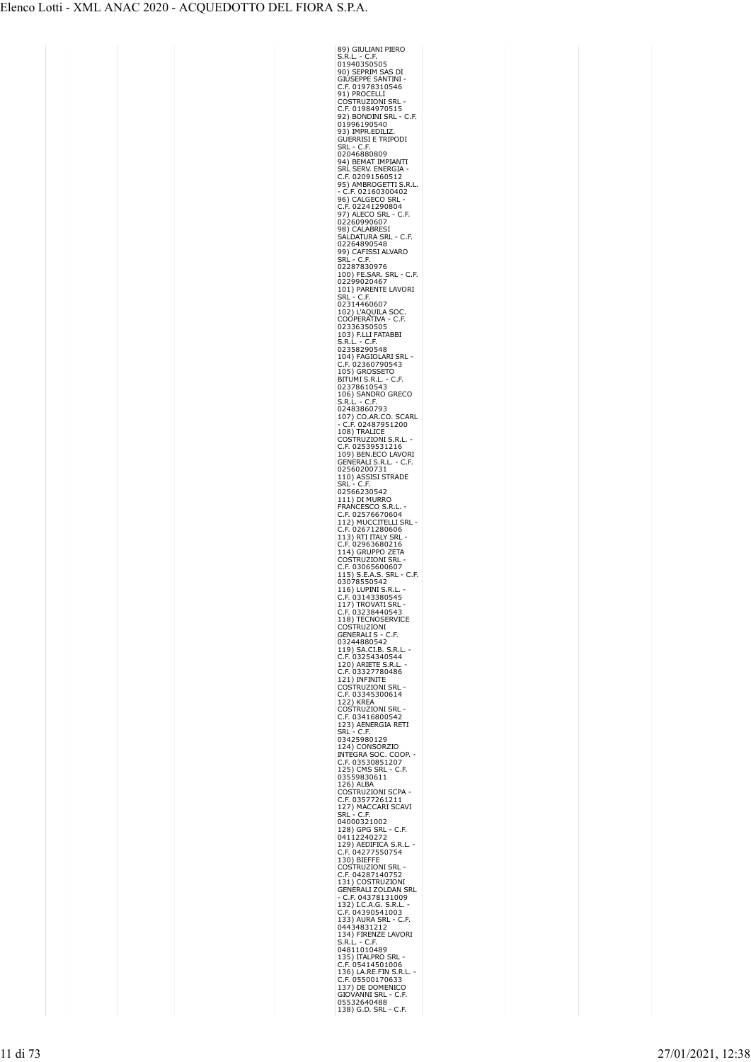| | | | | | | | | |
|---|---|---|---|---|---|---|---|---|
| | | | | 89) GIULIANI PIERO S.R.L. - C.F. 01940350505 90) SEPRIM SAS DI GIUSEPPE SANTINI - C.F. 01978310546 91) PROCELLI COSTRUZIONI SRL - C.F. 01984970515 92) BONDINI SRL - C.F. 01996190540 93) IMPR.EDILIZ. GUERRISI E TRIPODI SRL - C.F. 02046880809 94) BEMAT IMPIANTI SRL SERV. ENERGIA - C.F. 02091560512 95) AMBROGETTI S.R.L. - C.F. 02160300402 96) CALGECO SRL - C.F. 02241290804 97) ALECO SRL - C.F. 02260990607 98) CALABRESI SALDATURA SRL - C.F. 02264890548 99) CAFISSI ALVARO SRL - C.F. 02287830976 100) FE.SAR. SRL - C.F. 02299020467 101) PARENTE LAVORI SRL - C.F. 02314460607 102) L'AQUILA SOC. COOPERATIVA - C.F. 02336350505 103) F.LLI FATABBI S.R.L. - C.F. 02358290548 104) FAGIOLARI SRL - C.F. 02360790543 105) GROSSETO BITUMI S.R.L. - C.F. 02378610543 106) SANDRO GRECO S.R.L. - C.F. 02483860793 107) CO.AR.CO. SCARL - C.F. 02487951200 108) TRALICE COSTRUZIONI S.R.L. - C.F. 02539531216 109) BEN.ECO LAVORI GENERALI S.R.L. - C.F. 02560200731 110) ASSISI STRADE SRL - C.F. 02566230542 111) DI MURRO FRANCESCO S.R.L. - C.F. 02576670604 112) MUCCITELLI SRL - C.F. 02671280606 113) RTI ITALY SRL - C.F. 02963680216 114) GRUPPO ZETA COSTRUZIONI SRL - C.F. 03065600607 115) S.E.A.S. SRL - C.F. 03078550542 116) LUPINI S.R.L. - C.F. 03143380545 117) TROVATI SRL - C.F. 03238440543 118) TECNOSERVICE COSTRUZIONI GENERALI S - C.F. 03244880542 119) SA.CI.B. S.R.L. - C.F. 03254340544 120) ARIETE S.R.L. - C.F. 03327780486 121) INFINITE COSTRUZIONI SRL - C.F. 03345300614 122) KREA COSTRUZIONI SRL - C.F. 03416800542 123) AENERGIA RETI SRL - C.F. 03425980129 124) CONSORZIO INTEGRA SOC. COOP. - C.F. 03530851207 125) CMS SRL - C.F. 03559830611 126) ALBA COSTRUZIONI SCPA - C.F. 03577261211 127) MACCARI SCAVI SRL - C.F. 04000321002 128) GPG SRL - C.F. 04112240272 129) AEDIFICA S.R.L. - C.F. 04277550754 130) BIEFFE COSTRUZIONI SRL - C.F. 04287140752 131) COSTRUZIONI GENERALI ZOLDAN SRL - C.F. 04378131009 132) I.C.A.G. S.R.L. - C.F. 04390541003 133) AURA SRL - C.F. 04434831212 134) FIRENZE LAVORI S.R.L. - C.F. 04811010489 135) ITALPRO SRL - C.F. 05414501006 136) LA.RE.FIN S.R.L. - C.F. 05500170633 137) DE DOMENICO GIOVANNI SRL - C.F. 05532640488 138) G.D. SRL - C.F. | | | | |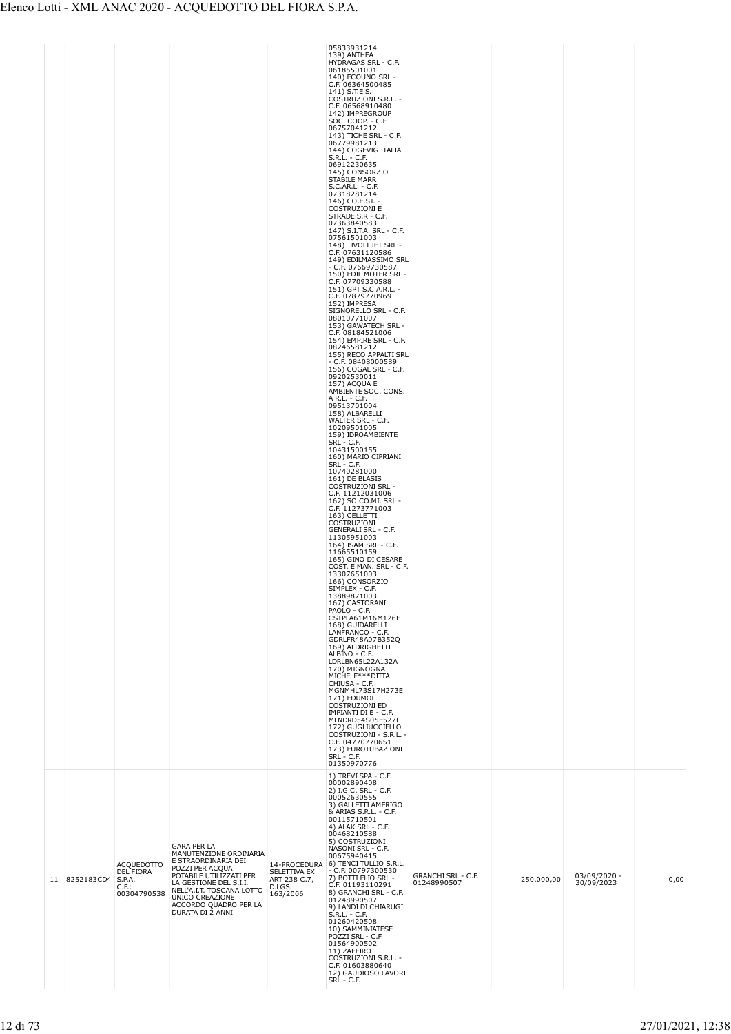| | | | | | | | | | |
|---|---|---|---|---|---|---|---|---|---|
| | | | | | 05833931214 139) ANTHEA HYDRAGAS SRL - C.F. 06185501001 140) ECOUNO SRL - C.F. 06364500485 141) S.T.E.S. COSTRUZIONI S.R.L. - C.F. 06568910480 142) IMPREGROUP SOC. COOP. - C.F. 06757041212 143) TICHE SRL - C.F. 06779981213 144) COGEVIG ITALIA S.R.L. - C.F. 06912230635 145) CONSORZIO STABILE MARR S.C.AR.L. - C.F. 07318281214 146) CO.E.ST. - COSTRUZIONI E STRADE S.R - C.F. 07363840583 147) S.I.T.A. SRL - C.F. 07561501003 148) TIVOLI JET SRL - C.F. 07631120586 149) EDILMASSIMO SRL - C.F. 07669730587 150) EDIL MOTER SRL - C.F. 07709330588 151) GPT S.C.A.R.L. - C.F. 07879770969 152) IMPRESA SIGNORELLO SRL - C.F. 08010771007 153) GAWATECH SRL - C.F. 08184521006 154) EMPIRE SRL - C.F. 08246581212 155) RECO APPALTI SRL - C.F. 08408000589 156) COGAL SRL - C.F. 09202530011 157) ACQUA E AMBIENTE SOC. CONS. A R.L. - C.F. 09513701004 158) ALBARELLI WALTER SRL - C.F. 10209501005 159) IDROAMBIENTE SRL - C.F. 10431500155 160) MARIO CIPRIANI SRL - C.F. 10740281000 161) DE BLASIS COSTRUZIONI SRL - C.F. 11212031006 162) SO.CO.MI. SRL - C.F. 11273771003 163) CELLETTI COSTRUZIONI GENERALI SRL - C.F. 11305951003 164) ISAM SRL - C.F. 11665510159 165) GINO DI CESARE COST. E MAN. SRL - C.F. 13307651003 166) CONSORZIO SIMPLEX - C.F. 13889871003 167) CASTORANI PAOLO - C.F. CSTPLA61M16M126F 168) GUIDARELLI LANFRANCO - C.F. GDRLFR48A07B352Q 169) ALDRIGHETTI ALBINO - C.F. LDRLBN65L22A132A 170) MIGNOGNA MICHELE***DITTA CHIUSA - C.F. MGNMHL73S17H273E 171) EDUMOL COSTRUZIONI ED IMPIANTI DI E - C.F. MLNDRD54S05E527L 172) GUGLIUCCIELLO COSTRUZIONI - S.R.L. - C.F. 04770770651 173) EUROTUBAZIONI SRL - C.F. 01350970776 | | | | |
| 11 | 8252183CD4 | ACQUEDOTTO DEL FIORA S.P.A. C.F.: 00304790538 | GARA PER LA MANUTENZIONE ORDINARIA E STRAORDINARIA DEI POZZI PER ACQUA POTABILE UTILIZZATI PER LA GESTIONE DEL S.I.I. NELL'A.I.T. TOSCANA LOTTO UNICO CREAZIONE ACCORDO QUADRO PER LA DURATA DI 2 ANNI | 14-PROCEDURA SELETTIVA EX ART 238 C.7, D.LGS. 163/2006 | 1) TREVI SPA - C.F. 00002890408 2) I.G.C. SRL - C.F. 00052630555 3) GALLETTI AMERIGO & ARIAS S.R.L. - C.F. 00115710501 4) ALAK SRL - C.F. 00468210588 5) COSTRUZIONI NASONI SRL - C.F. 00675940415 6) TENCI TULLIO S.R.L. - C.F. 00797300530 7) BOTTI ELIO SRL - C.F. 01193110291 8) GRANCHI SRL - C.F. 01248990507 9) LANDI DI CHIARUGI S.R.L. - C.F. 01260420508 10) SAMMINIATESE POZZI SRL - C.F. 01564900502 11) ZAFFIRO COSTRUZIONI S.R.L. - C.F. 01603880640 12) GAUDIOSO LAVORI SRL - C.F. | GRANCHI SRL - C.F. 01248990507 | 250.000,00 | 03/09/2020 - 30/09/2023 | 0,00 |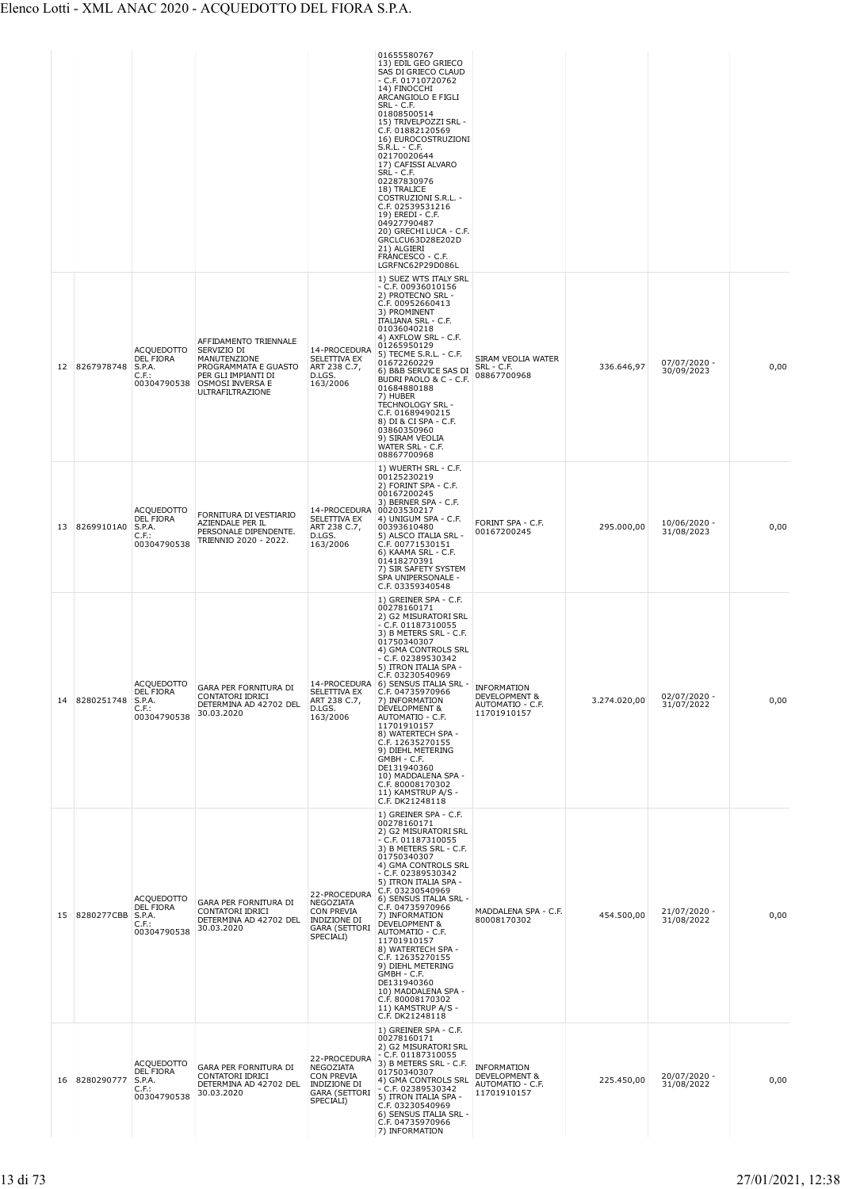| | | | | | | | | | |
|---|---|---|---|---|---|---|---|---|---|
| | | | | | 01655580767 13) EDIL GEO GRIECO SAS DI GRIECO CLAUD - C.F. 01710720762 14) FINOCCHI ARCANGIOLO E FIGLI SRL - C.F. 01808500514 15) TRIVELPOZZI SRL - C.F. 01882120569 16) EUROCOSTRUZIONI S.R.L. - C.F. 02170020644 17) CAFISSI ALVARO SRL - C.F. 02287830976 18) TRALICE COSTRUZIONI S.R.L. - C.F. 02539531216 19) EREDI - C.F. 04927790487 20) GRECHI LUCA - C.F. GRCLCU63D28E202D 21) ALGIERI FRANCESCO - C.F. LGRFNC62P29D086L | | | | |
| 12 | 8267978748 | ACQUEDOTTO DEL FIORA S.P.A. C.F.: 00304790538 | AFFIDAMENTO TRIENNALE SERVIZIO DI MANUTENZIONE PROGRAMMATA E GUASTO PER GLI IMPIANTI DI OSMOSI INVERSA E ULTRAFILTRAZIONE | 14-PROCEDURA SELETTIVA EX ART 238 C.7, D.LGS. 163/2006 | 1) SUEZ WTS ITALY SRL - C.F. 00936010156 2) PROTECNO SRL - C.F. 00952660413 3) PROMINENT ITALIANA SRL - C.F. 01036040218 4) AXFLOW SRL - C.F. 01265950129 5) TECME S.R.L. - C.F. 01672260229 6) B&B SERVICE SAS DI BUDRI PAOLO & C - C.F. 01684880188 7) HUBER TECHNOLOGY SRL - C.F. 01689490215 8) DI & CI SPA - C.F. 03860350960 9) SIRAM VEOLIA WATER SRL - C.F. 08867700968 | SIRAM VEOLIA WATER SRL - C.F. 08867700968 | 336.646,97 | 07/07/2020 - 30/09/2023 | 0,00 |
| 13 | 82699101A0 | ACQUEDOTTO DEL FIORA S.P.A. C.F.: 00304790538 | FORNITURA DI VESTIARIO AZIENDALE PER IL PERSONALE DIPENDENTE. TRIENNIO 2020 - 2022. | 14-PROCEDURA SELETTIVA EX ART 238 C.7, D.LGS. 163/2006 | 1) WUERTH SRL - C.F. 00125230219 2) FORINT SPA - C.F. 00167200245 3) BERNER SPA - C.F. 00203530217 4) UNIGUM SPA - C.F. 00393610480 5) ALSCO ITALIA SRL - C.F. 00771530151 6) KAAMA SRL - C.F. 01418270391 7) SIR SAFETY SYSTEM SPA UNIPERSONALE - C.F. 03359340548 | FORINT SPA - C.F. 00167200245 | 295.000,00 | 10/06/2020 - 31/08/2023 | 0,00 |
| 14 | 8280251748 | ACQUEDOTTO DEL FIORA S.P.A. C.F.: 00304790538 | GARA PER FORNITURA DI CONTATORI IDRICI DETERMINA AD 42702 DEL 30.03.2020 | 14-PROCEDURA SELETTIVA EX ART 238 C.7, D.LGS. 163/2006 | 1) GREINER SPA - C.F. 00278160171 2) G2 MISURATORI SRL - C.F. 01187310055 3) B METERS SRL - C.F. 01750340307 4) GMA CONTROLS SRL - C.F. 02389530342 5) ITRON ITALIA SPA - C.F. 03230540969 6) SENSUS ITALIA SRL - C.F. 04735970966 7) INFORMATION DEVELOPMENT & AUTOMATIO - C.F. 11701910157 8) WATERTECH SPA - C.F. 12635270155 9) DIEHL METERING GMBH - C.F. DE131940360 10) MADDALENA SPA - C.F. 80008170302 11) KAMSTRUP A/S - C.F. DK21248118 | INFORMATION DEVELOPMENT & AUTOMATIO - C.F. 11701910157 | 3.274.020,00 | 02/07/2020 - 31/07/2022 | 0,00 |
| 15 | 8280277CBB | ACQUEDOTTO DEL FIORA S.P.A. C.F.: 00304790538 | GARA PER FORNITURA DI CONTATORI IDRICI DETERMINA AD 42702 DEL 30.03.2020 | 22-PROCEDURA NEGOZIATA CON PREVIA INDIZIONE DI GARA (SETTORI SPECIALI) | 1) GREINER SPA - C.F. 00278160171 2) G2 MISURATORI SRL - C.F. 01187310055 3) B METERS SRL - C.F. 01750340307 4) GMA CONTROLS SRL - C.F. 02389530342 5) ITRON ITALIA SPA - C.F. 03230540969 6) SENSUS ITALIA SRL - C.F. 04735970966 7) INFORMATION DEVELOPMENT & AUTOMATIO - C.F. 11701910157 8) WATERTECH SPA - C.F. 12635270155 9) DIEHL METERING GMBH - C.F. DE131940360 10) MADDALENA SPA - C.F. 80008170302 11) KAMSTRUP A/S - C.F. DK21248118 | MADDALENA SPA - C.F. 80008170302 | 454.500,00 | 21/07/2020 - 31/08/2022 | 0,00 |
| 16 | 8280290777 | ACQUEDOTTO DEL FIORA S.P.A. C.F.: 00304790538 | GARA PER FORNITURA DI CONTATORI IDRICI DETERMINA AD 42702 DEL 30.03.2020 | 22-PROCEDURA NEGOZIATA CON PREVIA INDIZIONE DI GARA (SETTORI SPECIALI) | 1) GREINER SPA - C.F. 00278160171 2) G2 MISURATORI SRL - C.F. 01187310055 3) B METERS SRL - C.F. 01750340307 4) GMA CONTROLS SRL - C.F. 02389530342 5) ITRON ITALIA SPA - C.F. 03230540969 6) SENSUS ITALIA SRL - C.F. 04735970966 7) INFORMATION | INFORMATION DEVELOPMENT & AUTOMATIO - C.F. 11701910157 | 225.450,00 | 20/07/2020 - 31/08/2022 | 0,00 |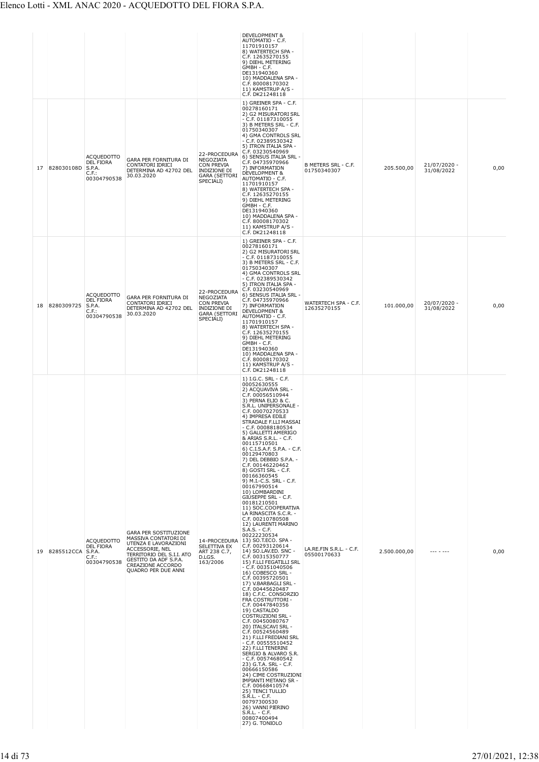| | | | | | DEVELOPMENT & AUTOMATIO - C.F. 11701910157 8) WATERTECH SPA - C.F. 12635270155 9) DIEHL METERING GMBH - C.F. DE131940360 10) MADDALENA SPA - C.F. 80008170302 11) KAMSTRUP A/S - C.F. DK21248118 | | | | |
|---|---|---|---|---|---|---|---|---|---|
| 17 | 828030108D | ACQUEDOTTO DEL FIORA S.P.A. C.F.: 00304790538 | GARA PER FORNITURA DI CONTATORI IDRICI DETERMINA AD 42702 DEL 30.03.2020 | 22-PROCEDURA NEGOZIATA CON PREVIA INDIZIONE DI GARA (SETTORI SPECIALI) | 1) GREINER SPA - C.F. 00278160171 2) G2 MISURATORI SRL - C.F. 01187310055 3) B METERS SRL - C.F. 01750340307 4) GMA CONTROLS SRL - C.F. 02389530342 5) ITRON ITALIA SPA - C.F. 03230540969 6) SENSUS ITALIA SRL - C.F. 04735970966 7) INFORMATION DEVELOPMENT & AUTOMATIO - C.F. 11701910157 8) WATERTECH SPA - C.F. 12635270155 9) DIEHL METERING GMBH - C.F. DE131940360 10) MADDALENA SPA - C.F. 80008170302 11) KAMSTRUP A/S - C.F. DK21248118 | B METERS SRL - C.F. 01750340307 | 205.500,00 | 21/07/2020 - 31/08/2022 | 0,00 |
| 18 | 8280309725 | ACQUEDOTTO DEL FIORA S.P.A. C.F.: 00304790538 | GARA PER FORNITURA DI CONTATORI IDRICI DETERMINA AD 42702 DEL 30.03.2020 | 22-PROCEDURA NEGOZIATA CON PREVIA INDIZIONE DI GARA (SETTORI SPECIALI) | 1) GREINER SPA - C.F. 00278160171 2) G2 MISURATORI SRL - C.F. 01187310055 3) B METERS SRL - C.F. 01750340307 4) GMA CONTROLS SRL - C.F. 02389530342 5) ITRON ITALIA SPA - C.F. 03230540969 6) SENSUS ITALIA SRL - C.F. 04735970966 7) INFORMATION DEVELOPMENT & AUTOMATIO - C.F. 11701910157 8) WATERTECH SPA - C.F. 12635270155 9) DIEHL METERING GMBH - C.F. DE131940360 10) MADDALENA SPA - C.F. 80008170302 11) KAMSTRUP A/S - C.F. DK21248118 | WATERTECH SPA - C.F. 12635270155 | 101.000,00 | 20/07/2020 - 31/08/2022 | 0,00 |
| 19 | 8285512CCA | ACQUEDOTTO DEL FIORA S.P.A. C.F.: 00304790538 | GARA PER SOSTITUZIONE MASSIVA CONTATORI DI UTENZA E LAVORAZIONI ACCESSORIE, NEL TERRITORIO DEL S.I.I. ATO GESTITO DA ADF S.P.A. CREAZIONE ACCORDO QUADRO PER DUE ANNI | 14-PROCEDURA SELETTIVA EX ART 238 C.7, D.LGS. 163/2006 | 1) I.G.C. SRL - C.F. 00052630555 2) ACQUAVIVA SRL - C.F. 00056510944 3) PERNA ELIO & C. S.R.L. UNIPERSONALE - C.F. 00070270533 4) IMPRESA EDILE STRADALE F.LLI MASSAI - C.F. 00088180534 5) GALLETTI AMERIGO & ARIAS S.R.L. - C.F. 00115710501 6) C.I.S.A.F. S.P.A. - C.F. 00129470803 7) DEL DEBBIO S.P.A. - C.F. 00146220462 8) GOSTI SRL - C.F. 00166360545 9) M.I.-C.S. SRL - C.F. 00167990514 10) LOMBARDINI GIUSEPPE SRL - C.F. 00181210501 11) SOC.COOPERATIVA LA RINASCITA S.C.R. - C.F. 00210780508 12) LAURENTI MARINO S.A.S. - C.F. 00222230534 13) SO.T.ECO. SPA - C.F. 00293120614 14) SO.LAV.ED. SNC - C.F. 00315350777 15) F.LLI FEGATILLI SRL - C.F. 00351040506 16) COBESCO SRL - C.F. 00395720501 17) V.BARBAGLI SRL - C.F. 00445620487 18) C.F.C. CONSORZIO FRA COSTRUTTORI - C.F. 00447840356 19) CASTALDO COSTRUZIONI SRL - C.F. 00450080767 20) ITALSCAVI SRL - C.F. 00524560489 21) F.LLI FREDIANI SRL - C.F. 00555510452 22) F.LLI TENERINI SERGIO & ALVARO S.R. - C.F. 00574680542 23) G.T.A. SRL - C.F. 00666150586 24) CIME COSTRUZIONI IMPIANTI METANO SR - C.F. 00668410574 25) TENCI TULLIO S.R.L. - C.F. 00797300530 26) VANNI PIERINO S.R.L. - C.F. 00807400494 27) G. TONIOLO | LA.RE.FIN S.R.L. - C.F. 05500170633 | 2.500.000,00 | --- - --- | 0,00 |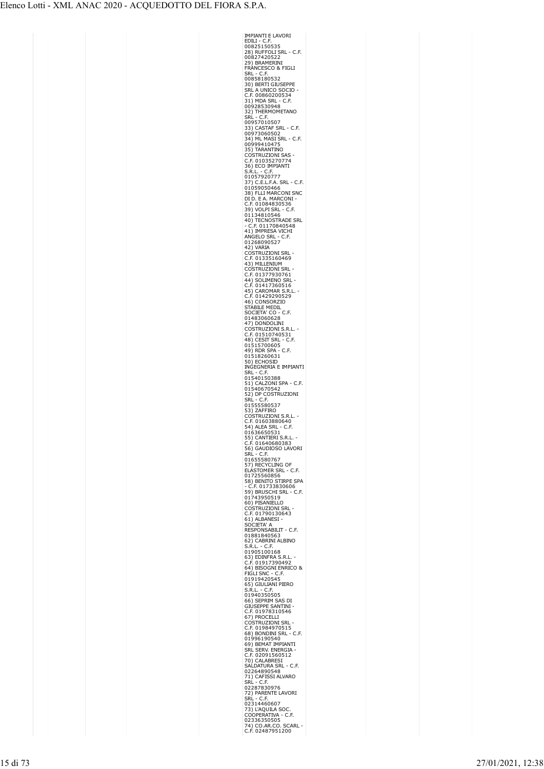| | | | | | | | | |
|---|---|---|---|---|---|---|---|---|
| | | | | IMPIANTI E LAVORI EDILI - C.F. 00825150535<br>28) RUFFOLI SRL - C.F. 00827420522<br>29) BRAMERINI FRANCESCO & FIGLI SRL - C.F. 00858180532<br>30) BERTI GIUSEPPE SRL A UNICO SOCIO - C.F. 00860200534<br>31) MDA SRL - C.F. 00928530948<br>32) THERMOMETANO SRL - C.F. 00957010507<br>33) CASTAF SRL - C.F. 00973060502<br>34) ML MASI SRL - C.F. 00999410475<br>35) TARANTINO COSTRUZIONI SAS - C.F. 01035270774<br>36) ECO IMPIANTI S.R.L. - C.F. 01057920777<br>37) C.E.L.F.A. SRL - C.F. 01059050466<br>38) FLLI MARCONI SNC DI D. E A. MARCONI - C.F. 01084830536<br>39) VOLPI SRL - C.F. 01134810546<br>40) TECNOSTRADE SRL - C.F. 01170840548<br>41) IMPRESA VICHI ANGELO SRL - C.F. 01268090527<br>42) VARIA COSTRUZIONI SRL - C.F. 01335160469<br>43) MILLENIUM COSTRUZIONI SRL - C.F. 01377930761<br>44) SOLIMENO SRL - C.F. 01417360516<br>45) CAROMAR S.R.L. - C.F. 01429290529<br>46) CONSORZIO STABILE MEDIL SOCIETA' CO - C.F. 01483060628<br>47) DONDOLINI COSTRUZIONI S.R.L. - C.F. 01510740531<br>48) CESIT SRL - C.F. 01515700605<br>49) RDR SPA - C.F. 01518260631<br>50) ECHOSID INGEGNERIA E IMPIANTI SRL - C.F. 01540150388<br>51) CALZONI SPA - C.F. 01540670542<br>52) DP COSTRUZIONI SRL - C.F. 01555580537<br>53) ZAFFIRO COSTRUZIONI S.R.L. - C.F. 01603880640<br>54) ALEA SRL - C.F. 01636650531<br>55) CANTIERI S.R.L. - C.F. 01640680383<br>56) GAUDIOSO LAVORI SRL - C.F. 01655580767<br>57) RECYCLING OF ELASTOMER SRL - C.F. 01725560856<br>58) BENITO STIRPE SPA - C.F. 01733830606<br>59) BRUSCHI SRL - C.F. 01743950519<br>60) PISANIELLO COSTRUZIONI SRL - C.F. 01790130643<br>61) ALBANESI - SOCIETA' A RESPONSABILIT - C.F. 01881840563<br>62) CABRINI ALBINO S.R.L. - C.F. 01905100168<br>63) EDINFRA S.R.L. - C.F. 01917390492<br>64) BISOGNI ENRICO & FIGLI SNC - C.F. 01919420545<br>65) GIULIANI PIERO S.R.L. - C.F. 01940350505<br>66) SEPRIM SAS DI GIUSEPPE SANTINI - C.F. 01978310546<br>67) PROCELLI COSTRUZIONI SRL - C.F. 01984970515<br>68) BONDINI SRL - C.F. 01996190540<br>69) BEMAT IMPIANTI SRL SERV. ENERGIA - C.F. 02091560512<br>70) CALABRESI SALDATURA SRL - C.F. 02264890548<br>71) CAFISSI ALVARO SRL - C.F. 02287830976<br>72) PARENTE LAVORI SRL - C.F. 02314460607<br>73) L'AQUILA SOC. COOPERATIVA - C.F. 02336350505<br>74) CO.AR.CO. SCARL - C.F. 02487951200 | | | | |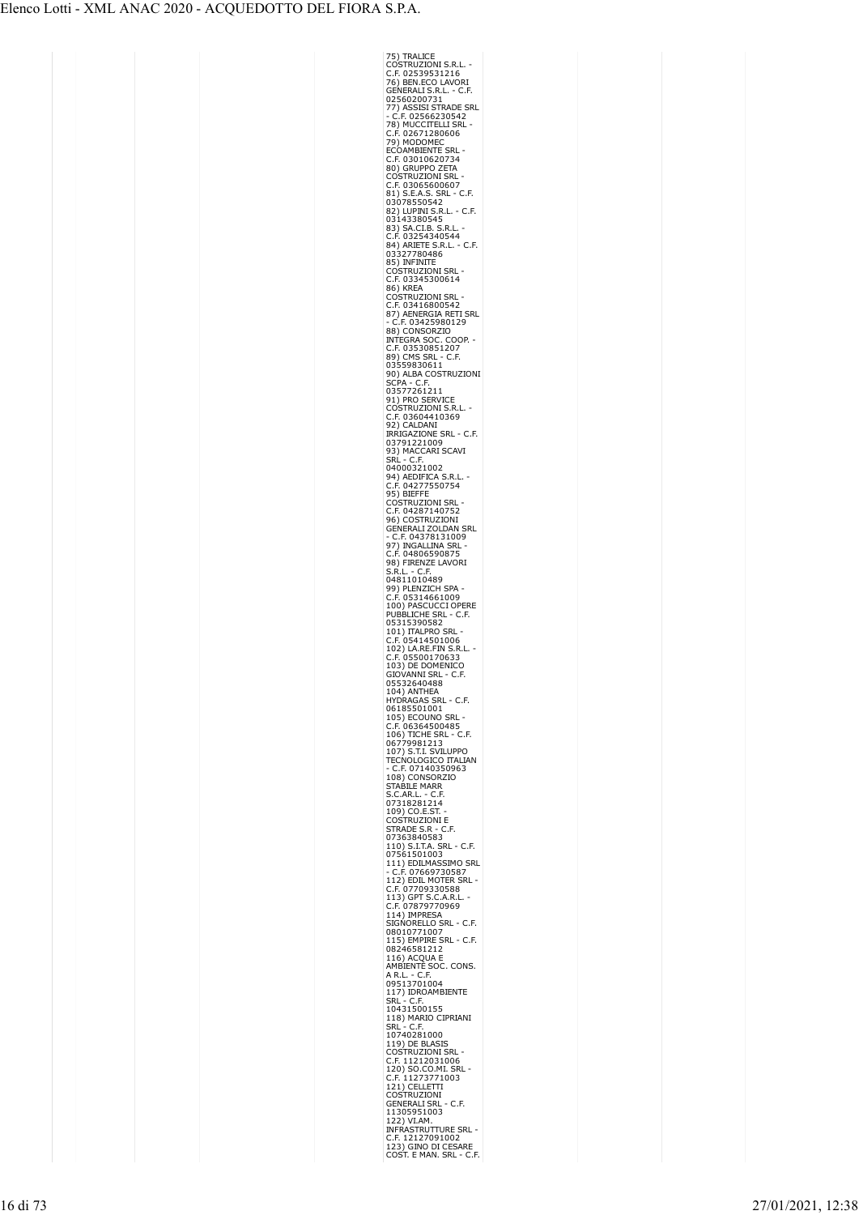| | | | | | | | |
|---|---|---|---|---|---|---|---|
| | | | | 75) TRALICE COSTRUZIONI S.R.L. - C.F. 02539531216<br>76) BEN.ECO LAVORI GENERALI S.R.L. - C.F. 02560200731<br>77) ASSISI STRADE SRL - C.F. 02566230542<br>78) MUCCITELLI SRL - C.F. 02671280606<br>79) MODOMEC ECOAMBIENTE SRL - C.F. 03010620734<br>80) GRUPPO ZETA COSTRUZIONI SRL - C.F. 03065600607<br>81) S.E.A.S. SRL - C.F. 03078550542<br>82) LUPINI S.R.L. - C.F. 03143380545<br>83) SA.CI.B. S.R.L. - C.F. 03254340544<br>84) ARIETE S.R.L. - C.F. 03327780486<br>85) INFINITE COSTRUZIONI SRL - C.F. 03345300614<br>86) KREA COSTRUZIONI SRL - C.F. 03416800542<br>87) AENERGIA RETI SRL - C.F. 03425980129<br>88) CONSORZIO INTEGRA SOC. COOP. - C.F. 03530851207<br>89) CMS SRL - C.F. 03559830611<br>90) ALBA COSTRUZIONI SCPA - C.F. 03577261211<br>91) PRO SERVICE COSTRUZIONI S.R.L. - C.F. 03604410369<br>92) CALDANI IRRIGAZIONE SRL - C.F. 03791221009<br>93) MACCARI SCAVI SRL - C.F. 04000321002<br>94) AEDIFICA S.R.L. - C.F. 04277550754<br>95) BIEFFE COSTRUZIONI SRL - C.F. 04287140752<br>96) COSTRUZIONI GENERALI ZOLDAN SRL - C.F. 04378131009<br>97) INGALLINA SRL - C.F. 04806590875<br>98) FIRENZE LAVORI S.R.L. - C.F. 04811010489<br>99) PLENZICH SPA - C.F. 05314661009<br>100) PASCUCCI OPERE PUBBLICHE SRL - C.F. 05315390582<br>101) ITALPRO SRL - C.F. 05414501006<br>102) LA.RE.FIN S.R.L. - C.F. 05500170633<br>103) DE DOMENICO GIOVANNI SRL - C.F. 05532640488<br>104) ANTHEA HYDRAGAS SRL - C.F. 06185501001<br>105) ECOUNO SRL - C.F. 06364500485<br>106) TICHE SRL - C.F. 06779981213<br>107) S.T.I. SVILUPPO TECNOLOGICO ITALIAN - C.F. 07140350963<br>108) CONSORZIO STABILE MARR S.C.AR.L. - C.F. 07318281214<br>109) CO.E.ST. - COSTRUZIONI E STRADE S.R - C.F. 07363840583<br>110) S.I.T.A. SRL - C.F. 07561501003<br>111) EDILMASSIMO SRL - C.F. 07669730587<br>112) EDIL MOTER SRL - C.F. 07709330588<br>113) GPT S.C.A.R.L. - C.F. 07879770969<br>114) IMPRESA SIGNORELLO SRL - C.F. 08010771007<br>115) EMPIRE SRL - C.F. 08246581212<br>116) ACQUA E AMBIENTE SOC. CONS. A R.L. - C.F. 09513701004<br>117) IDROAMBIENTE SRL - C.F. 10431500155<br>118) MARIO CIPRIANI SRL - C.F. 10740281000<br>119) DE BLASIS COSTRUZIONI SRL - C.F. 11212031006<br>120) SO.CO.MI. SRL - C.F. 11273771003<br>121) CELLETTI COSTRUZIONI GENERALI SRL - C.F. 11305951003<br>122) VI.AM. INFRASTRUTTURE SRL - C.F. 12127091002<br>123) GINO DI CESARE COST. E MAN. SRL - C.F. | | | |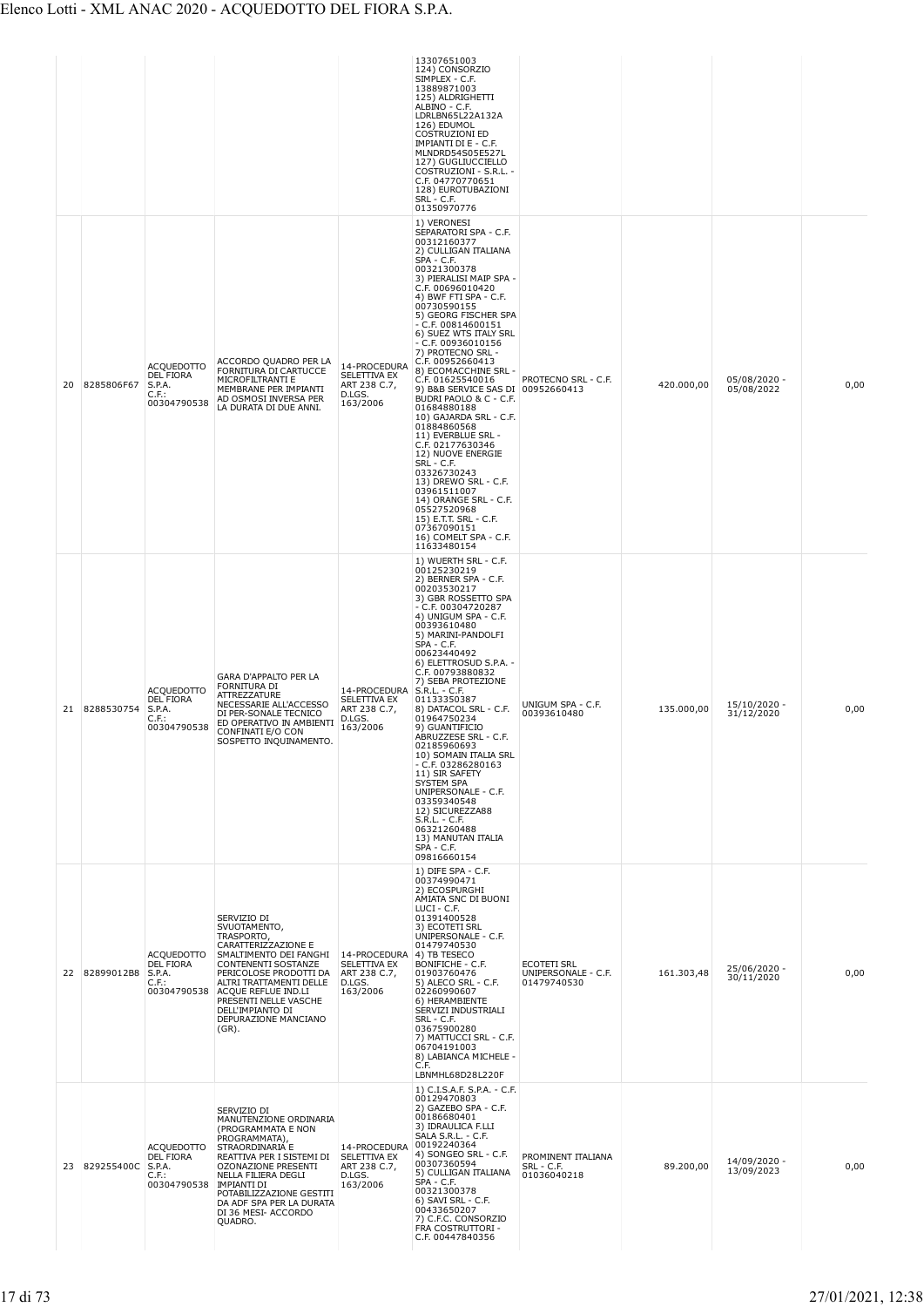| | | | | | 13307651003 124) CONSORZIO SIMPLEX - C.F. 13889871003 125) ALDRIGHETTI ALBINO - C.F. LDRLBN65L22A132A 126) EDUMOL COSTRUZIONI ED IMPIANTI DI E - C.F. MLNDRD54S05E527L 127) GUGLIUCCIELLO COSTRUZIONI - S.R.L. - C.F. 04770770651 128) EUROTUBAZIONI SRL - C.F. 01350970776 | | | | |
|---|---|---|---|---|---|---|---|---|---|
| 20 | 8285806F67 | ACQUEDOTTO DEL FIORA S.P.A. C.F.: 00304790538 | ACCORDO QUADRO PER LA FORNITURA DI CARTUCCE MICROFILTRANTI E MEMBRANE PER IMPIANTI AD OSMOSI INVERSA PER LA DURATA DI DUE ANNI. | 14-PROCEDURA SELETTIVA EX ART 238 C.7, D.LGS. 163/2006 | 1) VERONESI SEPARATORI SPA - C.F. 00312160377 2) CULLIGAN ITALIANA SPA - C.F. 00321300378 3) PIERALISI MAIP SPA - C.F. 00696010420 4) BWF FTI SPA - C.F. 00730590155 5) GEORG FISCHER SPA - C.F. 00814600151 6) SUEZ WTS ITALY SRL - C.F. 00936010156 7) PROTECNO SRL - C.F. 00952660413 8) ECOMACCHINE SRL - C.F. 01625540016 9) B&B SERVICE SAS DI BUDRI PAOLO & C - C.F. 01684880188 10) GAJARDA SRL - C.F. 01884860568 11) EVERBLUE SRL - C.F. 02177630346 12) NUOVE ENERGIE SRL - C.F. 03326730243 13) DREWO SRL - C.F. 03961511007 14) ORANGE SRL - C.F. 05527520968 15) E.T.T. SRL - C.F. 07367090151 16) COMELT SPA - C.F. 11633480154 | PROTECNO SRL - C.F. 00952660413 | 420.000,00 | 05/08/2020 - 05/08/2022 | 0,00 |
| 21 | 8288530754 | ACQUEDOTTO DEL FIORA S.P.A. C.F.: 00304790538 | GARA D'APPALTO PER LA FORNITURA DI ATTREZZATURE NECESSARIE ALL'ACCESSO DI PER-SONALE TECNICO ED OPERATIVO IN AMBIENTI CONFINATI E/O CON SOSPETTO INQUINAMENTO. | 14-PROCEDURA SELETTIVA EX ART 238 C.7, D.LGS. 163/2006 | 1) WUERTH SRL - C.F. 00125230219 2) BERNER SPA - C.F. 00203530217 3) GBR ROSSETTO SPA - C.F. 00304720287 4) UNIGUM SPA - C.F. 00393610480 5) MARINI-PANDOLFI SPA - C.F. 00623440492 6) ELETTROSUD S.P.A. - C.F. 00793880832 7) SEBA PROTEZIONE S.R.L. - C.F. 01133350387 8) DATACOL SRL - C.F. 01964750234 9) GUANTIFICIO ABRUZZESE SRL - C.F. 02185960693 10) SOMAIN ITALIA SRL - C.F. 03286280163 11) SIR SAFETY SYSTEM SPA UNIPERSONALE - C.F. 03359340548 12) SICUREZZA88 S.R.L. - C.F. 06321260488 13) MANUTAN ITALIA SPA - C.F. 09816660154 | UNIGUM SPA - C.F. 00393610480 | 135.000,00 | 15/10/2020 - 31/12/2020 | 0,00 |
| 22 | 82899012B8 | ACQUEDOTTO DEL FIORA S.P.A. C.F.: 00304790538 | SERVIZIO DI SVUOTAMENTO, TRASPORTO, CARATTERIZZAZIONE E SMALTIMENTO DEI FANGHI CONTENENTI SOSTANZE PERICOLOSE PRODOTTI DA ALTRI TRATTAMENTI DELLE ACQUE REFLUE IND.LI PRESENTI NELLE VASCHE DELL'IMPIANTO DI DEPURAZIONE MANCIANO (GR). | 14-PROCEDURA SELETTIVA EX ART 238 C.7, D.LGS. 163/2006 | 1) DIFE SPA - C.F. 00374990471 2) ECOSPURGHI AMIATA SNC DI BUONI LUCI - C.F. 01391400528 3) ECOTETI SRL UNIPERSONALE - C.F. 01479740530 4) TB TESECO BONIFICHE - C.F. 01903760476 5) ALECO SRL - C.F. 02260990607 6) HERAMBIENTE SERVIZI INDUSTRIALI SRL - C.F. 03675900280 7) MATTUCCI SRL - C.F. 06704191003 8) LABIANCA MICHELE - C.F. LBNMHL68D28L220F | ECOTETI SRL UNIPERSONALE - C.F. 01479740530 | 161.303,48 | 25/06/2020 - 30/11/2020 | 0,00 |
| 23 | 829255400C | ACQUEDOTTO DEL FIORA S.P.A. C.F.: 00304790538 | SERVIZIO DI MANUTENZIONE ORDINARIA (PROGRAMMATA E NON PROGRAMMATA), STRAORDINARIA E REATTIVA PER I SISTEMI DI OZONAZIONE PRESENTI NELLA FILIERA DEGLI IMPIANTI DI POTABILIZZAZIONE GESTITI DA ADF SPA PER LA DURATA DI 36 MESI- ACCORDO QUADRO. | 14-PROCEDURA SELETTIVA EX ART 238 C.7, D.LGS. 163/2006 | 1) C.I.S.A.F. S.P.A. - C.F. 00129470803 2) GAZEBO SPA - C.F. 00186680401 3) IDRAULICA F.LLI SALA S.R.L. - C.F. 00192240364 4) SONGEO SRL - C.F. 00307360594 5) CULLIGAN ITALIANA SPA - C.F. 00321300378 6) SAVI SRL - C.F. 00433650207 7) C.F.C. CONSORZIO FRA COSTRUTTORI - C.F. 00447840356 | PROMINENT ITALIANA SRL - C.F. 01036040218 | 89.200,00 | 14/09/2020 - 13/09/2023 | 0,00 |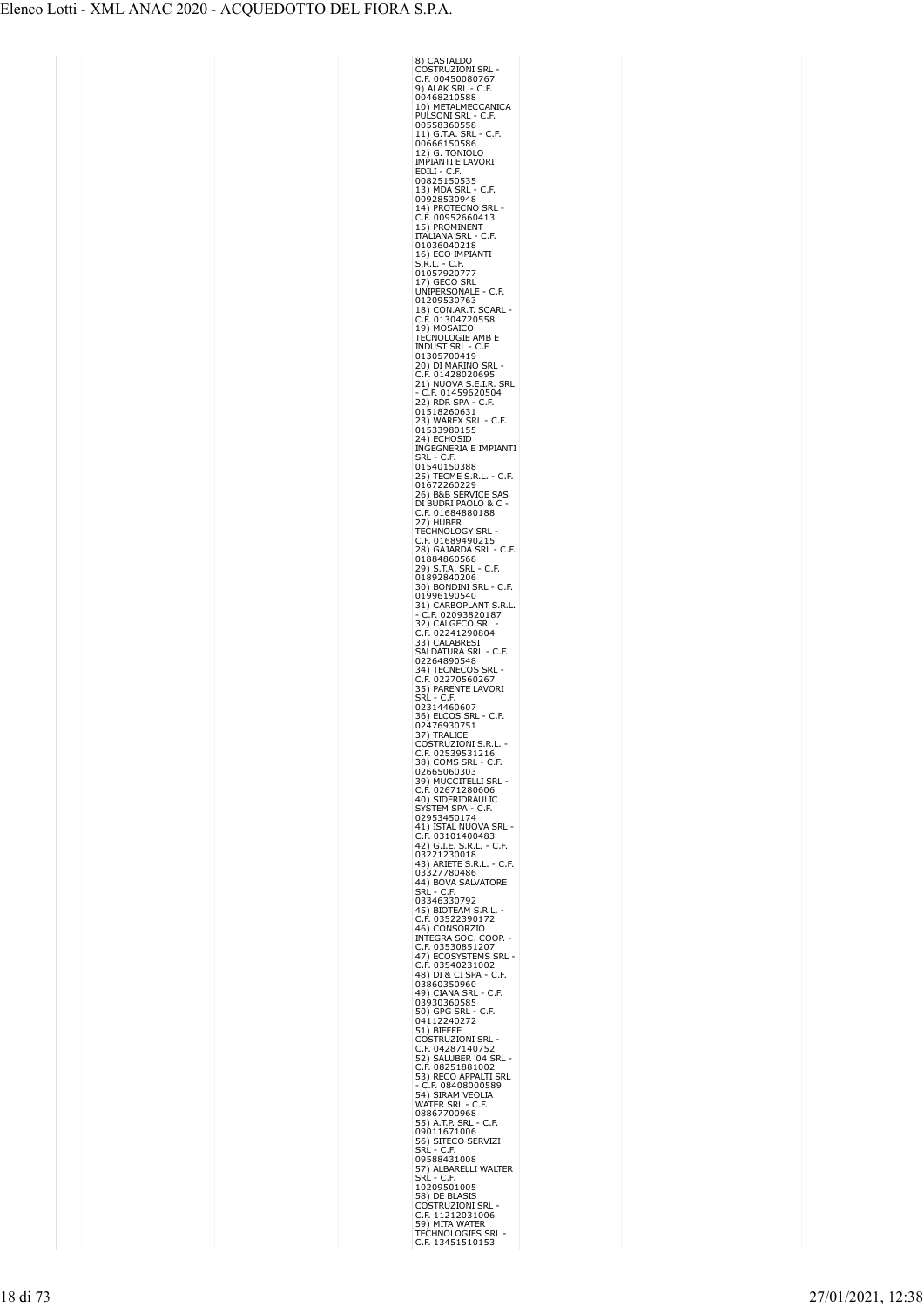| | | | | | | | | |
|---|---|---|---|---|---|---|---|---|
| | | | | 8) CASTALDO COSTRUZIONI SRL - C.F. 00450080767<br>9) ALAK SRL - C.F. 00468210588<br>10) METALMECCANICA PULSONI SRL - C.F. 00558360558<br>11) G.T.A. SRL - C.F. 00666150586<br>12) G. TONIOLO IMPIANTI E LAVORI EDILI - C.F. 00825150535<br>13) MDA SRL - C.F. 00928530948<br>14) PROTECNO SRL - C.F. 00952660413<br>15) PROMINENT ITALIANA SRL - C.F. 01036040218<br>16) ECO IMPIANTI S.R.L. - C.F. 01057920777<br>17) GECO SRL UNIPERSONALE - C.F. 01209530763<br>18) CON.AR.T. SCARL - C.F. 01304720558<br>19) MOSAICO TECNOLOGIE AMB E INDUST SRL - C.F. 01305700419<br>20) DI MARINO SRL - C.F. 01428020695<br>21) NUOVA S.E.I.R. SRL - C.F. 01459620504<br>22) RDR SPA - C.F. 01518260631<br>23) WAREX SRL - C.F. 01533980155<br>24) ECHOSID INGEGNERIA E IMPIANTI SRL - C.F. 01540150388<br>25) TECME S.R.L. - C.F. 01672260229<br>26) B&B SERVICE SAS DI BUDRI PAOLO & C - C.F. 01684880188<br>27) HUBER TECHNOLOGY SRL - C.F. 01689490215<br>28) GAJARDA SRL - C.F. 01884860568<br>29) S.T.A. SRL - C.F. 01892840206<br>30) BONDINI SRL - C.F. 01996190540<br>31) CARBOPLANT S.R.L. - C.F. 02093820187<br>32) CALGECO SRL - C.F. 02241290804<br>33) CALABRESI SALDATURA SRL - C.F. 02264890548<br>34) TECNECOS SRL - C.F. 02270560267<br>35) PARENTE LAVORI SRL - C.F. 02314460607<br>36) ELCOS SRL - C.F. 02476930751<br>37) TRALICE COSTRUZIONI S.R.L. - C.F. 02539531216<br>38) COMS SRL - C.F. 02665060303<br>39) MUCCITELLI SRL - C.F. 02671280606<br>40) SIDERIDRAULIC SYSTEM SPA - C.F. 02953450174<br>41) ISTAL NUOVA SRL - C.F. 03101400483<br>42) G.I.E. S.R.L. - C.F. 03221230018<br>43) ARIETE S.R.L. - C.F. 03327780486<br>44) BOVA SALVATORE SRL - C.F. 03346330792<br>45) BIOTEAM S.R.L. - C.F. 03522390172<br>46) CONSORZIO INTEGRA SOC. COOP. - C.F. 03530851207<br>47) ECOSYSTEMS SRL - C.F. 03540231002<br>48) DI & CI SPA - C.F. 03860350960<br>49) CIANA SRL - C.F. 03930360585<br>50) GPG SRL - C.F. 04112240272<br>51) BIEFFE COSTRUZIONI SRL - C.F. 04287140752<br>52) SALUBER '04 SRL - C.F. 08251881002<br>53) RECO APPALTI SRL - C.F. 08408000589<br>54) SIRAM VEOLIA WATER SRL - C.F. 08867700968<br>55) A.T.P. SRL - C.F. 09011671006<br>56) SITECO SERVIZI SRL - C.F. 09588431008<br>57) ALBARELLI WALTER SRL - C.F. 10209501005<br>58) DE BLASIS COSTRUZIONI SRL - C.F. 11212031006<br>59) MITA WATER TECHNOLOGIES SRL - C.F. 13451510153 | | | | |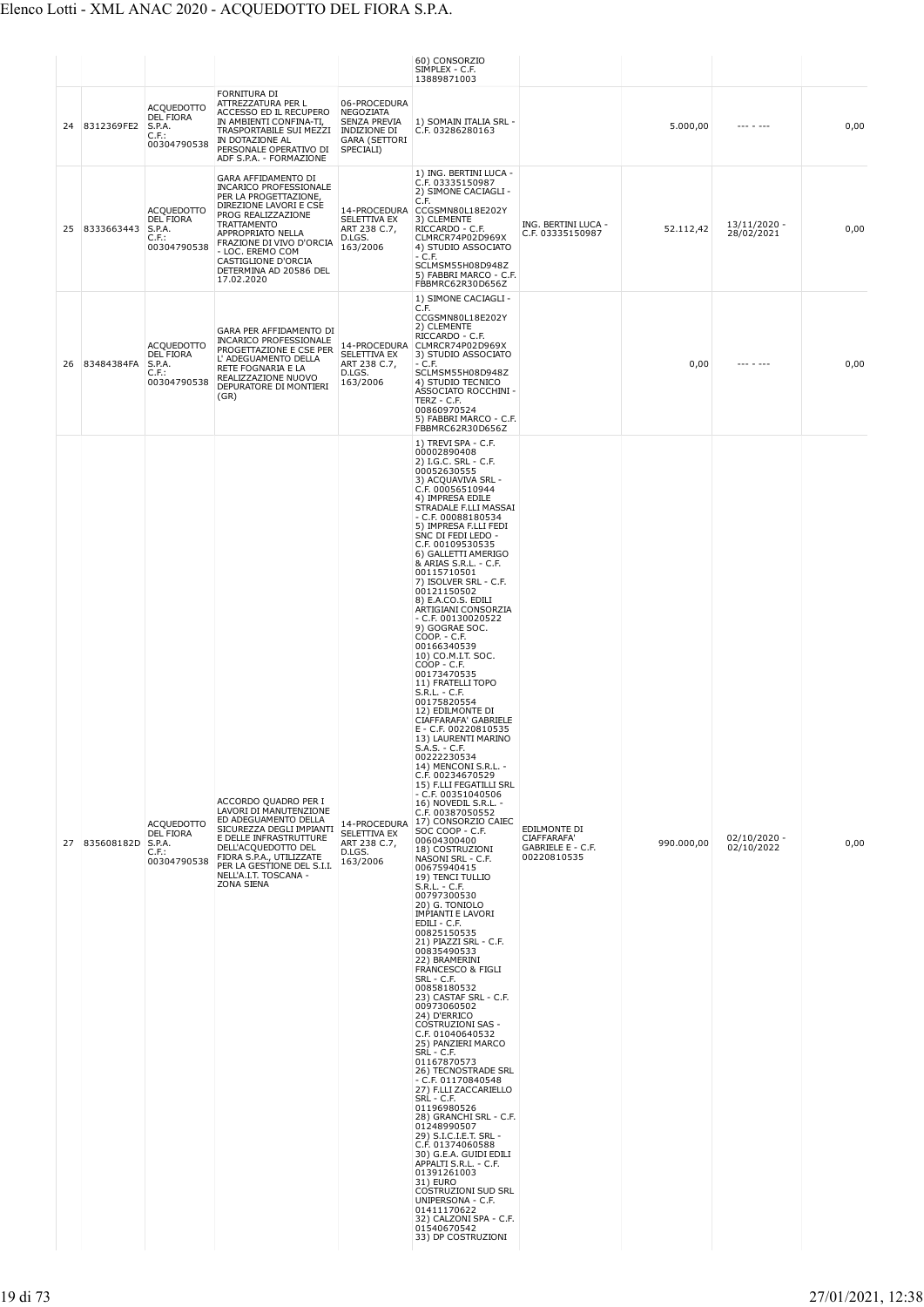|  |  |  |  |  | 60) CONSORZIO SIMPLEX - C.F. 13889871003 |  |  |  |  |
|---|---|---|---|---|---|---|---|---|---|
| 24 | 8312369FE2 | ACQUEDOTTO DEL FIORA S.P.A. C.F.: 00304790538 | FORNITURA DI ATTREZZATURA PER L ACCESSO ED IL RECUPERO IN AMBIENTI CONFINA-TI, TRASPORTABILE SUI MEZZI IN DOTAZIONE AL PERSONALE OPERATIVO DI ADF S.P.A. - FORMAZIONE | 06-PROCEDURA NEGOZIATA SENZA PREVIA INDIZIONE DI GARA (SETTORI SPECIALI) | 1) SOMAIN ITALIA SRL - C.F. 03286280163 |  | 5.000,00 | --- - --- | 0,00 |
| 25 | 8333663443 | ACQUEDOTTO DEL FIORA S.P.A. C.F.: 00304790538 | GARA AFFIDAMENTO DI INCARICO PROFESSIONALE PER LA PROGETTAZIONE, DIREZIONE LAVORI E CSE PROG REALIZZAZIONE TRATTAMENTO APPROPRIATO NELLA FRAZIONE DI VIVO D'ORCIA - LOC. EREMO COM CASTIGLIONE D'ORCIA DETERMINA AD 20586 DEL 17.02.2020 | 14-PROCEDURA SELETTIVA EX ART 238 C.7, D.LGS. 163/2006 | 1) ING. BERTINI LUCA - C.F. 03335150987 2) SIMONE CACIAGLI - C.F. CCGSMN80L18E202Y 3) CLEMENTE RICCARDO - C.F. CLMRCR74P02D969X 4) STUDIO ASSOCIATO - C.F. SCLMSM55H08D948Z 5) FABBRI MARCO - C.F. FBBMRC62R30D656Z | ING. BERTINI LUCA - C.F. 03335150987 | 52.112,42 | 13/11/2020 - 28/02/2021 | 0,00 |
| 26 | 83484384FA | ACQUEDOTTO DEL FIORA S.P.A. C.F.: 00304790538 | GARA PER AFFIDAMENTO DI INCARICO PROFESSIONALE PROGETTAZIONE E CSE PER L' ADEGUAMENTO DELLA RETE FOGNARIA E LA REALIZZAZIONE NUOVO DEPURATORE DI MONTIERI (GR) | 14-PROCEDURA SELETTIVA EX ART 238 C.7, D.LGS. 163/2006 | 1) SIMONE CACIAGLI - C.F. CCGSMN80L18E202Y 2) CLEMENTE RICCARDO - C.F. CLMRCR74P02D969X 3) STUDIO ASSOCIATO - C.F. SCLMSM55H08D948Z 4) STUDIO TECNICO ASSOCIATO ROCCHINI - TERZ - C.F. 00860970524 5) FABBRI MARCO - C.F. FBBMRC62R30D656Z |  | 0,00 | --- - --- | 0,00 |
| 27 | 835608182D | ACQUEDOTTO DEL FIORA S.P.A. C.F.: 00304790538 | ACCORDO QUADRO PER I LAVORI DI MANUTENZIONE ED ADEGUAMENTO DELLA SICUREZZA DEGLI IMPIANTI E DELLE INFRASTRUTTURE DELL'ACQUEDOTTO DEL FIORA S.P.A., UTILIZZATE PER LA GESTIONE DEL S.I.I. NELL'A.I.T. TOSCANA - ZONA SIENA | 14-PROCEDURA SELETTIVA EX ART 238 C.7, D.LGS. 163/2006 | 1) TREVI SPA - C.F. 00002890408 2) I.G.C. SRL - C.F. 00052630555 3) ACQUAVIVA SRL - C.F. 00056510944 4) IMPRESA EDILE STRADALE F.LLI MASSAI - C.F. 00088180534 5) IMPRESA F.LLI FEDI SNC DI FEDI LEDO - C.F. 00109530535 6) GALLETTI AMERIGO & ARIAS S.R.L. - C.F. 00115710501 7) ISOLVER SRL - C.F. 00121150502 8) E.A.CO.S. EDILI ARTIGIANI CONSORZIA - C.F. 00130020522 9) GOGRAE SOC. COOP. - C.F. 00166340539 10) CO.M.I.T. SOC. COOP - C.F. 00173470535 11) FRATELLI TOPO S.R.L. - C.F. 00175820554 12) EDILMONTE DI CIAFFARAFA' GABRIELE E - C.F. 00220810535 13) LAURENTI MARINO S.A.S. - C.F. 00222230534 14) MENCONI S.R.L. - C.F. 00234670529 15) F.LLI FEGATILLI SRL - C.F. 00351040506 16) NOVEDIL S.R.L. - C.F. 00387050552 17) CONSORZIO CAIEC SOC COOP - C.F. 00604300400 18) COSTRUZIONI NASONI SRL - C.F. 00675940415 19) TENCI TULLIO S.R.L. - C.F. 00797300530 20) G. TONIOLO IMPIANTI E LAVORI EDILI - C.F. 00825150535 21) PIAZZI SRL - C.F. 00835490533 22) BRAMERINI FRANCESCO & FIGLI SRL - C.F. 00858180532 23) CASTAF SRL - C.F. 00973060502 24) D'ERRICO COSTRUZIONI SAS - C.F. 01040640532 25) PANZIERI MARCO SRL - C.F. 01167870573 26) TECNOSTRADE SRL - C.F. 01170840548 27) F.LLI ZACCARIELLO SRL - C.F. 01196980526 28) GRANCHI SRL - C.F. 01248990507 29) S.I.C.I.E.T. SRL - C.F. 01374060588 30) G.E.A. GUIDI EDILI APPALTI S.R.L. - C.F. 01391261003 31) EURO COSTRUZIONI SUD SRL UNIPERSONA - C.F. 01411170622 32) CALZONI SPA - C.F. 01540670542 33) DP COSTRUZIONI | EDILMONTE DI CIAFFARAFA' GABRIELE E - C.F. 00220810535 | 990.000,00 | 02/10/2020 - 02/10/2022 | 0,00 |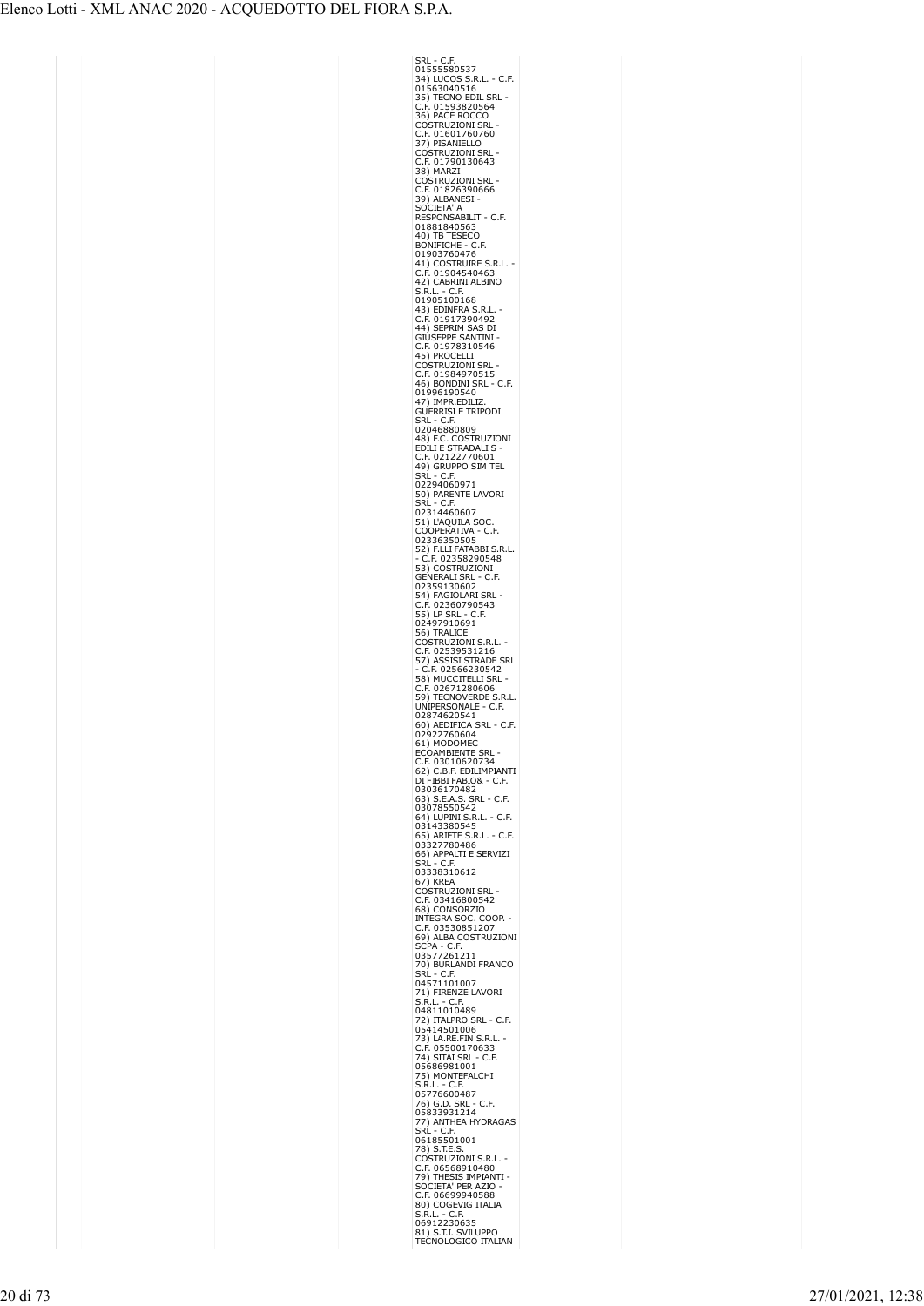| | | | | | SRL - C.F. 01555580537<br>34) LUCOS S.R.L. - C.F. 01563040516<br>35) TECNO EDIL SRL - C.F. 01593820564<br>36) PACE ROCCO COSTRUZIONI SRL - C.F. 01601760760<br>37) PISANIELLO COSTRUZIONI SRL - C.F. 01790130643<br>38) MARZI COSTRUZIONI SRL - C.F. 01826390666<br>39) ALBANESI - SOCIETA' A RESPONSABILIT - C.F. 01881840563<br>40) TB TESECO BONIFICHE - C.F. 01903760476<br>41) COSTRUIRE S.R.L. - C.F. 01904540463<br>42) CABRINI ALBINO S.R.L. - C.F. 01905100168<br>43) EDINFRA S.R.L. - C.F. 01917390492<br>44) SEPRIM SAS DI GIUSEPPE SANTINI - C.F. 01978310546<br>45) PROCELLI COSTRUZIONI SRL - C.F. 01984970515<br>46) BONDINI SRL - C.F. 01996190540<br>47) IMPR.EDILIZ. GUERRISI E TRIPODI SRL - C.F. 02046880809<br>48) F.C. COSTRUZIONI EDILI E STRADALI S - C.F. 02122770601<br>49) GRUPPO SIM TEL SRL - C.F. 02294060971<br>50) PARENTE LAVORI SRL - C.F. 02314460607<br>51) L'AQUILA SOC. COOPERATIVA - C.F. 02336350505<br>52) F.LLI FATABBI S.R.L. - C.F. 02358290548<br>53) COSTRUZIONI GENERALI SRL - C.F. 02359130602<br>54) FAGIOLARI SRL - C.F. 02360790543<br>55) LP SRL - C.F. 02497910691<br>56) TRALICE COSTRUZIONI S.R.L. - C.F. 02539531216<br>57) ASSISI STRADE SRL - C.F. 02566230542<br>58) MUCCITELLI SRL - C.F. 02671280606<br>59) TECNOVERDE S.R.L. UNIPERSONALE - C.F. 02874620541<br>60) AEDIFICA SRL - C.F. 02922760604<br>61) MODOMEC ECOAMBIENTE SRL - C.F. 03010620734<br>62) C.B.F. EDILIMPIANTI DI FIBBI FABIO& - C.F. 03036170482<br>63) S.E.A.S. SRL - C.F. 03078550542<br>64) LUPINI S.R.L. - C.F. 03143380545<br>65) ARIETE S.R.L. - C.F. 03327780486<br>66) APPALTI E SERVIZI SRL - C.F. 03338310612<br>67) KREA COSTRUZIONI SRL - C.F. 03416800542<br>68) CONSORZIO INTEGRA SOC. COOP. - C.F. 03530851207<br>69) ALBA COSTRUZIONI SCPA - C.F. 03577261211<br>70) BURLANDI FRANCO SRL - C.F. 04571101007<br>71) FIRENZE LAVORI S.R.L. - C.F. 04811010489<br>72) ITALPRO SRL - C.F. 05414501006<br>73) LA.RE.FIN S.R.L. - C.F. 05500170633<br>74) SITAI SRL - C.F. 05686981001<br>75) MONTEFALCHI S.R.L. - C.F. 05776600487<br>76) G.D. SRL - C.F. 05833931214<br>77) ANTHEA HYDRAGAS SRL - C.F. 06185501001<br>78) S.T.E.S. COSTRUZIONI S.R.L. - C.F. 06568910480<br>79) THESIS IMPIANTI - SOCIETA' PER AZIO - C.F. 06699940588<br>80) COGEVIG ITALIA S.R.L. - C.F. 06912230635<br>81) S.T.I. SVILUPPO TECNOLOGICO ITALIAN | | | | |
|---|---|---|---|---|---|---|---|---|---|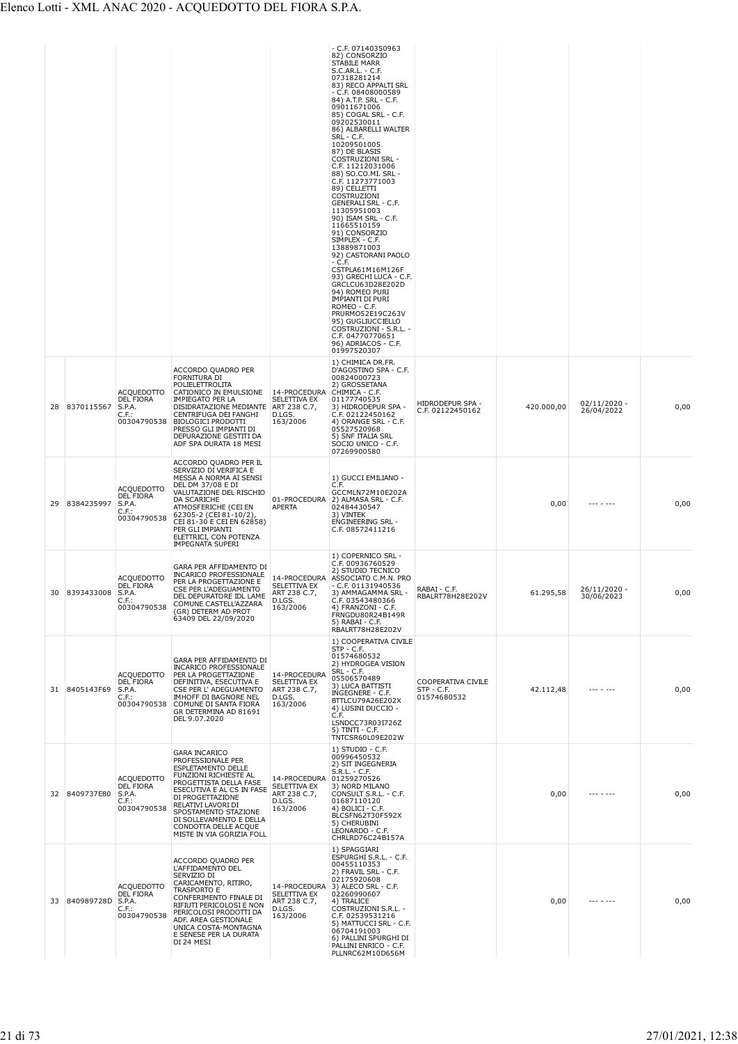| | | | | | | | | | |
|---|---|---|---|---|---|---|---|---|---|
| | | | | | - C.F. 07140350963 82) CONSORZIO STABILE MARR S.C.AR.L. - C.F. 07318281214 83) RECO APPALTI SRL - C.F. 08408000589 84) A.T.P. SRL - C.F. 09011671006 85) COGAL SRL - C.F. 09202530011 86) ALBARELLI WALTER SRL - C.F. 10209501005 87) DE BLASIS COSTRUZIONI SRL - C.F. 11212031006 88) SO.CO.MI. SRL - C.F. 11273771003 89) CELLETTI COSTRUZIONI GENERALI SRL - C.F. 11305951003 90) ISAM SRL - C.F. 11665510159 91) CONSORZIO SIMPLEX - C.F. 13889871003 92) CASTORANI PAOLO - C.F. CSTPLA61M16M126F 93) GRECHI LUCA - C.F. GRCLCU63D28E202D 94) ROMEO PURI IMPIANTI DI PURI ROMEO - C.F. PRURMO52E19C263V 95) GUGLIUCCIELLO COSTRUZIONI - S.R.L. - C.F. 04770770651 96) ADRIACOS - C.F. 01997520307 | | | | |
| 28 | 8370115567 | ACQUEDOTTO DEL FIORA S.P.A. C.F.: 00304790538 | ACCORDO QUADRO PER FORNITURA DI POLIELETTROLITA CATIONICO IN EMULSIONE IMPIEGATO PER LA DISIDRATAZIONE MEDIANTE CENTRIFUGA DEI FANGHI BIOLOGICI PRODOTTI PRESSO GLI IMPIANTI DI DEPURAZIONE GESTITI DA ADF SPA DURATA 18 MESI | 14-PROCEDURA SELETTIVA EX ART 238 C.7, D.LGS. 163/2006 | 1) CHIMICA DR.FR. D'AGOSTINO SPA - C.F. 00824000723 2) GROSSETANA CHIMICA - C.F. 01177740535 3) HIDRODEPUR SPA - C.F. 02122450162 4) ORANGE SRL - C.F. 05527520968 5) SNF ITALIA SRL SOCIO UNICO - C.F. 07269900580 | HIDRODEPUR SPA - C.F. 02122450162 | 420.000,00 | 02/11/2020 - 26/04/2022 | 0,00 |
| 29 | 8384235997 | ACQUEDOTTO DEL FIORA S.P.A. C.F.: 00304790538 | ACCORDO QUADRO PER IL SERVIZIO DI VERIFICA E MESSA A NORMA AI SENSI DEL DM 37/08 E DI VALUTAZIONE DEL RISCHIO DA SCARICHE ATMOSFERICHE (CEI EN 62305-2 (CEI 81-10/2), CEI 81-30 E CEI EN 62858) PER GLI IMPIANTI ELETTRICI, CON POTENZA IMPEGNATA SUPERI | 01-PROCEDURA APERTA | 1) GUCCI EMILIANO - C.F. GCCMLN72M10E202A 2) ALMASA SRL - C.F. 02484430547 3) VINTEK ENGINEERING SRL - C.F. 08572411216 | | 0,00 | --- - --- | 0,00 |
| 30 | 8393433008 | ACQUEDOTTO DEL FIORA S.P.A. C.F.: 00304790538 | GARA PER AFFIDAMENTO DI INCARICO PROFESSIONALE PER LA PROGETTAZIONE E CSE PER L'ADEGUAMENTO DEL DEPURATORE IDL LAME COMUNE CASTELL'AZZARA (GR) DETERM AD PROT 63409 DEL 22/09/2020 | 14-PROCEDURA SELETTIVA EX ART 238 C.7, D.LGS. 163/2006 | 1) COPERNICO SRL - C.F. 00936760529 2) STUDIO TECNICO ASSOCIATO C.M.N. PRO - C.F. 01131940536 3) AMMAGAMMA SRL - C.F. 03543480366 4) FRANZONI - C.F. FRNGDU80R24B149R 5) RABAI - C.F. RBALRT78H28E202V | RABAI - C.F. RBALRT78H28E202V | 61.295,58 | 26/11/2020 - 30/06/2023 | 0,00 |
| 31 | 8405143F69 | ACQUEDOTTO DEL FIORA S.P.A. C.F.: 00304790538 | GARA PER AFFIDAMENTO DI INCARICO PROFESSIONALE PER LA PROGETTAZIONE DEFINITIVA, ESECUTIVA E CSE PER L' ADEGUAMENTO IMHOFF DI BAGNORE NEL COMUNE DI SANTA FIORA GR DETERMINA AD 81691 DEL 9.07.2020 | 14-PROCEDURA SELETTIVA EX ART 238 C.7, D.LGS. 163/2006 | 1) COOPERATIVA CIVILE STP - C.F. 01574680532 2) HYDROGEA VISION SRL - C.F. 05506570489 3) LUCA BATTISTI INGEGNERE - C.F. BTTLCU79A26E202X 4) LUSINI DUCCIO - C.F. LSNDCC73R03I726Z 5) TINTI - C.F. TNTCSR60L09E202W | COOPERATIVA CIVILE STP - C.F. 01574680532 | 42.112,48 | --- - --- | 0,00 |
| 32 | 8409737E80 | ACQUEDOTTO DEL FIORA S.P.A. C.F.: 00304790538 | GARA INCARICO PROFESSIONALE PER ESPLETAMENTO DELLE FUNZIONI RICHIESTE AL PROGETTISTA DELLA FASE ESECUTIVA E AL CS IN FASE DI PROGETTAZIONE RELATIVI LAVORI DI SPOSTAMENTO STAZIONE DI SOLLEVAMENTO E DELLA CONDOTTA DELLE ACQUE MISTE IN VIA GORIZIA FOLL | 14-PROCEDURA SELETTIVA EX ART 238 C.7, D.LGS. 163/2006 | 1) STUDIO - C.F. 00996450532 2) SIT INGEGNERIA S.R.L. - C.F. 01259270526 3) NORD MILANO CONSULT S.R.L. - C.F. 01687110120 4) BOLICI - C.F. BLCSFN62T30F592X 5) CHERUBINI LEONARDO - C.F. CHRLRD76C24B157A | | 0,00 | --- - --- | 0,00 |
| 33 | 840989728D | ACQUEDOTTO DEL FIORA S.P.A. C.F.: 00304790538 | ACCORDO QUADRO PER L'AFFIDAMENTO DEL SERVIZIO DI CARICAMENTO, RITIRO, TRASPORTO E CONFERIMENTO FINALE DI RIFIUTI PERICOLOSI E NON PERICOLOSI PRODOTTI DA ADF. AREA GESTIONALE UNICA COSTA-MONTAGNA E SENESE PER LA DURATA DI 24 MESI | 14-PROCEDURA SELETTIVA EX ART 238 C.7, D.LGS. 163/2006 | 1) SPAGGIARI ESPURGHI S.R.L. - C.F. 00455110353 2) FRAVIL SRL - C.F. 02175920608 3) ALECO SRL - C.F. 02260990607 4) TRALICE COSTRUZIONI S.R.L. - C.F. 02539531216 5) MATTUCCI SRL - C.F. 06704191003 6) PALLINI SPURGHI DI PALLINI ENRICO - C.F. PLLNRC62M10D656M | | 0,00 | --- - --- | 0,00 |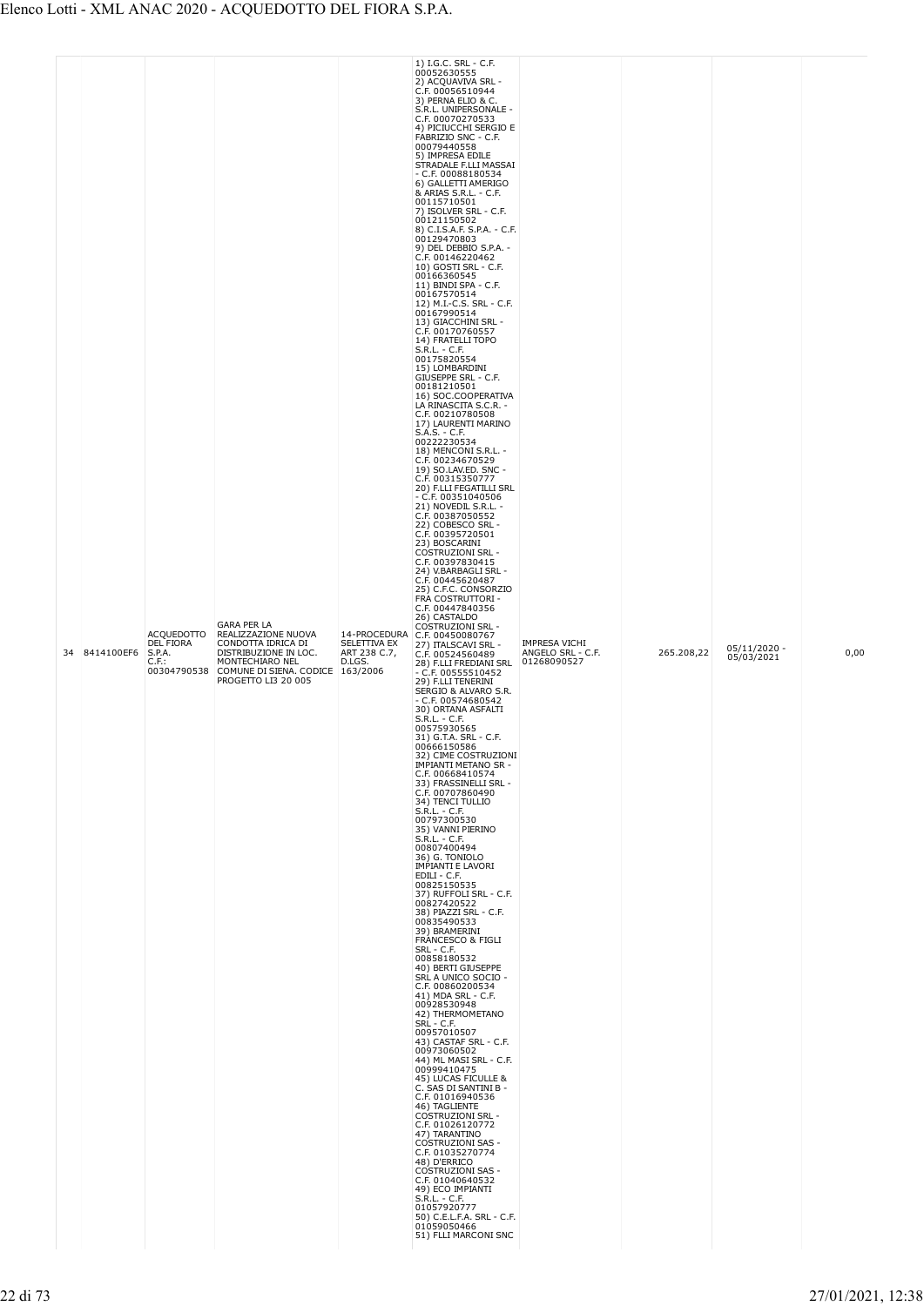| 34 | 8414100EF6 | ACQUEDOTTO DEL FIORA S.P.A. C.F.: 00304790538 | GARA PER LA REALIZZAZIONE NUOVA CONDOTTA IDRICA DI DISTRIBUZIONE IN LOC. MONTECHIARO NEL COMUNE DI SIENA. CODICE PROGETTO LI3 20 005 | 14-PROCEDURA SELETTIVA EX ART 238 C.7, D.LGS. 163/2006 | 1) I.G.C. SRL - C.F. 00052630555<br>2) ACQUAVIVA SRL - C.F. 00056510944<br>3) PERNA ELIO & C. S.R.L. UNIPERSONALE - C.F. 00070270533<br>4) PICIUCCHI SERGIO E FABRIZIO SNC - C.F. 00079440558<br>5) IMPRESA EDILE STRADALE F.LLI MASSAI - C.F. 00088180534<br>6) GALLETTI AMERIGO & ARIAS S.R.L. - C.F. 00115710501<br>7) ISOLVER SRL - C.F. 00121150502<br>8) C.I.S.A.F. S.P.A. - C.F. 00129470803<br>9) DEL DEBBIO S.P.A. - C.F. 00146220462<br>10) GOSTI SRL - C.F. 00166360545<br>11) BINDI SPA - C.F. 00167570514<br>12) M.I.-C.S. SRL - C.F. 00167990514<br>13) GIACCHINI SRL - C.F. 00170760557<br>14) FRATELLI TOPO S.R.L. - C.F. 00175820554<br>15) LOMBARDINI GIUSEPPE SRL - C.F. 00181210501<br>16) SOC.COOPERATIVA LA RINASCITA S.C.R. - C.F. 00210780508<br>17) LAURENTI MARINO S.A.S. - C.F. 00222230534<br>18) MENCONI S.R.L. - C.F. 00234670529<br>19) SO.LAV.ED. SNC - C.F. 00315350777<br>20) F.LLI FEGATILLI SRL - C.F. 00351040506<br>21) NOVEDIL S.R.L. - C.F. 00387050552<br>22) COBESCO SRL - C.F. 00395720501<br>23) BOSCARINI COSTRUZIONI SRL - C.F. 00397830415<br>24) V.BARBAGLI SRL - C.F. 00445620487<br>25) C.F.C. CONSORZIO FRA COSTRUTTORI - C.F. 00447840356<br>26) CASTALDO COSTRUZIONI SRL - C.F. 00450080767<br>27) ITALSCAVI SRL - C.F. 00524560489<br>28) F.LLI FREDIANI SRL - C.F. 00555510452<br>29) F.LLI TENERINI SERGIO & ALVARO S.R. - C.F. 00574680542<br>30) ORTANA ASFALTI S.R.L. - C.F. 00575930565<br>31) G.T.A. SRL - C.F. 00666150586<br>32) CIME COSTRUZIONI IMPIANTI METANO SR - C.F. 00668410574<br>33) FRASSINELLI SRL - C.F. 00707860490<br>34) TENCI TULLIO S.R.L. - C.F. 00797300530<br>35) VANNI PIERINO S.R.L. - C.F. 00807400494<br>36) G. TONIOLO IMPIANTI E LAVORI EDILI - C.F. 00825150535<br>37) RUFFOLI SRL - C.F. 00827420522<br>38) PIAZZI SRL - C.F. 00835490533<br>39) BRAMERINI FRANCESCO & FIGLI SRL - C.F. 00858180532<br>40) BERTI GIUSEPPE SRL A UNICO SOCIO - C.F. 00860200534<br>41) MDA SRL - C.F. 00928530948<br>42) THERMOMETANO SRL - C.F. 00957010507<br>43) CASTAF SRL - C.F. 00973060502<br>44) ML MASI SRL - C.F. 00999410475<br>45) LUCAS FICULLE & C. SAS DI SANTINI B - C.F. 01016940536<br>46) TAGLIENTE COSTRUZIONI SRL - C.F. 01026120772<br>47) TARANTINO COSTRUZIONI SAS - C.F. 01035270774<br>48) D'ERRICO COSTRUZIONI SAS - C.F. 01040640532<br>49) ECO IMPIANTI S.R.L. - C.F. 01057920777<br>50) C.E.L.F.A. SRL - C.F. 01059050466<br>51) FLLI MARCONI SNC | IMPRESA VICHI ANGELO SRL - C.F. 01268090527 | 265.208,22 | 05/11/2020 - 05/03/2021 | 0,00 |
|---|---|---|---|---|---|---|---|---|---|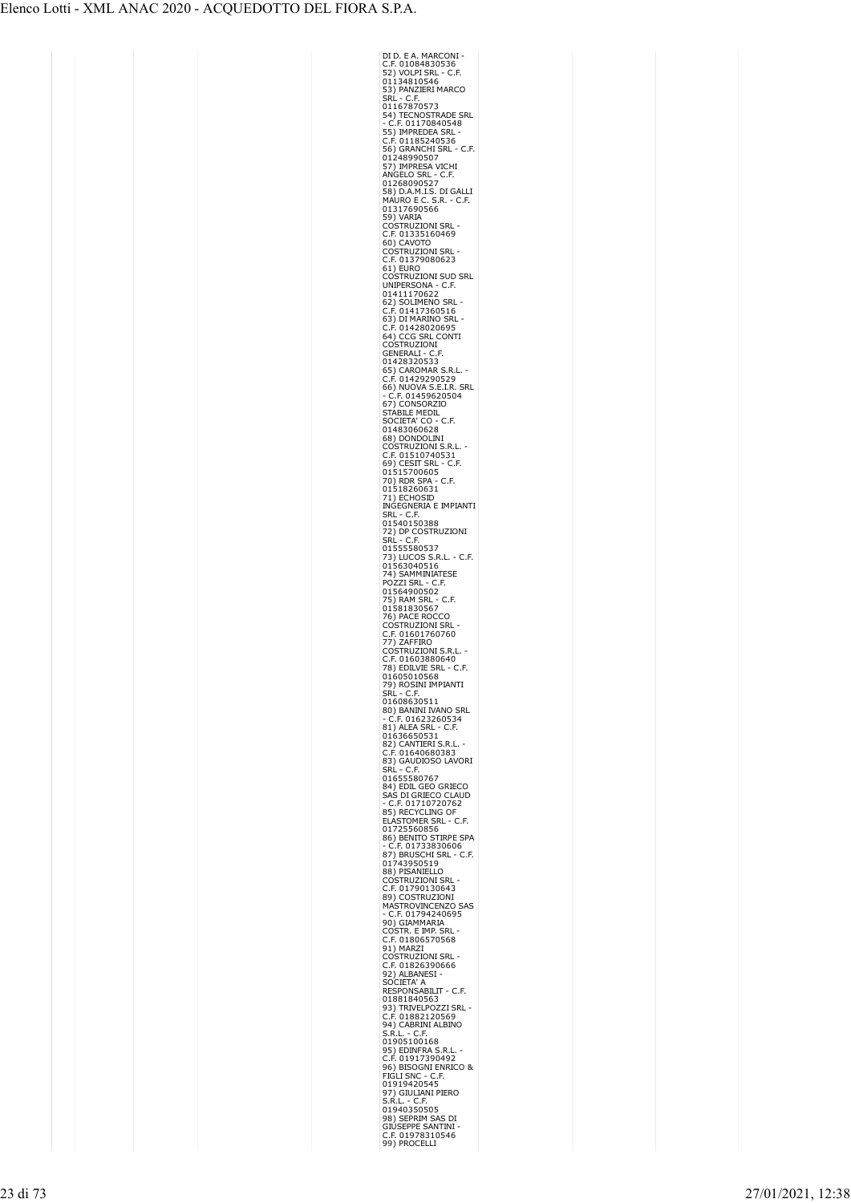| | | | | | | | | |
|---|---|---|---|---|---|---|---|---|
| | | | | DI D. E A. MARCONI - C.F. 01084830536<br>52) VOLPI SRL - C.F. 01134810546<br>53) PANZIERI MARCO SRL - C.F. 01167870573<br>54) TECNOSTRADE SRL - C.F. 01170840548<br>55) IMPREDEA SRL - C.F. 01185240536<br>56) GRANCHI SRL - C.F. 01248990507<br>57) IMPRESA VICHI ANGELO SRL - C.F. 01268090527<br>58) D.A.M.I.S. DI GALLI MAURO E C. S.R. - C.F. 01317690566<br>59) VARIA COSTRUZIONI SRL - C.F. 01335160469<br>60) CAVOTO COSTRUZIONI SRL - C.F. 01379080623<br>61) EURO COSTRUZIONI SUD SRL UNIPERSONA - C.F. 01411170622<br>62) SOLIMENO SRL - C.F. 01417360516<br>63) DI MARINO SRL - C.F. 01428020695<br>64) CCG SRL CONTI COSTRUZIONI GENERALI - C.F. 01428320533<br>65) CAROMAR S.R.L. - C.F. 01429290529<br>66) NUOVA S.E.I.R. SRL - C.F. 01459620504<br>67) CONSORZIO STABILE MEDIL SOCIETA' CO - C.F. 01483060628<br>68) DONDOLINI COSTRUZIONI S.R.L. - C.F. 01510740531<br>69) CESIT SRL - C.F. 01515700605<br>70) RDR SPA - C.F. 01518260631<br>71) ECHOSID INGEGNERIA E IMPIANTI SRL - C.F. 01540150388<br>72) DP COSTRUZIONI SRL - C.F. 01555580537<br>73) LUCOS S.R.L. - C.F. 01563040516<br>74) SAMMINIATESE POZZI SRL - C.F. 01564900502<br>75) RAM SRL - C.F. 01581830567<br>76) PACE ROCCO COSTRUZIONI SRL - C.F. 01601760760<br>77) ZAFFIRO COSTRUZIONI S.R.L. - C.F. 01603880640<br>78) EDILVIE SRL - C.F. 01605010568<br>79) ROSINI IMPIANTI SRL - C.F. 01608630511<br>80) BANINI IVANO SRL - C.F. 01623260534<br>81) ALEA SRL - C.F. 01636650531<br>82) CANTIERI S.R.L. - C.F. 01640680383<br>83) GAUDIOSO LAVORI SRL - C.F. 01655580767<br>84) EDIL GEO GRIECO SAS DI GRIECO CLAUD - C.F. 01710720762<br>85) RECYCLING OF ELASTOMER SRL - C.F. 01725560856<br>86) BENITO STIRPE SPA - C.F. 01733830606<br>87) BRUSCHI SRL - C.F. 01743950519<br>88) PISANIELLO COSTRUZIONI SRL - C.F. 01790130643<br>89) COSTRUZIONI MASTROVINCENZO SAS - C.F. 01794240695<br>90) GIAMMARIA COSTR. E IMP. SRL - C.F. 01806570568<br>91) MARZI COSTRUZIONI SRL - C.F. 01826390666<br>92) ALBANESI - SOCIETA' A RESPONSABILIT - C.F. 01881840563<br>93) TRIVELPOZZI SRL - C.F. 01882120569<br>94) CABRINI ALBINO S.R.L. - C.F. 01905100168<br>95) EDINFRA S.R.L. - C.F. 01917390492<br>96) BISOGNI ENRICO & FIGLI SNC - C.F. 01919420545<br>97) GIULIANI PIERO S.R.L. - C.F. 01940350505<br>98) SEPRIM SAS DI GIUSEPPE SANTINI - C.F. 01978310546<br>99) PROCELLI | | | | |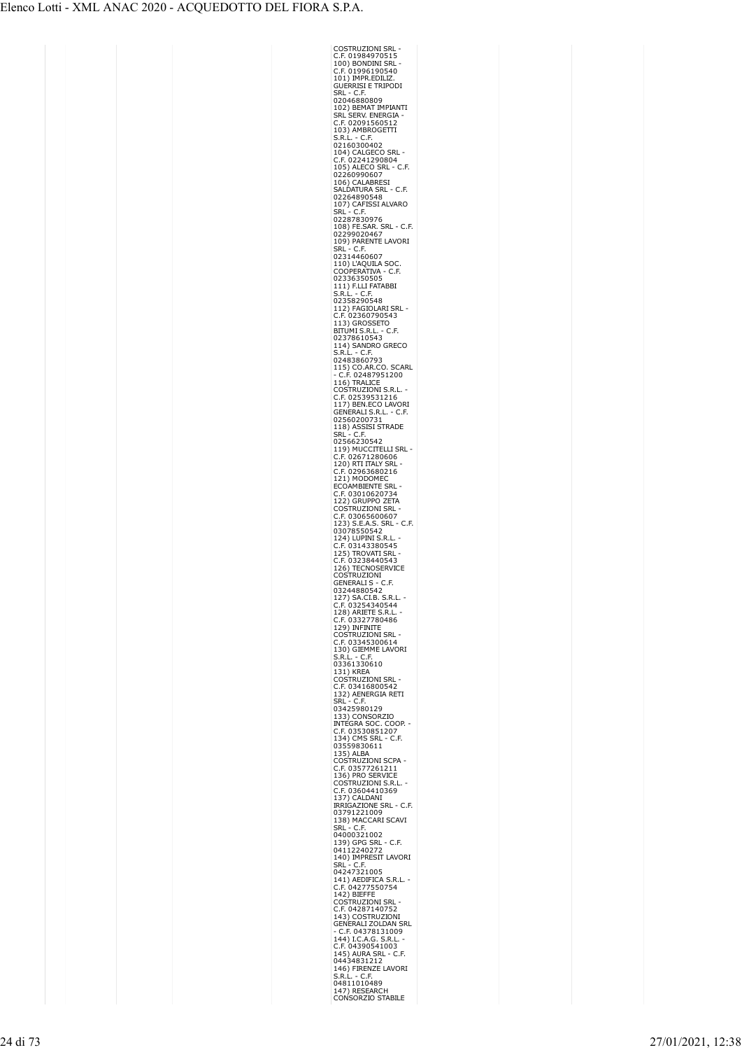| | | | | | | | | |
|---|---|---|---|---|---|---|---|---|
| | | | | COSTRUZIONI SRL - C.F. 01984970515 100) BONDINI SRL - C.F. 01996190540 101) IMPR.EDILIZ. GUERRISI E TRIPODI SRL - C.F. 02046880809 102) BEMAT IMPIANTI SRL SERV. ENERGIA - C.F. 02091560512 103) AMBROGETTI S.R.L. - C.F. 02160300402 104) CALGECO SRL - C.F. 02241290804 105) ALECO SRL - C.F. 02260990607 106) CALABRESI SALDATURA SRL - C.F. 02264890548 107) CAFISSI ALVARO SRL - C.F. 02287830976 108) FE.SAR. SRL - C.F. 02299020467 109) PARENTE LAVORI SRL - C.F. 02314460607 110) L'AQUILA SOC. COOPERATIVA - C.F. 02336350505 111) F.LLI FATABBI S.R.L. - C.F. 02358290548 112) FAGIOLARI SRL - C.F. 02360790543 113) GROSSETO BITUMI S.R.L. - C.F. 02378610543 114) SANDRO GRECO S.R.L. - C.F. 02483860793 115) CO.AR.CO. SCARL - C.F. 02487951200 116) TRALICE COSTRUZIONI S.R.L. - C.F. 02539531216 117) BEN.ECO LAVORI GENERALI S.R.L. - C.F. 02560200731 118) ASSISI STRADE SRL - C.F. 02566230542 119) MUCCITELLI SRL - C.F. 02671280606 120) RTI ITALY SRL - C.F. 02963680216 121) MODOMEC ECOAMBIENTE SRL - C.F. 03010620734 122) GRUPPO ZETA COSTRUZIONI SRL - C.F. 03065600607 123) S.E.A.S. SRL - C.F. 03078550542 124) LUPINI S.R.L. - C.F. 03143380545 125) TROVATI SRL - C.F. 03238440543 126) TECNOSERVICE COSTRUZIONI GENERALI S - C.F. 03244880542 127) SA.CI.B. S.R.L. - C.F. 03254340544 128) ARIETE S.R.L. - C.F. 03327780486 129) INFINITE COSTRUZIONI SRL - C.F. 03345300614 130) GIEMME LAVORI S.R.L. - C.F. 03361330610 131) KREA COSTRUZIONI SRL - C.F. 03416800542 132) AENERGIA RETI SRL - C.F. 03425980129 133) CONSORZIO INTEGRA SOC. COOP. - C.F. 03530851207 134) CMS SRL - C.F. 03559830611 135) ALBA COSTRUZIONI SCPA - C.F. 03577261211 136) PRO SERVICE COSTRUZIONI S.R.L. - C.F. 03604410369 137) CALDANI IRRIGAZIONE SRL - C.F. 03791221009 138) MACCARI SCAVI SRL - C.F. 04000321002 139) GPG SRL - C.F. 04112240272 140) IMPRESIT LAVORI SRL - C.F. 04247321005 141) AEDIFICA S.R.L. - C.F. 04277550754 142) BIEFFE COSTRUZIONI SRL - C.F. 04287140752 143) COSTRUZIONI GENERALI ZOLDAN SRL - C.F. 04378131009 144) I.C.A.G. S.R.L. - C.F. 04390541003 145) AURA SRL - C.F. 04434831212 146) FIRENZE LAVORI S.R.L. - C.F. 04811010489 147) RESEARCH CONSORZIO STABILE | | | | |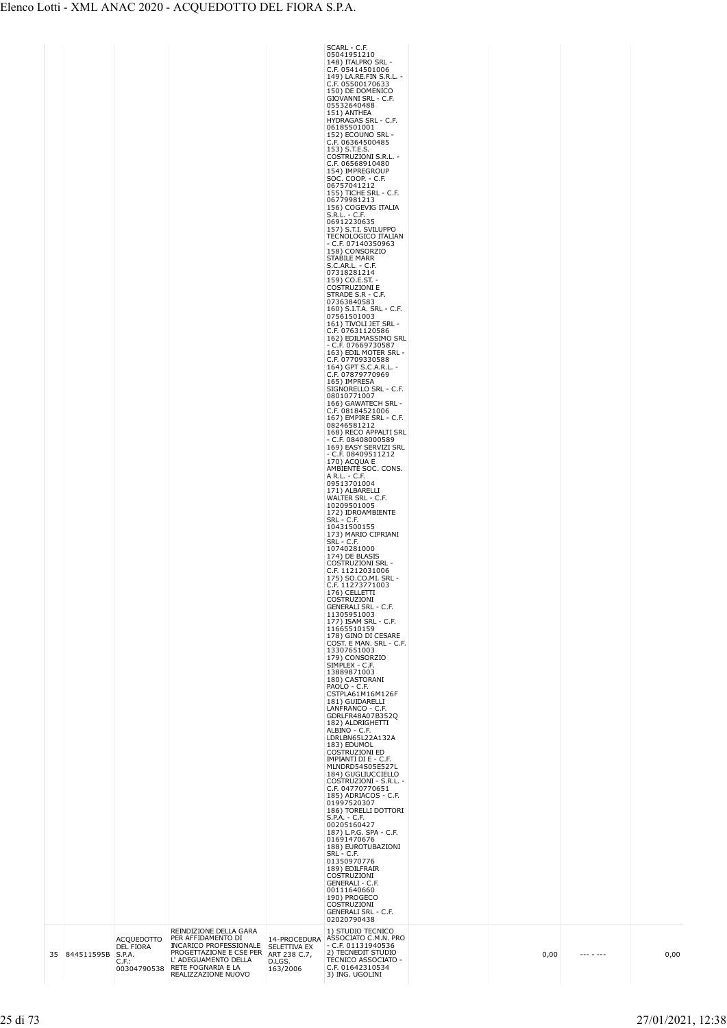| | | | | | | | | | |
|---|---|---|---|---|---|---|---|---|---|
| | | | | | SCARL - C.F. 05041951210<br>148) ITALPRO SRL - C.F. 05414501006<br>149) LA.RE.FIN S.R.L. - C.F. 05500170633<br>150) DE DOMENICO GIOVANNI SRL - C.F. 05532640488<br>151) ANTHEA HYDRAGAS SRL - C.F. 06185501001<br>152) ECOUNO SRL - C.F. 06364500485<br>153) S.T.E.S. COSTRUZIONI S.R.L. - C.F. 06568910480<br>154) IMPREGROUP SOC. COOP. - C.F. 06757041212<br>155) TICHE SRL - C.F. 06779981213<br>156) COGEVIG ITALIA S.R.L. - C.F. 06912230635<br>157) S.T.I. SVILUPPO TECNOLOGICO ITALIAN - C.F. 07140350963<br>158) CONSORZIO STABILE MARR S.C.AR.L. - C.F. 07318281214<br>159) CO.E.ST. - COSTRUZIONI E STRADE S.R - C.F. 07363840583<br>160) S.I.T.A. SRL - C.F. 07561501003<br>161) TIVOLI JET SRL - C.F. 07631120586<br>162) EDILMASSIMO SRL - C.F. 07669730587<br>163) EDIL MOTER SRL - C.F. 07709330588<br>164) GPT S.C.A.R.L. - C.F. 07879770969<br>165) IMPRESA SIGNORELLO SRL - C.F. 08010771007<br>166) GAWATECH SRL - C.F. 08184521006<br>167) EMPIRE SRL - C.F. 08246581212<br>168) RECO APPALTI SRL - C.F. 08408000589<br>169) EASY SERVIZI SRL - C.F. 08409511212<br>170) ACQUA E AMBIENTE SOC. CONS. A R.L. - C.F. 09513701004<br>171) ALBARELLI WALTER SRL - C.F. 10209501005<br>172) IDROAMBIENTE SRL - C.F. 10431500155<br>173) MARIO CIPRIANI SRL - C.F. 10740281000<br>174) DE BLASIS COSTRUZIONI SRL - C.F. 11212031006<br>175) SO.CO.MI. SRL - C.F. 11273771003<br>176) CELLETTI COSTRUZIONI GENERALI SRL - C.F. 11305951003<br>177) ISAM SRL - C.F. 11665510159<br>178) GINO DI CESARE COST. E MAN. SRL - C.F. 13307651003<br>179) CONSORZIO SIMPLEX - C.F. 13889871003<br>180) CASTORANI PAOLO - C.F. CSTPLA61M16M126F<br>181) GUIDARELLI LANFRANCO - C.F. GDRLFR48A07B352Q<br>182) ALDRIGHETTI ALBINO - C.F. LDRLBN65L22A132A<br>183) EDUMOL COSTRUZIONI ED IMPIANTI DI E - C.F. MLNDRD54S05E527L<br>184) GUGLIUCCIELLO COSTRUZIONI - S.R.L. - C.F. 04770770651<br>185) ADRIACOS - C.F. 01997520307<br>186) TORELLI DOTTORI S.P.A. - C.F. 00205160427<br>187) L.P.G. SPA - C.F. 01691470676<br>188) EUROTUBAZIONI SRL - C.F. 01350970776<br>189) EDILFRAIR COSTRUZIONI GENERALI - C.F. 00111640660<br>190) PROGECO COSTRUZIONI GENERALI SRL - C.F. 02020790438 | | | | |
| 35 | 844511595B | ACQUEDOTTO DEL FIORA S.P.A. C.F.: 00304790538 | REINDIZIONE DELLA GARA PER AFFIDAMENTO DI INCARICO PROFESSIONALE PROGETTAZIONE E CSE PER L' ADEGUAMENTO DELLA RETE FOGNARIA E LA REALIZZAZIONE NUOVO | 14-PROCEDURA SELETTIVA EX ART 238 C.7, D.LGS. 163/2006 | 1) STUDIO TECNICO ASSOCIATO C.M.N. PRO - C.F. 01131940536<br>2) TECNEDIT STUDIO TECNICO ASSOCIATO - C.F. 01642310534<br>3) ING. UGOLINI | | 0,00 | --- - --- | 0,00 |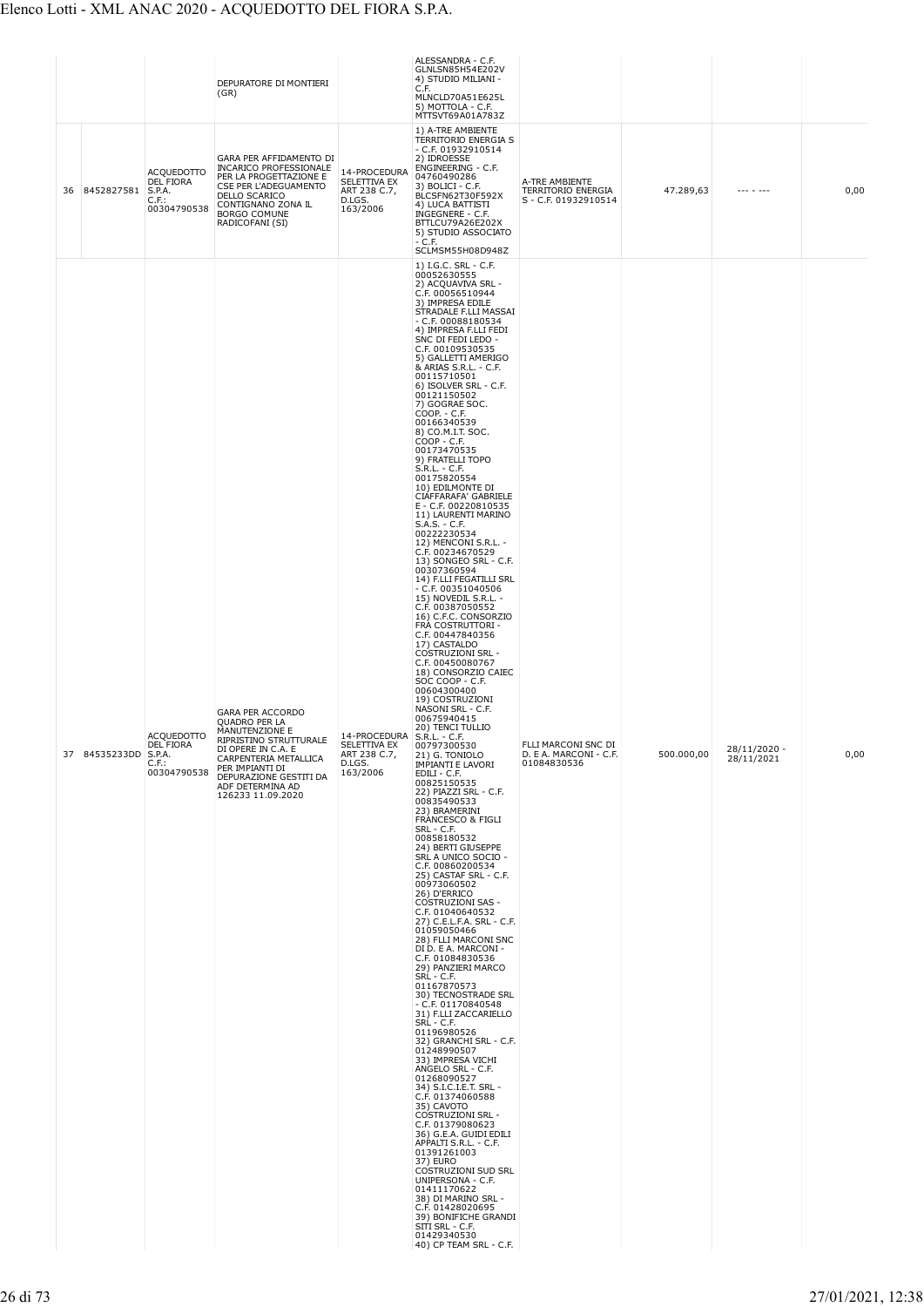| | | | | | | | | | |
|---|---|---|---|---|---|---|---|---|---|
| | | | DEPURATORE DI MONTIERI (GR) | | ALESSANDRA - C.F. GLNLSN85H54E202V 4) STUDIO MILIANI - C.F. MLNCLD70A51E625L 5) MOTTOLA - C.F. MTTSVT69A01A783Z | | | | |
| 36 | 8452827581 | ACQUEDOTTO DEL FIORA S.P.A. C.F.: 00304790538 | GARA PER AFFIDAMENTO DI INCARICO PROFESSIONALE PER LA PROGETTAZIONE E CSE PER L'ADEGUAMENTO DELLO SCARICO CONTIGNANO ZONA IL BORGO COMUNE RADICOFANI (SI) | 14-PROCEDURA SELETTIVA EX ART 238 C.7, D.LGS. 163/2006 | 1) A-TRE AMBIENTE TERRITORIO ENERGIA S - C.F. 01932910514 2) IDROESSE ENGINEERING - C.F. 04760490286 3) BOLICI - C.F. BLCSFN62T30F592X 4) LUCA BATTISTI INGEGNERE - C.F. BTTLCU79A26E202X 5) STUDIO ASSOCIATO - C.F. SCLMSM55H08D948Z | A-TRE AMBIENTE TERRITORIO ENERGIA S - C.F. 01932910514 | 47.289,63 | --- - --- | 0,00 |
| 37 | 84535233DD | ACQUEDOTTO DEL FIORA S.P.A. C.F.: 00304790538 | GARA PER ACCORDO QUADRO PER LA MANUTENZIONE E RIPRISTINO STRUTTURALE DI OPERE IN C.A. E CARPENTERIA METALLICA PER IMPIANTI DI DEPURAZIONE GESTITI DA ADF DETERMINA AD 126233 11.09.2020 | 14-PROCEDURA SELETTIVA EX ART 238 C.7, D.LGS. 163/2006 | 1) I.G.C. SRL - C.F. 00052630555 2) ACQUAVIVA SRL - C.F. 00056510944 3) IMPRESA EDILE STRADALE F.LLI MASSAI - C.F. 00088180534 4) IMPRESA F.LLI FEDI SNC DI FEDI LEDO - C.F. 00109530535 5) GALLETTI AMERIGO & ARIAS S.R.L. - C.F. 00115710501 6) ISOLVER SRL - C.F. 00121150502 7) GOGRAE SOC. COOP. - C.F. 00166340539 8) CO.M.I.T. SOC. COOP - C.F. 00173470535 9) FRATELLI TOPO S.R.L. - C.F. 00175820554 10) EDILMONTE DI CIAFFARAFA' GABRIELE E - C.F. 00220810535 11) LAURENTI MARINO S.A.S. - C.F. 00222230534 12) MENCONI S.R.L. - C.F. 00234670529 13) SONGEO SRL - C.F. 00307360594 14) F.LLI FEGATILLI SRL - C.F. 00351040506 15) NOVEDIL S.R.L. - C.F. 00387050552 16) C.F.C. CONSORZIO FRA COSTRUTTORI - C.F. 00447840356 17) CASTALDO COSTRUZIONI SRL - C.F. 00450080767 18) CONSORZIO CAIEC SOC COOP - C.F. 00604300400 19) COSTRUZIONI NASONI SRL - C.F. 00675940415 20) TENCI TULLIO S.R.L. - C.F. 00797300530 21) G. TONIOLO IMPIANTI E LAVORI EDILI - C.F. 00825150535 22) PIAZZI SRL - C.F. 00835490533 23) BRAMERINI FRANCESCO & FIGLI SRL - C.F. 00858180532 24) BERTI GIUSEPPE SRL A UNICO SOCIO - C.F. 00860200534 25) CASTAF SRL - C.F. 00973060502 26) D'ERRICO COSTRUZIONI SAS - C.F. 01040640532 27) C.E.L.F.A. SRL - C.F. 01059050466 28) FLLI MARCONI SNC DI D. E A. MARCONI - C.F. 01084830536 29) PANZIERI MARCO SRL - C.F. 01167870573 30) TECNOSTRADE SRL - C.F. 01170840548 31) F.LLI ZACCARIELLO SRL - C.F. 01196980526 32) GRANCHI SRL - C.F. 01248990507 33) IMPRESA VICHI ANGELO SRL - C.F. 01268090527 34) S.I.C.I.E.T. SRL - C.F. 01374060588 35) CAVOTO COSTRUZIONI SRL - C.F. 01379080623 36) G.E.A. GUIDI EDILI APPALTI S.R.L. - C.F. 01391261003 37) EURO COSTRUZIONI SUD SRL UNIPERSONA - C.F. 01411170622 38) DI MARINO SRL - C.F. 01428020695 39) BONIFICHE GRANDI SITI SRL - C.F. 01429340530 40) CP TEAM SRL - C.F. | FLLI MARCONI SNC DI D. E A. MARCONI - C.F. 01084830536 | 500.000,00 | 28/11/2020 - 28/11/2021 | 0,00 |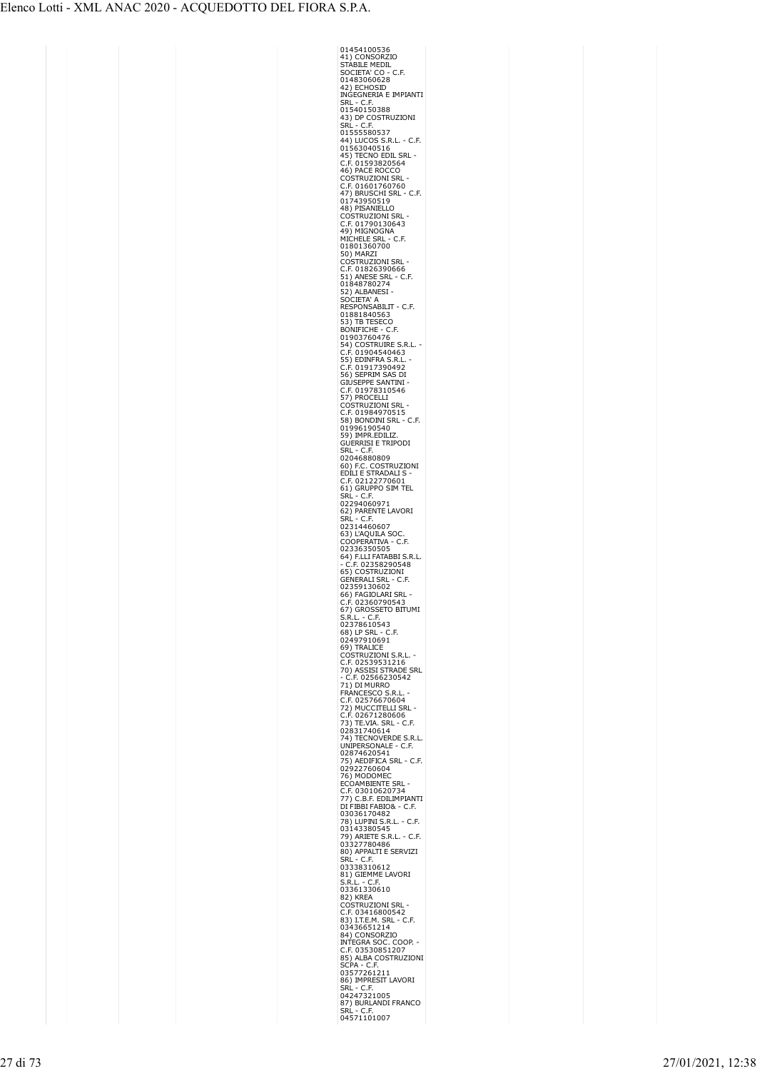| | | | | | | | | |
|---|---|---|---|---|---|---|---|---|
| | | | | 01454100536<br>41) CONSORZIO STABILE MEDIL SOCIETA' CO - C.F. 01483060628<br>42) ECHOSID INGEGNERIA E IMPIANTI SRL - C.F. 01540150388<br>43) DP COSTRUZIONI SRL - C.F. 01555580537<br>44) LUCOS S.R.L. - C.F. 01563040516<br>45) TECNO EDIL SRL - C.F. 01593820564<br>46) PACE ROCCO COSTRUZIONI SRL - C.F. 01601760760<br>47) BRUSCHI SRL - C.F. 01743950519<br>48) PISANIELLO COSTRUZIONI SRL - C.F. 01790130643<br>49) MIGNOGNA MICHELE SRL - C.F. 01801360700<br>50) MARZI COSTRUZIONI SRL - C.F. 01826390666<br>51) ANESE SRL - C.F. 01848780274<br>52) ALBANESI - SOCIETA' A RESPONSABILIT - C.F. 01881840563<br>53) TB TESECO BONIFICHE - C.F. 01903760476<br>54) COSTRUIRE S.R.L. - C.F. 01904540463<br>55) EDINFRA S.R.L. - C.F. 01917390492<br>56) SEPRIM SAS DI GIUSEPPE SANTINI - C.F. 01978310546<br>57) PROCELLI COSTRUZIONI SRL - C.F. 01984970515<br>58) BONDINI SRL - C.F. 01996190540<br>59) IMPR.EDILIZ. GUERRISI E TRIPODI SRL - C.F. 02046880809<br>60) F.C. COSTRUZIONI EDILI E STRADALI S - C.F. 02122770601<br>61) GRUPPO SIM TEL SRL - C.F. 02294060971<br>62) PARENTE LAVORI SRL - C.F. 02314460607<br>63) L'AQUILA SOC. COOPERATIVA - C.F. 02336350505<br>64) F.LLI FATABBI S.R.L. - C.F. 02358290548<br>65) COSTRUZIONI GENERALI SRL - C.F. 02359130602<br>66) FAGIOLARI SRL - C.F. 02360790543<br>67) GROSSETO BITUMI S.R.L. - C.F. 02378610543<br>68) LP SRL - C.F. 02497910691<br>69) TRALICE COSTRUZIONI S.R.L. - C.F. 02539531216<br>70) ASSISI STRADE SRL - C.F. 02566230542<br>71) DI MURRO FRANCESCO S.R.L. - C.F. 02576670604<br>72) MUCCITELLI SRL - C.F. 02671280606<br>73) TE.VIA. SRL - C.F. 02831740614<br>74) TECNOVERDE S.R.L. UNIPERSONALE - C.F. 02874620541<br>75) AEDIFICA SRL - C.F. 02922760604<br>76) MODOMEC ECOAMBIENTE SRL - C.F. 03010620734<br>77) C.B.F. EDILIMPIANTI DI FIBBI FABIO& - C.F. 03036170482<br>78) LUPINI S.R.L. - C.F. 03143380545<br>79) ARIETE S.R.L. - C.F. 03327780486<br>80) APPALTI E SERVIZI SRL - C.F. 03338310612<br>81) GIEMME LAVORI S.R.L. - C.F. 03361330610<br>82) KREA COSTRUZIONI SRL - C.F. 03416800542<br>83) I.T.E.M. SRL - C.F. 03436651214<br>84) CONSORZIO INTEGRA SOC. COOP. - C.F. 03530851207<br>85) ALBA COSTRUZIONI SCPA - C.F. 03577261211<br>86) IMPRESIT LAVORI SRL - C.F. 04247321005<br>87) BURLANDI FRANCO SRL - C.F. 04571101007 | | | | |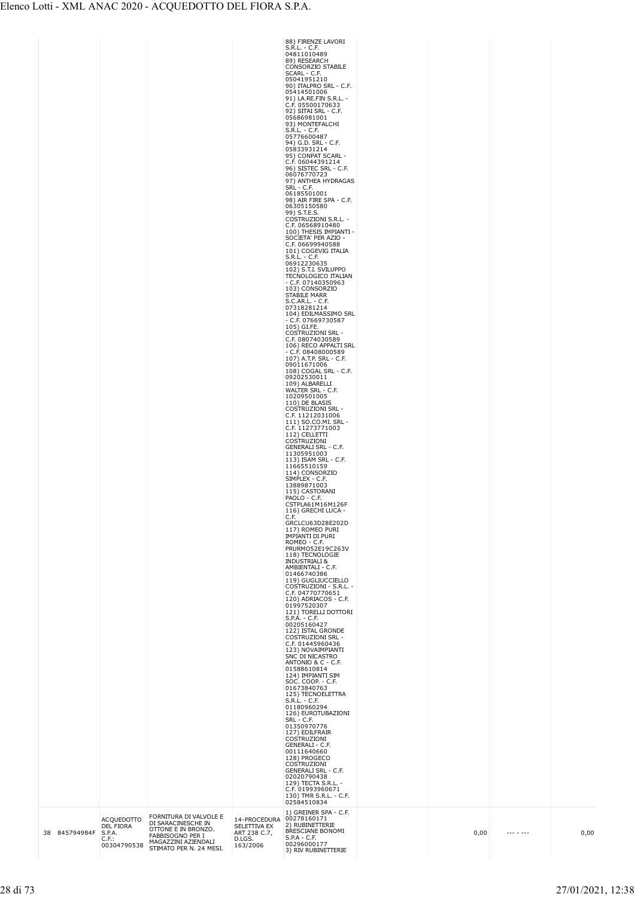| | | | | | | | | | |
|---|---|---|---|---|---|---|---|---|---|
| | | | | | 88) FIRENZE LAVORI S.R.L. - C.F. 04811010489<br>89) RESEARCH CONSORZIO STABILE SCARL - C.F. 05041951210<br>90) ITALPRO SRL - C.F. 05414501006<br>91) LA.RE.FIN S.R.L. - C.F. 05500170633<br>92) SITAI SRL - C.F. 05686981001<br>93) MONTEFALCHI S.R.L. - C.F. 05776600487<br>94) G.D. SRL - C.F. 05833931214<br>95) CONPAT SCARL - C.F. 06044391214<br>96) SISTEC SRL - C.F. 06076770723<br>97) ANTHEA HYDRAGAS SRL - C.F. 06185501001<br>98) AIR FIRE SPA - C.F. 06305150580<br>99) S.T.E.S. COSTRUZIONI S.R.L. - C.F. 06568910480<br>100) THESIS IMPIANTI - SOCIETA' PER AZIO - C.F. 06699940588<br>101) COGEVIG ITALIA S.R.L. - C.F. 06912230635<br>102) S.T.I. SVILUPPO TECNOLOGICO ITALIAN - C.F. 07140350963<br>103) CONSORZIO STABILE MARR S.C.AR.L. - C.F. 07318281214<br>104) EDILMASSIMO SRL - C.F. 07669730587<br>105) GI.FE. COSTRUZIONI SRL - C.F. 08074030589<br>106) RECO APPALTI SRL - C.F. 08408000589<br>107) A.T.P. SRL - C.F. 09011671006<br>108) COGAL SRL - C.F. 09202530011<br>109) ALBARELLI WALTER SRL - C.F. 10209501005<br>110) DE BLASIS COSTRUZIONI SRL - C.F. 11212031006<br>111) SO.CO.MI. SRL - C.F. 11273771003<br>112) CELLETTI COSTRUZIONI GENERALI SRL - C.F. 11305951003<br>113) ISAM SRL - C.F. 11665510159<br>114) CONSORZIO SIMPLEX - C.F. 13889871003<br>115) CASTORANI PAOLO - C.F. CSTPLA61M16M126F<br>116) GRECHI LUCA - C.F. GRCLCU63D28E202D<br>117) ROMEO PURI IMPIANTI DI PURI ROMEO - C.F. PRURMO52E19C263V<br>118) TECNOLOGIE INDUSTRIALI & AMBIENTALI - C.F. 01466740386<br>119) GUGLIUCCIELLO COSTRUZIONI - S.R.L. - C.F. 04770770651<br>120) ADRIACOS - C.F. 01997520307<br>121) TORELLI DOTTORI S.P.A. - C.F. 00205160427<br>122) ISTAL GRONDE COSTRUZIONI SRL - C.F. 01445960436<br>123) NOVAIMPIANTI SNC DI NICASTRO ANTONIO & C - C.F. 01588610814<br>124) IMPIANTI SIM SOC. COOP. - C.F. 01673840763<br>125) TECNOELETTRA S.R.L. - C.F. 01180960294<br>126) EUROTUBAZIONI SRL - C.F. 01350970776<br>127) EDILFRAIR COSTRUZIONI GENERALI - C.F. 00111640660<br>128) PROGECO COSTRUZIONI GENERALI SRL - C.F. 02020790438<br>129) TECTA S.R.L. - C.F. 01993960671<br>130) TMR S.R.L. - C.F. 02584510834 | | | | |
| 38 | 845794984F | ACQUEDOTTO DEL FIORA S.P.A. C.F.: 00304790538 | FORNITURA DI VALVOLE E DI SARACINESCHE IN OTTONE E IN BRONZO. FABBISOGNO PER I MAGAZZINI AZIENDALI STIMATO PER N. 24 MESI. | 14-PROCEDURA SELETTIVA EX ART 238 C.7, D.LGS. 163/2006 | 1) GREINER SPA - C.F. 00278160171<br>2) RUBINETTERIE BRESCIANE BONOMI S.P.A - C.F. 00296000177<br>3) RIV RUBINETTERIE | | 0,00 | --- - --- | 0,00 |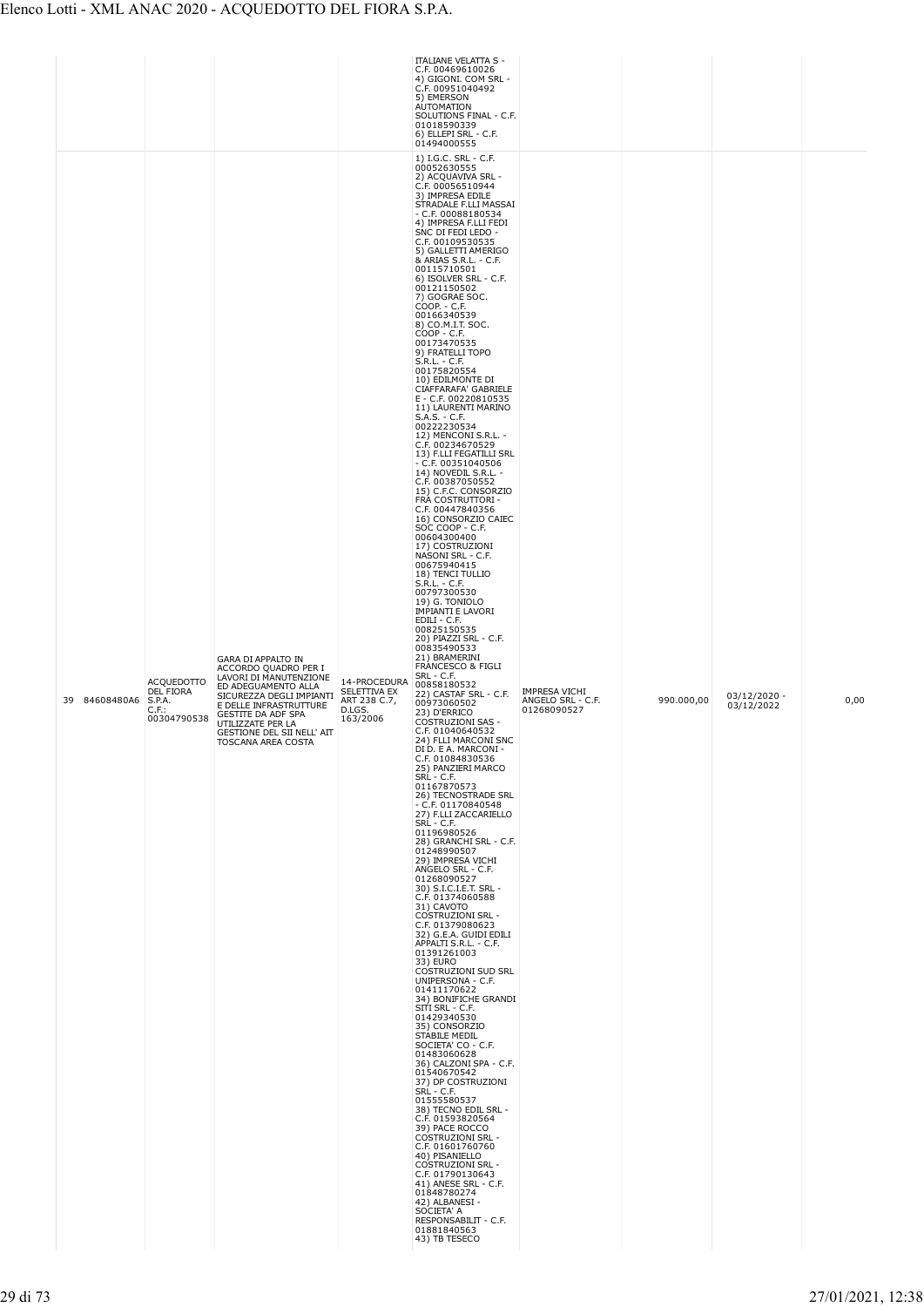Elenco Lotti - XML ANAC 2020 - ACQUEDOTTO DEL FIORA S.P.A.

| | | | | | | | | | |
|---|---|---|---|---|---|---|---|---|---|
| | | | | | ITALIANE VELATTA S - C.F. 00469610026<br>4) GIGONI. COM SRL - C.F. 00951040492<br>5) EMERSON AUTOMATION SOLUTIONS FINAL - C.F. 01018590339<br>6) ELLEPI SRL - C.F. 01494000555 | | | | |
| 39 | 84608480A6 | ACQUEDOTTO DEL FIORA S.P.A. C.F.: 00304790538 | GARA DI APPALTO IN ACCORDO QUADRO PER I LAVORI DI MANUTENZIONE ED ADEGUAMENTO ALLA SICUREZZA DEGLI IMPIANTI E DELLE INFRASTRUTTURE GESTITE DA ADF SPA UTILIZZATE PER LA GESTIONE DEL SII NELL' AIT TOSCANA AREA COSTA | 14-PROCEDURA SELETTIVA EX ART 238 C.7, D.LGS. 163/2006 | 1) I.G.C. SRL - C.F. 00052630555<br>2) ACQUAVIVA SRL - C.F. 00056510944<br>3) IMPRESA EDILE STRADALE F.LLI MASSAI - C.F. 00088180534<br>4) IMPRESA F.LLI FEDI SNC DI FEDI LEDO - C.F. 00109530535<br>5) GALLETTI AMERIGO & ARIAS S.R.L. - C.F. 00115710501<br>6) ISOLVER SRL - C.F. 00121150502<br>7) GOGRAE SOC. COOP. - C.F. 00166340539<br>8) CO.M.I.T. SOC. COOP - C.F. 00173470535<br>9) FRATELLI TOPO S.R.L. - C.F. 00175820554<br>10) EDILMONTE DI CIAFFARAFA' GABRIELE E - C.F. 00220810535<br>11) LAURENTI MARINO S.A.S. - C.F. 00222230534<br>12) MENCONI S.R.L. - C.F. 00234670529<br>13) F.LLI FEGATILLI SRL - C.F. 00351040506<br>14) NOVEDIL S.R.L. - C.F. 00387050552<br>15) C.F.C. CONSORZIO FRA COSTRUTTORI - C.F. 00447840356<br>16) CONSORZIO CAIEC SOC COOP - C.F. 00604300400<br>17) COSTRUZIONI NASONI SRL - C.F. 00675940415<br>18) TENCI TULLIO S.R.L. - C.F. 00797300530<br>19) G. TONIOLO IMPIANTI E LAVORI EDILI - C.F. 00825150535<br>20) PIAZZI SRL - C.F. 00835490533<br>21) BRAMERINI FRANCESCO & FIGLI SRL - C.F. 00858180532<br>22) CASTAF SRL - C.F. 00973060502<br>23) D'ERRICO COSTRUZIONI SAS - C.F. 01040640532<br>24) FLLI MARCONI SNC DI D. E A. MARCONI - C.F. 01084830536<br>25) PANZIERI MARCO SRL - C.F. 01167870573<br>26) TECNOSTRADE SRL - C.F. 01170840548<br>27) F.LLI ZACCARIELLO SRL - C.F. 01196980526<br>28) GRANCHI SRL - C.F. 01248990507<br>29) IMPRESA VICHI ANGELO SRL - C.F. 01268090527<br>30) S.I.C.I.E.T. SRL - C.F. 01374060588<br>31) CAVOTO COSTRUZIONI SRL - C.F. 01379080623<br>32) G.E.A. GUIDI EDILI APPALTI S.R.L. - C.F. 01391261003<br>33) EURO COSTRUZIONI SUD SRL UNIPERSONA - C.F. 01411170622<br>34) BONIFICHE GRANDI SITI SRL - C.F. 01429340530<br>35) CONSORZIO STABILE MEDIL SOCIETA' CO - C.F. 01483060628<br>36) CALZONI SPA - C.F. 01540670542<br>37) DP COSTRUZIONI SRL - C.F. 01555580537<br>38) TECNO EDIL SRL - C.F. 01593820564<br>39) PACE ROCCO COSTRUZIONI SRL - C.F. 01601760760<br>40) PISANIELLO COSTRUZIONI SRL - C.F. 01790130643<br>41) ANESE SRL - C.F. 01848780274<br>42) ALBANESI - SOCIETA' A RESPONSABILIT - C.F. 01881840563<br>43) TB TESECO | IMPRESA VICHI ANGELO SRL - C.F. 01268090527 | 990.000,00 | 03/12/2020 - 03/12/2022 | 0,00 |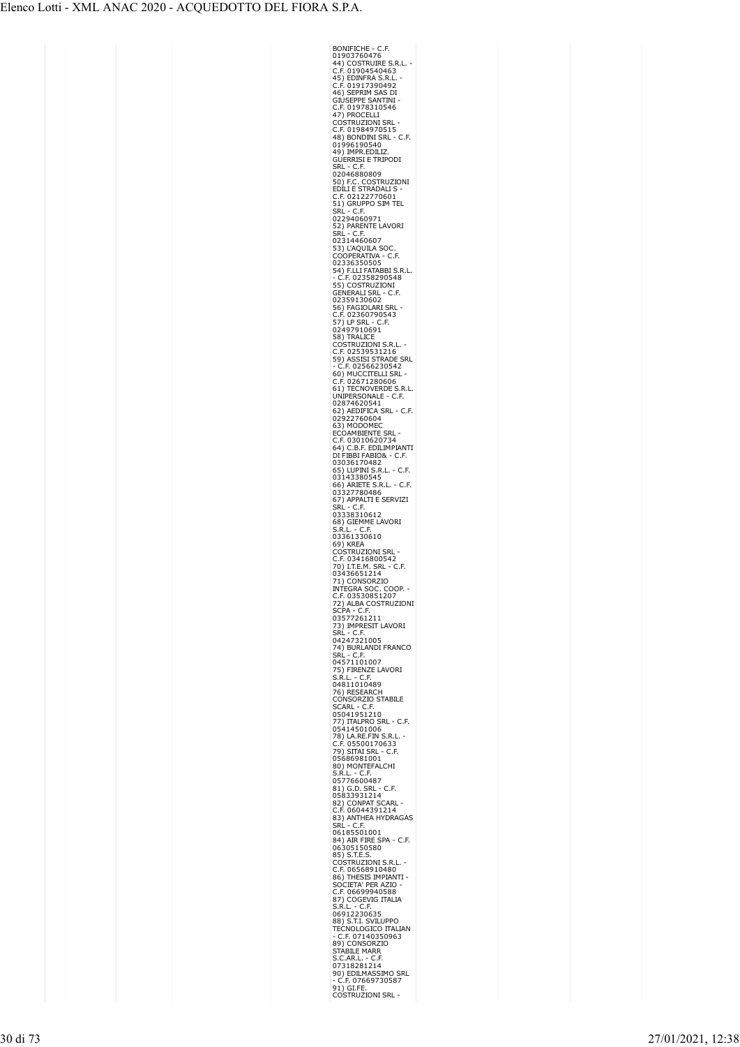| | | | | | | | | |
|---|---|---|---|---|---|---|---|---|
| | | | | BONIFICHE - C.F. 01903760476<br>44) COSTRUIRE S.R.L. - C.F. 01904540463<br>45) EDINFRA S.R.L. - C.F. 01917390492<br>46) SEPRIM SAS DI GIUSEPPE SANTINI - C.F. 01978310546<br>47) PROCELLI COSTRUZIONI SRL - C.F. 01984970515<br>48) BONDINI SRL - C.F. 01996190540<br>49) IMPR.EDILIZ. GUERRISI E TRIPODI SRL - C.F. 02046880809<br>50) F.C. COSTRUZIONI EDILI E STRADALI S - C.F. 02122770601<br>51) GRUPPO SIM TEL SRL - C.F. 02294060971<br>52) PARENTE LAVORI SRL - C.F. 02314460607<br>53) L'AQUILA SOC. COOPERATIVA - C.F. 02336350505<br>54) F.LLI FATABBI S.R.L. - C.F. 02358290548<br>55) COSTRUZIONI GENERALI SRL - C.F. 02359130602<br>56) FAGIOLARI SRL - C.F. 02360790543<br>57) LP SRL - C.F. 02497910691<br>58) TRALICE COSTRUZIONI S.R.L. - C.F. 02539531216<br>59) ASSISI STRADE SRL - C.F. 02566230542<br>60) MUCCITELLI SRL - C.F. 02671280606<br>61) TECNOVERDE S.R.L. UNIPERSONALE - C.F. 02874620541<br>62) AEDIFICA SRL - C.F. 02922760604<br>63) MODOMEC ECOAMBIENTE SRL - C.F. 03010620734<br>64) C.B.F. EDILIMPIANTI DI FIBBI FABIO& - C.F. 03036170482<br>65) LUPINI S.R.L. - C.F. 03143380545<br>66) ARIETE S.R.L. - C.F. 03327780486<br>67) APPALTI E SERVIZI SRL - C.F. 03338310612<br>68) GIEMME LAVORI S.R.L. - C.F. 03361330610<br>69) KREA COSTRUZIONI SRL - C.F. 03416800542<br>70) I.T.E.M. SRL - C.F. 03436651214<br>71) CONSORZIO INTEGRA SOC. COOP. - C.F. 03530851207<br>72) ALBA COSTRUZIONI SCPA - C.F. 03577261211<br>73) IMPRESIT LAVORI SRL - C.F. 04247321005<br>74) BURLANDI FRANCO SRL - C.F. 04571101007<br>75) FIRENZE LAVORI S.R.L. - C.F. 04811010489<br>76) RESEARCH CONSORZIO STABILE SCARL - C.F. 05041951210<br>77) ITALPRO SRL - C.F. 05414501006<br>78) LA.RE.FIN S.R.L. - C.F. 05500170633<br>79) SITAI SRL - C.F. 05686981001<br>80) MONTEFALCHI S.R.L. - C.F. 05776600487<br>81) G.D. SRL - C.F. 05833931214<br>82) CONPAT SCARL - C.F. 06044391214<br>83) ANTHEA HYDRAGAS SRL - C.F. 06185501001<br>84) AIR FIRE SPA - C.F. 06305150580<br>85) S.T.E.S. COSTRUZIONI S.R.L. - C.F. 06568910480<br>86) THESIS IMPIANTI - SOCIETA' PER AZIO - C.F. 06699940588<br>87) COGEVIG ITALIA S.R.L. - C.F. 06912230635<br>88) S.T.I. SVILUPPO TECNOLOGICO ITALIAN - C.F. 07140350963<br>89) CONSORZIO STABILE MARR S.C.AR.L. - C.F. 07318281214<br>90) EDILMASSIMO SRL - C.F. 07669730587<br>91) GI.FE. COSTRUZIONI SRL - | | | | |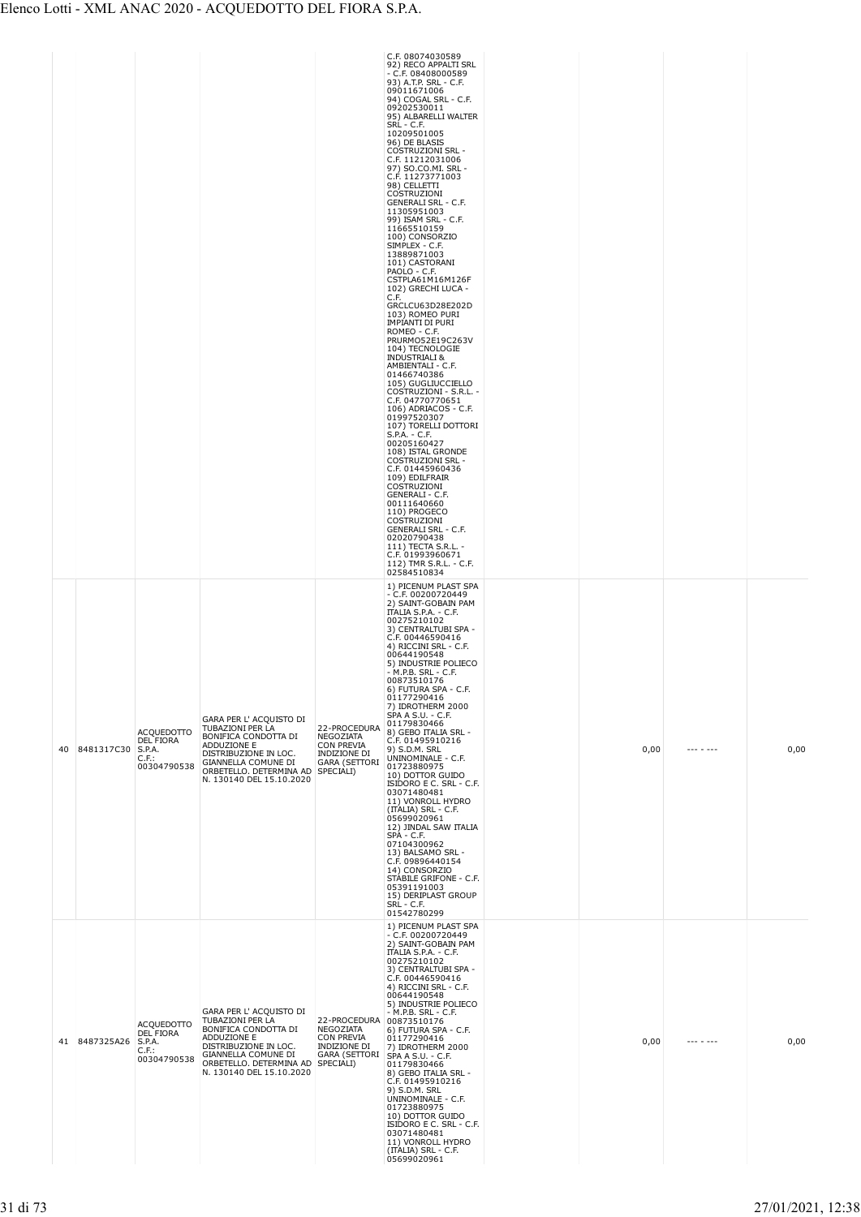| | | | | | | | | | |
|---|---|---|---|---|---|---|---|---|---|
| | | | | | C.F. 08074030589 92) RECO APPALTI SRL - C.F. 08408000589 93) A.T.P. SRL - C.F. 09011671006 94) COGAL SRL - C.F. 09202530011 95) ALBARELLI WALTER SRL - C.F. 10209501005 96) DE BLASIS COSTRUZIONI SRL - C.F. 11212031006 97) SO.CO.MI. SRL - C.F. 11273771003 98) CELLETTI COSTRUZIONI GENERALI SRL - C.F. 11305951003 99) ISAM SRL - C.F. 11665510159 100) CONSORZIO SIMPLEX - C.F. 13889871003 101) CASTORANI PAOLO - C.F. CSTPLA61M16M126F 102) GRECHI LUCA - C.F. GRCLCU63D28E202D 103) ROMEO PURI IMPIANTI DI PURI ROMEO - C.F. PRURMO52E19C263V 104) TECNOLOGIE INDUSTRIALI & AMBIENTALI - C.F. 01466740386 105) GUGLIUCCIELLO COSTRUZIONI - S.R.L. - C.F. 04770770651 106) ADRIACOS - C.F. 01997520307 107) TORELLI DOTTORI S.P.A. - C.F. 00205160427 108) ISTAL GRONDE COSTRUZIONI SRL - C.F. 01445960436 109) EDILFRAIR COSTRUZIONI GENERALI - C.F. 00111640660 110) PROGECO COSTRUZIONI GENERALI SRL - C.F. 02020790438 111) TECTA S.R.L. - C.F. 01993960671 112) TMR S.R.L. - C.F. 02584510834 | | | | |
| 40 | 8481317C30 | ACQUEDOTTO DEL FIORA S.P.A. C.F.: 00304790538 | GARA PER L' ACQUISTO DI TUBAZIONI PER LA BONIFICA CONDOTTA DI ADDUZIONE E DISTRIBUZIONE IN LOC. GIANNELLA COMUNE DI ORBETELLO. DETERMINA AD N. 130140 DEL 15.10.2020 | 22-PROCEDURA NEGOZIATA CON PREVIA INDIZIONE DI GARA (SETTORI SPECIALI) | 1) PICENUM PLAST SPA - C.F. 00200720449 2) SAINT-GOBAIN PAM ITALIA S.P.A. - C.F. 00275210102 3) CENTRALTUBI SPA - C.F. 00446590416 4) RICCINI SRL - C.F. 00644190548 5) INDUSTRIE POLIECO - M.P.B. SRL - C.F. 00873510176 6) FUTURA SPA - C.F. 01177290416 7) IDROTHERM 2000 SPA A S.U. - C.F. 01179830466 8) GEBO ITALIA SRL - C.F. 01495910216 9) S.D.M. SRL UNINOMINALE - C.F. 01723880975 10) DOTTOR GUIDO ISIDORO E C. SRL - C.F. 03071480481 11) VONROLL HYDRO (ITALIA) SRL - C.F. 05699020961 12) JINDAL SAW ITALIA SPA - C.F. 07104300962 13) BALSAMO SRL - C.F. 09896440154 14) CONSORZIO STABILE GRIFONE - C.F. 05391191003 15) DERIPLAST GROUP SRL - C.F. 01542780299 | | 0,00 | --- - --- | 0,00 |
| 41 | 8487325A26 | ACQUEDOTTO DEL FIORA S.P.A. C.F.: 00304790538 | GARA PER L' ACQUISTO DI TUBAZIONI PER LA BONIFICA CONDOTTA DI ADDUZIONE E DISTRIBUZIONE IN LOC. GIANNELLA COMUNE DI ORBETELLO. DETERMINA AD N. 130140 DEL 15.10.2020 | 22-PROCEDURA NEGOZIATA CON PREVIA INDIZIONE DI GARA (SETTORI SPECIALI) | 1) PICENUM PLAST SPA - C.F. 00200720449 2) SAINT-GOBAIN PAM ITALIA S.P.A. - C.F. 00275210102 3) CENTRALTUBI SPA - C.F. 00446590416 4) RICCINI SRL - C.F. 00644190548 5) INDUSTRIE POLIECO - M.P.B. SRL - C.F. 00873510176 6) FUTURA SPA - C.F. 01177290416 7) IDROTHERM 2000 SPA A S.U. - C.F. 01179830466 8) GEBO ITALIA SRL - C.F. 01495910216 9) S.D.M. SRL UNINOMINALE - C.F. 01723880975 10) DOTTOR GUIDO ISIDORO E C. SRL - C.F. 03071480481 11) VONROLL HYDRO (ITALIA) SRL - C.F. 05699020961 | | 0,00 | --- - --- | 0,00 |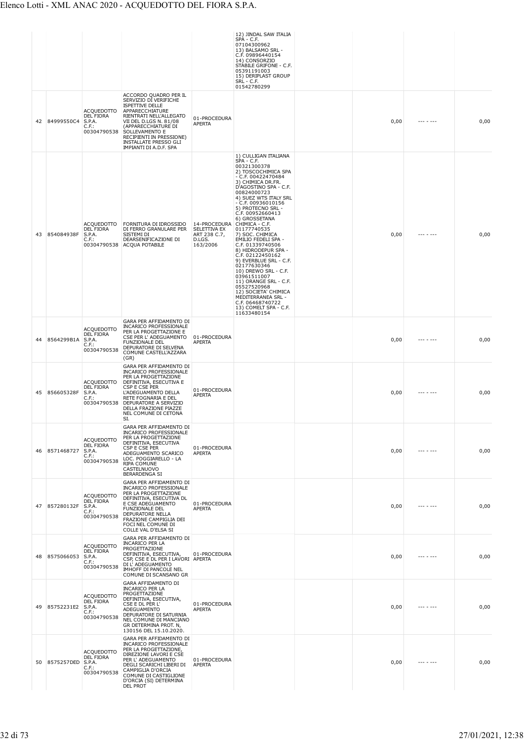| | | | | | | | | | |
|---|---|---|---|---|---|---|---|---|---|
| | | | | | 12) JINDAL SAW ITALIA SPA - C.F. 07104300962 13) BALSAMO SRL - C.F. 09896440154 14) CONSORZIO STABILE GRIFONE - C.F. 05391191003 15) DERIPLAST GROUP SRL - C.F. 01542780299 | | | | |
| 42 | 84999550C4 | ACQUEDOTTO DEL FIORA S.P.A. C.F.: 00304790538 | ACCORDO QUADRO PER IL SERVIZIO DI VERIFICHE ISPETTIVE DELLE APPARECCHIATURE RIENTRATI NELL'ALLEGATO VII DEL D.LGS N. 81/08 (APPARECCHIATURE DI SOLLEVAMENTO E RECIPIENTI IN PRESSIONE) INSTALLATE PRESSO GLI IMPIANTI DI A.D.F. SPA | 01-PROCEDURA APERTA | | | 0,00 | --- - --- | 0,00 |
| 43 | 854084938F | ACQUEDOTTO DEL FIORA S.P.A. C.F.: 00304790538 | FORNITURA DI IDROSSIDO DI FERRO GRANULARE PER SISTEMI DI DEARSENIFICAZIONE DI ACQUA POTABILE | 14-PROCEDURA SELETTIVA EX ART 238 C.7, D.LGS. 163/2006 | 1) CULLIGAN ITALIANA SPA - C.F. 00321300378 2) TOSCOCHIMICA SPA - C.F. 00422470484 3) CHIMICA DR.FR. D'AGOSTINO SPA - C.F. 00824000723 4) SUEZ WTS ITALY SRL - C.F. 00936010156 5) PROTECNO SRL - C.F. 00952660413 6) GROSSETANA CHIMICA - C.F. 01177740535 7) SOC. CHIMICA EMILIO FEDELI SPA - C.F. 01339740506 8) HIDRODEPUR SPA - C.F. 02122450162 9) EVERBLUE SRL - C.F. 02177630346 10) DREWO SRL - C.F. 03961511007 11) ORANGE SRL - C.F. 05527520968 12) SOCIETA' CHIMICA MEDITERRANEA SRL - C.F. 06468740722 13) COMELT SPA - C.F. 11633480154 | | 0,00 | --- - --- | 0,00 |
| 44 | 8564299B1A | ACQUEDOTTO DEL FIORA S.P.A. C.F.: 00304790538 | GARA PER AFFIDAMENTO DI INCARICO PROFESSIONALE PER LA PROGETTAZIONE E CSE PER L' ADEGUAMENTO FUNZIONALE DEL DEPURATORE DI SELVENA COMUNE CASTELL'AZZARA (GR) | 01-PROCEDURA APERTA | | | 0,00 | --- - --- | 0,00 |
| 45 | 856605328F | ACQUEDOTTO DEL FIORA S.P.A. C.F.: 00304790538 | GARA PER AFFIDAMENTO DI INCARICO PROFESSIONALE PER LA PROGETTAZIONE DEFINITIVA, ESECUTIVA E CSP E CSE PER L'ADEGUAMENTO DELLA RETE FOGNARIA E DEL DEPURATORE A SERVIZIO DELLA FRAZIONE PIAZZE NEL COMUNE DI CETONA SI. | 01-PROCEDURA APERTA | | | 0,00 | --- - --- | 0,00 |
| 46 | 8571468727 | ACQUEDOTTO DEL FIORA S.P.A. C.F.: 00304790538 | GARA PER AFFIDAMENTO DI INCARICO PROFESSIONALE PER LA PROGETTAZIONE DEFINITIVA, ESECUTIVA CSP E CSE PER ADEGUAMENTO SCARICO LOC. POGGIARELLO - LA RIPA COMUNE CASTELNUOVO BERARDENGA SI | 01-PROCEDURA APERTA | | | 0,00 | --- - --- | 0,00 |
| 47 | 857280132F | ACQUEDOTTO DEL FIORA S.P.A. C.F.: 00304790538 | GARA PER AFFIDAMENTO DI INCARICO PROFESSIONALE PER LA PROGETTAZIONE DEFINITIVA, ESECUTIVA DL E CSE ADEGUAMENTO FUNZIONALE DEL DEPURATORE NELLA FRAZIONE CAMPIGLIA DEI FOCI NEL COMUNE DI COLLE VAL D'ELSA SI | 01-PROCEDURA APERTA | | | 0,00 | --- - --- | 0,00 |
| 48 | 8575066053 | ACQUEDOTTO DEL FIORA S.P.A. C.F.: 00304790538 | GARA PER AFFIDAMENTO DI INCARICO PER LA PROGETTAZIONE DEFINITIVA, ESECUTIVA, CSP, CSE E DL PER I LAVORI DI L' ADEGUAMENTO IMHOFF DI PANCOLE NEL COMUNE DI SCANSANO GR | 01-PROCEDURA APERTA | | | 0,00 | --- - --- | 0,00 |
| 49 | 85752231E2 | ACQUEDOTTO DEL FIORA S.P.A. C.F.: 00304790538 | GARA AFFIDAMENTO DI INCARICO PER LA PROGETTAZIONE DEFINITIVA, ESECUTIVA, CSE E DL PER L' ADEGUAMENTO DEPURATORE DI SATURNIA NEL COMUNE DI MANCIANO GR DETERMINA PROT. N, 130156 DEL 15.10.2020. | 01-PROCEDURA APERTA | | | 0,00 | --- - --- | 0,00 |
| 50 | 8575257DED | ACQUEDOTTO DEL FIORA S.P.A. C.F.: 00304790538 | GARA PER AFFIDAMENTO DI INCARICO PROFESSIONALE PER LA PROGETTAZIONE, DIREZIONE LAVORI E CSE PER L' ADEGUAMENTO DEGLI SCARICHI LIBERI DI CAMPIGLIA D'ORCIA COMUNE DI CASTIGLIONE D'ORCIA (SI) DETERMINA DEL PROT | 01-PROCEDURA APERTA | | | 0,00 | --- - --- | 0,00 |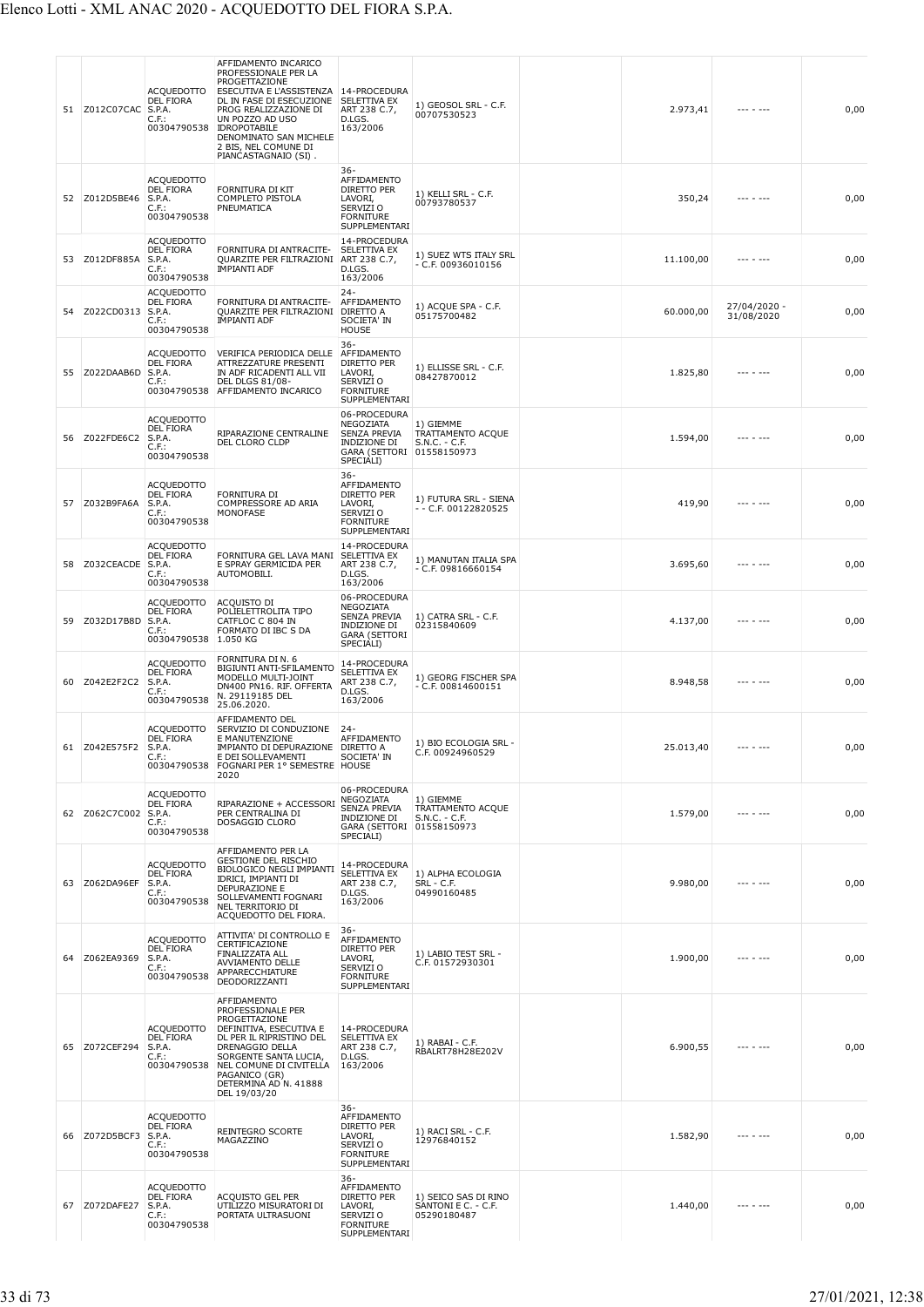| | | | | | | | | | |
|---|---|---|---|---|---|---|---|---|---|
| 51 | Z012C07CAC | ACQUEDOTTO DEL FIORA S.P.A. C.F.: 00304790538 | AFFIDAMENTO INCARICO PROFESSIONALE PER LA PROGETTAZIONE ESECUTIVA E L'ASSISTENZA DL IN FASE DI ESECUZIONE PROG REALIZZAZIONE DI UN POZZO AD USO IDROPOTABILE DENOMINATO SAN MICHELE 2 BIS, NEL COMUNE DI PIANCASTAGNAIO (SI) . | 14-PROCEDURA SELETTIVA EX ART 238 C.7, D.LGS. 163/2006 | 1) GEOSOL SRL - C.F. 00707530523 | | 2.973,41 | --- - --- | 0,00 |
| 52 | Z012D5BE46 | ACQUEDOTTO DEL FIORA S.P.A. C.F.: 00304790538 | FORNITURA DI KIT COMPLETO PISTOLA PNEUMATICA | 36-AFFIDAMENTO DIRETTO PER LAVORI, SERVIZI O FORNITURE SUPPLEMENTARI | 1) KELLI SRL - C.F. 00793780537 | | 350,24 | --- - --- | 0,00 |
| 53 | Z012DF885A | ACQUEDOTTO DEL FIORA S.P.A. C.F.: 00304790538 | FORNITURA DI ANTRACITE-QUARZITE PER FILTRAZIONI IMPIANTI ADF | 14-PROCEDURA SELETTIVA EX ART 238 C.7, D.LGS. 163/2006 | 1) SUEZ WTS ITALY SRL - C.F. 00936010156 | | 11.100,00 | --- - --- | 0,00 |
| 54 | Z022CD0313 | ACQUEDOTTO DEL FIORA S.P.A. C.F.: 00304790538 | FORNITURA DI ANTRACITE-QUARZITE PER FILTRAZIONI IMPIANTI ADF | 24-AFFIDAMENTO DIRETTO A SOCIETA' IN HOUSE | 1) ACQUE SPA - C.F. 05175700482 | | 60.000,00 | 27/04/2020 - 31/08/2020 | 0,00 |
| 55 | Z022DAAB6D | ACQUEDOTTO DEL FIORA S.P.A. C.F.: 00304790538 | VERIFICA PERIODICA DELLE ATTREZZATURE PRESENTI IN ADF RICADENTI ALL VII DEL DLGS 81/08-AFFIDAMENTO INCARICO | 36-AFFIDAMENTO DIRETTO PER LAVORI, SERVIZI O FORNITURE SUPPLEMENTARI | 1) ELLISSE SRL - C.F. 08427870012 | | 1.825,80 | --- - --- | 0,00 |
| 56 | Z022FDE6C2 | ACQUEDOTTO DEL FIORA S.P.A. C.F.: 00304790538 | RIPARAZIONE CENTRALINE DEL CLORO CLDP | 06-PROCEDURA NEGOZIATA SENZA PREVIA INDIZIONE DI GARA (SETTORI SPECIALI) | 1) GIEMME TRATTAMENTO ACQUE S.N.C. - C.F. 01558150973 | | 1.594,00 | --- - --- | 0,00 |
| 57 | Z032B9FA6A | ACQUEDOTTO DEL FIORA S.P.A. C.F.: 00304790538 | FORNITURA DI COMPRESSORE AD ARIA MONOFASE | 36-AFFIDAMENTO DIRETTO PER LAVORI, SERVIZI O FORNITURE SUPPLEMENTARI | 1) FUTURA SRL - SIENA - - C.F. 00122820525 | | 419,90 | --- - --- | 0,00 |
| 58 | Z032CEACDE | ACQUEDOTTO DEL FIORA S.P.A. C.F.: 00304790538 | FORNITURA GEL LAVA MANI E SPRAY GERMICIDA PER AUTOMOBILI. | 14-PROCEDURA SELETTIVA EX ART 238 C.7, D.LGS. 163/2006 | 1) MANUTAN ITALIA SPA - C.F. 09816660154 | | 3.695,60 | --- - --- | 0,00 |
| 59 | Z032D17B8D | ACQUEDOTTO DEL FIORA S.P.A. C.F.: 00304790538 | ACQUISTO DI POLIELETTROLITA TIPO CATFLOC C 804 IN FORMATO DI IBC S DA 1.050 KG | 06-PROCEDURA NEGOZIATA SENZA PREVIA INDIZIONE DI GARA (SETTORI SPECIALI) | 1) CATRA SRL - C.F. 02315840609 | | 4.137,00 | --- - --- | 0,00 |
| 60 | Z042E2F2C2 | ACQUEDOTTO DEL FIORA S.P.A. C.F.: 00304790538 | FORNITURA DI N. 6 BIGIUNTI ANTI-SFILAMENTO MODELLO MULTI-JOINT DN400 PN16. RIF. OFFERTA N. 29119185 DEL 25.06.2020. | 14-PROCEDURA SELETTIVA EX ART 238 C.7, D.LGS. 163/2006 | 1) GEORG FISCHER SPA - C.F. 00814600151 | | 8.948,58 | --- - --- | 0,00 |
| 61 | Z042E575F2 | ACQUEDOTTO DEL FIORA S.P.A. C.F.: 00304790538 | AFFIDAMENTO DEL SERVIZIO DI CONDUZIONE E MANUTENZIONE IMPIANTO DI DEPURAZIONE E DEI SOLLEVAMENTI FOGNARI PER 1° SEMESTRE 2020 | 24-AFFIDAMENTO DIRETTO A SOCIETA' IN HOUSE | 1) BIO ECOLOGIA SRL - C.F. 00924960529 | | 25.013,40 | --- - --- | 0,00 |
| 62 | Z062C7C002 | ACQUEDOTTO DEL FIORA S.P.A. C.F.: 00304790538 | RIPARAZIONE + ACCESSORI PER CENTRALINA DI DOSAGGIO CLORO | 06-PROCEDURA NEGOZIATA SENZA PREVIA INDIZIONE DI GARA (SETTORI SPECIALI) | 1) GIEMME TRATTAMENTO ACQUE S.N.C. - C.F. 01558150973 | | 1.579,00 | --- - --- | 0,00 |
| 63 | Z062DA96EF | ACQUEDOTTO DEL FIORA S.P.A. C.F.: 00304790538 | AFFIDAMENTO PER LA GESTIONE DEL RISCHIO BIOLOGICO NEGLI IMPIANTI IDRICI, IMPIANTI DI DEPURAZIONE E SOLLEVAMENTI FOGNARI NEL TERRITORIO DI ACQUEDOTTO DEL FIORA. | 14-PROCEDURA SELETTIVA EX ART 238 C.7, D.LGS. 163/2006 | 1) ALPHA ECOLOGIA SRL - C.F. 04990160485 | | 9.980,00 | --- - --- | 0,00 |
| 64 | Z062EA9369 | ACQUEDOTTO DEL FIORA S.P.A. C.F.: 00304790538 | ATTIVITA' DI CONTROLLO E CERTIFICAZIONE FINALIZZATA ALL AVVIAMENTO DELLE APPARECCHIATURE DEODORIZZANTI | 36-AFFIDAMENTO DIRETTO PER LAVORI, SERVIZI O FORNITURE SUPPLEMENTARI | 1) LABIO TEST SRL - C.F. 01572930301 | | 1.900,00 | --- - --- | 0,00 |
| 65 | Z072CEF294 | ACQUEDOTTO DEL FIORA S.P.A. C.F.: 00304790538 | AFFIDAMENTO PROFESSIONALE PER PROGETTAZIONE DEFINITIVA, ESECUTIVA E DL PER IL RIPRISTINO DEL DRENAGGIO DELLA SORGENTE SANTA LUCIA, NEL COMUNE DI CIVITELLA PAGANICO (GR) DETERMINA AD N. 41888 DEL 19/03/20 | 14-PROCEDURA SELETTIVA EX ART 238 C.7, D.LGS. 163/2006 | 1) RABAI - C.F. RBALRT78H28E202V | | 6.900,55 | --- - --- | 0,00 |
| 66 | Z072D5BCF3 | ACQUEDOTTO DEL FIORA S.P.A. C.F.: 00304790538 | REINTEGRO SCORTE MAGAZZINO | 36-AFFIDAMENTO DIRETTO PER LAVORI, SERVIZI O FORNITURE SUPPLEMENTARI | 1) RACI SRL - C.F. 12976840152 | | 1.582,90 | --- - --- | 0,00 |
| 67 | Z072DAFE27 | ACQUEDOTTO DEL FIORA S.P.A. C.F.: 00304790538 | ACQUISTO GEL PER UTILIZZO MISURATORI DI PORTATA ULTRASUONI | 36-AFFIDAMENTO DIRETTO PER LAVORI, SERVIZI O FORNITURE SUPPLEMENTARI | 1) SEICO SAS DI RINO SANTONI E C. - C.F. 05290180487 | | 1.440,00 | --- - --- | 0,00 |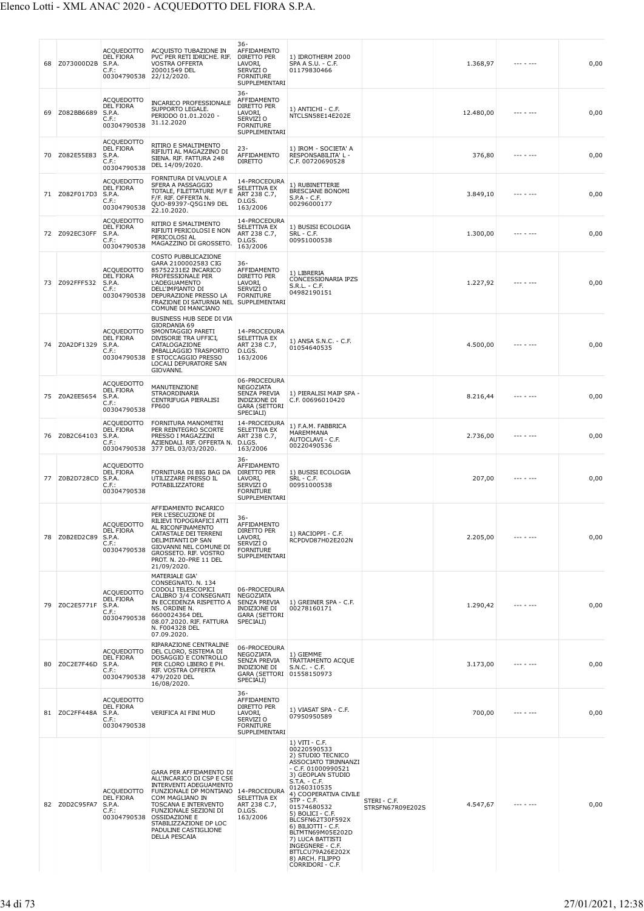| | | | | | | | | | |
|---|---|---|---|---|---|---|---|---|---|
| 68 | Z073000D2B | ACQUEDOTTO DEL FIORA S.P.A. C.F.: 00304790538 | ACQUISTO TUBAZIONE IN PVC PER RETI IDRICHE. RIF. VOSTRA OFFERTA 20001549 DEL 22/12/2020. | 36-AFFIDAMENTO DIRETTO PER LAVORI, SERVIZI O FORNITURE SUPPLEMENTARI | 1) IDROTHERM 2000 SPA A S.U. - C.F. 01179830466 | | 1.368,97 | --- - --- | 0,00 |
| 69 | Z082BB6689 | ACQUEDOTTO DEL FIORA S.P.A. C.F.: 00304790538 | INCARICO PROFESSIONALE SUPPORTO LEGALE. PERIODO 01.01.2020 - 31.12.2020 | 36-AFFIDAMENTO DIRETTO PER LAVORI, SERVIZI O FORNITURE SUPPLEMENTARI | 1) ANTICHI - C.F. NTCLSN58E14E202E | | 12.480,00 | --- - --- | 0,00 |
| 70 | Z082E55E83 | ACQUEDOTTO DEL FIORA S.P.A. C.F.: 00304790538 | RITIRO E SMALTIMENTO RIFIUTI AL MAGAZZINO DI SIENA. RIF. FATTURA 248 DEL 14/09/2020. | 23-AFFIDAMENTO DIRETTO | 1) IROM - SOCIETA' A RESPONSABILITA' L - C.F. 00720690528 | | 376,80 | --- - --- | 0,00 |
| 71 | Z082F017D3 | ACQUEDOTTO DEL FIORA S.P.A. C.F.: 00304790538 | FORNITURA DI VALVOLE A SFERA A PASSAGGIO TOTALE, FILETTATURE M/F E F/F. RIF. OFFERTA N. QUO-89397-Q5G1N9 DEL 22.10.2020. | 14-PROCEDURA SELETTIVA EX ART 238 C.7, D.LGS. 163/2006 | 1) RUBINETTERIE BRESCIANE BONOMI S.P.A - C.F. 00296000177 | | 3.849,10 | --- - --- | 0,00 |
| 72 | Z092EC30FF | ACQUEDOTTO DEL FIORA S.P.A. C.F.: 00304790538 | RITIRO E SMALTIMENTO RIFIUTI PERICOLOSI E NON PERICOLOSI AL MAGAZZINO DI GROSSETO. | 14-PROCEDURA SELETTIVA EX ART 238 C.7, D.LGS. 163/2006 | 1) BUSISI ECOLOGIA SRL - C.F. 00951000538 | | 1.300,00 | --- - --- | 0,00 |
| 73 | Z092FFF532 | ACQUEDOTTO DEL FIORA S.P.A. C.F.: 00304790538 | COSTO PUBBLICAZIONE GARA 2100002583 CIG 85752231E2 INCARICO PROFESSIONALE PER L'ADEGUAMENTO DELL'IMPIANTO DI DEPURAZIONE PRESSO LA FRAZIONE DI SATURNIA NEL COMUNE DI MANCIANO | 36-AFFIDAMENTO DIRETTO PER LAVORI, SERVIZI O FORNITURE SUPPLEMENTARI | 1) LIBRERIA CONCESSIONARIA IPZS S.R.L. - C.F. 04982190151 | | 1.227,92 | --- - --- | 0,00 |
| 74 | Z0A2DF1329 | ACQUEDOTTO DEL FIORA S.P.A. C.F.: 00304790538 | BUSINESS HUB SEDE DI VIA GIORDANIA 69 SMONTAGGIO PARETI DIVISORIE TRA UFFICI, CATALOGAZIONE IMBALLAGGIO TRASPORTO E STOCCAGGIO PRESSO LOCALI DEPURATORE SAN GIOVANNI. | 14-PROCEDURA SELETTIVA EX ART 238 C.7, D.LGS. 163/2006 | 1) ANSA S.N.C. - C.F. 01054640535 | | 4.500,00 | --- - --- | 0,00 |
| 75 | Z0A2EE5654 | ACQUEDOTTO DEL FIORA S.P.A. C.F.: 00304790538 | MANUTENZIONE STRAORDINARIA CENTRIFUGA PIERALISI FP600 | 06-PROCEDURA NEGOZIATA SENZA PREVIA INDIZIONE DI GARA (SETTORI SPECIALI) | 1) PIERALISI MAIP SPA - C.F. 00696010420 | | 8.216,44 | --- - --- | 0,00 |
| 76 | Z0B2C64103 | ACQUEDOTTO DEL FIORA S.P.A. C.F.: 00304790538 | FORNITURA MANOMETRI PER REINTEGRO SCORTE PRESSO I MAGAZZINI AZIENDALI. RIF. OFFERTA N. 377 DEL 03/03/2020. | 14-PROCEDURA SELETTIVA EX ART 238 C.7, D.LGS. 163/2006 | 1) F.A.M. FABBRICA MAREMMANA AUTOCLAVI - C.F. 00220490536 | | 2.736,00 | --- - --- | 0,00 |
| 77 | Z0B2D728CD | ACQUEDOTTO DEL FIORA S.P.A. C.F.: 00304790538 | FORNITURA DI BIG BAG DA UTILIZZARE PRESSO IL POTABILIZZATORE | 36-AFFIDAMENTO DIRETTO PER LAVORI, SERVIZI O FORNITURE SUPPLEMENTARI | 1) BUSISI ECOLOGIA SRL - C.F. 00951000538 | | 207,00 | --- - --- | 0,00 |
| 78 | Z0B2ED2C89 | ACQUEDOTTO DEL FIORA S.P.A. C.F.: 00304790538 | AFFIDAMENTO INCARICO PER L'ESECUZIONE DI RILIEVI TOPOGRAFICI ATTI AL RICONFINAMENTO CATASTALE DEI TERRENI DELIMITANTI DP SAN GIOVANNI NEL COMUNE DI GROSSETO. RIF. VOSTRO PROT. N. 20-PRE 11 DEL 21/09/2020. | 36-AFFIDAMENTO DIRETTO PER LAVORI, SERVIZI O FORNITURE SUPPLEMENTARI | 1) RACIOPPI - C.F. RCPDVD87H02E202N | | 2.205,00 | --- - --- | 0,00 |
| 79 | Z0C2E5771F | ACQUEDOTTO DEL FIORA S.P.A. C.F.: 00304790538 | MATERIALE GIA' CONSEGNATO. N. 134 CODOLI TELESCOPICI CALIBRO 3/4 CONSEGNATI IN ECCEDENZA RISPETTO A NS. ORDINE N. 6600024364 DEL 08.07.2020. RIF. FATTURA N. F004328 DEL 07.09.2020. | 06-PROCEDURA NEGOZIATA SENZA PREVIA INDIZIONE DI GARA (SETTORI SPECIALI) | 1) GREINER SPA - C.F. 00278160171 | | 1.290,42 | --- - --- | 0,00 |
| 80 | Z0C2E7F46D | ACQUEDOTTO DEL FIORA S.P.A. C.F.: 00304790538 | RIPARAZIONE CENTRALINE DEL CLORO, SISTEMA DI DOSAGGIO E CONTROLLO PER CLORO LIBERO E PH. RIF. VOSTRA OFFERTA 479/2020 DEL 16/08/2020. | 06-PROCEDURA NEGOZIATA SENZA PREVIA INDIZIONE DI GARA (SETTORI SPECIALI) | 1) GIEMME TRATTAMENTO ACQUE S.N.C. - C.F. 01558150973 | | 3.173,00 | --- - --- | 0,00 |
| 81 | Z0C2FF448A | ACQUEDOTTO DEL FIORA S.P.A. C.F.: 00304790538 | VERIFICA AI FINI MUD | 36-AFFIDAMENTO DIRETTO PER LAVORI, SERVIZI O FORNITURE SUPPLEMENTARI | 1) VIASAT SPA - C.F. 07950950589 | | 700,00 | --- - --- | 0,00 |
| 82 | Z0D2C95FA7 | ACQUEDOTTO DEL FIORA S.P.A. C.F.: 00304790538 | GARA PER AFFIDAMENTO DI ALL'INCARICO DI CSP E CSE INTERVENTI ADEGUAMENTO FUNZIONALE DP MONTIANO COM MAGLIANO IN TOSCANA E INTERVENTO FUNZIONALE SEZIONI DI OSSIDAZIONE E STABILIZZAZIONE DP LOC PADULINE CASTIGLIONE DELLA PESCAIA | 14-PROCEDURA SELETTIVA EX ART 238 C.7, D.LGS. 163/2006 | 1) VITI - C.F. 00220590533 2) STUDIO TECNICO ASSOCIATO TIRINNANZI - C.F. 01000990521 3) GEOPLAN STUDIO S.T.A. - C.F. 01260310535 4) COOPERATIVA CIVILE STP - C.F. 01574680532 5) BOLICI - C.F. BLCSFN62T30F592X 6) BILIOTTI - C.F. BLTMTN69M05E202D 7) LUCA BATTISTI INGEGNERE - C.F. BTTLCU79A26E202X 8) ARCH. FILIPPO CORRIDORI - C.F. | STERI - C.F. STRSFN67R09E202S | 4.547,67 | --- - --- | 0,00 |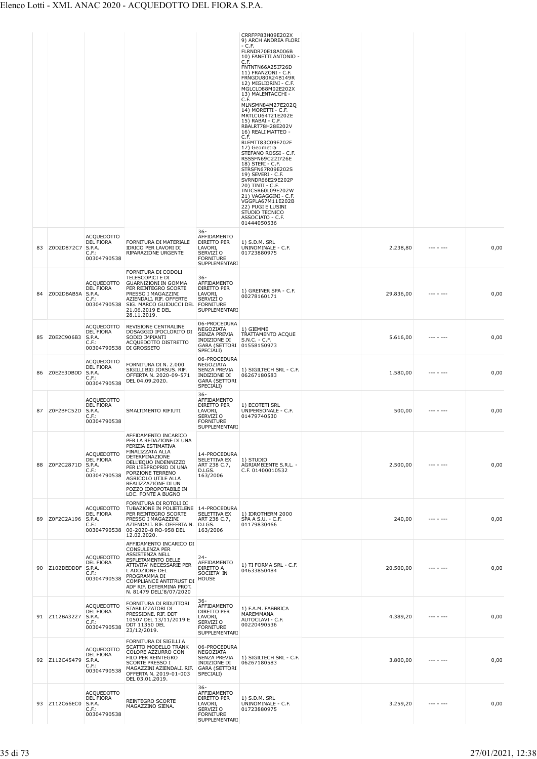| | | | | | | | | | |
|---|---|---|---|---|---|---|---|---|---|
| | | | | | CRRFPP83H09E202X 9) ARCH ANDREA FLORI - C.F. FLRNDR70E18A006B 10) FANETTI ANTONIO - C.F. FNTNTN66A25I726D 11) FRANZONI - C.F. FRNGDU80R24B149R 12) MIGLIORINI - C.F. MGLCLD88M02E202X 13) MALENTACCHI - C.F. MLNSMN84M27E202Q 14) MORETTI - C.F. MRTLCU64T21E202E 15) RABAI - C.F. RBALRT78H28E202V 16) REALI MATTEO - C.F. RLEMTT83C09E202F 17) Geometra STEFANO ROSSI - C.F. RSSSFN69C22I726E 18) STERI - C.F. STRSFN67R09E202S 19) SEVERI - C.F. SVRNDR66E29E202P 20) TINTI - C.F. TNTCSR60L09E202W 21) VAGAGGINI - C.F. VGGPLA67M11E202B 22) PUGI E LUSINI STUDIO TECNICO ASSOCIATO - C.F. 01444050536 | | | | |
| 83 | Z0D2D872C7 | ACQUEDOTTO DEL FIORA S.P.A. C.F.: 00304790538 | FORNITURA DI MATERIALE IDRICO PER LAVORI DI RIPARAZIONE URGENTE | 36-AFFIDAMENTO DIRETTO PER LAVORI, SERVIZI O FORNITURE SUPPLEMENTARI | 1) S.D.M. SRL UNINOMINALE - C.F. 01723880975 | | 2.238,80 | --- - --- | 0,00 |
| 84 | Z0D2DBAB5A | ACQUEDOTTO DEL FIORA S.P.A. C.F.: 00304790538 | FORNITURA DI CODOLI TELESCOPICI E DI GUARNIZIONI IN GOMMA PER REINTEGRO SCORTE PRESSO I MAGAZZINI AZIENDALI. RIF. OFFERTE SIG. MARCO GUIDUCCI DEL 21.06.2019 E DEL 28.11.2019. | 36-AFFIDAMENTO DIRETTO PER LAVORI, SERVIZI O FORNITURE SUPPLEMENTARI | 1) GREINER SPA - C.F. 00278160171 | | 29.836,00 | --- - --- | 0,00 |
| 85 | Z0E2C906B3 | ACQUEDOTTO DEL FIORA S.P.A. C.F.: 00304790538 | REVISIONE CENTRALINE DOSAGGIO IPOCLORITO DI SODIO IMPIANTI ACQUEDOTTO DISTRETTO DI GROSSETO | 06-PROCEDURA NEGOZIATA SENZA PREVIA INDIZIONE DI GARA (SETTORI SPECIALI) | 1) GIEMME TRATTAMENTO ACQUE S.N.C. - C.F. 01558150973 | | 5.616,00 | --- - --- | 0,00 |
| 86 | Z0E2E3DBDD | ACQUEDOTTO DEL FIORA S.P.A. C.F.: 00304790538 | FORNITURA DI N. 2.000 SIGILLI BIG JORSUS. RIF. OFFERTA N. 2020-09-571 DEL 04.09.2020. | 06-PROCEDURA NEGOZIATA SENZA PREVIA INDIZIONE DI GARA (SETTORI SPECIALI) | 1) SIGILTECH SRL - C.F. 06267180583 | | 1.580,00 | --- - --- | 0,00 |
| 87 | Z0F2BFC52D | ACQUEDOTTO DEL FIORA S.P.A. C.F.: 00304790538 | SMALTIMENTO RIFIUTI | 36-AFFIDAMENTO DIRETTO PER LAVORI, SERVIZI O FORNITURE SUPPLEMENTARI | 1) ECOTETI SRL UNIPERSONALE - C.F. 01479740530 | | 500,00 | --- - --- | 0,00 |
| 88 | Z0F2C2871D | ACQUEDOTTO DEL FIORA S.P.A. C.F.: 00304790538 | AFFIDAMENTO INCARICO PER LA REDAZIONE DI UNA PERIZIA ESTIMATIVA FINALIZZATA ALLA DETERMINAZIONE DELL'EQUO INDENNIZZO PER L'ESPROPRIO DI UNA PORZIONE TERRENO AGRICOLO UTILE ALLA REALIZZAZIONE DI UN POZZO IDROPOTABILE IN LOC. FONTE A BUGNO | 14-PROCEDURA SELETTIVA EX ART 238 C.7, D.LGS. 163/2006 | 1) STUDIO AGRIAMBIENTE S.R.L. - C.F. 01400010532 | | 2.500,00 | --- - --- | 0,00 |
| 89 | Z0F2C2A196 | ACQUEDOTTO DEL FIORA S.P.A. C.F.: 00304790538 | FORNITURA DI ROTOLI DI TUBAZIONE IN POLIETILENE PER REINTEGRO SCORTE PRESSO I MAGAZZINI AZIENDALI. RIF. OFFERTA N. 00-2020-8 RO-958 DEL 12.02.2020. | 14-PROCEDURA SELETTIVA EX ART 238 C.7, D.LGS. 163/2006 | 1) IDROTHERM 2000 SPA A S.U. - C.F. 01179830466 | | 240,00 | --- - --- | 0,00 |
| 90 | Z102DEDDDF | ACQUEDOTTO DEL FIORA S.P.A. C.F.: 00304790538 | AFFIDAMENTO INCARICO DI CONSULENZA PER ASSISTENZA NELL ESPLETAMENTO DELLE ATTIVITA' NECESSARIE PER L ADOZIONE DEL PROGRAMMA DI COMPLIANCE ANTITRUST DI ADF RIF. DETERMINA PROT. N. 81479 DELL'8/07/2020 | 24-AFFIDAMENTO DIRETTO A SOCIETA' IN HOUSE | 1) TI FORMA SRL - C.F. 04633850484 | | 20.500,00 | --- - --- | 0,00 |
| 91 | Z112BA3227 | ACQUEDOTTO DEL FIORA S.P.A. C.F.: 00304790538 | FORNITURA DI RIDUTTORI STABILIZZATORI DI PRESSIONE. RIF. DDT 10507 DEL 13/11/2019 E DDT 11350 DEL 23/12/2019. | 36-AFFIDAMENTO DIRETTO PER LAVORI, SERVIZI O FORNITURE SUPPLEMENTARI | 1) F.A.M. FABBRICA MAREMMANA AUTOCLAVI - C.F. 00220490536 | | 4.389,20 | --- - --- | 0,00 |
| 92 | Z112C45479 | ACQUEDOTTO DEL FIORA S.P.A. C.F.: 00304790538 | FORNITURA DI SIGILLI A SCATTO MODELLO TRANK COLORE AZZURRO CON FILO PER REINTEGRO SCORTE PRESSO I MAGAZZINI AZIENDALI. RIF. OFFERTA N. 2019-01-003 DEL 03.01.2019. | 06-PROCEDURA NEGOZIATA SENZA PREVIA INDIZIONE DI GARA (SETTORI SPECIALI) | 1) SIGILTECH SRL - C.F. 06267180583 | | 3.800,00 | --- - --- | 0,00 |
| 93 | Z112C66EC0 | ACQUEDOTTO DEL FIORA S.P.A. C.F.: 00304790538 | REINTEGRO SCORTE MAGAZZINO SIENA. | 36-AFFIDAMENTO DIRETTO PER LAVORI, SERVIZI O FORNITURE SUPPLEMENTARI | 1) S.D.M. SRL UNINOMINALE - C.F. 01723880975 | | 3.259,20 | --- - --- | 0,00 |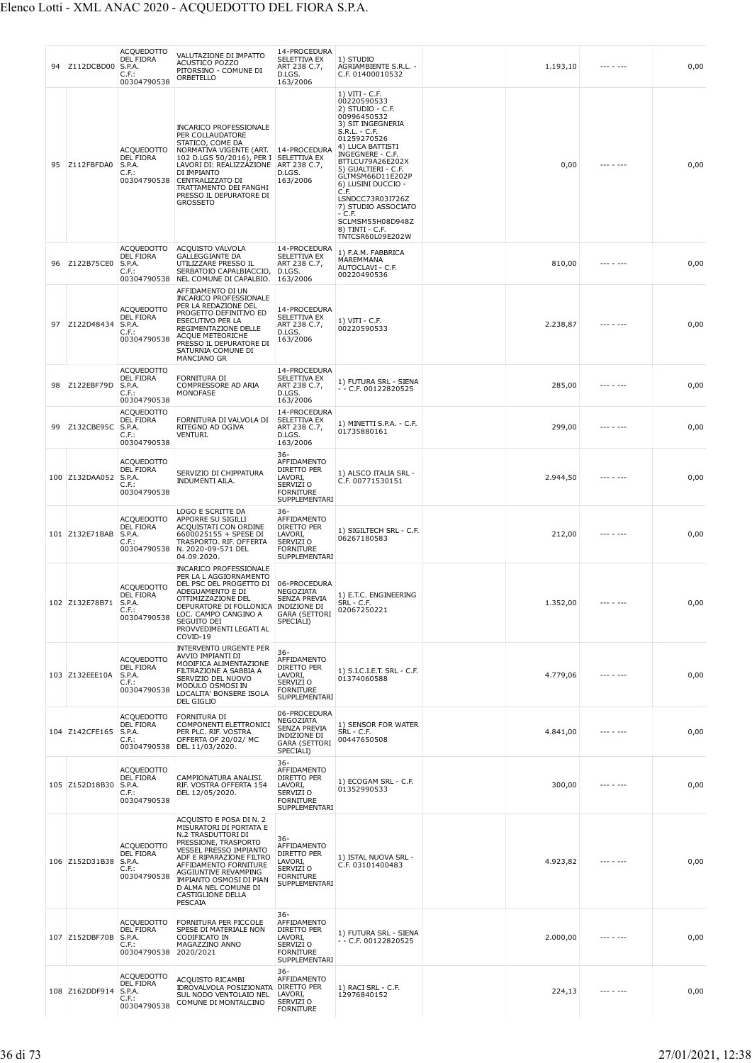| | | | | | | | | | |
|---|---|---|---|---|---|---|---|---|---|
| 94 | Z112DCBD00 | ACQUEDOTTO DEL FIORA S.P.A. C.F.: 00304790538 | VALUTAZIONE DI IMPATTO ACUSTICO POZZO PITORSINO - COMUNE DI ORBETELLO | 14-PROCEDURA SELETTIVA EX ART 238 C.7, D.LGS. 163/2006 | 1) STUDIO AGRIAMBIENTE S.R.L. - C.F. 01400010532 | | 1.193,10 | --- - --- | 0,00 |
| 95 | Z112FBFDA0 | ACQUEDOTTO DEL FIORA S.P.A. C.F.: 00304790538 | INCARICO PROFESSIONALE PER COLLAUDATORE STATICO, COME DA NORMATIVA VIGENTE (ART. 102 D.LGS 50/2016), PER I LAVORI DI: REALIZZAZIONE DI IMPIANTO CENTRALIZZATO DI TRATTAMENTO DEI FANGHI PRESSO IL DEPURATORE DI GROSSETO | 14-PROCEDURA SELETTIVA EX ART 238 C.7, D.LGS. 163/2006 | 1) VITI - C.F. 00220590533 2) STUDIO - C.F. 00996450532 3) SIT INGEGNERIA S.R.L. - C.F. 01259270526 4) LUCA BATTISTI INGEGNERE - C.F. BTTLCU79A26E202X 5) GUALTIERI - C.F. GLTMSM66D11E202P 6) LUSINI DUCCIO - C.F. LSNDCC73R03I726Z 7) STUDIO ASSOCIATO - C.F. SCLMSM55H08D948Z 8) TINTI - C.F. TNTCSR60L09E202W | | 0,00 | --- - --- | 0,00 |
| 96 | Z122B75CE0 | ACQUEDOTTO DEL FIORA S.P.A. C.F.: 00304790538 | ACQUISTO VALVOLA GALLEGGIANTE DA UTILIZZARE PRESSO IL SERBATOIO CAPALBIACCIO, NEL COMUNE DI CAPALBIO. | 14-PROCEDURA SELETTIVA EX ART 238 C.7, D.LGS. 163/2006 | 1) F.A.M. FABBRICA MAREMMANA AUTOCLAVI - C.F. 00220490536 | | 810,00 | --- - --- | 0,00 |
| 97 | Z122D48434 | ACQUEDOTTO DEL FIORA S.P.A. C.F.: 00304790538 | AFFIDAMENTO DI UN INCARICO PROFESSIONALE PER LA REDAZIONE DEL PROGETTO DEFINITIVO ED ESECUTIVO PER LA REGIMENTAZIONE DELLE ACQUE METEORICHE PRESSO IL DEPURATORE DI SATURNIA COMUNE DI MANCIANO GR | 14-PROCEDURA SELETTIVA EX ART 238 C.7, D.LGS. 163/2006 | 1) VITI - C.F. 00220590533 | | 2.238,87 | --- - --- | 0,00 |
| 98 | Z122EBF79D | ACQUEDOTTO DEL FIORA S.P.A. C.F.: 00304790538 | FORNITURA DI COMPRESSORE AD ARIA MONOFASE | 14-PROCEDURA SELETTIVA EX ART 238 C.7, D.LGS. 163/2006 | 1) FUTURA SRL - SIENA - - C.F. 00122820525 | | 285,00 | --- - --- | 0,00 |
| 99 | Z132CBE95C | ACQUEDOTTO DEL FIORA S.P.A. C.F.: 00304790538 | FORNITURA DI VALVOLA DI RITEGNO AD OGIVA VENTURI. | 14-PROCEDURA SELETTIVA EX ART 238 C.7, D.LGS. 163/2006 | 1) MINETTI S.P.A. - C.F. 01735880161 | | 299,00 | --- - --- | 0,00 |
| 100 | Z132DAA052 | ACQUEDOTTO DEL FIORA S.P.A. C.F.: 00304790538 | SERVIZIO DI CHIPPATURA INDUMENTI AILA. | 36-AFFIDAMENTO DIRETTO PER LAVORI, SERVIZI O FORNITURE SUPPLEMENTARI | 1) ALSCO ITALIA SRL - C.F. 00771530151 | | 2.944,50 | --- - --- | 0,00 |
| 101 | Z132E71BAB | ACQUEDOTTO DEL FIORA S.P.A. C.F.: 00304790538 | LOGO E SCRITTE DA APPORRE SU SIGILLI ACQUISTATI CON ORDINE 6600025155 + SPESE DI TRASPORTO. RIF. OFFERTA N. 2020-09-571 DEL 04.09.2020. | 36-AFFIDAMENTO DIRETTO PER LAVORI, SERVIZI O FORNITURE SUPPLEMENTARI | 1) SIGILTECH SRL - C.F. 06267180583 | | 212,00 | --- - --- | 0,00 |
| 102 | Z132E78B71 | ACQUEDOTTO DEL FIORA S.P.A. C.F.: 00304790538 | INCARICO PROFESSIONALE PER LA L AGGIORNAMENTO DEL PSC DEL PROGETTO DI ADEGUAMENTO E DI OTTIMIZZAZIONE DEL DEPURATORE DI FOLLONICA LOC. CAMPO CANGINO A SEGUITO DEI PROVVEDIMENTI LEGATI AL COVID-19 | 06-PROCEDURA NEGOZIATA SENZA PREVIA INDIZIONE DI GARA (SETTORI SPECIALI) | 1) E.T.C. ENGINEERING SRL - C.F. 02067250221 | | 1.352,00 | --- - --- | 0,00 |
| 103 | Z132EEE10A | ACQUEDOTTO DEL FIORA S.P.A. C.F.: 00304790538 | INTERVENTO URGENTE PER AVVIO IMPIANTI DI MODIFICA ALIMENTAZIONE FILTRAZIONE A SABBIA A SERVIZIO DEL NUOVO MODULO OSMOSI IN LOCALITA' BONSERE ISOLA DEL GIGLIO | 36-AFFIDAMENTO DIRETTO PER LAVORI, SERVIZI O FORNITURE SUPPLEMENTARI | 1) S.I.C.I.E.T. SRL - C.F. 01374060588 | | 4.779,06 | --- - --- | 0,00 |
| 104 | Z142CFE165 | ACQUEDOTTO DEL FIORA S.P.A. C.F.: 00304790538 | FORNITURA DI COMPONENTI ELETTRONICI PER PLC. RIF. VOSTRA OFFERTA OF 20/02/ MC DEL 11/03/2020. | 06-PROCEDURA NEGOZIATA SENZA PREVIA INDIZIONE DI GARA (SETTORI SPECIALI) | 1) SENSOR FOR WATER SRL - C.F. 00447650508 | | 4.841,00 | --- - --- | 0,00 |
| 105 | Z152D18B30 | ACQUEDOTTO DEL FIORA S.P.A. C.F.: 00304790538 | CAMPIONATURA ANALISI. RIF. VOSTRA OFFERTA 154 DEL 12/05/2020. | 36-AFFIDAMENTO DIRETTO PER LAVORI, SERVIZI O FORNITURE SUPPLEMENTARI | 1) ECOGAM SRL - C.F. 01352990533 | | 300,00 | --- - --- | 0,00 |
| 106 | Z152D31B38 | ACQUEDOTTO DEL FIORA S.P.A. C.F.: 00304790538 | ACQUISTO E POSA DI N. 2 MISURATORI DI PORTATA E N.2 TRASDUTTORI DI PRESSIONE, TRASPORTO VESSEL PRESSO IMPIANTO ADF E RIPARAZIONE FILTRO AFFIDAMENTO FORNITURE AGGIUNTIVE REVAMPING IMPIANTO OSMOSI DI PIAN D ALMA NEL COMUNE DI CASTIGLIONE DELLA PESCAIA | 36-AFFIDAMENTO DIRETTO PER LAVORI, SERVIZI O FORNITURE SUPPLEMENTARI | 1) ISTAL NUOVA SRL - C.F. 03101400483 | | 4.923,82 | --- - --- | 0,00 |
| 107 | Z152DBF70B | ACQUEDOTTO DEL FIORA S.P.A. C.F.: 00304790538 | FORNITURA PER PICCOLE SPESE DI MATERIALE NON CODIFICATO IN MAGAZZINO ANNO 2020/2021 | 36-AFFIDAMENTO DIRETTO PER LAVORI, SERVIZI O FORNITURE SUPPLEMENTARI | 1) FUTURA SRL - SIENA - - C.F. 00122820525 | | 2.000,00 | --- - --- | 0,00 |
| 108 | Z162DDF914 | ACQUEDOTTO DEL FIORA S.P.A. C.F.: 00304790538 | ACQUISTO RICAMBI IDROVALVOLA POSIZIONATA SUL NODO VENTOLAIO NEL COMUNE DI MONTALCINO | 36-AFFIDAMENTO DIRETTO PER LAVORI, SERVIZI O FORNITURE | 1) RACI SRL - C.F. 12976840152 | | 224,13 | --- - --- | 0,00 |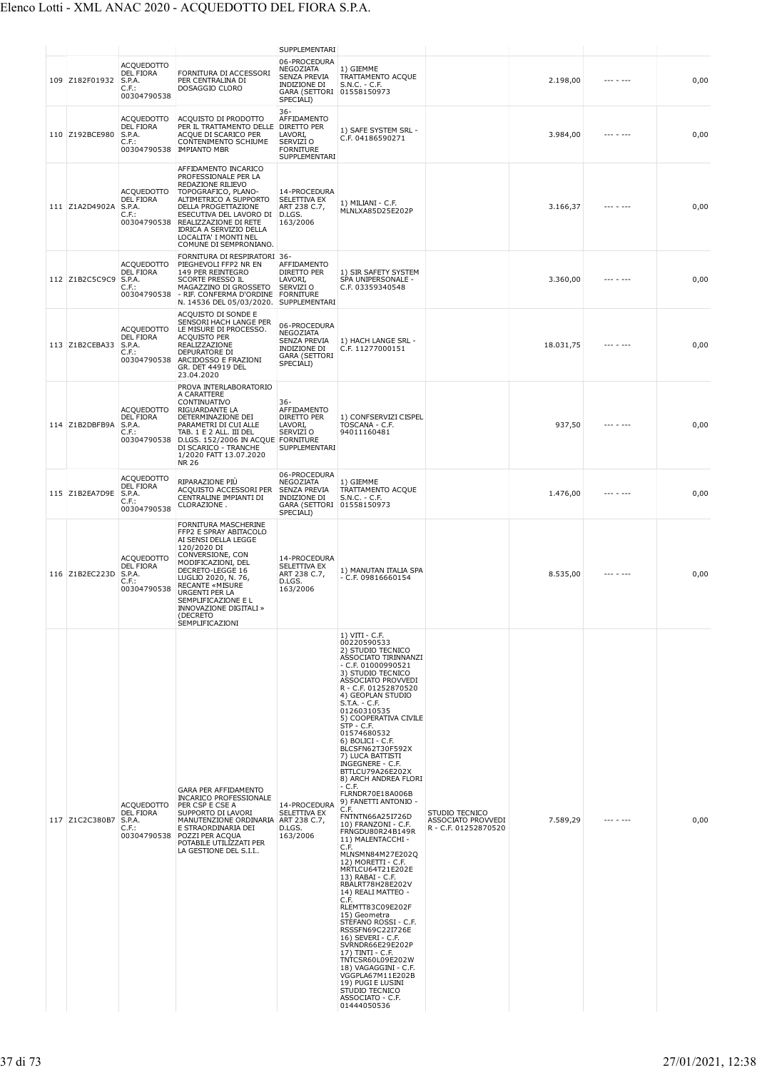| | | | | SUPPLEMENTARI | | | | | |
|---|---|---|---|---|---|---|---|---|---|
| 109 | Z182F01932 | ACQUEDOTTO DEL FIORA S.P.A. C.F.: 00304790538 | FORNITURA DI ACCESSORI PER CENTRALINA DI DOSAGGIO CLORO | 06-PROCEDURA NEGOZIATA SENZA PREVIA INDIZIONE DI GARA (SETTORI SPECIALI) | 1) GIEMME TRATTAMENTO ACQUE S.N.C. - C.F. 01558150973 | | 2.198,00 | --- - --- | 0,00 |
| 110 | Z192BCE980 | ACQUEDOTTO DEL FIORA S.P.A. C.F.: 00304790538 | ACQUISTO DI PRODOTTO PER IL TRATTAMENTO DELLE ACQUE DI SCARICO PER CONTENIMENTO SCHIUME IMPIANTO MBR | 36-AFFIDAMENTO DIRETTO PER LAVORI, SERVIZI O FORNITURE SUPPLEMENTARI | 1) SAFE SYSTEM SRL - C.F. 04186590271 | | 3.984,00 | --- - --- | 0,00 |
| 111 | Z1A2D4902A | ACQUEDOTTO DEL FIORA S.P.A. C.F.: 00304790538 | AFFIDAMENTO INCARICO PROFESSIONALE PER LA REDAZIONE RILIEVO TOPOGRAFICO, PLANO-ALTIMETRICO A SUPPORTO DELLA PROGETTAZIONE ESECUTIVA DEL LAVORO DI REALIZZAZIONE DI RETE IDRICA A SERVIZIO DELLA LOCALITA' I MONTI NEL COMUNE DI SEMPRONIANO. | 14-PROCEDURA SELETTIVA EX ART 238 C.7, D.LGS. 163/2006 | 1) MILIANI - C.F. MLNLXA85D25E202P | | 3.166,37 | --- - --- | 0,00 |
| 112 | Z1B2C5C9C9 | ACQUEDOTTO DEL FIORA S.P.A. C.F.: 00304790538 | FORNITURA DI RESPIRATORI PIEGHEVOLI FFP2 NR EN 149 PER REINTEGRO SCORTE PRESSO IL MAGAZZINO DI GROSSETO - RIF. CONFERMA D'ORDINE N. 14536 DEL 05/03/2020. | 36-AFFIDAMENTO DIRETTO PER LAVORI, SERVIZI O FORNITURE SUPPLEMENTARI | 1) SIR SAFETY SYSTEM SPA UNIPERSONALE - C.F. 03359340548 | | 3.360,00 | --- - --- | 0,00 |
| 113 | Z1B2CEBA33 | ACQUEDOTTO DEL FIORA S.P.A. C.F.: 00304790538 | ACQUISTO DI SONDE E SENSORI HACH LANGE PER LE MISURE DI PROCESSO. ACQUISTO PER REALIZZAZIONE DEPURATORE DI ARCIDOSSO E FRAZIONI GR. DET 44919 DEL 23.04.2020 | 06-PROCEDURA NEGOZIATA SENZA PREVIA INDIZIONE DI GARA (SETTORI SPECIALI) | 1) HACH LANGE SRL - C.F. 11277000151 | | 18.031,75 | --- - --- | 0,00 |
| 114 | Z1B2DBFB9A | ACQUEDOTTO DEL FIORA S.P.A. C.F.: 00304790538 | PROVA INTERLABORATORIO A CARATTERE CONTINUATIVO RIGUARDANTE LA DETERMINAZIONE DEI PARAMETRI DI CUI ALLE TAB. 1 E 2 ALL. III DEL D.LGS. 152/2006 IN ACQUE DI SCARICO - TRANCHE 1/2020 FATT 13.07.2020 NR 26 | 36-AFFIDAMENTO DIRETTO PER LAVORI, SERVIZI O FORNITURE SUPPLEMENTARI | 1) CONFSERVIZI CISPEL TOSCANA - C.F. 94011160481 | | 937,50 | --- - --- | 0,00 |
| 115 | Z1B2EA7D9E | ACQUEDOTTO DEL FIORA S.P.A. C.F.: 00304790538 | RIPARAZIONE PIÙ ACQUISTO ACCESSORI PER CENTRALINE IMPIANTI DI CLORAZIONE . | 06-PROCEDURA NEGOZIATA SENZA PREVIA INDIZIONE DI GARA (SETTORI SPECIALI) | 1) GIEMME TRATTAMENTO ACQUE S.N.C. - C.F. 01558150973 | | 1.476,00 | --- - --- | 0,00 |
| 116 | Z1B2EC223D | ACQUEDOTTO DEL FIORA S.P.A. C.F.: 00304790538 | FORNITURA MASCHERINE FFP2 E SPRAY ABITACOLO AI SENSI DELLA LEGGE 120/2020 DI CONVERSIONE, CON MODIFICAZIONI, DEL DECRETO-LEGGE 16 LUGLIO 2020, N. 76, RECANTE «MISURE URGENTI PER LA SEMPLIFICAZIONE E L INNOVAZIONE DIGITALI» (DECRETO SEMPLIFICAZIONI | 14-PROCEDURA SELETTIVA EX ART 238 C.7, D.LGS. 163/2006 | 1) MANUTAN ITALIA SPA - C.F. 09816660154 | | 8.535,00 | --- - --- | 0,00 |
| 117 | Z1C2C380B7 | ACQUEDOTTO DEL FIORA S.P.A. C.F.: 00304790538 | GARA PER AFFIDAMENTO INCARICO PROFESSIONALE PER CSP E CSE A SUPPORTO DI LAVORI MANUTENZIONE ORDINARIA E STRAORDINARIA DEI POZZI PER ACQUA POTABILE UTILIZZATI PER LA GESTIONE DEL S.I.I.. | 14-PROCEDURA SELETTIVA EX ART 238 C.7, D.LGS. 163/2006 | 1) VITI - C.F. 00220590533 2) STUDIO TECNICO ASSOCIATO TIRINNANZI - C.F. 01000990521 3) STUDIO TECNICO ASSOCIATO PROVVEDI R - C.F. 01252870520 4) GEOPLAN STUDIO S.T.A. - C.F. 01260310535 5) COOPERATIVA CIVILE STP - C.F. 01574680532 6) BOLICI - C.F. BLCSFN62T30F592X 7) LUCA BATTISTI INGEGNERE - C.F. BTTLCU79A26E202X 8) ARCH ANDREA FLORI - C.F. FLRNDR70E18A006B 9) FANETTI ANTONIO - C.F. FNTNTN66A25I726D 10) FRANZONI - C.F. FRNGDU80R24B149R 11) MALENTACCHI - C.F. MLNSMN84M27E202Q 12) MORETTI - C.F. MRTLCU64T21E202E 13) RABAI - C.F. RBALRT78H28E202V 14) REALI MATTEO - C.F. RLEMTT83C09E202F 15) Geometra STEFANO ROSSI - C.F. RSSSFN69C22I726E 16) SEVERI - C.F. SVRNDR66E29E202P 17) TINTI - C.F. TNTCSR60L09E202W 18) VAGAGGINI - C.F. VGGPLA67M11E202B 19) PUGI E LUSINI STUDIO TECNICO ASSOCIATO - C.F. 01444050536 | STUDIO TECNICO ASSOCIATO PROVVEDI R - C.F. 01252870520 | 7.589,29 | --- - --- | 0,00 |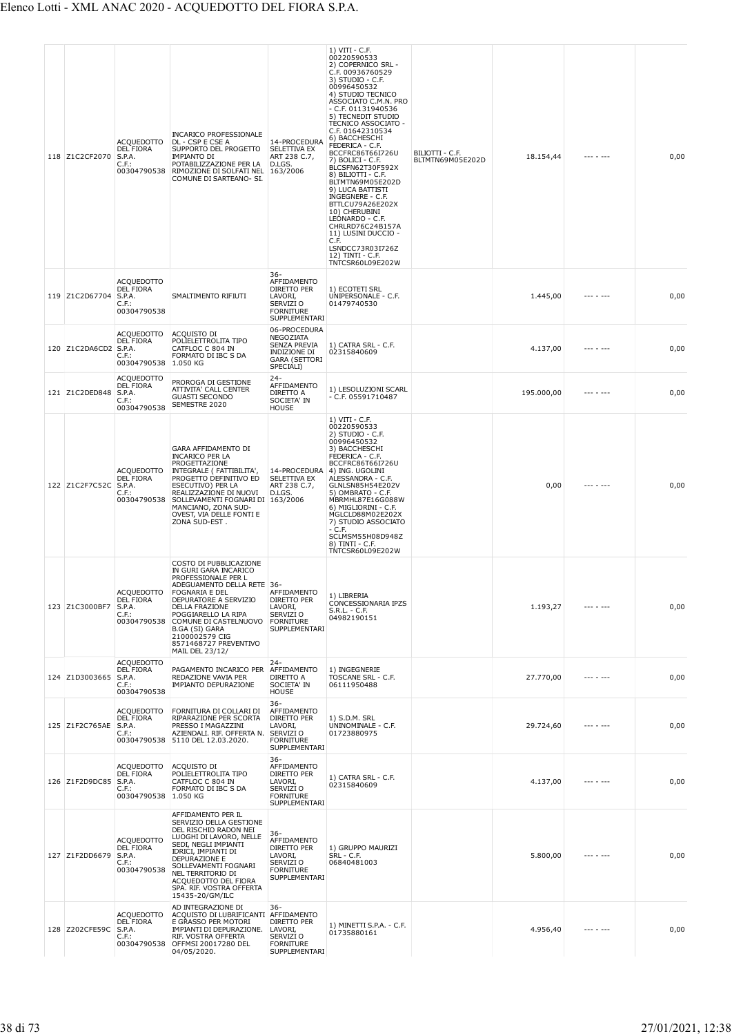| | | | | | | | | | |
|---|---|---|---|---|---|---|---|---|---|
| 118 | Z1C2CF2070 | ACQUEDOTTO DEL FIORA S.P.A. C.F.: 00304790538 | INCARICO PROFESSIONALE DL - CSP E CSE A SUPPORTO DEL PROGETTO IMPIANTO DI POTABILIZZAZIONE PER LA RIMOZIONE DI SOLFATI NEL COMUNE DI SARTEANO- SI. | 14-PROCEDURA SELETTIVA EX ART 238 C.7, D.LGS. 163/2006 | 1) VITI - C.F. 00220590533 2) COPERNICO SRL - C.F. 00936760529 3) STUDIO - C.F. 00996450532 4) STUDIO TECNICO ASSOCIATO C.M.N. PRO - C.F. 01131940536 5) TECNEDIT STUDIO TECNICO ASSOCIATO - C.F. 01642310534 6) BACCHESCHI FEDERICA - C.F. BCCFRC86T66I726U 7) BOLICI - C.F. BLCSFN62T30F592X 8) BILIOTTI - C.F. BLTMTN69M05E202D 9) LUCA BATTISTI INGEGNERE - C.F. BTTLCU79A26E202X 10) CHERUBINI LEONARDO - C.F. CHRLRD76C24B157A 11) LUSINI DUCCIO - C.F. LSNDCC73R03I726Z 12) TINTI - C.F. TNTCSR60L09E202W | BILIOTTI - C.F. BLTMTN69M05E202D | 18.154,44 | --- - --- | 0,00 |
| 119 | Z1C2D67704 | ACQUEDOTTO DEL FIORA S.P.A. C.F.: 00304790538 | SMALTIMENTO RIFIUTI | 36-AFFIDAMENTO DIRETTO PER LAVORI, SERVIZI O FORNITURE SUPPLEMENTARI | 1) ECOTETI SRL UNIPERSONALE - C.F. 01479740530 | | 1.445,00 | --- - --- | 0,00 |
| 120 | Z1C2DA6CD2 | ACQUEDOTTO DEL FIORA S.P.A. C.F.: 00304790538 | ACQUISTO DI POLIELETTROLITA TIPO CATFLOC C 804 IN FORMATO DI IBC S DA 1.050 KG | 06-PROCEDURA NEGOZIATA SENZA PREVIA INDIZIONE DI GARA (SETTORI SPECIALI) | 1) CATRA SRL - C.F. 02315840609 | | 4.137,00 | --- - --- | 0,00 |
| 121 | Z1C2DED848 | ACQUEDOTTO DEL FIORA S.P.A. C.F.: 00304790538 | PROROGA DI GESTIONE ATTIVITA' CALL CENTER GUASTI SECONDO SEMESTRE 2020 | 24-AFFIDAMENTO DIRETTO A SOCIETA' IN HOUSE | 1) LESOLUZIONI SCARL - C.F. 05591710487 | | 195.000,00 | --- - --- | 0,00 |
| 122 | Z1C2F7C52C | ACQUEDOTTO DEL FIORA S.P.A. C.F.: 00304790538 | GARA AFFIDAMENTO DI INCARICO PER LA PROGETTAZIONE INTEGRALE ( FATTIBILITA', PROGETTO DEFINITIVO ED ESECUTIVO) PER LA REALIZZAZIONE DI NUOVI SOLLEVAMENTI FOGNARI DI MANCIANO, ZONA SUD-OVEST, VIA DELLE FONTI E ZONA SUD-EST . | 14-PROCEDURA SELETTIVA EX ART 238 C.7, D.LGS. 163/2006 | 1) VITI - C.F. 00220590533 2) STUDIO - C.F. 00996450532 3) BACCHESCHI FEDERICA - C.F. BCCFRC86T66I726U 4) ING. UGOLINI ALESSANDRA - C.F. GLNLSN85H54E202V 5) OMBRATO - C.F. MBRMHL87E16G088W 6) MIGLIORINI - C.F. MGLCLD88M02E202X 7) STUDIO ASSOCIATO - C.F. SCLMSM55H08D948Z 8) TINTI - C.F. TNTCSR60L09E202W | | 0,00 | --- - --- | 0,00 |
| 123 | Z1C3000BF7 | ACQUEDOTTO DEL FIORA S.P.A. C.F.: 00304790538 | COSTO DI PUBBLICAZIONE IN GURI GARA INCARICO PROFESSIONALE PER L ADEGUAMENTO DELLA RETE FOGNARIA E DEL DEPURATORE A SERVIZIO DELLA FRAZIONE POGGIARELLO LA RIPA COMUNE DI CASTELNUOVO B.GA (SI) GARA 2100002579 CIG 8571468727 PREVENTIVO MAIL DEL 23/12/ | 36-AFFIDAMENTO DIRETTO PER LAVORI, SERVIZI O FORNITURE SUPPLEMENTARI | 1) LIBRERIA CONCESSIONARIA IPZS S.R.L. - C.F. 04982190151 | | 1.193,27 | --- - --- | 0,00 |
| 124 | Z1D3003665 | ACQUEDOTTO DEL FIORA S.P.A. C.F.: 00304790538 | PAGAMENTO INCARICO PER REDAZIONE VAVIA PER IMPIANTO DEPURAZIONE | 24-AFFIDAMENTO DIRETTO A SOCIETA' IN HOUSE | 1) INGEGNERIE TOSCANE SRL - C.F. 06111950488 | | 27.770,00 | --- - --- | 0,00 |
| 125 | Z1F2C765AE | ACQUEDOTTO DEL FIORA S.P.A. C.F.: 00304790538 | FORNITURA DI COLLARI DI RIPARAZIONE PER SCORTA PRESSO I MAGAZZINI AZIENDALI. RIF. OFFERTA N. 5110 DEL 12.03.2020. | 36-AFFIDAMENTO DIRETTO PER LAVORI, SERVIZI O FORNITURE SUPPLEMENTARI | 1) S.D.M. SRL UNINOMINALE - C.F. 01723880975 | | 29.724,60 | --- - --- | 0,00 |
| 126 | Z1F2D9DC85 | ACQUEDOTTO DEL FIORA S.P.A. C.F.: 00304790538 | ACQUISTO DI POLIELETTROLITA TIPO CATFLOC C 804 IN FORMATO DI IBC S DA 1.050 KG | 36-AFFIDAMENTO DIRETTO PER LAVORI, SERVIZI O FORNITURE SUPPLEMENTARI | 1) CATRA SRL - C.F. 02315840609 | | 4.137,00 | --- - --- | 0,00 |
| 127 | Z1F2DD6679 | ACQUEDOTTO DEL FIORA S.P.A. C.F.: 00304790538 | AFFIDAMENTO PER IL SERVIZIO DELLA GESTIONE DEL RISCHIO RADON NEI LUOGHI DI LAVORO, NELLE SEDI, NEGLI IMPIANTI IDRICI, IMPIANTI DI DEPURAZIONE E SOLLEVAMENTI FOGNARI NEL TERRITORIO DI ACQUEDOTTO DEL FIORA SPA. RIF. VOSTRA OFFERTA 15435-20/GM/ILC | 36-AFFIDAMENTO DIRETTO PER LAVORI, SERVIZI O FORNITURE SUPPLEMENTARI | 1) GRUPPO MAURIZI SRL - C.F. 06840481003 | | 5.800,00 | --- - --- | 0,00 |
| 128 | Z202CFE59C | ACQUEDOTTO DEL FIORA S.P.A. C.F.: 00304790538 | AD INTEGRAZIONE DI ACQUISTO DI LUBRIFICANTI E GRASSO PER MOTORI IMPIANTI DI DEPURAZIONE. RIF. VOSTRA OFFERTA OFFMSI 20017280 DEL 04/05/2020. | 36-AFFIDAMENTO DIRETTO PER LAVORI, SERVIZI O FORNITURE SUPPLEMENTARI | 1) MINETTI S.P.A. - C.F. 01735880161 | | 4.956,40 | --- - --- | 0,00 |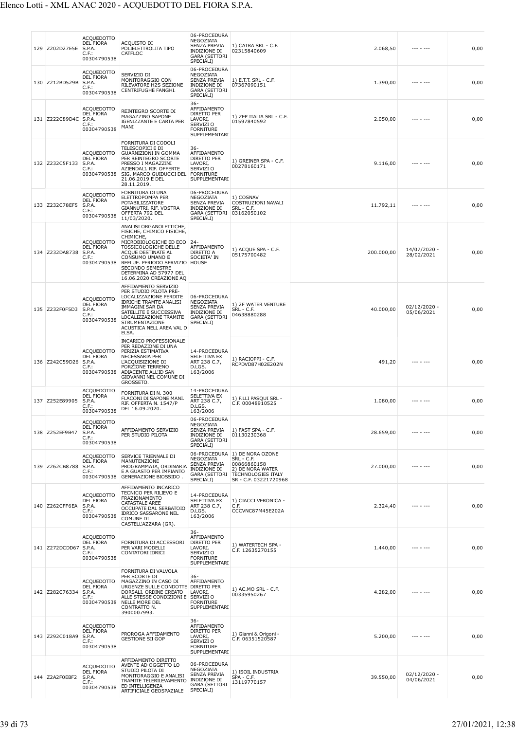| 129 | Z202D27E5E | ACQUEDOTTO DEL FIORA S.P.A. C.F.: 00304790538 | ACQUISTO DI POLIELETTROLITA TIPO CATFLOC | 06-PROCEDURA NEGOZIATA SENZA PREVIA INDIZIONE DI GARA (SETTORI SPECIALI) | 1) CATRA SRL - C.F. 02315840609 | | 2.068,50 | --- - --- | 0,00 |
|---|---|---|---|---|---|---|---|---|---|
| 130 | Z212BD529B | ACQUEDOTTO DEL FIORA S.P.A. C.F.: 00304790538 | SERVIZIO DI MONITORAGGIO CON RILEVATORE H2S SEZIONE CENTRIFUGHE FANGHI. | 06-PROCEDURA NEGOZIATA SENZA PREVIA INDIZIONE DI GARA (SETTORI SPECIALI) | 1) E.T.T. SRL - C.F. 07367090151 | | 1.390,00 | --- - --- | 0,00 |
| 131 | Z222C89D4C | ACQUEDOTTO DEL FIORA S.P.A. C.F.: 00304790538 | REINTEGRO SCORTE DI MAGAZZINO SAPONE IGENIZZANTE E CARTA PER MANI | 36-AFFIDAMENTO DIRETTO PER LAVORI, SERVIZI O FORNITURE SUPPLEMENTARI | 1) ZEP ITALIA SRL - C.F. 01597840592 | | 2.050,00 | --- - --- | 0,00 |
| 132 | Z232C5F133 | ACQUEDOTTO DEL FIORA S.P.A. C.F.: 00304790538 | FORNITURA DI CODOLI TELESCOPICI E DI GUARNIZIONI IN GOMMA PER REINTEGRO SCORTE PRESSO I MAGAZZINI AZIENDALI. RIF. OFFERTE SIG. MARCO GUIDUCCI DEL 21.06.2019 E DEL 28.11.2019. | 36-AFFIDAMENTO DIRETTO PER LAVORI, SERVIZI O FORNITURE SUPPLEMENTARI | 1) GREINER SPA - C.F. 00278160171 | | 9.116,00 | --- - --- | 0,00 |
| 133 | Z232C78EF5 | ACQUEDOTTO DEL FIORA S.P.A. C.F.: 00304790538 | FORNITURA DI UNA ELETTROPOMPA PER POTABILIZZATORE GIANNUTRI. RIF. VOSTRA OFFERTA 792 DEL 11/03/2020. | 06-PROCEDURA NEGOZIATA SENZA PREVIA INDIZIONE DI GARA (SETTORI SPECIALI) | 1) COSNAV COSTRUZIONI NAVALI SRL - C.F. 03162050102 | | 11.792,11 | --- - --- | 0,00 |
| 134 | Z232DA8738 | ACQUEDOTTO DEL FIORA S.P.A. C.F.: 00304790538 | ANALISI ORGANOLETTICHE, FISICHE, CHIMICO FISICHE, CHIMICHE, MICROBIOLOGICHE ED ECO TOSSICOLOGICHE DELLE ACQUE DESTINATE AL CONSUMO UMANO E REFLUE. PERIODO SERVIZIO SECONDO SEMESTRE DETERMINA AD 57977 DEL 16.06.2020 CREAZIONE AQ | 24-AFFIDAMENTO DIRETTO A SOCIETA' IN HOUSE | 1) ACQUE SPA - C.F. 05175700482 | | 200.000,00 | 14/07/2020 - 28/02/2021 | 0,00 |
| 135 | Z232F0F5D3 | ACQUEDOTTO DEL FIORA S.P.A. C.F.: 00304790538 | AFFIDAMENTO SERVIZIO PER STUDIO PILOTA PRE-LOCALIZZAZIONE PERDITE IDRICHE TRAMTE ANALISI IMMAGINI SAR DA SATELLITE E SUCCESSIVA LOCALIZZAZIONE TRAMITE STRUMENTAZIONE ACUSTICA NELL AREA VAL D ELSA. | 06-PROCEDURA NEGOZIATA SENZA PREVIA INDIZIONE DI GARA (SETTORI SPECIALI) | 1) 2F WATER VENTURE SRL - C.F. 04638880288 | | 40.000,00 | 02/12/2020 - 05/06/2021 | 0,00 |
| 136 | Z242C59D26 | ACQUEDOTTO DEL FIORA S.P.A. C.F.: 00304790538 | INCARICO PROFESSIONALE PER REDAZIONE DI UNA PERIZIA ESTIMATIVA NECESSARIA PER L'ACQUISIZIONE DI PORZIONE TERRENO ADIACENTE ALL'ID SAN GIOVANNI NEL COMUNE DI GROSSETO. | 14-PROCEDURA SELETTIVA EX ART 238 C.7, D.LGS. 163/2006 | 1) RACIOPPI - C.F. RCPDVD87H02E202N | | 491,20 | --- - --- | 0,00 |
| 137 | Z252E89905 | ACQUEDOTTO DEL FIORA S.P.A. C.F.: 00304790538 | FORNITURA DI N. 300 FLACONI DI SAPONE MANI. RIF. OFFERTA N. 1547/P DEL 16.09.2020. | 14-PROCEDURA SELETTIVA EX ART 238 C.7, D.LGS. 163/2006 | 1) F.LLI PASQUI SRL - C.F. 00048910525 | | 1.080,00 | --- - --- | 0,00 |
| 138 | Z252EF9B47 | ACQUEDOTTO DEL FIORA S.P.A. C.F.: 00304790538 | AFFIDAMENTO SERVIZIO PER STUDIO PILOTA | 06-PROCEDURA NEGOZIATA SENZA PREVIA INDIZIONE DI GARA (SETTORI SPECIALI) | 1) FAST SPA - C.F. 01130230368 | | 28.659,00 | --- - --- | 0,00 |
| 139 | Z262CB8788 | ACQUEDOTTO DEL FIORA S.P.A. C.F.: 00304790538 | SERVICE TRIENNALE DI MANUTENZIONE PROGRAMMATA, ORDINARIA E A GUASTO PER IMPIANTO GENERAZIONE BIOSSIDO . | 06-PROCEDURA NEGOZIATA SENZA PREVIA INDIZIONE DI GARA (SETTORI SPECIALI) | 1) DE NORA OZONE SRL - C.F. 00866860158 2) DE NORA WATER TECHNOLOGIES ITALY SR - C.F. 03221720968 | | 27.000,00 | --- - --- | 0,00 |
| 140 | Z262CFF6EA | ACQUEDOTTO DEL FIORA S.P.A. C.F.: 00304790538 | AFFIDAMENTO INCARICO TECNICO PER RILIEVO E FRAZIONAMENTO CATASTALE AREE OCCUPATE DAL SERBATOIO IDRICO SASSARONE NEL COMUNE DI CASTELL'AZZARA (GR). | 14-PROCEDURA SELETTIVA EX ART 238 C.7, D.LGS. 163/2006 | 1) CIACCI VERONICA - C.F. CCCVNC87M45E202A | | 2.324,40 | --- - --- | 0,00 |
| 141 | Z272DCDD67 | ACQUEDOTTO DEL FIORA S.P.A. C.F.: 00304790538 | FORNITURA DI ACCESSORI PER VARI MODELLI CONTATORI IDRICI | 36-AFFIDAMENTO DIRETTO PER LAVORI, SERVIZI O FORNITURE SUPPLEMENTARI | 1) WATERTECH SPA - C.F. 12635270155 | | 1.440,00 | --- - --- | 0,00 |
| 142 | Z282C76334 | ACQUEDOTTO DEL FIORA S.P.A. C.F.: 00304790538 | FORNITURA DI VALVOLA PER SCORTE DI MAGAZZINO IN CASO DI URGENZE SULLE CONDOTTE DORSALI. ORDINE CREATO ALLE STESSE CONDIZIONI E NELLE MORE DEL CONTRATTO N. 3900007993. | 36-AFFIDAMENTO DIRETTO PER LAVORI, SERVIZI O FORNITURE SUPPLEMENTARI | 1) AC.MO SRL - C.F. 00335950267 | | 4.282,00 | --- - --- | 0,00 |
| 143 | Z292C018A9 | ACQUEDOTTO DEL FIORA S.P.A. C.F.: 00304790538 | PROROGA AFFIDAMENTO GESTIONE SII GOP | 36-AFFIDAMENTO DIRETTO PER LAVORI, SERVIZI O FORNITURE SUPPLEMENTARI | 1) Gianni & Origoni - C.F. 06351520587 | | 5.200,00 | --- - --- | 0,00 |
| 144 | Z2A2F0EBF2 | ACQUEDOTTO DEL FIORA S.P.A. C.F.: 00304790538 | AFFIDAMENTO DIRETTO AVENTE AD OGGETTO LO STUDIO PILOTA DI MONITORAGGIO E ANALISI TRAMITE TELERILEVAMENTO ED INTELLIGENZA ARTIFICIALE GEOSPAZIALE | 06-PROCEDURA NEGOZIATA SENZA PREVIA INDIZIONE DI GARA (SETTORI SPECIALI) | 1) ISOIL INDUSTRIA SPA - C.F. 13119770157 | | 39.550,00 | 02/12/2020 - 04/06/2021 | 0,00 |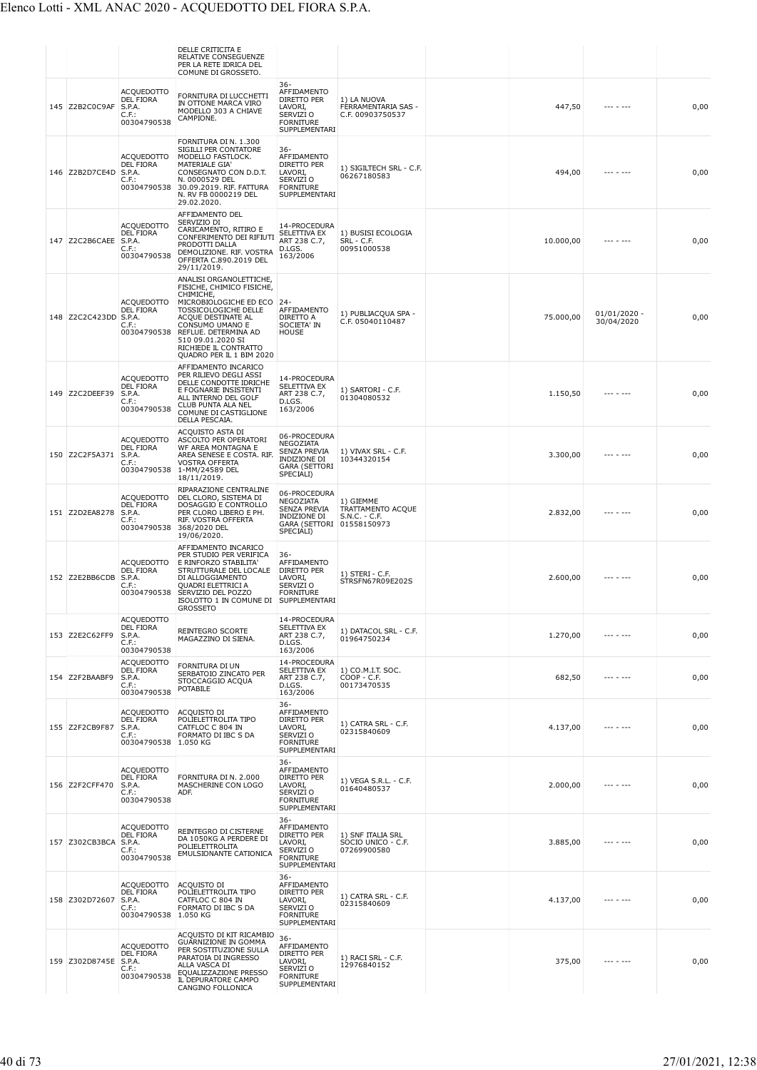| | | | | | | | | | |
|---|---|---|---|---|---|---|---|---|---|
| | | | DELLE CRITICITA E RELATIVE CONSEGUENZE PER LA RETE IDRICA DEL COMUNE DI GROSSETO. | | | | | | |
| 145 | Z2B2C0C9AF | ACQUEDOTTO DEL FIORA S.P.A. C.F.: 00304790538 | FORNITURA DI LUCCHETTI IN OTTONE MARCA VIRO MODELLO 303 A CHIAVE CAMPIONE. | 36-AFFIDAMENTO DIRETTO PER LAVORI, SERVIZI O FORNITURE SUPPLEMENTARI | 1) LA NUOVA FERRAMENTARIA SAS - C.F. 00903750537 | | 447,50 | --- - --- | 0,00 |
| 146 | Z2B2D7CE4D | ACQUEDOTTO DEL FIORA S.P.A. C.F.: 00304790538 | FORNITURA DI N. 1.300 SIGILLI PER CONTATORE MODELLO FASTLOCK. MATERIALE GIA' CONSEGNATO CON D.D.T. N. 0000529 DEL 30.09.2019. RIF. FATTURA N. RV FB 0000219 DEL 29.02.2020. | 36-AFFIDAMENTO DIRETTO PER LAVORI, SERVIZI O FORNITURE SUPPLEMENTARI | 1) SIGILTECH SRL - C.F. 06267180583 | | 494,00 | --- - --- | 0,00 |
| 147 | Z2C2B6CAEE | ACQUEDOTTO DEL FIORA S.P.A. C.F.: 00304790538 | AFFIDAMENTO DEL SERVIZIO DI CARICAMENTO, RITIRO E CONFERIMENTO DEI RIFIUTI PRODOTTI DALLA DEMOLIZIONE. RIF. VOSTRA OFFERTA C.890.2019 DEL 29/11/2019. | 14-PROCEDURA SELETTIVA EX ART 238 C.7, D.LGS. 163/2006 | 1) BUSISI ECOLOGIA SRL - C.F. 00951000538 | | 10.000,00 | --- - --- | 0,00 |
| 148 | Z2C2C423DD | ACQUEDOTTO DEL FIORA S.P.A. C.F.: 00304790538 | ANALISI ORGANOLETTICHE, FISICHE, CHIMICO FISICHE, CHIMICHE, MICROBIOLOGICHE ED ECO TOSSICOLOGICHE DELLE ACQUE DESTINATE AL CONSUMO UMANO E REFLUE. DETERMINA AD 510 09.01.2020 SI RICHIEDE IL CONTRATTO QUADRO PER IL 1 BIM 2020 | 24-AFFIDAMENTO DIRETTO A SOCIETA' IN HOUSE | 1) PUBLIACQUA SPA - C.F. 05040110487 | | 75.000,00 | 01/01/2020 - 30/04/2020 | 0,00 |
| 149 | Z2C2DEEF39 | ACQUEDOTTO DEL FIORA S.P.A. C.F.: 00304790538 | AFFIDAMENTO INCARICO PER RILIEVO DEGLI ASSI DELLE CONDOTTE IDRICHE E FOGNARIE INSISTENTI ALL INTERNO DEL GOLF CLUB PUNTA ALA NEL COMUNE DI CASTIGLIONE DELLA PESCAIA. | 14-PROCEDURA SELETTIVA EX ART 238 C.7, D.LGS. 163/2006 | 1) SARTORI - C.F. 01304080532 | | 1.150,50 | --- - --- | 0,00 |
| 150 | Z2C2F5A371 | ACQUEDOTTO DEL FIORA S.P.A. C.F.: 00304790538 | ACQUISTO ASTA DI ASCOLTO PER OPERATORI WF AREA MONTAGNA E AREA SENESE E COSTA. RIF. VOSTRA OFFERTA 1-MM/24589 DEL 18/11/2019. | 06-PROCEDURA NEGOZIATA SENZA PREVIA INDIZIONE DI GARA (SETTORI SPECIALI) | 1) VIVAX SRL - C.F. 10344320154 | | 3.300,00 | --- - --- | 0,00 |
| 151 | Z2D2EA8278 | ACQUEDOTTO DEL FIORA S.P.A. C.F.: 00304790538 | RIPARAZIONE CENTRALINE DEL CLORO, SISTEMA DI DOSAGGIO E CONTROLLO PER CLORO LIBERO E PH. RIF. VOSTRA OFFERTA 368/2020 DEL 19/06/2020. | 06-PROCEDURA NEGOZIATA SENZA PREVIA INDIZIONE DI GARA (SETTORI SPECIALI) | 1) GIEMME TRATTAMENTO ACQUE S.N.C. - C.F. 01558150973 | | 2.832,00 | --- - --- | 0,00 |
| 152 | Z2E2BB6CDB | ACQUEDOTTO DEL FIORA S.P.A. C.F.: 00304790538 | AFFIDAMENTO INCARICO PER STUDIO PER VERIFICA E RINFORZO STABILITA' STRUTTURALE DEL LOCALE DI ALLOGGIAMENTO QUADRI ELETTRICI A SERVIZIO DEL POZZO ISOLOTTO 1 IN COMUNE DI GROSSETO | 36-AFFIDAMENTO DIRETTO PER LAVORI, SERVIZI O FORNITURE SUPPLEMENTARI | 1) STERI - C.F. STRSFN67R09E202S | | 2.600,00 | --- - --- | 0,00 |
| 153 | Z2E2C62FF9 | ACQUEDOTTO DEL FIORA S.P.A. C.F.: 00304790538 | REINTEGRO SCORTE MAGAZZINO DI SIENA. | 14-PROCEDURA SELETTIVA EX ART 238 C.7, D.LGS. 163/2006 | 1) DATACOL SRL - C.F. 01964750234 | | 1.270,00 | --- - --- | 0,00 |
| 154 | Z2F2BAABF9 | ACQUEDOTTO DEL FIORA S.P.A. C.F.: 00304790538 | FORNITURA DI UN SERBATOIO ZINCATO PER STOCCAGGIO ACQUA POTABILE | 14-PROCEDURA SELETTIVA EX ART 238 C.7, D.LGS. 163/2006 | 1) CO.M.I.T. SOC. COOP - C.F. 00173470535 | | 682,50 | --- - --- | 0,00 |
| 155 | Z2F2CB9F87 | ACQUEDOTTO DEL FIORA S.P.A. C.F.: 00304790538 | ACQUISTO DI POLIELETTROLITA TIPO CATFLOC C 804 IN FORMATO DI IBC S DA 1.050 KG | 36-AFFIDAMENTO DIRETTO PER LAVORI, SERVIZI O FORNITURE SUPPLEMENTARI | 1) CATRA SRL - C.F. 02315840609 | | 4.137,00 | --- - --- | 0,00 |
| 156 | Z2F2CFF470 | ACQUEDOTTO DEL FIORA S.P.A. C.F.: 00304790538 | FORNITURA DI N. 2.000 MASCHERINE CON LOGO ADF. | 36-AFFIDAMENTO DIRETTO PER LAVORI, SERVIZI O FORNITURE SUPPLEMENTARI | 1) VEGA S.R.L. - C.F. 01640480537 | | 2.000,00 | --- - --- | 0,00 |
| 157 | Z302CB3BCA | ACQUEDOTTO DEL FIORA S.P.A. C.F.: 00304790538 | REINTEGRO DI CISTERNE DA 1050KG A PERDERE DI POLIELETTROLITA EMULSIONANTE CATIONICA | 36-AFFIDAMENTO DIRETTO PER LAVORI, SERVIZI O FORNITURE SUPPLEMENTARI | 1) SNF ITALIA SRL SOCIO UNICO - C.F. 07269900580 | | 3.885,00 | --- - --- | 0,00 |
| 158 | Z302D72607 | ACQUEDOTTO DEL FIORA S.P.A. C.F.: 00304790538 | ACQUISTO DI POLIELETTROLITA TIPO CATFLOC C 804 IN FORMATO DI IBC S DA 1.050 KG | 36-AFFIDAMENTO DIRETTO PER LAVORI, SERVIZI O FORNITURE SUPPLEMENTARI | 1) CATRA SRL - C.F. 02315840609 | | 4.137,00 | --- - --- | 0,00 |
| 159 | Z302D8745E | ACQUEDOTTO DEL FIORA S.P.A. C.F.: 00304790538 | ACQUISTO DI KIT RICAMBIO GUARNIZIONE IN GOMMA PER SOSTITUZIONE SULLA PARATOIA DI INGRESSO ALLA VASCA DI EQUALIZZAZIONE PRESSO IL DEPURATORE CAMPO CANGINO FOLLONICA | 36-AFFIDAMENTO DIRETTO PER LAVORI, SERVIZI O FORNITURE SUPPLEMENTARI | 1) RACI SRL - C.F. 12976840152 | | 375,00 | --- - --- | 0,00 |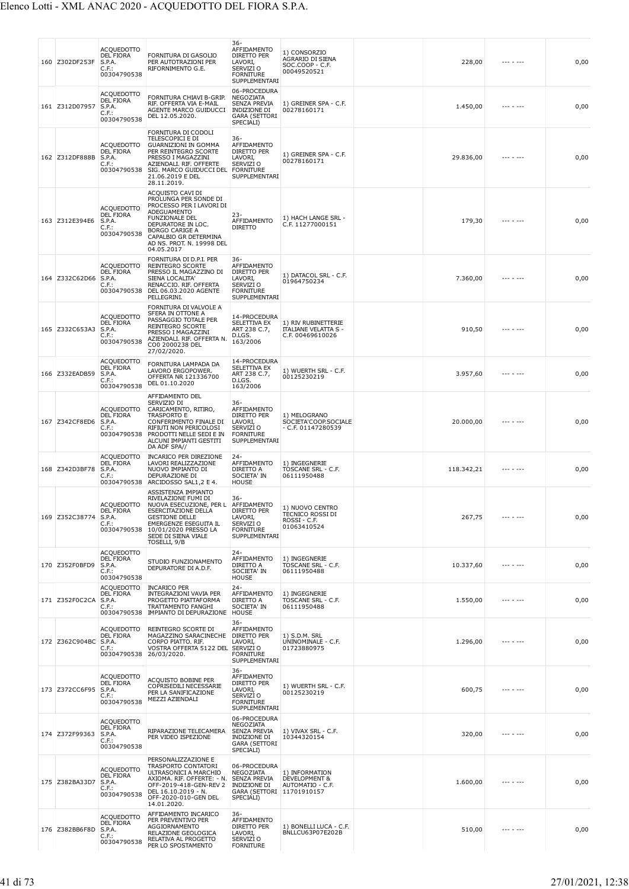| | | | | | | | | | |
|---|---|---|---|---|---|---|---|---|---|
| 160 | Z302DF253F | ACQUEDOTTO DEL FIORA S.P.A. C.F.: 00304790538 | FORNITURA DI GASOLIO PER AUTOTRAZIONI PER RIFORNIMENTO G.E. | 36-AFFIDAMENTO DIRETTO PER LAVORI, SERVIZI O FORNITURE SUPPLEMENTARI | 1) CONSORZIO AGRARIO DI SIENA SOC.COOP - C.F. 00049520521 | | 228,00 | --- - --- | 0,00 |
| 161 | Z312D07957 | ACQUEDOTTO DEL FIORA S.P.A. C.F.: 00304790538 | FORNITURA CHIAVI B-GRIP. RIF. OFFERTA VIA E-MAIL AGENTE MARCO GUIDUCCI DEL 12.05.2020. | 06-PROCEDURA NEGOZIATA SENZA PREVIA INDIZIONE DI GARA (SETTORI SPECIALI) | 1) GREINER SPA - C.F. 00278160171 | | 1.450,00 | --- - --- | 0,00 |
| 162 | Z312DF888B | ACQUEDOTTO DEL FIORA S.P.A. C.F.: 00304790538 | FORNITURA DI CODOLI TELESCOPICI E DI GUARNIZIONI IN GOMMA PER REINTEGRO SCORTE PRESSO I MAGAZZINI AZIENDALI. RIF. OFFERTE SIG. MARCO GUIDUCCI DEL 21.06.2019 E DEL 28.11.2019. | 36-AFFIDAMENTO DIRETTO PER LAVORI, SERVIZI O FORNITURE SUPPLEMENTARI | 1) GREINER SPA - C.F. 00278160171 | | 29.836,00 | --- - --- | 0,00 |
| 163 | Z312E394E6 | ACQUEDOTTO DEL FIORA S.P.A. C.F.: 00304790538 | ACQUISTO CAVI DI PROLUNGA PER SONDE DI PROCESSO PER I LAVORI DI ADEGUAMENTO FUNZIONALE DEL DEPURATORE IN LOC. BORGO CARIGE A CAPALBIO GR DETERMINA AD NS. PROT. N. 19998 DEL 04.05.2017 | 23-AFFIDAMENTO DIRETTO | 1) HACH LANGE SRL - C.F. 11277000151 | | 179,30 | --- - --- | 0,00 |
| 164 | Z332C62D66 | ACQUEDOTTO DEL FIORA S.P.A. C.F.: 00304790538 | FORNITURA DI D.P.I. PER REINTEGRO SCORTE PRESSO IL MAGAZZINO DI SIENA LOCALITA' RENACCIO. RIF. OFFERTA DEL 06.03.2020 AGENTE PELLEGRINI. | 36-AFFIDAMENTO DIRETTO PER LAVORI, SERVIZI O FORNITURE SUPPLEMENTARI | 1) DATACOL SRL - C.F. 01964750234 | | 7.360,00 | --- - --- | 0,00 |
| 165 | Z332C653A3 | ACQUEDOTTO DEL FIORA S.P.A. C.F.: 00304790538 | FORNITURA DI VALVOLE A SFERA IN OTTONE A PASSAGGIO TOTALE PER REINTEGRO SCORTE PRESSO I MAGAZZINI AZIENDALI. RIF. OFFERTA N. CO0 2000238 DEL 27/02/2020. | 14-PROCEDURA SELETTIVA EX ART 238 C.7, D.LGS. 163/2006 | 1) RIV RUBINETTERIE ITALIANE VELATTA S - C.F. 00469610026 | | 910,50 | --- - --- | 0,00 |
| 166 | Z332EADB59 | ACQUEDOTTO DEL FIORA S.P.A. C.F.: 00304790538 | FORNITURA LAMPADA DA LAVORO ERGOPOWER. OFFERTA NR 121336700 DEL 01.10.2020 | 14-PROCEDURA SELETTIVA EX ART 238 C.7, D.LGS. 163/2006 | 1) WUERTH SRL - C.F. 00125230219 | | 3.957,60 | --- - --- | 0,00 |
| 167 | Z342CF8ED6 | ACQUEDOTTO DEL FIORA S.P.A. C.F.: 00304790538 | AFFIDAMENTO DEL SERVIZIO DI CARICAMENTO, RITIRO, TRASPORTO E CONFERIMENTO FINALE DI RIFIUTI NON PERICOLOSI PRODOTTI NELLE SEDI E IN ALCUNI IMPIANTI GESTITI DA ADF SPA// | 36-AFFIDAMENTO DIRETTO PER LAVORI, SERVIZI O FORNITURE SUPPLEMENTARI | 1) MELOGRANO SOCIETA'COOP.SOCIALE - C.F. 01147280539 | | 20.000,00 | --- - --- | 0,00 |
| 168 | Z342D3BF78 | ACQUEDOTTO DEL FIORA S.P.A. C.F.: 00304790538 | INCARICO PER DIREZIONE LAVORI REALIZZAZIONE NUOVO IMPIANTO DI DEPURAZIONE DI ARCIDOSSO SAL1,2 E 4. | 24-AFFIDAMENTO DIRETTO A SOCIETA' IN HOUSE | 1) INGEGNERIE TOSCANE SRL - C.F. 06111950488 | | 118.342,21 | --- - --- | 0,00 |
| 169 | Z352C38774 | ACQUEDOTTO DEL FIORA S.P.A. C.F.: 00304790538 | ASSISTENZA IMPIANTO RIVELAZIONE FUMI DI NUOVA ESECUZIONE, PER L ESERCITAZIONE DELLA GESTIONE DELLE EMERGENZE ESEGUITA IL 10/01/2020 PRESSO LA SEDE DI SIENA VIALE TOSELLI, 9/B | 36-AFFIDAMENTO DIRETTO PER LAVORI, SERVIZI O FORNITURE SUPPLEMENTARI | 1) NUOVO CENTRO TECNICO ROSSI DI ROSSI - C.F. 01063410524 | | 267,75 | --- - --- | 0,00 |
| 170 | Z352F0BFD9 | ACQUEDOTTO DEL FIORA S.P.A. C.F.: 00304790538 | STUDIO FUNZIONAMENTO DEPURATORE DI A.D.F. | 24-AFFIDAMENTO DIRETTO A SOCIETA' IN HOUSE | 1) INGEGNERIE TOSCANE SRL - C.F. 06111950488 | | 10.337,60 | --- - --- | 0,00 |
| 171 | Z352F0C2CA | ACQUEDOTTO DEL FIORA S.P.A. C.F.: 00304790538 | INCARICO PER INTEGRAZIONI VAVIA PER PROGETTO PIATTAFORMA TRATTAMENTO FANGHI IMPIANTO DI DEPURAZIONE | 24-AFFIDAMENTO DIRETTO A SOCIETA' IN HOUSE | 1) INGEGNERIE TOSCANE SRL - C.F. 06111950488 | | 1.550,00 | --- - --- | 0,00 |
| 172 | Z362C904BC | ACQUEDOTTO DEL FIORA S.P.A. C.F.: 00304790538 | REINTEGRO SCORTE DI MAGAZZINO SARACINECHE CORPO PIATTO. RIF. VOSTRA OFFERTA 5122 DEL 26/03/2020. | 36-AFFIDAMENTO DIRETTO PER LAVORI, SERVIZI O FORNITURE SUPPLEMENTARI | 1) S.D.M. SRL UNINOMINALE - C.F. 01723880975 | | 1.296,00 | --- - --- | 0,00 |
| 173 | Z372CC6F95 | ACQUEDOTTO DEL FIORA S.P.A. C.F.: 00304790538 | ACQUISTO BOBINE PER COPRISEDILI NECESSARIE PER LA SANIFICAZIONE MEZZI AZIENDALI | 36-AFFIDAMENTO DIRETTO PER LAVORI, SERVIZI O FORNITURE SUPPLEMENTARI | 1) WUERTH SRL - C.F. 00125230219 | | 600,75 | --- - --- | 0,00 |
| 174 | Z372F99363 | ACQUEDOTTO DEL FIORA S.P.A. C.F.: 00304790538 | RIPARAZIONE TELECAMERA PER VIDEO ISPEZIONE | 06-PROCEDURA NEGOZIATA SENZA PREVIA INDIZIONE DI GARA (SETTORI SPECIALI) | 1) VIVAX SRL - C.F. 10344320154 | | 320,00 | --- - --- | 0,00 |
| 175 | Z382BA33D7 | ACQUEDOTTO DEL FIORA S.P.A. C.F.: 00304790538 | PERSONALIZZAZIONE E TRASPORTO CONTATORI ULTRASONICI A MARCHIO AXIOMA. RIF. OFFERTE: - N. OFF-2019-418-GEN-REV 2 DEL 16.10.2019 - N. OFF-2020-010-GEN DEL 14.01.2020. | 06-PROCEDURA NEGOZIATA SENZA PREVIA INDIZIONE DI GARA (SETTORI SPECIALI) | 1) INFORMATION DEVELOPMENT & AUTOMATIO - C.F. 11701910157 | | 1.600,00 | --- - --- | 0,00 |
| 176 | Z382BB6F8D | ACQUEDOTTO DEL FIORA S.P.A. C.F.: 00304790538 | AFFIDAMENTO INCARICO PER PREVENTIVO PER AGGIORNAMENTO RELAZIONE GEOLOGICA RELATIVA AL PROGETTO PER LO SPOSTAMENTO | 36-AFFIDAMENTO DIRETTO PER LAVORI, SERVIZI O FORNITURE | 1) BONELLI LUCA - C.F. BNLLCU63P07E202B | | 510,00 | --- - --- | 0,00 |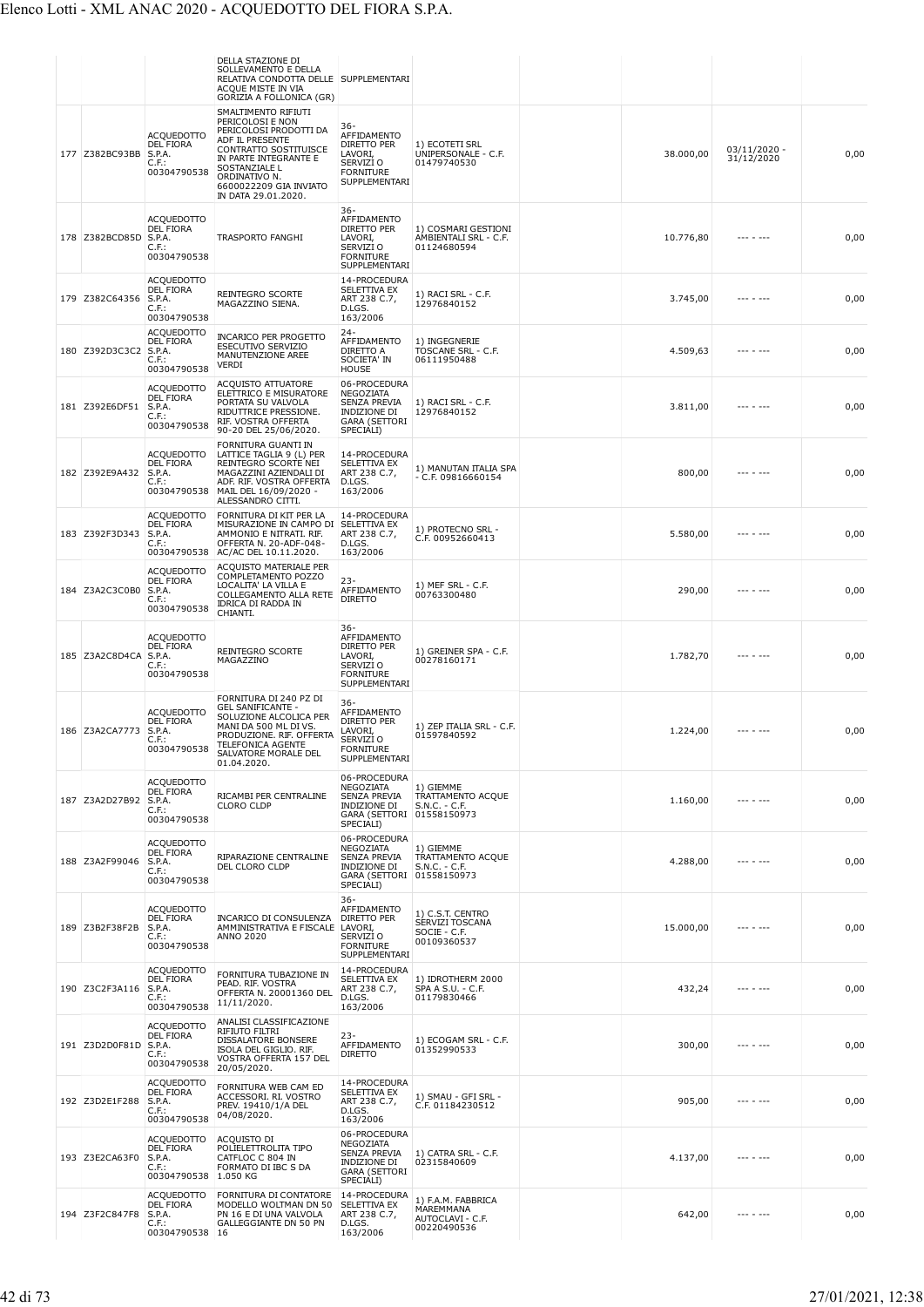| | | | DELLA STAZIONE DI SOLLEVAMENTO E DELLA RELATIVA CONDOTTA DELLE ACQUE MISTE IN VIA GORIZIA A FOLLONICA (GR) | SUPPLEMENTARI | | | | | |
|---|---|---|---|---|---|---|---|---|---|
| 177 | Z382BC93BB | ACQUEDOTTO DEL FIORA S.P.A. C.F.: 00304790538 | SMALTIMENTO RIFIUTI PERICOLOSI E NON PERICOLOSI PRODOTTI DA ADF IL PRESENTE CONTRATTO SOSTITUISCE IN PARTE INTEGRANTE E SOSTANZIALE L ORDINATIVO N. 6600022209 GIA INVIATO IN DATA 29.01.2020. | 36-AFFIDAMENTO DIRETTO PER LAVORI, SERVIZI O FORNITURE SUPPLEMENTARI | 1) ECOTETI SRL UNIPERSONALE - C.F. 01479740530 | | 38.000,00 | 03/11/2020 - 31/12/2020 | 0,00 |
| 178 | Z382BCD85D | ACQUEDOTTO DEL FIORA S.P.A. C.F.: 00304790538 | TRASPORTO FANGHI | 36-AFFIDAMENTO DIRETTO PER LAVORI, SERVIZI O FORNITURE SUPPLEMENTARI | 1) COSMARI GESTIONI AMBIENTALI SRL - C.F. 01124680594 | | 10.776,80 | --- - --- | 0,00 |
| 179 | Z382C64356 | ACQUEDOTTO DEL FIORA S.P.A. C.F.: 00304790538 | REINTEGRO SCORTE MAGAZZINO SIENA. | 14-PROCEDURA SELETTIVA EX ART 238 C.7, D.LGS. 163/2006 | 1) RACI SRL - C.F. 12976840152 | | 3.745,00 | --- - --- | 0,00 |
| 180 | Z392D3C3C2 | ACQUEDOTTO DEL FIORA S.P.A. C.F.: 00304790538 | INCARICO PER PROGETTO ESECUTIVO SERVIZIO MANUTENZIONE AREE VERDI | 24-AFFIDAMENTO DIRETTO A SOCIETA' IN HOUSE | 1) INGEGNERIE TOSCANE SRL - C.F. 06111950488 | | 4.509,63 | --- - --- | 0,00 |
| 181 | Z392E6DF51 | ACQUEDOTTO DEL FIORA S.P.A. C.F.: 00304790538 | ACQUISTO ATTUATORE ELETTRICO E MISURATORE PORTATA SU VALVOLA RIDUTTRICE PRESSIONE. RIF. VOSTRA OFFERTA 90-20 DEL 25/06/2020. | 06-PROCEDURA NEGOZIATA SENZA PREVIA INDIZIONE DI GARA (SETTORI SPECIALI) | 1) RACI SRL - C.F. 12976840152 | | 3.811,00 | --- - --- | 0,00 |
| 182 | Z392E9A432 | ACQUEDOTTO DEL FIORA S.P.A. C.F.: 00304790538 | FORNITURA GUANTI IN LATTICE TAGLIA 9 (L) PER REINTEGRO SCORTE NEI MAGAZZINI AZIENDALI DI ADF. RIF. VOSTRA OFFERTA MAIL DEL 16/09/2020 - ALESSANDRO CITTI. | 14-PROCEDURA SELETTIVA EX ART 238 C.7, D.LGS. 163/2006 | 1) MANUTAN ITALIA SPA - C.F. 09816660154 | | 800,00 | --- - --- | 0,00 |
| 183 | Z392F3D343 | ACQUEDOTTO DEL FIORA S.P.A. C.F.: 00304790538 | FORNITURA DI KIT PER LA MISURAZIONE IN CAMPO DI AMMONIO E NITRATI. RIF. OFFERTA N. 20-ADF-048-AC/AC DEL 10.11.2020. | 14-PROCEDURA SELETTIVA EX ART 238 C.7, D.LGS. 163/2006 | 1) PROTECNO SRL - C.F. 00952660413 | | 5.580,00 | --- - --- | 0,00 |
| 184 | Z3A2C3C0B0 | ACQUEDOTTO DEL FIORA S.P.A. C.F.: 00304790538 | ACQUISTO MATERIALE PER COMPLETAMENTO POZZO LOCALITA' LA VILLA E COLLEGAMENTO ALLA RETE IDRICA DI RADDA IN CHIANTI. | 23-AFFIDAMENTO DIRETTO | 1) MEF SRL - C.F. 00763300480 | | 290,00 | --- - --- | 0,00 |
| 185 | Z3A2C8D4CA | ACQUEDOTTO DEL FIORA S.P.A. C.F.: 00304790538 | REINTEGRO SCORTE MAGAZZINO | 36-AFFIDAMENTO DIRETTO PER LAVORI, SERVIZI O FORNITURE SUPPLEMENTARI | 1) GREINER SPA - C.F. 00278160171 | | 1.782,70 | --- - --- | 0,00 |
| 186 | Z3A2CA7773 | ACQUEDOTTO DEL FIORA S.P.A. C.F.: 00304790538 | FORNITURA DI 240 PZ DI GEL SANIFICANTE - SOLUZIONE ALCOLICA PER MANI DA 500 ML DI VS. PRODUZIONE. RIF. OFFERTA TELEFONICA AGENTE SALVATORE MORALE DEL 01.04.2020. | 36-AFFIDAMENTO DIRETTO PER LAVORI, SERVIZI O FORNITURE SUPPLEMENTARI | 1) ZEP ITALIA SRL - C.F. 01597840592 | | 1.224,00 | --- - --- | 0,00 |
| 187 | Z3A2D27B92 | ACQUEDOTTO DEL FIORA S.P.A. C.F.: 00304790538 | RICAMBI PER CENTRALINE CLORO CLDP | 06-PROCEDURA NEGOZIATA SENZA PREVIA INDIZIONE DI GARA (SETTORI SPECIALI) | 1) GIEMME TRATTAMENTO ACQUE S.N.C. - C.F. 01558150973 | | 1.160,00 | --- - --- | 0,00 |
| 188 | Z3A2F99046 | ACQUEDOTTO DEL FIORA S.P.A. C.F.: 00304790538 | RIPARAZIONE CENTRALINE DEL CLORO CLDP | 06-PROCEDURA NEGOZIATA SENZA PREVIA INDIZIONE DI GARA (SETTORI SPECIALI) | 1) GIEMME TRATTAMENTO ACQUE S.N.C. - C.F. 01558150973 | | 4.288,00 | --- - --- | 0,00 |
| 189 | Z3B2F38F2B | ACQUEDOTTO DEL FIORA S.P.A. C.F.: 00304790538 | INCARICO DI CONSULENZA AMMINISTRATIVA E FISCALE ANNO 2020 | 36-AFFIDAMENTO DIRETTO PER LAVORI, SERVIZI O FORNITURE SUPPLEMENTARI | 1) C.S.T. CENTRO SERVIZI TOSCANA SOCIE - C.F. 00109360537 | | 15.000,00 | --- - --- | 0,00 |
| 190 | Z3C2F3A116 | ACQUEDOTTO DEL FIORA S.P.A. C.F.: 00304790538 | FORNITURA TUBAZIONE IN PEAD. RIF. VOSTRA OFFERTA N. 20001360 DEL 11/11/2020. | 14-PROCEDURA SELETTIVA EX ART 238 C.7, D.LGS. 163/2006 | 1) IDROTHERM 2000 SPA A S.U. - C.F. 01179830466 | | 432,24 | --- - --- | 0,00 |
| 191 | Z3D2D0F81D | ACQUEDOTTO DEL FIORA S.P.A. C.F.: 00304790538 | ANALISI CLASSIFICAZIONE RIFIUTO FILTRI DISSALATORE BONSERE ISOLA DEL GIGLIO. RIF. VOSTRA OFFERTA 157 DEL 20/05/2020. | 23-AFFIDAMENTO DIRETTO | 1) ECOGAM SRL - C.F. 01352990533 | | 300,00 | --- - --- | 0,00 |
| 192 | Z3D2E1F288 | ACQUEDOTTO DEL FIORA S.P.A. C.F.: 00304790538 | FORNITURA WEB CAM ED ACCESSORI. RI. VOSTRO PREV. 19410/1/A DEL 04/08/2020. | 14-PROCEDURA SELETTIVA EX ART 238 C.7, D.LGS. 163/2006 | 1) SMAU - GFI SRL - C.F. 01184230512 | | 905,00 | --- - --- | 0,00 |
| 193 | Z3E2CA63F0 | ACQUEDOTTO DEL FIORA S.P.A. C.F.: 00304790538 | ACQUISTO DI POLIELETTROLITA TIPO CATFLOC C 804 IN FORMATO DI IBC S DA 1.050 KG | 06-PROCEDURA NEGOZIATA SENZA PREVIA INDIZIONE DI GARA (SETTORI SPECIALI) | 1) CATRA SRL - C.F. 02315840609 | | 4.137,00 | --- - --- | 0,00 |
| 194 | Z3F2C847F8 | ACQUEDOTTO DEL FIORA S.P.A. C.F.: 00304790538 | FORNITURA DI CONTATORE MODELLO WOLTMAN DN 50 PN 16 E DI UNA VALVOLA GALLEGGIANTE DN 50 PN 16 | 14-PROCEDURA SELETTIVA EX ART 238 C.7, D.LGS. 163/2006 | 1) F.A.M. FABBRICA MAREMMANA AUTOCLAVI - C.F. 00220490536 | | 642,00 | --- - --- | 0,00 |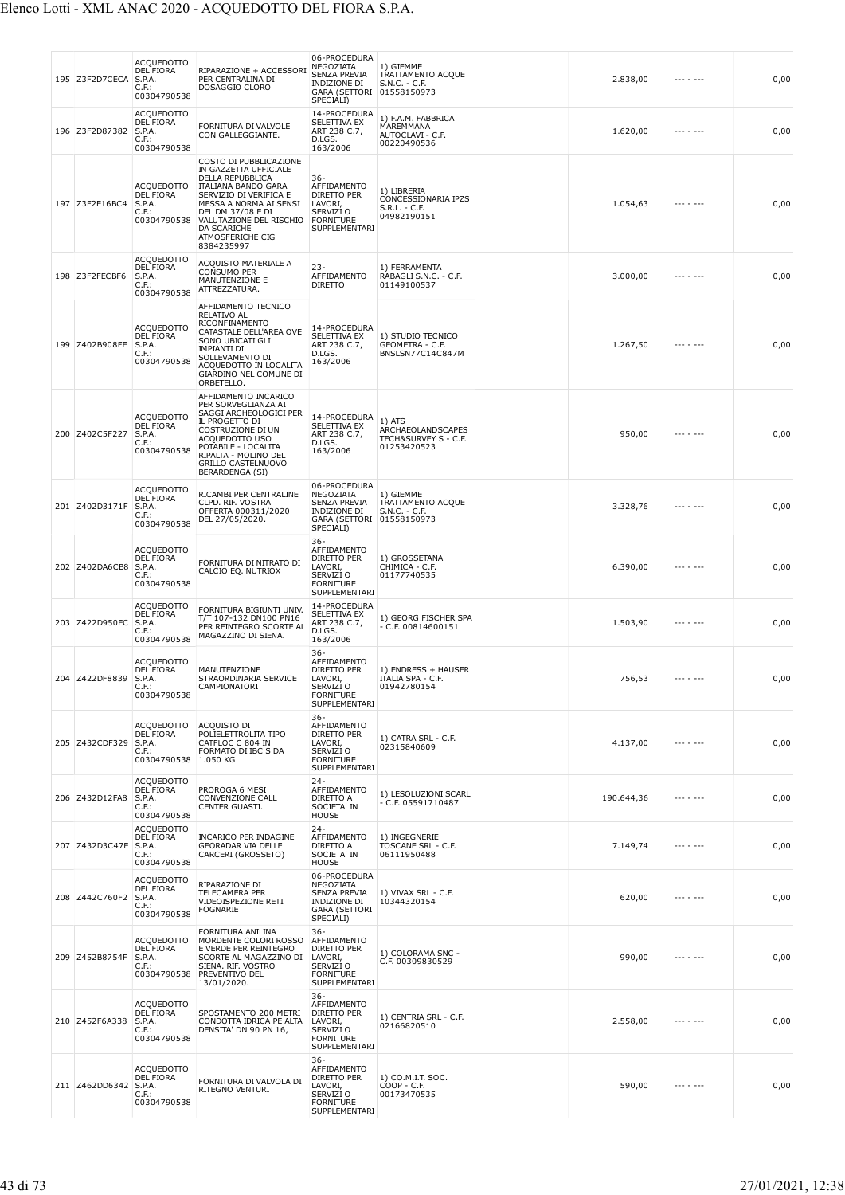| | | | | | | | | | |
|---|---|---|---|---|---|---|---|---|---|
| 195 | Z3F2D7CECA | ACQUEDOTTO DEL FIORA S.P.A. C.F.: 00304790538 | RIPARAZIONE + ACCESSORI PER CENTRALINA DI DOSAGGIO CLORO | 06-PROCEDURA NEGOZIATA SENZA PREVIA INDIZIONE DI GARA (SETTORI SPECIALI) | 1) GIEMME TRATTAMENTO ACQUE S.N.C. - C.F. 01558150973 | | 2.838,00 | --- - --- | 0,00 |
| 196 | Z3F2D87382 | ACQUEDOTTO DEL FIORA S.P.A. C.F.: 00304790538 | FORNITURA DI VALVOLE CON GALLEGGIANTE. | 14-PROCEDURA SELETTIVA EX ART 238 C.7, D.LGS. 163/2006 | 1) F.A.M. FABBRICA MAREMMANA AUTOCLAVI - C.F. 00220490536 | | 1.620,00 | --- - --- | 0,00 |
| 197 | Z3F2E16BC4 | ACQUEDOTTO DEL FIORA S.P.A. C.F.: 00304790538 | COSTO DI PUBBLICAZIONE IN GAZZETTA UFFICIALE DELLA REPUBBLICA ITALIANA BANDO GARA SERVIZIO DI VERIFICA E MESSA A NORMA AI SENSI DEL DM 37/08 E DI VALUTAZIONE DEL RISCHIO DA SCARICHE ATMOSFERICHE CIG 8384235997 | 36-AFFIDAMENTO DIRETTO PER LAVORI, SERVIZI O FORNITURE SUPPLEMENTARI | 1) LIBRERIA CONCESSIONARIA IPZS S.R.L. - C.F. 04982190151 | | 1.054,63 | --- - --- | 0,00 |
| 198 | Z3F2FECBF6 | ACQUEDOTTO DEL FIORA S.P.A. C.F.: 00304790538 | ACQUISTO MATERIALE A CONSUMO PER MANUTENZIONE E ATTREZZATURA. | 23-AFFIDAMENTO DIRETTO | 1) FERRAMENTA RABAGLI S.N.C. - C.F. 01149100537 | | 3.000,00 | --- - --- | 0,00 |
| 199 | Z402B908FE | ACQUEDOTTO DEL FIORA S.P.A. C.F.: 00304790538 | AFFIDAMENTO TECNICO RELATIVO AL RICONFINAMENTO CATASTALE DELL'AREA OVE SONO UBICATI GLI IMPIANTI DI SOLLEVAMENTO DI ACQUEDOTTO IN LOCALITA' GIARDINO NEL COMUNE DI ORBETELLO. | 14-PROCEDURA SELETTIVA EX ART 238 C.7, D.LGS. 163/2006 | 1) STUDIO TECNICO GEOMETRA - C.F. BNSLSN77C14C847M | | 1.267,50 | --- - --- | 0,00 |
| 200 | Z402C5F227 | ACQUEDOTTO DEL FIORA S.P.A. C.F.: 00304790538 | AFFIDAMENTO INCARICO PER SORVEGLIANZA AI SAGGI ARCHEOLOGICI PER IL PROGETTO DI COSTRUZIONE DI UN ACQUEDOTTO USO POTABILE - LOCALITA RIPALTA - MOLINO DEL GRILLO CASTELNUOVO BERARDENGA (SI) | 14-PROCEDURA SELETTIVA EX ART 238 C.7, D.LGS. 163/2006 | 1) ATS ARCHAEOLANDSCAPES TECH&SURVEY S - C.F. 01253420523 | | 950,00 | --- - --- | 0,00 |
| 201 | Z402D3171F | ACQUEDOTTO DEL FIORA S.P.A. C.F.: 00304790538 | RICAMBI PER CENTRALINE CLPD. RIF. VOSTRA OFFERTA 000311/2020 DEL 27/05/2020. | 06-PROCEDURA NEGOZIATA SENZA PREVIA INDIZIONE DI GARA (SETTORI SPECIALI) | 1) GIEMME TRATTAMENTO ACQUE S.N.C. - C.F. 01558150973 | | 3.328,76 | --- - --- | 0,00 |
| 202 | Z402DA6CB8 | ACQUEDOTTO DEL FIORA S.P.A. C.F.: 00304790538 | FORNITURA DI NITRATO DI CALCIO EQ. NUTRIOX | 36-AFFIDAMENTO DIRETTO PER LAVORI, SERVIZI O FORNITURE SUPPLEMENTARI | 1) GROSSETANA CHIMICA - C.F. 01177740535 | | 6.390,00 | --- - --- | 0,00 |
| 203 | Z422D950EC | ACQUEDOTTO DEL FIORA S.P.A. C.F.: 00304790538 | FORNITURA BIGIUNTI UNIV. T/T 107-132 DN100 PN16 PER REINTEGRO SCORTE AL MAGAZZINO DI SIENA. | 14-PROCEDURA SELETTIVA EX ART 238 C.7, D.LGS. 163/2006 | 1) GEORG FISCHER SPA - C.F. 00814600151 | | 1.503,90 | --- - --- | 0,00 |
| 204 | Z422DF8839 | ACQUEDOTTO DEL FIORA S.P.A. C.F.: 00304790538 | MANUTENZIONE STRAORDINARIA SERVICE CAMPIONATORI | 36-AFFIDAMENTO DIRETTO PER LAVORI, SERVIZI O FORNITURE SUPPLEMENTARI | 1) ENDRESS + HAUSER ITALIA SPA - C.F. 01942780154 | | 756,53 | --- - --- | 0,00 |
| 205 | Z432CDF329 | ACQUEDOTTO DEL FIORA S.P.A. C.F.: 00304790538 | ACQUISTO DI POLIELETTROLITA TIPO CATFLOC C 804 IN FORMATO DI IBC S DA 1.050 KG | 36-AFFIDAMENTO DIRETTO PER LAVORI, SERVIZI O FORNITURE SUPPLEMENTARI | 1) CATRA SRL - C.F. 02315840609 | | 4.137,00 | --- - --- | 0,00 |
| 206 | Z432D12FA8 | ACQUEDOTTO DEL FIORA S.P.A. C.F.: 00304790538 | PROROGA 6 MESI CONVENZIONE CALL CENTER GUASTI. | 24-AFFIDAMENTO DIRETTO A SOCIETA' IN HOUSE | 1) LESOLUZIONI SCARL - C.F. 05591710487 | | 190.644,36 | --- - --- | 0,00 |
| 207 | Z432D3C47E | ACQUEDOTTO DEL FIORA S.P.A. C.F.: 00304790538 | INCARICO PER INDAGINE GEORADAR VIA DELLE CARCERI (GROSSETO) | 24-AFFIDAMENTO DIRETTO A SOCIETA' IN HOUSE | 1) INGEGNERIE TOSCANE SRL - C.F. 06111950488 | | 7.149,74 | --- - --- | 0,00 |
| 208 | Z442C760F2 | ACQUEDOTTO DEL FIORA S.P.A. C.F.: 00304790538 | RIPARAZIONE DI TELECAMERA PER VIDEOISPEZIONE RETI FOGNARIE | 06-PROCEDURA NEGOZIATA SENZA PREVIA INDIZIONE DI GARA (SETTORI SPECIALI) | 1) VIVAX SRL - C.F. 10344320154 | | 620,00 | --- - --- | 0,00 |
| 209 | Z452B8754F | ACQUEDOTTO DEL FIORA S.P.A. C.F.: 00304790538 | FORNITURA ANILINA MORDENTE COLORI ROSSO E VERDE PER REINTEGRO SCORTE AL MAGAZZINO DI SIENA. RIF. VOSTRO PREVENTIVO DEL 13/01/2020. | 36-AFFIDAMENTO DIRETTO PER LAVORI, SERVIZI O FORNITURE SUPPLEMENTARI | 1) COLORAMA SNC - C.F. 00309830529 | | 990,00 | --- - --- | 0,00 |
| 210 | Z452F6A338 | ACQUEDOTTO DEL FIORA S.P.A. C.F.: 00304790538 | SPOSTAMENTO 200 METRI CONDOTTA IDRICA PE ALTA DENSITA' DN 90 PN 16, | 36-AFFIDAMENTO DIRETTO PER LAVORI, SERVIZI O FORNITURE SUPPLEMENTARI | 1) CENTRIA SRL - C.F. 02166820510 | | 2.558,00 | --- - --- | 0,00 |
| 211 | Z462DD6342 | ACQUEDOTTO DEL FIORA S.P.A. C.F.: 00304790538 | FORNITURA DI VALVOLA DI RITEGNO VENTURI | 36-AFFIDAMENTO DIRETTO PER LAVORI, SERVIZI O FORNITURE SUPPLEMENTARI | 1) CO.M.I.T. SOC. COOP - C.F. 00173470535 | | 590,00 | --- - --- | 0,00 |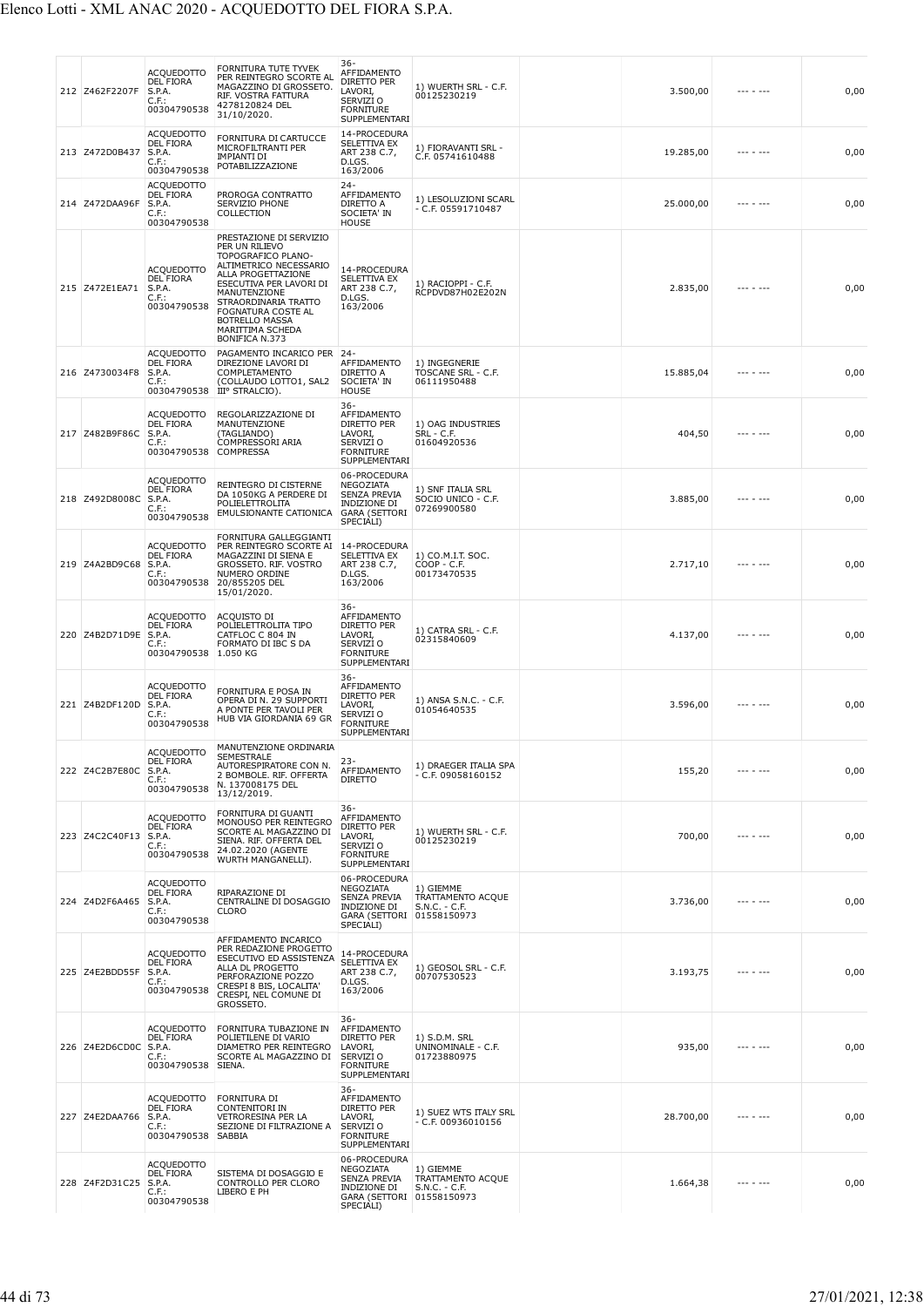| | | | | | | | | | |
|---|---|---|---|---|---|---|---|---|---|
| 212 | Z462F2207F | ACQUEDOTTO DEL FIORA S.P.A. C.F.: 00304790538 | FORNITURA TUTE TYVEK PER REINTEGRO SCORTE AL MAGAZZINO DI GROSSETO. RIF. VOSTRA FATTURA 4278120824 DEL 31/10/2020. | 36-AFFIDAMENTO DIRETTO PER LAVORI, SERVIZI O FORNITURE SUPPLEMENTARI | 1) WUERTH SRL - C.F. 00125230219 | | 3.500,00 | --- - --- | 0,00 |
| 213 | Z472D0B437 | ACQUEDOTTO DEL FIORA S.P.A. C.F.: 00304790538 | FORNITURA DI CARTUCCE MICROFILTRANTI PER IMPIANTI DI POTABILIZZAZIONE | 14-PROCEDURA SELETTIVA EX ART 238 C.7, D.LGS. 163/2006 | 1) FIORAVANTI SRL - C.F. 05741610488 | | 19.285,00 | --- - --- | 0,00 |
| 214 | Z472DAA96F | ACQUEDOTTO DEL FIORA S.P.A. C.F.: 00304790538 | PROROGA CONTRATTO SERVIZIO PHONE COLLECTION | 24-AFFIDAMENTO DIRETTO A SOCIETA' IN HOUSE | 1) LESOLUZIONI SCARL - C.F. 05591710487 | | 25.000,00 | --- - --- | 0,00 |
| 215 | Z472E1EA71 | ACQUEDOTTO DEL FIORA S.P.A. C.F.: 00304790538 | PRESTAZIONE DI SERVIZIO PER UN RILIEVO TOPOGRAFICO PLANO-ALTIMETRICO NECESSARIO ALLA PROGETTAZIONE ESECUTIVA PER LAVORI DI MANUTENZIONE STRAORDINARIA TRATTO FOGNATURA COSTE AL BOTRELLO MASSA MARITTIMA SCHEDA BONIFICA N.373 | 14-PROCEDURA SELETTIVA EX ART 238 C.7, D.LGS. 163/2006 | 1) RACIOPPI - C.F. RCPDVD87H02E202N | | 2.835,00 | --- - --- | 0,00 |
| 216 | Z4730034F8 | ACQUEDOTTO DEL FIORA S.P.A. C.F.: 00304790538 | PAGAMENTO INCARICO PER DIREZIONE LAVORI DI COMPLETAMENTO (COLLAUDO LOTTO1, SAL2 III° STRALCIO). | 24-AFFIDAMENTO DIRETTO A SOCIETA' IN HOUSE | 1) INGEGNERIE TOSCANE SRL - C.F. 06111950488 | | 15.885,04 | --- - --- | 0,00 |
| 217 | Z482B9F86C | ACQUEDOTTO DEL FIORA S.P.A. C.F.: 00304790538 | REGOLARIZZAZIONE DI MANUTENZIONE (TAGLIANDO) COMPRESSORI ARIA COMPRESSA | 36-AFFIDAMENTO DIRETTO PER LAVORI, SERVIZI O FORNITURE SUPPLEMENTARI | 1) OAG INDUSTRIES SRL - C.F. 01604920536 | | 404,50 | --- - --- | 0,00 |
| 218 | Z492D8008C | ACQUEDOTTO DEL FIORA S.P.A. C.F.: 00304790538 | REINTEGRO DI CISTERNE DA 1050KG A PERDERE DI POLIELETTROLITA EMULSIONANTE CATIONICA | 06-PROCEDURA NEGOZIATA SENZA PREVIA INDIZIONE DI GARA (SETTORI SPECIALI) | 1) SNF ITALIA SRL SOCIO UNICO - C.F. 07269900580 | | 3.885,00 | --- - --- | 0,00 |
| 219 | Z4A2BD9C68 | ACQUEDOTTO DEL FIORA S.P.A. C.F.: 00304790538 | FORNITURA GALLEGGIANTI PER REINTEGRO SCORTE AI MAGAZZINI DI SIENA E GROSSETO. RIF. VOSTRO NUMERO ORDINE 20/855205 DEL 15/01/2020. | 14-PROCEDURA SELETTIVA EX ART 238 C.7, D.LGS. 163/2006 | 1) CO.M.I.T. SOC. COOP - C.F. 00173470535 | | 2.717,10 | --- - --- | 0,00 |
| 220 | Z4B2D71D9E | ACQUEDOTTO DEL FIORA S.P.A. C.F.: 00304790538 | ACQUISTO DI POLIELETTROLITA TIPO CATFLOC C 804 IN FORMATO DI IBC S DA 1.050 KG | 36-AFFIDAMENTO DIRETTO PER LAVORI, SERVIZI O FORNITURE SUPPLEMENTARI | 1) CATRA SRL - C.F. 02315840609 | | 4.137,00 | --- - --- | 0,00 |
| 221 | Z4B2DF120D | ACQUEDOTTO DEL FIORA S.P.A. C.F.: 00304790538 | FORNITURA E POSA IN OPERA DI N. 29 SUPPORTI A PONTE PER TAVOLI PER HUB VIA GIORDANIA 69 GR | 36-AFFIDAMENTO DIRETTO PER LAVORI, SERVIZI O FORNITURE SUPPLEMENTARI | 1) ANSA S.N.C. - C.F. 01054640535 | | 3.596,00 | --- - --- | 0,00 |
| 222 | Z4C2B7E80C | ACQUEDOTTO DEL FIORA S.P.A. C.F.: 00304790538 | MANUTENZIONE ORDINARIA SEMESTRALE AUTORESPIRATORE CON N. 2 BOMBOLE. RIF. OFFERTA N. 137008175 DEL 13/12/2019. | 23-AFFIDAMENTO DIRETTO | 1) DRAEGER ITALIA SPA - C.F. 09058160152 | | 155,20 | --- - --- | 0,00 |
| 223 | Z4C2C40F13 | ACQUEDOTTO DEL FIORA S.P.A. C.F.: 00304790538 | FORNITURA DI GUANTI MONOUSO PER REINTEGRO SCORTE AL MAGAZZINO DI SIENA. RIF. OFFERTA DEL 24.02.2020 (AGENTE WURTH MANGANELLI). | 36-AFFIDAMENTO DIRETTO PER LAVORI, SERVIZI O FORNITURE SUPPLEMENTARI | 1) WUERTH SRL - C.F. 00125230219 | | 700,00 | --- - --- | 0,00 |
| 224 | Z4D2F6A465 | ACQUEDOTTO DEL FIORA S.P.A. C.F.: 00304790538 | RIPARAZIONE DI CENTRALINE DI DOSAGGIO CLORO | 06-PROCEDURA NEGOZIATA SENZA PREVIA INDIZIONE DI GARA (SETTORI SPECIALI) | 1) GIEMME TRATTAMENTO ACQUE S.N.C. - C.F. 01558150973 | | 3.736,00 | --- - --- | 0,00 |
| 225 | Z4E2BDD55F | ACQUEDOTTO DEL FIORA S.P.A. C.F.: 00304790538 | AFFIDAMENTO INCARICO PER REDAZIONE PROGETTO ESECUTIVO ED ASSISTENZA ALLA DL PROGETTO PERFORAZIONE POZZO CRESPI 8 BIS, LOCALITA' CRESPI, NEL COMUNE DI GROSSETO. | 14-PROCEDURA SELETTIVA EX ART 238 C.7, D.LGS. 163/2006 | 1) GEOSOL SRL - C.F. 00707530523 | | 3.193,75 | --- - --- | 0,00 |
| 226 | Z4E2D6CD0C | ACQUEDOTTO DEL FIORA S.P.A. C.F.: 00304790538 | FORNITURA TUBAZIONE IN POLIETILENE DI VARIO DIAMETRO PER REINTEGRO SCORTE AL MAGAZZINO DI SIENA. | 36-AFFIDAMENTO DIRETTO PER LAVORI, SERVIZI O FORNITURE SUPPLEMENTARI | 1) S.D.M. SRL UNINOMINALE - C.F. 01723880975 | | 935,00 | --- - --- | 0,00 |
| 227 | Z4E2DAA766 | ACQUEDOTTO DEL FIORA S.P.A. C.F.: 00304790538 | FORNITURA DI CONTENITORI IN VETRORESINA PER LA SEZIONE DI FILTRAZIONE A SABBIA | 36-AFFIDAMENTO DIRETTO PER LAVORI, SERVIZI O FORNITURE SUPPLEMENTARI | 1) SUEZ WTS ITALY SRL - C.F. 00936010156 | | 28.700,00 | --- - --- | 0,00 |
| 228 | Z4F2D31C25 | ACQUEDOTTO DEL FIORA S.P.A. C.F.: 00304790538 | SISTEMA DI DOSAGGIO E CONTROLLO PER CLORO LIBERO E PH | 06-PROCEDURA NEGOZIATA SENZA PREVIA INDIZIONE DI GARA (SETTORI SPECIALI) | 1) GIEMME TRATTAMENTO ACQUE S.N.C. - C.F. 01558150973 | | 1.664,38 | --- - --- | 0,00 |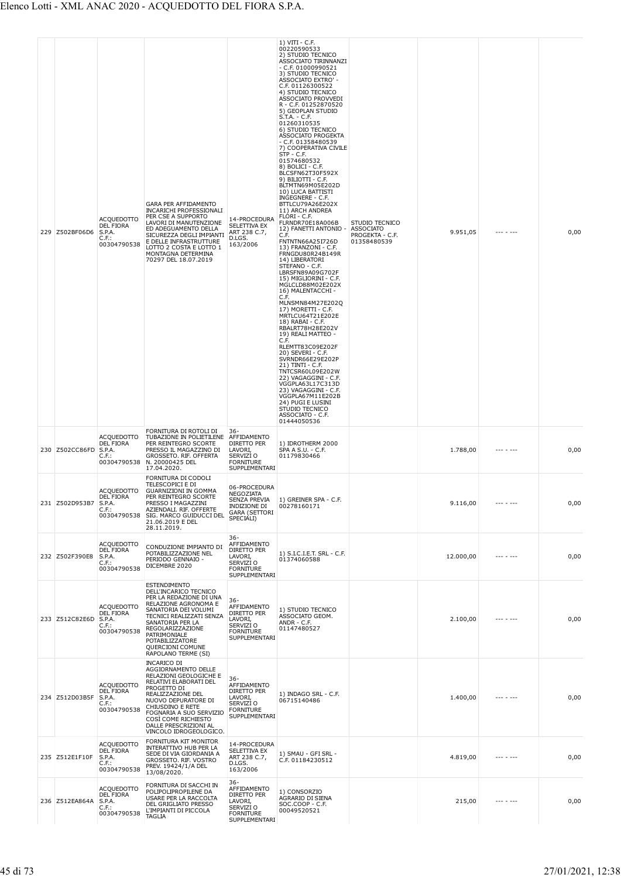| 229 | Z502BF06D6 | ACQUEDOTTO DEL FIORA S.P.A. C.F.: 00304790538 | GARA PER AFFIDAMENTO INCARICHI PROFESSIONALI PER CSE A SUPPORTO LAVORI DI MANUTENZIONE ED ADEGUAMENTO DELLA SICUREZZA DEGLI IMPIANTI E DELLE INFRASTRUTTURE LOTTO 2 COSTA E LOTTO 1 MONTAGNA DETERMINA 70297 DEL 18.07.2019 | 14-PROCEDURA SELETTIVA EX ART 238 C.7, D.LGS. 163/2006 | 1) VITI - C.F. 00220590533 2) STUDIO TECNICO ASSOCIATO TIRINNANZI - C.F. 01000990521 3) STUDIO TECNICO ASSOCIATO EXTRO' - C.F. 01126300522 4) STUDIO TECNICO ASSOCIATO PROVVEDI R - C.F. 01252870520 5) GEOPLAN STUDIO S.T.A. - C.F. 01260310535 6) STUDIO TECNICO ASSOCIATO PROGEKTA - C.F. 01358480539 7) COOPERATIVA CIVILE STP - C.F. 01574680532 8) BOLICI - C.F. BLCSFN62T30F592X 9) BILIOTTI - C.F. BLTMTN69M05E202D 10) LUCA BATTISTI INGEGNERE - C.F. BTTLCU79A26E202X 11) ARCH ANDREA FLORI - C.F. FLRNDR70E18A006B 12) FANETTI ANTONIO - C.F. FNTNTN66A25I726D 13) FRANZONI - C.F. FRNGDU80R24B149R 14) LIBERATORI STEFANO - C.F. LBRSFN89A09G702F 15) MIGLIORINI - C.F. MGLCLD88M02E202X 16) MALENTACCHI - C.F. MLNSMN84M27E202Q 17) MORETTI - C.F. MRTLCU64T21E202E 18) RABAI - C.F. RBALRT78H28E202V 19) REALI MATTEO - C.F. RLEMTT83C09E202F 20) SEVERI - C.F. SVRNDR66E29E202P 21) TINTI - C.F. TNTCSR60L09E202W 22) VAGAGGINI - C.F. VGGPLA63L17C313D 23) VAGAGGINI - C.F. VGGPLA67M11E202B 24) PUGI E LUSINI STUDIO TECNICO ASSOCIATO - C.F. 01444050536 | STUDIO TECNICO ASSOCIATO PROGEKTA - C.F. 01358480539 | 9.951,05 | --- - --- | 0,00 |
|---|---|---|---|---|---|---|---|---|---|
| 230 | Z502CC86FD | ACQUEDOTTO DEL FIORA S.P.A. C.F.: 00304790538 | FORNITURA DI ROTOLI DI TUBAZIONE IN POLIETILENE PER REINTEGRO SCORTE PRESSO IL MAGAZZINO DI GROSSETO. RIF. OFFERTA N. 20000425 DEL 17.04.2020. | 36-AFFIDAMENTO DIRETTO PER LAVORI, SERVIZI O FORNITURE SUPPLEMENTARI | 1) IDROTHERM 2000 SPA A S.U. - C.F. 01179830466 | | 1.788,00 | --- - --- | 0,00 |
| 231 | Z502D953B7 | ACQUEDOTTO DEL FIORA S.P.A. C.F.: 00304790538 | FORNITURA DI CODOLI TELESCOPICI E DI GUARNIZIONI IN GOMMA PER REINTEGRO SCORTE PRESSO I MAGAZZINI AZIENDALI. RIF. OFFERTE SIG. MARCO GUIDUCCI DEL 21.06.2019 E DEL 28.11.2019. | 06-PROCEDURA NEGOZIATA SENZA PREVIA INDIZIONE DI GARA (SETTORI SPECIALI) | 1) GREINER SPA - C.F. 00278160171 | | 9.116,00 | --- - --- | 0,00 |
| 232 | Z502F390E8 | ACQUEDOTTO DEL FIORA S.P.A. C.F.: 00304790538 | CONDUZIONE IMPIANTO DI POTABILIZZAZIONE NEL PERIODO GENNAIO - DICEMBRE 2020 | 36-AFFIDAMENTO DIRETTO PER LAVORI, SERVIZI O FORNITURE SUPPLEMENTARI | 1) S.I.C.I.E.T. SRL - C.F. 01374060588 | | 12.000,00 | --- - --- | 0,00 |
| 233 | Z512C82E6D | ACQUEDOTTO DEL FIORA S.P.A. C.F.: 00304790538 | ESTENDIMENTO DELL'INCARICO TECNICO PER LA REDAZIONE DI UNA RELAZIONE AGRONOMA E SANATORIA DEI VOLUMI TECNICI REALIZZATI SENZA SANATORIA PER LA REGOLARIZZAZIONE PATRIMONIALE POTABILIZZATORE QUERCIONI COMUNE RAPOLANO TERME (SI) | 36-AFFIDAMENTO DIRETTO PER LAVORI, SERVIZI O FORNITURE SUPPLEMENTARI | 1) STUDIO TECNICO ASSOCIATO GEOM. ANDR - C.F. 01147480527 | | 2.100,00 | --- - --- | 0,00 |
| 234 | Z512D03B5F | ACQUEDOTTO DEL FIORA S.P.A. C.F.: 00304790538 | INCARICO DI AGGIORNAMENTO DELLE RELAZIONI GEOLOGICHE E RELATIVI ELABORATI DEL PROGETTO DI REALIZZAZIONE DEL NUOVO DEPURATORE DI CHIUSDINO E RETE FOGNARIA A SUO SERVIZIO COSÌ COME RICHIESTO DALLE PRESCRIZIONI AL VINCOLO IDROGEOLOGICO. | 36-AFFIDAMENTO DIRETTO PER LAVORI, SERVIZI O FORNITURE SUPPLEMENTARI | 1) INDAGO SRL - C.F. 06715140486 | | 1.400,00 | --- - --- | 0,00 |
| 235 | Z512E1F10F | ACQUEDOTTO DEL FIORA S.P.A. C.F.: 00304790538 | FORNITURA KIT MONITOR INTERATTIVO HUB PER LA SEDE DI VIA GIORDANIA A GROSSETO. RIF. VOSTRO PREV. 19424/1/A DEL 13/08/2020. | 14-PROCEDURA SELETTIVA EX ART 238 C.7, D.LGS. 163/2006 | 1) SMAU - GFI SRL - C.F. 01184230512 | | 4.819,00 | --- - --- | 0,00 |
| 236 | Z512EA864A | ACQUEDOTTO DEL FIORA S.P.A. C.F.: 00304790538 | FORNITURA DI SACCHI IN POLIPOLIPROPILENE DA USARE PER LA RACCOLTA DEL GRIGLIATO PRESSO L'IMPIANTI DI PICCOLA TAGLIA | 36-AFFIDAMENTO DIRETTO PER LAVORI, SERVIZI O FORNITURE SUPPLEMENTARI | 1) CONSORZIO AGRARIO DI SIENA SOC.COOP - C.F. 00049520521 | | 215,00 | --- - --- | 0,00 |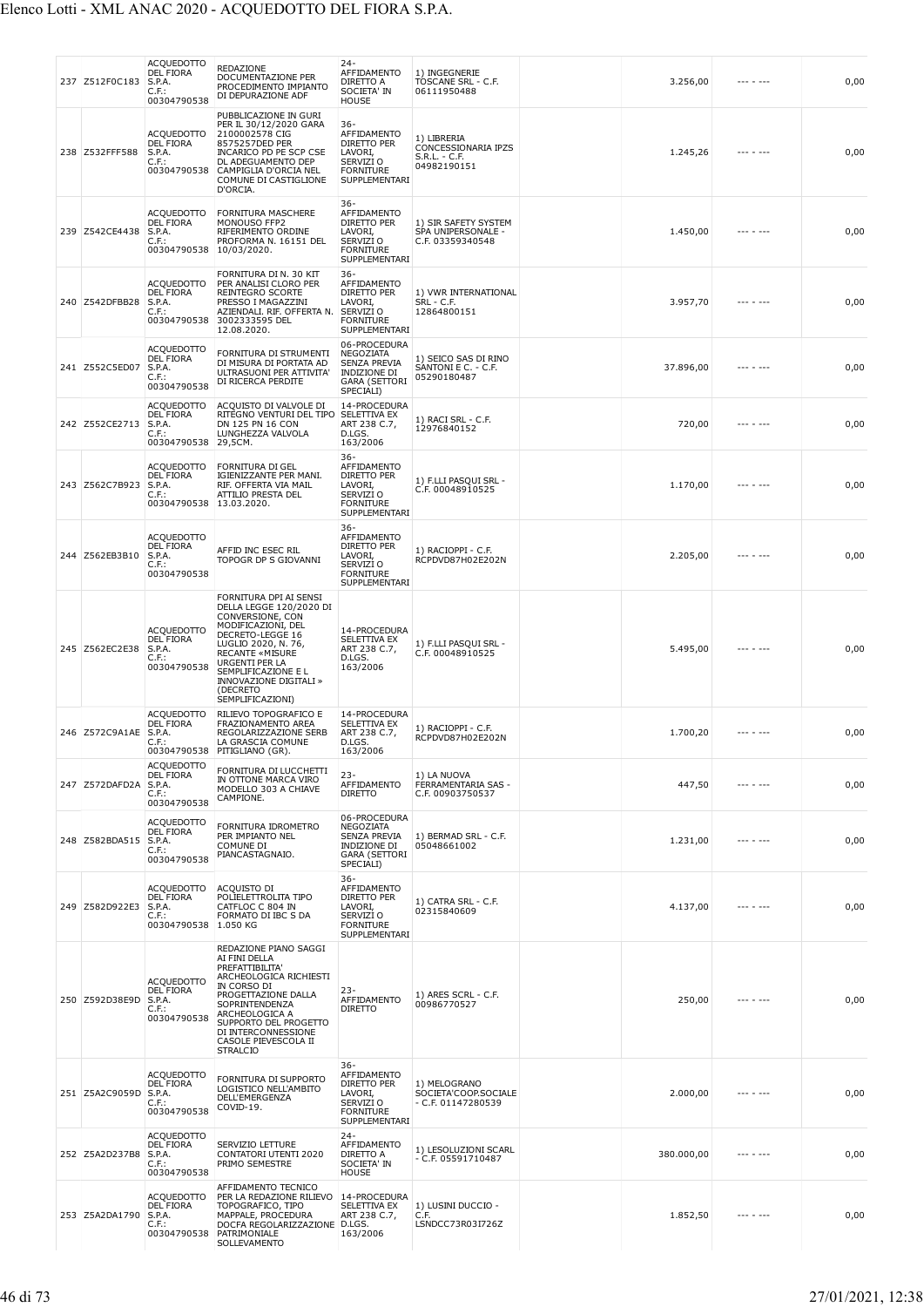| 237 | Z512F0C183 | ACQUEDOTTO DEL FIORA S.P.A. C.F.: 00304790538 | REDAZIONE DOCUMENTAZIONE PER PROCEDIMENTO IMPIANTO DI DEPURAZIONE ADF | 24-AFFIDAMENTO DIRETTO A SOCIETA' IN HOUSE | 1) INGEGNERIE TOSCANE SRL - C.F. 06111950488 | | 3.256,00 | --- - --- | 0,00 |
|---|---|---|---|---|---|---|---|---|---|
| 238 | Z532FFF588 | ACQUEDOTTO DEL FIORA S.P.A. C.F.: 00304790538 | PUBBLICAZIONE IN GURI PER IL 30/12/2020 GARA 2100002578 CIG 8575257DED PER INCARICO PD PE SCP CSE DL ADEGUAMENTO DEP CAMPIGLIA D'ORCIA NEL COMUNE DI CASTIGLIONE D'ORCIA. | 36-AFFIDAMENTO DIRETTO PER LAVORI, SERVIZI O FORNITURE SUPPLEMENTARI | 1) LIBRERIA CONCESSIONARIA IPZS S.R.L. - C.F. 04982190151 | | 1.245,26 | --- - --- | 0,00 |
| 239 | Z542CE4438 | ACQUEDOTTO DEL FIORA S.P.A. C.F.: 00304790538 | FORNITURA MASCHERE MONOUSO FFP2 RIFERIMENTO ORDINE PROFORMA N. 16151 DEL 10/03/2020. | 36-AFFIDAMENTO DIRETTO PER LAVORI, SERVIZI O FORNITURE SUPPLEMENTARI | 1) SIR SAFETY SYSTEM SPA UNIPERSONALE - C.F. 03359340548 | | 1.450,00 | --- - --- | 0,00 |
| 240 | Z542DFBB28 | ACQUEDOTTO DEL FIORA S.P.A. C.F.: 00304790538 | FORNITURA DI N. 30 KIT PER ANALISI CLORO PER REINTEGRO SCORTE PRESSO I MAGAZZINI AZIENDALI. RIF. OFFERTA N. 3002333595 DEL 12.08.2020. | 36-AFFIDAMENTO DIRETTO PER LAVORI, SERVIZI O FORNITURE SUPPLEMENTARI | 1) VWR INTERNATIONAL SRL - C.F. 12864800151 | | 3.957,70 | --- - --- | 0,00 |
| 241 | Z552C5ED07 | ACQUEDOTTO DEL FIORA S.P.A. C.F.: 00304790538 | FORNITURA DI STRUMENTI DI MISURA DI PORTATA AD ULTRASUONI PER ATTIVITA' DI RICERCA PERDITE | 06-PROCEDURA NEGOZIATA SENZA PREVIA INDIZIONE DI GARA (SETTORI SPECIALI) | 1) SEICO SAS DI RINO SANTONI E C. - C.F. 05290180487 | | 37.896,00 | --- - --- | 0,00 |
| 242 | Z552CE2713 | ACQUEDOTTO DEL FIORA S.P.A. C.F.: 00304790538 | ACQUISTO DI VALVOLE DI RITEGNO VENTURI DEL TIPO DN 125 PN 16 CON LUNGHEZZA VALVOLA 29,5CM. | 14-PROCEDURA SELETTIVA EX ART 238 C.7, D.LGS. 163/2006 | 1) RACI SRL - C.F. 12976840152 | | 720,00 | --- - --- | 0,00 |
| 243 | Z562C7B923 | ACQUEDOTTO DEL FIORA S.P.A. C.F.: 00304790538 | FORNITURA DI GEL IGIENIZZANTE PER MANI. RIF. OFFERTA VIA MAIL ATTILIO PRESTA DEL 13.03.2020. | 36-AFFIDAMENTO DIRETTO PER LAVORI, SERVIZI O FORNITURE SUPPLEMENTARI | 1) F.LLI PASQUI SRL - C.F. 00048910525 | | 1.170,00 | --- - --- | 0,00 |
| 244 | Z562EB3B10 | ACQUEDOTTO DEL FIORA S.P.A. C.F.: 00304790538 | AFFID INC ESEC RIL TOPOGR DP S GIOVANNI | 36-AFFIDAMENTO DIRETTO PER LAVORI, SERVIZI O FORNITURE SUPPLEMENTARI | 1) RACIOPPI - C.F. RCPDVD87H02E202N | | 2.205,00 | --- - --- | 0,00 |
| 245 | Z562EC2E38 | ACQUEDOTTO DEL FIORA S.P.A. C.F.: 00304790538 | FORNITURA DPI AI SENSI DELLA LEGGE 120/2020 DI CONVERSIONE, CON MODIFICAZIONI, DEL DECRETO-LEGGE 16 LUGLIO 2020, N. 76, RECANTE «MISURE URGENTI PER LA SEMPLIFICAZIONE E L INNOVAZIONE DIGITALI» (DECRETO SEMPLIFICAZIONI) | 14-PROCEDURA SELETTIVA EX ART 238 C.7, D.LGS. 163/2006 | 1) F.LLI PASQUI SRL - C.F. 00048910525 | | 5.495,00 | --- - --- | 0,00 |
| 246 | Z572C9A1AE | ACQUEDOTTO DEL FIORA S.P.A. C.F.: 00304790538 | RILIEVO TOPOGRAFICO E FRAZIONAMENTO AREA REGOLARIZZAZIONE SERB LA GRASCIA COMUNE PITIGLIANO (GR). | 14-PROCEDURA SELETTIVA EX ART 238 C.7, D.LGS. 163/2006 | 1) RACIOPPI - C.F. RCPDVD87H02E202N | | 1.700,20 | --- - --- | 0,00 |
| 247 | Z572DAFD2A | ACQUEDOTTO DEL FIORA S.P.A. C.F.: 00304790538 | FORNITURA DI LUCCHETTI IN OTTONE MARCA VIRO MODELLO 303 A CHIAVE CAMPIONE. | 23-AFFIDAMENTO DIRETTO | 1) LA NUOVA FERRAMENTARIA SAS - C.F. 00903750537 | | 447,50 | --- - --- | 0,00 |
| 248 | Z582BDA515 | ACQUEDOTTO DEL FIORA S.P.A. C.F.: 00304790538 | FORNITURA IDROMETRO PER IMPIANTO NEL COMUNE DI PIANCASTAGNAIO. | 06-PROCEDURA NEGOZIATA SENZA PREVIA INDIZIONE DI GARA (SETTORI SPECIALI) | 1) BERMAD SRL - C.F. 05048661002 | | 1.231,00 | --- - --- | 0,00 |
| 249 | Z582D922E3 | ACQUEDOTTO DEL FIORA S.P.A. C.F.: 00304790538 | ACQUISTO DI POLIELETTROLITA TIPO CATFLOC C 804 IN FORMATO DI IBC S DA 1.050 KG | 36-AFFIDAMENTO DIRETTO PER LAVORI, SERVIZI O FORNITURE SUPPLEMENTARI | 1) CATRA SRL - C.F. 02315840609 | | 4.137,00 | --- - --- | 0,00 |
| 250 | Z592D38E9D | ACQUEDOTTO DEL FIORA S.P.A. C.F.: 00304790538 | REDAZIONE PIANO SAGGI AI FINI DELLA PREFATTIBILITA' ARCHEOLOGICA RICHIESTI IN CORSO DI PROGETTAZIONE DALLA SOPRINTENDENZA ARCHEOLOGICA A SUPPORTO DEL PROGETTO DI INTERCONNESSIONE CASOLE PIEVESCOLA II STRALCIO | 23-AFFIDAMENTO DIRETTO | 1) ARES SCRL - C.F. 00986770527 | | 250,00 | --- - --- | 0,00 |
| 251 | Z5A2C9059D | ACQUEDOTTO DEL FIORA S.P.A. C.F.: 00304790538 | FORNITURA DI SUPPORTO LOGISTICO NELL'AMBITO DELL'EMERGENZA COVID-19. | 36-AFFIDAMENTO DIRETTO PER LAVORI, SERVIZI O FORNITURE SUPPLEMENTARI | 1) MELOGRANO SOCIETA'COOP.SOCIALE - C.F. 01147280539 | | 2.000,00 | --- - --- | 0,00 |
| 252 | Z5A2D237B8 | ACQUEDOTTO DEL FIORA S.P.A. C.F.: 00304790538 | SERVIZIO LETTURE CONTATORI UTENTI 2020 PRIMO SEMESTRE | 24-AFFIDAMENTO DIRETTO A SOCIETA' IN HOUSE | 1) LESOLUZIONI SCARL - C.F. 05591710487 | | 380.000,00 | --- - --- | 0,00 |
| 253 | Z5A2DA1790 | ACQUEDOTTO DEL FIORA S.P.A. C.F.: 00304790538 | AFFIDAMENTO TECNICO PER LA REDAZIONE RILIEVO TOPOGRAFICO, TIPO MAPPALE, PROCEDURA DOCFA REGOLARIZZAZIONE PATRIMONIALE SOLLEVAMENTO | 14-PROCEDURA SELETTIVA EX ART 238 C.7, D.LGS. 163/2006 | 1) LUSINI DUCCIO - C.F. LSNDCC73R03I726Z | | 1.852,50 | --- - --- | 0,00 |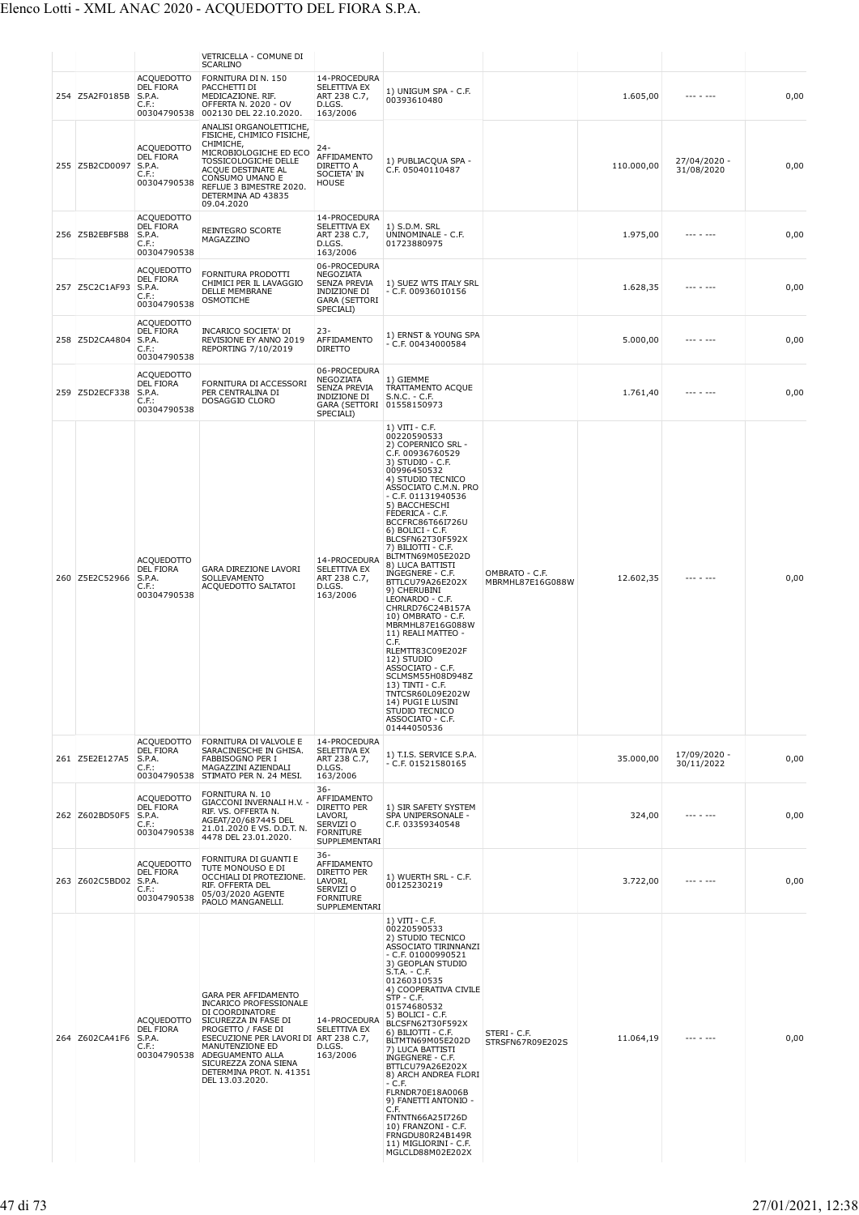| | | | VETRICELLA - COMUNE DI SCARLINO | | | | | | |
|---|---|---|---|---|---|---|---|---|---|
| 254 | Z5A2F0185B | ACQUEDOTTO DEL FIORA S.P.A. C.F.: 00304790538 | FORNITURA DI N. 150 PACCHETTI DI MEDICAZIONE. RIF. OFFERTA N. 2020 - OV 002130 DEL 22.10.2020. | 14-PROCEDURA SELETTIVA EX ART 238 C.7, D.LGS. 163/2006 | 1) UNIGUM SPA - C.F. 00393610480 | | 1.605,00 | --- - --- | 0,00 |
| 255 | Z5B2CD0097 | ACQUEDOTTO DEL FIORA S.P.A. C.F.: 00304790538 | ANALISI ORGANOLETTICHE, FISICHE, CHIMICO FISICHE, CHIMICHE, MICROBIOLOGICHE ED ECO TOSSICOLOGICHE DELLE ACQUE DESTINATE AL CONSUMO UMANO E REFLUE 3 BIMESTRE 2020. DETERMINA AD 43835 09.04.2020 | 24-AFFIDAMENTO DIRETTO A SOCIETA' IN HOUSE | 1) PUBLIACQUA SPA - C.F. 05040110487 | | 110.000,00 | 27/04/2020 - 31/08/2020 | 0,00 |
| 256 | Z5B2EBF5B8 | ACQUEDOTTO DEL FIORA S.P.A. C.F.: 00304790538 | REINTEGRO SCORTE MAGAZZINO | 14-PROCEDURA SELETTIVA EX ART 238 C.7, D.LGS. 163/2006 | 1) S.D.M. SRL UNINOMINALE - C.F. 01723880975 | | 1.975,00 | --- - --- | 0,00 |
| 257 | Z5C2C1AF93 | ACQUEDOTTO DEL FIORA S.P.A. C.F.: 00304790538 | FORNITURA PRODOTTI CHIMICI PER IL LAVAGGIO DELLE MEMBRANE OSMOTICHE | 06-PROCEDURA NEGOZIATA SENZA PREVIA INDIZIONE DI GARA (SETTORI SPECIALI) | 1) SUEZ WTS ITALY SRL - C.F. 00936010156 | | 1.628,35 | --- - --- | 0,00 |
| 258 | Z5D2CA4804 | ACQUEDOTTO DEL FIORA S.P.A. C.F.: 00304790538 | INCARICO SOCIETA' DI REVISIONE EY ANNO 2019 REPORTING 7/10/2019 | 23-AFFIDAMENTO DIRETTO | 1) ERNST & YOUNG SPA - C.F. 00434000584 | | 5.000,00 | --- - --- | 0,00 |
| 259 | Z5D2ECF338 | ACQUEDOTTO DEL FIORA S.P.A. C.F.: 00304790538 | FORNITURA DI ACCESSORI PER CENTRALINA DI DOSAGGIO CLORO | 06-PROCEDURA NEGOZIATA SENZA PREVIA INDIZIONE DI GARA (SETTORI SPECIALI) | 1) GIEMME TRATTAMENTO ACQUE S.N.C. - C.F. 01558150973 | | 1.761,40 | --- - --- | 0,00 |
| 260 | Z5E2C52966 | ACQUEDOTTO DEL FIORA S.P.A. C.F.: 00304790538 | GARA DIREZIONE LAVORI SOLLEVAMENTO ACQUEDOTTO SALTATOI | 14-PROCEDURA SELETTIVA EX ART 238 C.7, D.LGS. 163/2006 | 1) VITI - C.F. 00220590533 2) COPERNICO SRL - C.F. 00936760529 3) STUDIO - C.F. 00996450532 4) STUDIO TECNICO ASSOCIATO C.M.N. PRO - C.F. 01131940536 5) BACCHESCHI FEDERICA - C.F. BCCFRC86T66I726U 6) BOLICI - C.F. BLCSFN62T30F592X 7) BILIOTTI - C.F. BLTMTN69M05E202D 8) LUCA BATTISTI INGEGNERE - C.F. BTTLCU79A26E202X 9) CHERUBINI LEONARDO - C.F. CHRLRD76C24B157A 10) OMBRATO - C.F. MBRMHL87E16G088W 11) REALI MATTEO - C.F. RLEMTT83C09E202F 12) STUDIO ASSOCIATO - C.F. SCLMSM55H08D948Z 13) TINTI - C.F. TNTCSR60L09E202W 14) PUGI E LUSINI STUDIO TECNICO ASSOCIATO - C.F. 01444050536 | OMBRATO - C.F. MBRMHL87E16G088W | 12.602,35 | --- - --- | 0,00 |
| 261 | Z5E2E127A5 | ACQUEDOTTO DEL FIORA S.P.A. C.F.: 00304790538 | FORNITURA DI VALVOLE E SARACINESCHE IN GHISA. FABBISOGNO PER I MAGAZZINI AZIENDALI STIMATO PER N. 24 MESI. | 14-PROCEDURA SELETTIVA EX ART 238 C.7, D.LGS. 163/2006 | 1) T.I.S. SERVICE S.P.A. - C.F. 01521580165 | | 35.000,00 | 17/09/2020 - 30/11/2022 | 0,00 |
| 262 | Z602BD50F5 | ACQUEDOTTO DEL FIORA S.P.A. C.F.: 00304790538 | FORNITURA N. 10 GIACCONI INVERNALI H.V. - RIF. VS. OFFERTA N. AGEAT/20/687445 DEL 21.01.2020 E VS. D.D.T. N. 4478 DEL 23.01.2020. | 36-AFFIDAMENTO DIRETTO PER LAVORI, SERVIZI O FORNITURE SUPPLEMENTARI | 1) SIR SAFETY SYSTEM SPA UNIPERSONALE - C.F. 03359340548 | | 324,00 | --- - --- | 0,00 |
| 263 | Z602C5BD02 | ACQUEDOTTO DEL FIORA S.P.A. C.F.: 00304790538 | FORNITURA DI GUANTI E TUTE MONOUSO E DI OCCHIALI DI PROTEZIONE. RIF. OFFERTA DEL 05/03/2020 AGENTE PAOLO MANGANELLI. | 36-AFFIDAMENTO DIRETTO PER LAVORI, SERVIZI O FORNITURE SUPPLEMENTARI | 1) WUERTH SRL - C.F. 00125230219 | | 3.722,00 | --- - --- | 0,00 |
| 264 | Z602CA41F6 | ACQUEDOTTO DEL FIORA S.P.A. C.F.: 00304790538 | GARA PER AFFIDAMENTO INCARICO PROFESSIONALE DI COORDINATORE SICUREZZA IN FASE DI PROGETTO / FASE DI ESECUZIONE PER LAVORI DI MANUTENZIONE ED ADEGUAMENTO ALLA SICUREZZA ZONA SIENA DETERMINA PROT. N. 41351 DEL 13.03.2020. | 14-PROCEDURA SELETTIVA EX ART 238 C.7, D.LGS. 163/2006 | 1) VITI - C.F. 00220590533 2) STUDIO TECNICO ASSOCIATO TIRINNANZI - C.F. 01000990521 3) GEOPLAN STUDIO S.T.A. - C.F. 01260310535 4) COOPERATIVA CIVILE STP - C.F. 01574680532 5) BOLICI - C.F. BLCSFN62T30F592X 6) BILIOTTI - C.F. BLTMTN69M05E202D 7) LUCA BATTISTI INGEGNERE - C.F. BTTLCU79A26E202X 8) ARCH ANDREA FLORI - C.F. FLRNDR70E18A006B 9) FANETTI ANTONIO - C.F. FNTNTN66A25I726D 10) FRANZONI - C.F. FRNGDU80R24B149R 11) MIGLIORINI - C.F. MGLCLD88M02E202X | STERI - C.F. STRSFN67R09E202S | 11.064,19 | --- - --- | 0,00 |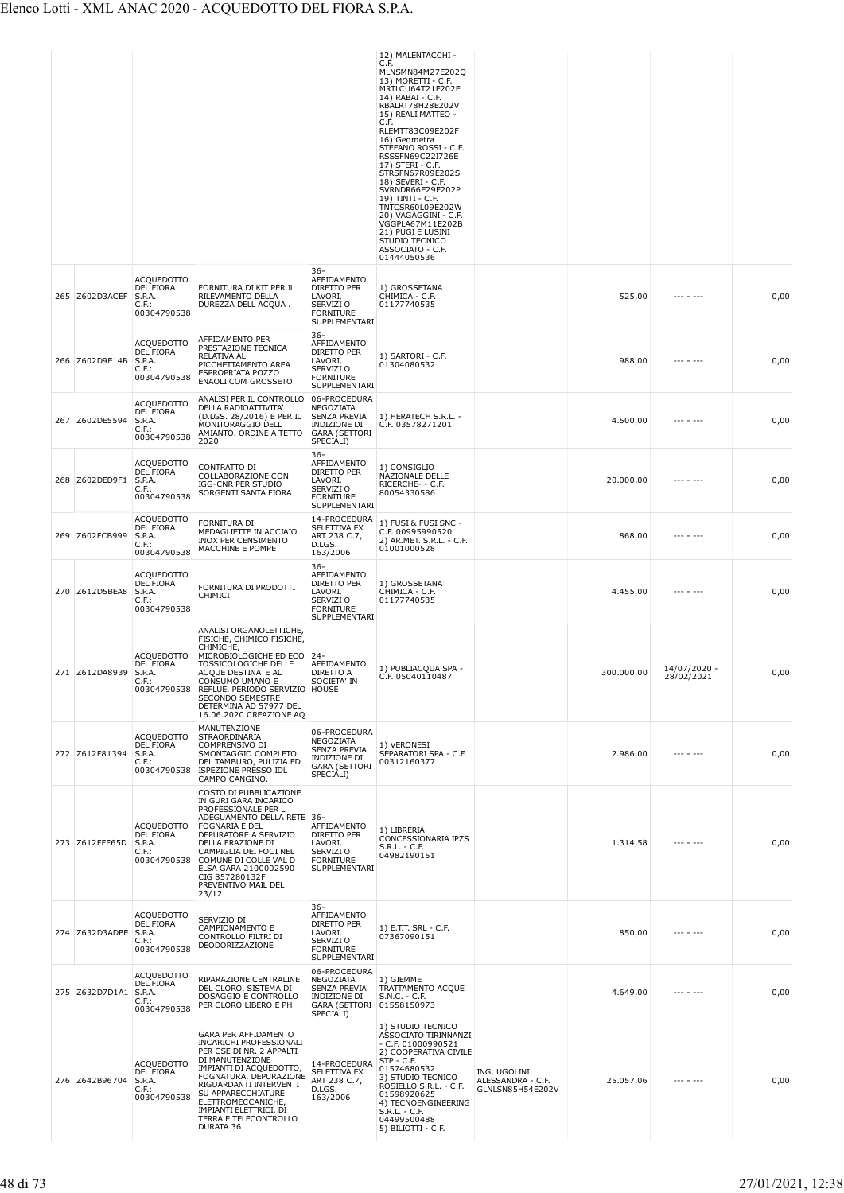| | | | | | | | | | |
|---|---|---|---|---|---|---|---|---|---|
| | | | | | 12) MALENTACCHI - C.F. MLNSMN84M27E202Q 13) MORETTI - C.F. MRTLCU64T21E202E 14) RABAI - C.F. RBALRT78H28E202V 15) REALI MATTEO - C.F. RLEMTT83C09E202F 16) Geometra STEFANO ROSSI - C.F. RSSSFN69C22I726E 17) STERI - C.F. STRSFN67R09E202S 18) SEVERI - C.F. SVRNDR66E29E202P 19) TINTI - C.F. TNTCSR60L09E202W 20) VAGAGGINI - C.F. VGGPLA67M11E202B 21) PUGI E LUSINI STUDIO TECNICO ASSOCIATO - C.F. 01444050536 | | | | |
| 265 | Z602D3ACEF | ACQUEDOTTO DEL FIORA S.P.A. C.F.: 00304790538 | FORNITURA DI KIT PER IL RILEVAMENTO DELLA DUREZZA DELL ACQUA . | 36-AFFIDAMENTO DIRETTO PER LAVORI, SERVIZI O FORNITURE SUPPLEMENTARI | 1) GROSSETANA CHIMICA - C.F. 01177740535 | | 525,00 | --- - --- | 0,00 |
| 266 | Z602D9E14B | ACQUEDOTTO DEL FIORA S.P.A. C.F.: 00304790538 | AFFIDAMENTO PER PRESTAZIONE TECNICA RELATIVA AL PICCHETTAMENTO AREA ESPROPRIATA POZZO ENAOLI COM GROSSETO | 36-AFFIDAMENTO DIRETTO PER LAVORI, SERVIZI O FORNITURE SUPPLEMENTARI | 1) SARTORI - C.F. 01304080532 | | 988,00 | --- - --- | 0,00 |
| 267 | Z602DE5594 | ACQUEDOTTO DEL FIORA S.P.A. C.F.: 00304790538 | ANALISI PER IL CONTROLLO DELLA RADIOATTIVITA' (D.LGS. 28/2016) E PER IL MONITORAGGIO DELL AMIANTO. ORDINE A TETTO 2020 | 06-PROCEDURA NEGOZIATA SENZA PREVIA INDIZIONE DI GARA (SETTORI SPECIALI) | 1) HERATECH S.R.L. - C.F. 03578271201 | | 4.500,00 | --- - --- | 0,00 |
| 268 | Z602DED9F1 | ACQUEDOTTO DEL FIORA S.P.A. C.F.: 00304790538 | CONTRATTO DI COLLABORAZIONE CON IGG-CNR PER STUDIO SORGENTI SANTA FIORA | 36-AFFIDAMENTO DIRETTO PER LAVORI, SERVIZI O FORNITURE SUPPLEMENTARI | 1) CONSIGLIO NAZIONALE DELLE RICERCHE- - C.F. 80054330586 | | 20.000,00 | --- - --- | 0,00 |
| 269 | Z602FCB999 | ACQUEDOTTO DEL FIORA S.P.A. C.F.: 00304790538 | FORNITURA DI MEDAGLIETTE IN ACCIAIO INOX PER CENSIMENTO MACCHINE E POMPE | 14-PROCEDURA SELETTIVA EX ART 238 C.7, D.LGS. 163/2006 | 1) FUSI & FUSI SNC - C.F. 00995990520 2) AR.MET. S.R.L. - C.F. 01001000528 | | 868,00 | --- - --- | 0,00 |
| 270 | Z612D5BEA8 | ACQUEDOTTO DEL FIORA S.P.A. C.F.: 00304790538 | FORNITURA DI PRODOTTI CHIMICI | 36-AFFIDAMENTO DIRETTO PER LAVORI, SERVIZI O FORNITURE SUPPLEMENTARI | 1) GROSSETANA CHIMICA - C.F. 01177740535 | | 4.455,00 | --- - --- | 0,00 |
| 271 | Z612DA8939 | ACQUEDOTTO DEL FIORA S.P.A. C.F.: 00304790538 | ANALISI ORGANOLETTICHE, FISICHE, CHIMICO FISICHE, CHIMICHE, MICROBIOLOGICHE ED ECO TOSSICOLOGICHE DELLE ACQUE DESTINATE AL CONSUMO UMANO E REFLUE. PERIODO SERVIZIO SECONDO SEMESTRE DETERMINA AD 57977 DEL 16.06.2020 CREAZIONE AQ | 24-AFFIDAMENTO DIRETTO A SOCIETA' IN HOUSE | 1) PUBLIACQUA SPA - C.F. 05040110487 | | 300.000,00 | 14/07/2020 - 28/02/2021 | 0,00 |
| 272 | Z612F81394 | ACQUEDOTTO DEL FIORA S.P.A. C.F.: 00304790538 | MANUTENZIONE STRAORDINARIA COMPRENSIVO DI SMONTAGGIO COMPLETO DEL TAMBURO, PULIZIA ED ISPEZIONE PRESSO IDL CAMPO CANGINO. | 06-PROCEDURA NEGOZIATA SENZA PREVIA INDIZIONE DI GARA (SETTORI SPECIALI) | 1) VERONESI SEPARATORI SPA - C.F. 00312160377 | | 2.986,00 | --- - --- | 0,00 |
| 273 | Z612FFF65D | ACQUEDOTTO DEL FIORA S.P.A. C.F.: 00304790538 | COSTO DI PUBBLICAZIONE IN GURI GARA INCARICO PROFESSIONALE PER L ADEGUAMENTO DELLA RETE FOGNARIA E DEL DEPURATORE A SERVIZIO DELLA FRAZIONE DI CAMPIGLIA DEI FOCI NEL COMUNE DI COLLE VAL D ELSA GARA 2100002590 CIG 857280132F PREVENTIVO MAIL DEL 23/12 | 36-AFFIDAMENTO DIRETTO PER LAVORI, SERVIZI O FORNITURE SUPPLEMENTARI | 1) LIBRERIA CONCESSIONARIA IPZS S.R.L. - C.F. 04982190151 | | 1.314,58 | --- - --- | 0,00 |
| 274 | Z632D3ADBE | ACQUEDOTTO DEL FIORA S.P.A. C.F.: 00304790538 | SERVIZIO DI CAMPIONAMENTO E CONTROLLO FILTRI DI DEODORIZZAZIONE | 36-AFFIDAMENTO DIRETTO PER LAVORI, SERVIZI O FORNITURE SUPPLEMENTARI | 1) E.T.T. SRL - C.F. 07367090151 | | 850,00 | --- - --- | 0,00 |
| 275 | Z632D7D1A1 | ACQUEDOTTO DEL FIORA S.P.A. C.F.: 00304790538 | RIPARAZIONE CENTRALINE DEL CLORO, SISTEMA DI DOSAGGIO E CONTROLLO PER CLORO LIBERO E PH | 06-PROCEDURA NEGOZIATA SENZA PREVIA INDIZIONE DI GARA (SETTORI SPECIALI) | 1) GIEMME TRATTAMENTO ACQUE S.N.C. - C.F. 01558150973 | | 4.649,00 | --- - --- | 0,00 |
| 276 | Z642B96704 | ACQUEDOTTO DEL FIORA S.P.A. C.F.: 00304790538 | GARA PER AFFIDAMENTO INCARICHI PROFESSIONALI PER CSE DI NR. 2 APPALTI DI MANUTENZIONE IMPIANTI DI ACQUEDOTTO, FOGNATURA, DEPURAZIONE RIGUARDANTI INTERVENTI SU APPARECCHIATURE ELETTROMECCANICHE, IMPIANTI ELETTRICI, DI TERRA E TELECONTROLLO DURATA 36 | 14-PROCEDURA SELETTIVA EX ART 238 C.7, D.LGS. 163/2006 | 1) STUDIO TECNICO ASSOCIATO TIRINNANZI - C.F. 01000990521 2) COOPERATIVA CIVILE STP - C.F. 01574680532 3) STUDIO TECNICO ROSIELLO S.R.L. - C.F. 01598920625 4) TECNOENGINEERING S.R.L. - C.F. 04499500488 5) BILIOTTI - C.F. | ING. UGOLINI ALESSANDRA - C.F. GLNLSN85H54E202V | 25.057,06 | --- - --- | 0,00 |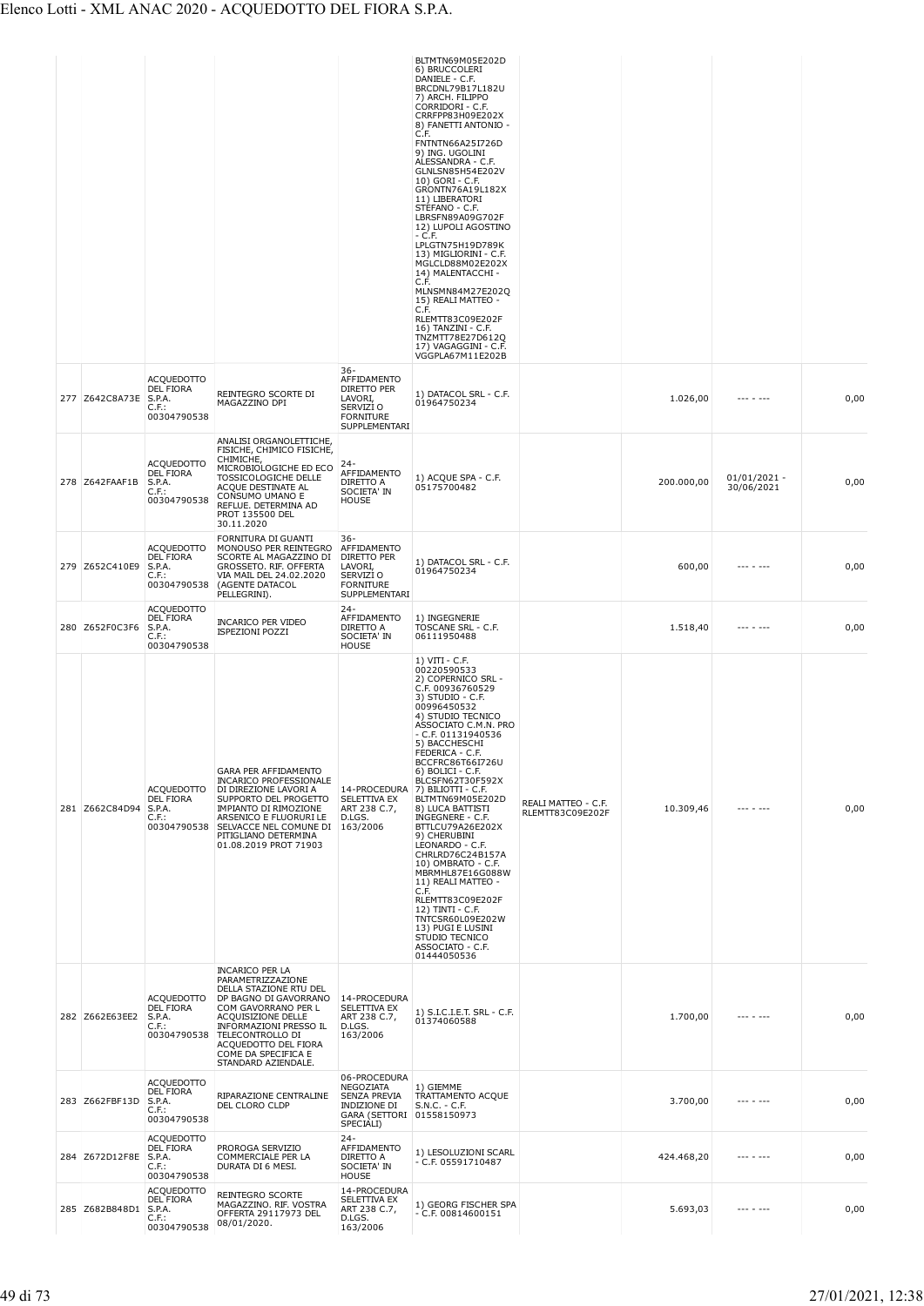|  |  |  |  |  | BLTMTN69M05E202D 6) BRUCCOLERI DANIELE - C.F. BRCDNL79B17L182U 7) ARCH. FILIPPO CORRIDORI - C.F. CRRFPP83H09E202X 8) FANETTI ANTONIO - C.F. FNTNTN66A25I726D 9) ING. UGOLINI ALESSANDRA - C.F. GLNLSN85H54E202V 10) GORI - C.F. GRONTN76A19L182X 11) LIBERATORI STEFANO - C.F. LBRSFN89A09G702F 12) LUPOLI AGOSTINO - C.F. LPLGTN75H19D789K 13) MIGLIORINI - C.F. MGLCLD88M02E202X 14) MALENTACCHI - C.F. MLNSMN84M27E202Q 15) REALI MATTEO - C.F. RLEMTT83C09E202F 16) TANZINI - C.F. TNZMTT78E27D612Q 17) VAGAGGINI - C.F. VGGPLA67M11E202B |  |  |  |  |
|---|---|---|---|---|---|---|---|---|---|
| 277 | Z642C8A73E | ACQUEDOTTO DEL FIORA S.P.A. C.F.: 00304790538 | REINTEGRO SCORTE DI MAGAZZINO DPI | 36-AFFIDAMENTO DIRETTO PER LAVORI, SERVIZI O FORNITURE SUPPLEMENTARI | 1) DATACOL SRL - C.F. 01964750234 |  | 1.026,00 | --- - --- | 0,00 |
| 278 | Z642FAAF1B | ACQUEDOTTO DEL FIORA S.P.A. C.F.: 00304790538 | ANALISI ORGANOLETTICHE, FISICHE, CHIMICO FISICHE, CHIMICHE, MICROBIOLOGICHE ED ECO TOSSICOLOGICHE DELLE ACQUE DESTINATE AL CONSUMO UMANO E REFLUE. DETERMINA AD PROT 135500 DEL 30.11.2020 | 24-AFFIDAMENTO DIRETTO A SOCIETA' IN HOUSE | 1) ACQUE SPA - C.F. 05175700482 |  | 200.000,00 | 01/01/2021 - 30/06/2021 | 0,00 |
| 279 | Z652C410E9 | ACQUEDOTTO DEL FIORA S.P.A. C.F.: 00304790538 | FORNITURA DI GUANTI MONOUSO PER REINTEGRO SCORTE AL MAGAZZINO DI GROSSETO. RIF. OFFERTA VIA MAIL DEL 24.02.2020 (AGENTE DATACOL PELLEGRINI). | 36-AFFIDAMENTO DIRETTO PER LAVORI, SERVIZI O FORNITURE SUPPLEMENTARI | 1) DATACOL SRL - C.F. 01964750234 |  | 600,00 | --- - --- | 0,00 |
| 280 | Z652F0C3F6 | ACQUEDOTTO DEL FIORA S.P.A. C.F.: 00304790538 | INCARICO PER VIDEO ISPEZIONI POZZI | 24-AFFIDAMENTO DIRETTO A SOCIETA' IN HOUSE | 1) INGEGNERIE TOSCANE SRL - C.F. 06111950488 |  | 1.518,40 | --- - --- | 0,00 |
| 281 | Z662C84D94 | ACQUEDOTTO DEL FIORA S.P.A. C.F.: 00304790538 | GARA PER AFFIDAMENTO INCARICO PROFESSIONALE DI DIREZIONE LAVORI A SUPPORTO DEL PROGETTO IMPIANTO DI RIMOZIONE ARSENICO E FLUORURI LE SELVACCE NEL COMUNE DI PITIGLIANO DETERMINA 01.08.2019 PROT 71903 | 14-PROCEDURA SELETTIVA EX ART 238 C.7, D.LGS. 163/2006 | 1) VITI - C.F. 00220590533 2) COPERNICO SRL - C.F. 00936760529 3) STUDIO - C.F. 00996450532 4) STUDIO TECNICO ASSOCIATO C.M.N. PRO - C.F. 01131940536 5) BACCHESCHI FEDERICA - C.F. BCCFRC86T66I726U 6) BOLICI - C.F. BLCSFN62T30F592X 7) BILIOTTI - C.F. BLTMTN69M05E202D 8) LUCA BATTISTI INGEGNERE - C.F. BTTLCU79A26E202X 9) CHERUBINI LEONARDO - C.F. CHRLRD76C24B157A 10) OMBRATO - C.F. MBRMHL87E16G088W 11) REALI MATTEO - C.F. RLEMTT83C09E202F 12) TINTI - C.F. TNTCSR60L09E202W 13) PUGI E LUSINI STUDIO TECNICO ASSOCIATO - C.F. 01444050536 | REALI MATTEO - C.F. RLEMTT83C09E202F | 10.309,46 | --- - --- | 0,00 |
| 282 | Z662E63EE2 | ACQUEDOTTO DEL FIORA S.P.A. C.F.: 00304790538 | INCARICO PER LA PARAMETRIZZAZIONE DELLA STAZIONE RTU DEL DP BAGNO DI GAVORRANO COM GAVORRANO PER L ACQUISIZIONE DELLE INFORMAZIONI PRESSO IL TELECONTROLLO DI ACQUEDOTTO DEL FIORA COME DA SPECIFICA E STANDARD AZIENDALE. | 14-PROCEDURA SELETTIVA EX ART 238 C.7, D.LGS. 163/2006 | 1) S.I.C.I.E.T. SRL - C.F. 01374060588 |  | 1.700,00 | --- - --- | 0,00 |
| 283 | Z662FBF13D | ACQUEDOTTO DEL FIORA S.P.A. C.F.: 00304790538 | RIPARAZIONE CENTRALINE DEL CLORO CLDP | 06-PROCEDURA NEGOZIATA SENZA PREVIA INDIZIONE DI GARA (SETTORI SPECIALI) | 1) GIEMME TRATTAMENTO ACQUE S.N.C. - C.F. 01558150973 |  | 3.700,00 | --- - --- | 0,00 |
| 284 | Z672D12F8E | ACQUEDOTTO DEL FIORA S.P.A. C.F.: 00304790538 | PROROGA SERVIZIO COMMERCIALE PER LA DURATA DI 6 MESI. | 24-AFFIDAMENTO DIRETTO A SOCIETA' IN HOUSE | 1) LESOLUZIONI SCARL - C.F. 05591710487 |  | 424.468,20 | --- - --- | 0,00 |
| 285 | Z682B848D1 | ACQUEDOTTO DEL FIORA S.P.A. C.F.: 00304790538 | REINTEGRO SCORTE MAGAZZINO. RIF. VOSTRA OFFERTA 29117973 DEL 08/01/2020. | 14-PROCEDURA SELETTIVA EX ART 238 C.7, D.LGS. 163/2006 | 1) GEORG FISCHER SPA - C.F. 00814600151 |  | 5.693,03 | --- - --- | 0,00 |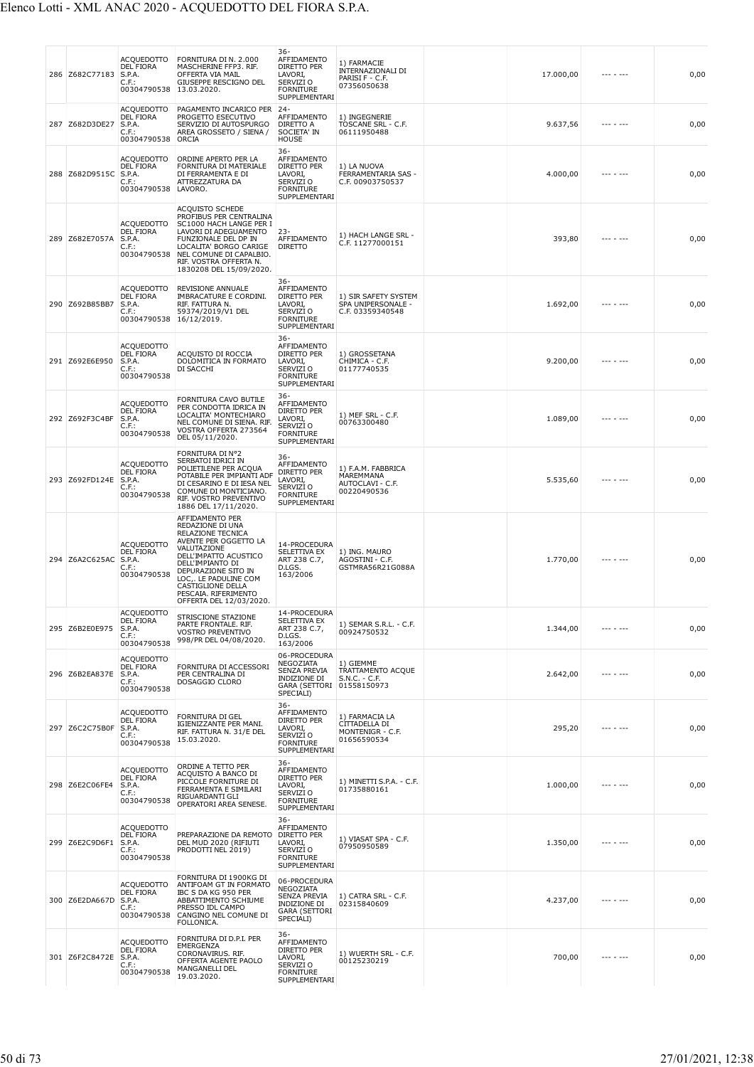| | | | | | | | | | |
|---|---|---|---|---|---|---|---|---|---|
| 286 | Z682C77183 | ACQUEDOTTO DEL FIORA S.P.A. C.F.: 00304790538 | FORNITURA DI N. 2.000 MASCHERINE FFP3. RIF. OFFERTA VIA MAIL GIUSEPPE RESCIGNO DEL 13.03.2020. | 36-AFFIDAMENTO DIRETTO PER LAVORI, SERVIZI O FORNITURE SUPPLEMENTARI | 1) FARMACIE INTERNAZIONALI DI PARISI F - C.F. 07356050638 | | 17.000,00 | --- - --- | 0,00 |
| 287 | Z682D3DE27 | ACQUEDOTTO DEL FIORA S.P.A. C.F.: 00304790538 | PAGAMENTO INCARICO PER PROGETTO ESECUTIVO SERVIZIO DI AUTOSPURGO AREA GROSSETO / SIENA / ORCIA | 24-AFFIDAMENTO DIRETTO A SOCIETA' IN HOUSE | 1) INGEGNERIE TOSCANE SRL - C.F. 06111950488 | | 9.637,56 | --- - --- | 0,00 |
| 288 | Z682D9515C | ACQUEDOTTO DEL FIORA S.P.A. C.F.: 00304790538 | ORDINE APERTO PER LA FORNITURA DI MATERIALE DI FERRAMENTA E DI ATTREZZATURA DA LAVORO. | 36-AFFIDAMENTO DIRETTO PER LAVORI, SERVIZI O FORNITURE SUPPLEMENTARI | 1) LA NUOVA FERRAMENTARIA SAS - C.F. 00903750537 | | 4.000,00 | --- - --- | 0,00 |
| 289 | Z682E7057A | ACQUEDOTTO DEL FIORA S.P.A. C.F.: 00304790538 | ACQUISTO SCHEDE PROFIBUS PER CENTRALINA SC1000 HACH LANGE PER I LAVORI DI ADEGUAMENTO FUNZIONALE DEL DP IN LOCALITA' BORGO CARIGE NEL COMUNE DI CAPALBIO. RIF. VOSTRA OFFERTA N. 1830208 DEL 15/09/2020. | 23-AFFIDAMENTO DIRETTO | 1) HACH LANGE SRL - C.F. 11277000151 | | 393,80 | --- - --- | 0,00 |
| 290 | Z692B85BB7 | ACQUEDOTTO DEL FIORA S.P.A. C.F.: 00304790538 | REVISIONE ANNUALE IMBRACATURE E CORDINI. RIF. FATTURA N. 59374/2019/V1 DEL 16/12/2019. | 36-AFFIDAMENTO DIRETTO PER LAVORI, SERVIZI O FORNITURE SUPPLEMENTARI | 1) SIR SAFETY SYSTEM SPA UNIPERSONALE - C.F. 03359340548 | | 1.692,00 | --- - --- | 0,00 |
| 291 | Z692E6E950 | ACQUEDOTTO DEL FIORA S.P.A. C.F.: 00304790538 | ACQUISTO DI ROCCIA DOLOMITICA IN FORMATO DI SACCHI | 36-AFFIDAMENTO DIRETTO PER LAVORI, SERVIZI O FORNITURE SUPPLEMENTARI | 1) GROSSETANA CHIMICA - C.F. 01177740535 | | 9.200,00 | --- - --- | 0,00 |
| 292 | Z692F3C4BF | ACQUEDOTTO DEL FIORA S.P.A. C.F.: 00304790538 | FORNITURA CAVO BUTILE PER CONDOTTA IDRICA IN LOCALITA' MONTECHIARO NEL COMUNE DI SIENA. RIF. VOSTRA OFFERTA 273564 DEL 05/11/2020. | 36-AFFIDAMENTO DIRETTO PER LAVORI, SERVIZI O FORNITURE SUPPLEMENTARI | 1) MEF SRL - C.F. 00763300480 | | 1.089,00 | --- - --- | 0,00 |
| 293 | Z692FD124E | ACQUEDOTTO DEL FIORA S.P.A. C.F.: 00304790538 | FORNITURA DI N°2 SERBATOI IDRICI IN POLIETILENE PER ACQUA POTABILE PER IMPIANTI ADF DI CESARINO E DI IESA NEL COMUNE DI MONTICIANO. RIF. VOSTRO PREVENTIVO 1886 DEL 17/11/2020. | 36-AFFIDAMENTO DIRETTO PER LAVORI, SERVIZI O FORNITURE SUPPLEMENTARI | 1) F.A.M. FABBRICA MAREMMANA AUTOCLAVI - C.F. 00220490536 | | 5.535,60 | --- - --- | 0,00 |
| 294 | Z6A2C625AC | ACQUEDOTTO DEL FIORA S.P.A. C.F.: 00304790538 | AFFIDAMENTO PER REDAZIONE DI UNA RELAZIONE TECNICA AVENTE PER OGGETTO LA VALUTAZIONE DELL'IMPATTO ACUSTICO DELL'IMPIANTO DI DEPURAZIONE SITO IN LOC,. LE PADULINE COM CASTIGLIONE DELLA PESCAIA. RIFERIMENTO OFFERTA DEL 12/03/2020. | 14-PROCEDURA SELETTIVA EX ART 238 C.7, D.LGS. 163/2006 | 1) ING. MAURO AGOSTINI - C.F. GSTMRA56R21G088A | | 1.770,00 | --- - --- | 0,00 |
| 295 | Z6B2E0E975 | ACQUEDOTTO DEL FIORA S.P.A. C.F.: 00304790538 | STRISCIONE STAZIONE PARTE FRONTALE. RIF. VOSTRO PREVENTIVO 998/PR DEL 04/08/2020. | 14-PROCEDURA SELETTIVA EX ART 238 C.7, D.LGS. 163/2006 | 1) SEMAR S.R.L. - C.F. 00924750532 | | 1.344,00 | --- - --- | 0,00 |
| 296 | Z6B2EA837E | ACQUEDOTTO DEL FIORA S.P.A. C.F.: 00304790538 | FORNITURA DI ACCESSORI PER CENTRALINA DI DOSAGGIO CLORO | 06-PROCEDURA NEGOZIATA SENZA PREVIA INDIZIONE DI GARA (SETTORI SPECIALI) | 1) GIEMME TRATTAMENTO ACQUE S.N.C. - C.F. 01558150973 | | 2.642,00 | --- - --- | 0,00 |
| 297 | Z6C2C75B0F | ACQUEDOTTO DEL FIORA S.P.A. C.F.: 00304790538 | FORNITURA DI GEL IGIENIZZANTE PER MANI. RIF. FATTURA N. 31/E DEL 15.03.2020. | 36-AFFIDAMENTO DIRETTO PER LAVORI, SERVIZI O FORNITURE SUPPLEMENTARI | 1) FARMACIA LA CITTADELLA DI MONTENIGR - C.F. 01656590534 | | 295,20 | --- - --- | 0,00 |
| 298 | Z6E2C06FE4 | ACQUEDOTTO DEL FIORA S.P.A. C.F.: 00304790538 | ORDINE A TETTO PER ACQUISTO A BANCO DI PICCOLE FORNITURE DI FERRAMENTA E SIMILARI RIGUARDANTI GLI OPERATORI AREA SENESE. | 36-AFFIDAMENTO DIRETTO PER LAVORI, SERVIZI O FORNITURE SUPPLEMENTARI | 1) MINETTI S.P.A. - C.F. 01735880161 | | 1.000,00 | --- - --- | 0,00 |
| 299 | Z6E2C9D6F1 | ACQUEDOTTO DEL FIORA S.P.A. C.F.: 00304790538 | PREPARAZIONE DA REMOTO DEL MUD 2020 (RIFIUTI PRODOTTI NEL 2019) | 36-AFFIDAMENTO DIRETTO PER LAVORI, SERVIZI O FORNITURE SUPPLEMENTARI | 1) VIASAT SPA - C.F. 07950950589 | | 1.350,00 | --- - --- | 0,00 |
| 300 | Z6E2DA667D | ACQUEDOTTO DEL FIORA S.P.A. C.F.: 00304790538 | FORNITURA DI 1900KG DI ANTIFOAM GT IN FORMATO IBC S DA KG 950 PER ABBATTIMENTO SCHIUME PRESSO IDL CAMPO CANGINO NEL COMUNE DI FOLLONICA. | 06-PROCEDURA NEGOZIATA SENZA PREVIA INDIZIONE DI GARA (SETTORI SPECIALI) | 1) CATRA SRL - C.F. 02315840609 | | 4.237,00 | --- - --- | 0,00 |
| 301 | Z6F2C8472E | ACQUEDOTTO DEL FIORA S.P.A. C.F.: 00304790538 | FORNITURA DI D.P.I. PER EMERGENZA CORONAVIRUS. RIF. OFFERTA AGENTE PAOLO MANGANELLI DEL 19.03.2020. | 36-AFFIDAMENTO DIRETTO PER LAVORI, SERVIZI O FORNITURE SUPPLEMENTARI | 1) WUERTH SRL - C.F. 00125230219 | | 700,00 | --- - --- | 0,00 |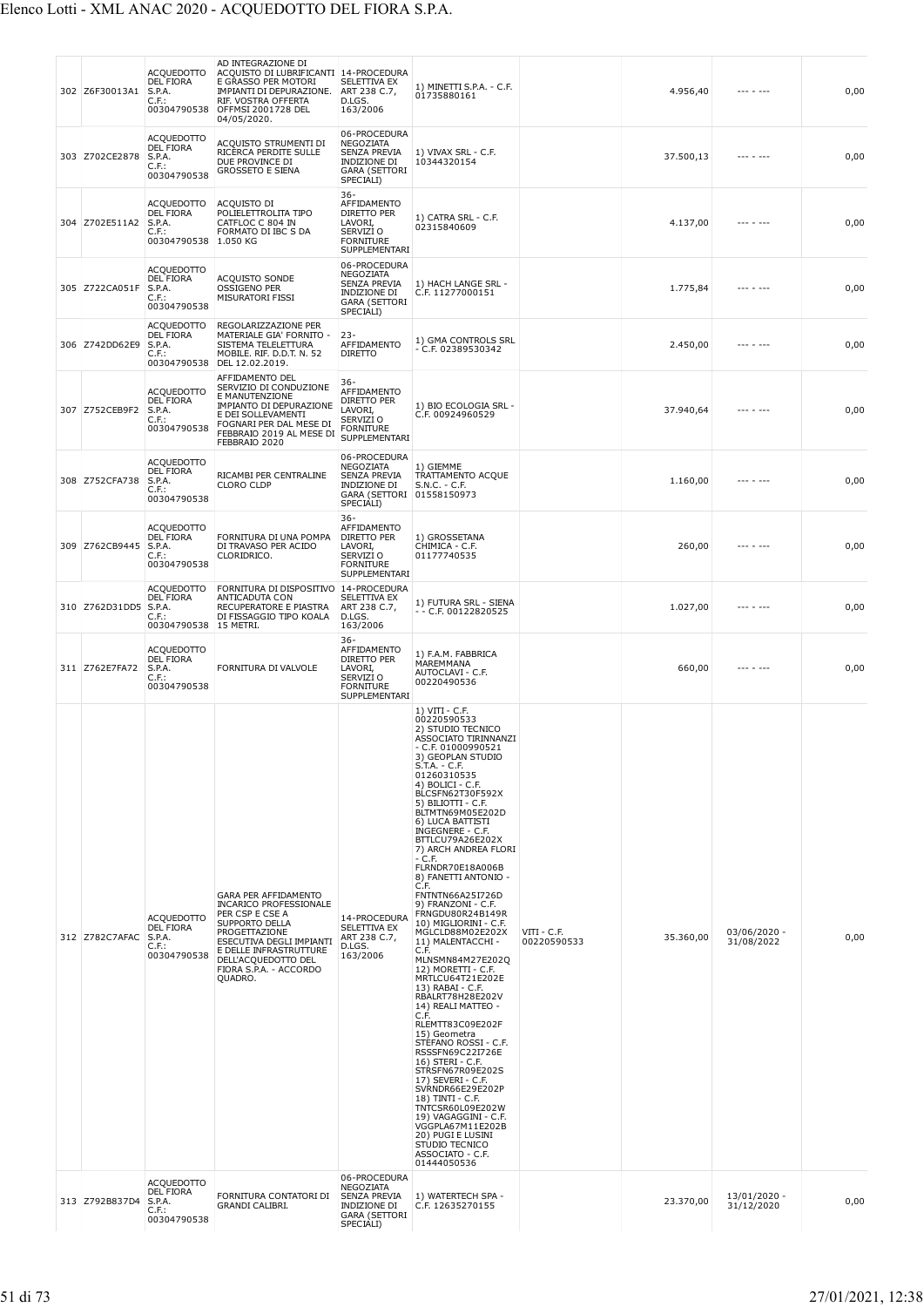| | | | | | | | | | |
|---|---|---|---|---|---|---|---|---|---|
| 302 | Z6F30013A1 | ACQUEDOTTO DEL FIORA S.P.A. C.F.: 00304790538 | AD INTEGRAZIONE DI ACQUISTO DI LUBRIFICANTI E GRASSO PER MOTORI IMPIANTI DI DEPURAZIONE. RIF. VOSTRA OFFERTA OFFMSI 2001728 DEL 04/05/2020. | 14-PROCEDURA SELETTIVA EX ART 238 C.7, D.LGS. 163/2006 | 1) MINETTI S.P.A. - C.F. 01735880161 | | 4.956,40 | --- - --- | 0,00 |
| 303 | Z702CE2878 | ACQUEDOTTO DEL FIORA S.P.A. C.F.: 00304790538 | ACQUISTO STRUMENTI DI RICERCA PERDITE SULLE DUE PROVINCE DI GROSSETO E SIENA | 06-PROCEDURA NEGOZIATA SENZA PREVIA INDIZIONE DI GARA (SETTORI SPECIALI) | 1) VIVAX SRL - C.F. 10344320154 | | 37.500,13 | --- - --- | 0,00 |
| 304 | Z702E511A2 | ACQUEDOTTO DEL FIORA S.P.A. C.F.: 00304790538 | ACQUISTO DI POLIELETTROLITA TIPO CATFLOC C 804 IN FORMATO DI IBC S DA 1.050 KG | 36-AFFIDAMENTO DIRETTO PER LAVORI, SERVIZI O FORNITURE SUPPLEMENTARI | 1) CATRA SRL - C.F. 02315840609 | | 4.137,00 | --- - --- | 0,00 |
| 305 | Z722CA051F | ACQUEDOTTO DEL FIORA S.P.A. C.F.: 00304790538 | ACQUISTO SONDE OSSIGENO PER MISURATORI FISSI | 06-PROCEDURA NEGOZIATA SENZA PREVIA INDIZIONE DI GARA (SETTORI SPECIALI) | 1) HACH LANGE SRL - C.F. 11277000151 | | 1.775,84 | --- - --- | 0,00 |
| 306 | Z742DD62E9 | ACQUEDOTTO DEL FIORA S.P.A. C.F.: 00304790538 | REGOLARIZZAZIONE PER MATERIALE GIA' FORNITO - SISTEMA TELELETTURA MOBILE. RIF. D.D.T. N. 52 DEL 12.02.2019. | 23-AFFIDAMENTO DIRETTO | 1) GMA CONTROLS SRL - C.F. 02389530342 | | 2.450,00 | --- - --- | 0,00 |
| 307 | Z752CEB9F2 | ACQUEDOTTO DEL FIORA S.P.A. C.F.: 00304790538 | AFFIDAMENTO DEL SERVIZIO DI CONDUZIONE E MANUTENZIONE IMPIANTO DI DEPURAZIONE E DEI SOLLEVAMENTI FOGNARI PER DAL MESE DI FEBBRAIO 2019 AL MESE DI FEBBRAIO 2020 | 36-AFFIDAMENTO DIRETTO PER LAVORI, SERVIZI O FORNITURE SUPPLEMENTARI | 1) BIO ECOLOGIA SRL - C.F. 00924960529 | | 37.940,64 | --- - --- | 0,00 |
| 308 | Z752CFA738 | ACQUEDOTTO DEL FIORA S.P.A. C.F.: 00304790538 | RICAMBI PER CENTRALINE CLORO CLDP | 06-PROCEDURA NEGOZIATA SENZA PREVIA INDIZIONE DI GARA (SETTORI SPECIALI) | 1) GIEMME TRATTAMENTO ACQUE S.N.C. - C.F. 01558150973 | | 1.160,00 | --- - --- | 0,00 |
| 309 | Z762CB9445 | ACQUEDOTTO DEL FIORA S.P.A. C.F.: 00304790538 | FORNITURA DI UNA POMPA DI TRAVASO PER ACIDO CLORIDRICO. | 36-AFFIDAMENTO DIRETTO PER LAVORI, SERVIZI O FORNITURE SUPPLEMENTARI | 1) GROSSETANA CHIMICA - C.F. 01177740535 | | 260,00 | --- - --- | 0,00 |
| 310 | Z762D31DD5 | ACQUEDOTTO DEL FIORA S.P.A. C.F.: 00304790538 | FORNITURA DI DISPOSITIVO ANTICADUTA CON RECUPERATORE E PIASTRA DI FISSAGGIO TIPO KOALA 15 METRI. | 14-PROCEDURA SELETTIVA EX ART 238 C.7, D.LGS. 163/2006 | 1) FUTURA SRL - SIENA - - C.F. 00122820525 | | 1.027,00 | --- - --- | 0,00 |
| 311 | Z762E7FA72 | ACQUEDOTTO DEL FIORA S.P.A. C.F.: 00304790538 | FORNITURA DI VALVOLE | 36-AFFIDAMENTO DIRETTO PER LAVORI, SERVIZI O FORNITURE SUPPLEMENTARI | 1) F.A.M. FABBRICA MAREMMANA AUTOCLAVI - C.F. 00220490536 | | 660,00 | --- - --- | 0,00 |
| 312 | Z782C7AFAC | ACQUEDOTTO DEL FIORA S.P.A. C.F.: 00304790538 | GARA PER AFFIDAMENTO INCARICO PROFESSIONALE PER CSP E CSE A SUPPORTO DELLA PROGETTAZIONE ESECUTIVA DEGLI IMPIANTI E DELLE INFRASTRUTTURE DELL'ACQUEDOTTO DEL FIORA S.P.A. - ACCORDO QUADRO. | 14-PROCEDURA SELETTIVA EX ART 238 C.7, D.LGS. 163/2006 | 1) VITI - C.F. 00220590533 2) STUDIO TECNICO ASSOCIATO TIRINNANZI - C.F. 01000990521 3) GEOPLAN STUDIO S.T.A. - C.F. 01260310535 4) BOLICI - C.F. BLCSFN62T30F592X 5) BILIOTTI - C.F. BLTMTN69M05E202D 6) LUCA BATTISTI INGEGNERE - C.F. BTTLCU79A26E202X 7) ARCH ANDREA FLORI - C.F. FLRNDR70E18A006B 8) FANETTI ANTONIO - C.F. FNTNTN66A25I726D 9) FRANZONI - C.F. FRNGDU80R24B149R 10) MIGLIORINI - C.F. MGLCLD88M02E202X 11) MALENTACCHI - C.F. MLNSMN84M27E202Q 12) MORETTI - C.F. MRTLCU64T21E202E 13) RABAI - C.F. RBALRT78H28E202V 14) REALI MATTEO - C.F. RLEMTT83C09E202F 15) Geometra STEFANO ROSSI - C.F. RSSSFN69C22I726E 16) STERI - C.F. STRSFN67R09E202S 17) SEVERI - C.F. SVRNDR66E29E202P 18) TINTI - C.F. TNTCSR60L09E202W 19) VAGAGGINI - C.F. VGGPLA67M11E202B 20) PUGI E LUSINI STUDIO TECNICO ASSOCIATO - C.F. 01444050536 | VITI - C.F. 00220590533 | 35.360,00 | 03/06/2020 - 31/08/2022 | 0,00 |
| 313 | Z792B837D4 | ACQUEDOTTO DEL FIORA S.P.A. C.F.: 00304790538 | FORNITURA CONTATORI DI GRANDI CALIBRI. | 06-PROCEDURA NEGOZIATA SENZA PREVIA INDIZIONE DI GARA (SETTORI SPECIALI) | 1) WATERTECH SPA - C.F. 12635270155 | | 23.370,00 | 13/01/2020 - 31/12/2020 | 0,00 |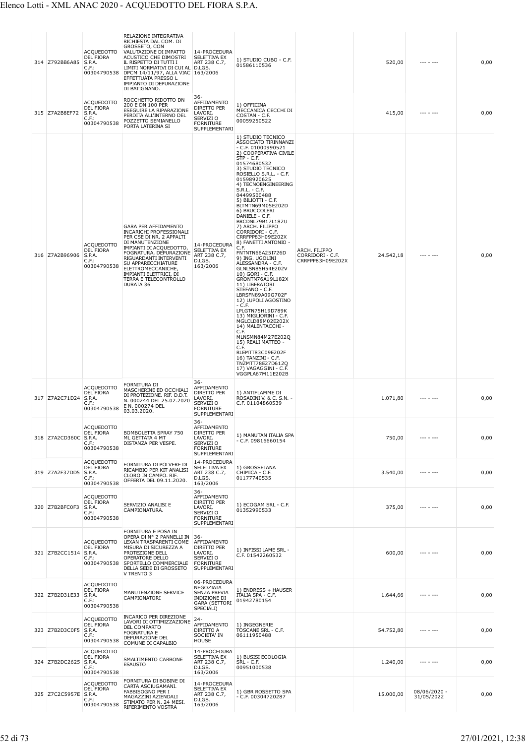| 314 | Z792BB6A85 | ACQUEDOTTO DEL FIORA S.P.A. C.F.: 00304790538 | RELAZIONE INTEGRATIVA RICHIESTA DAL COM. DI GROSSETO, CON VALUTAZIONE DI IMPATTO ACUSTICO CHE DIMOSTRI IL RISPETTO DI TUTTI I LIMITI NORMATIVI DI CUI AL DPCM 14/11/97, ALLA VIAC EFFETTUATA PRESSO L IMPIANTO DI DEPURAZIONE DI BATIGNANO. | 14-PROCEDURA SELETTIVA EX ART 238 C.7, D.LGS. 163/2006 | 1) STUDIO CUBO - C.F. 01586110536 | | 520,00 | --- - --- | 0,00 |
|---|---|---|---|---|---|---|---|---|---|
| 315 | Z7A2B8EF72 | ACQUEDOTTO DEL FIORA S.P.A. C.F.: 00304790538 | ROCCHETTO RIDOTTO DN 200 E DN 100 PER ESEGUIRE LA RIPARAZIONE PERDITA ALL'INTERNO DEL POZZETTO SEMIANELLO PORTA LATERINA SI | 36-AFFIDAMENTO DIRETTO PER LAVORI, SERVIZI O FORNITURE SUPPLEMENTARI | 1) OFFICINA MECCANICA CECCHI DI COSTAN - C.F. 00059250522 | | 415,00 | --- - --- | 0,00 |
| 316 | Z7A2B96906 | ACQUEDOTTO DEL FIORA S.P.A. C.F.: 00304790538 | GARA PER AFFIDAMENTO INCARICHI PROFESSIONALI PER CSE DI NR. 2 APPALTI DI MANUTENZIONE IMPIANTI DI ACQUEDOTTO, FOGNATURA, DEPURAZIONE RIGUARDANTI INTERVENTI SU APPARECCHIATURE ELETTROMECCANICHE, IMPIANTI ELETTRICI, DI TERRA E TELECONTROLLO DURATA 36 | 14-PROCEDURA SELETTIVA EX ART 238 C.7, D.LGS. 163/2006 | 1) STUDIO TECNICO ASSOCIATO TIRINNANZI - C.F. 01000990521 2) COOPERATIVA CIVILE STP - C.F. 01574680532 3) STUDIO TECNICO ROSIELLO S.R.L. - C.F. 01598920625 4) TECNOENGINEERING S.R.L. - C.F. 04499500488 5) BILIOTTI - C.F. BLTMTN69M05E202D 6) BRUCCOLERI DANIELE - C.F. BRCDNL79B17L182U 7) ARCH. FILIPPO CORRIDORI - C.F. CRRFPP83H09E202X 8) FANETTI ANTONIO - C.F. FNTNTN66A25I726D 9) ING. UGOLINI ALESSANDRA - C.F. GLNLSN85H54E202V 10) GORI - C.F. GRONTN76A19L182X 11) LIBERATORI STEFANO - C.F. LBRSFN89A09G702F 12) LUPOLI AGOSTINO - C.F. LPLGTN75H19D789K 13) MIGLIORINI - C.F. MGLCLD88M02E202X 14) MALENTACCHI - C.F. MLNSMN84M27E202Q 15) REALI MATTEO - C.F. RLEMTT83C09E202F 16) TANZINI - C.F. TNZMTT78E27D612Q 17) VAGAGGINI - C.F. VGGPLA67M11E202B | ARCH. FILIPPO CORRIDORI - C.F. CRRFPP83H09E202X | 24.542,18 | --- - --- | 0,00 |
| 317 | Z7A2C71D24 | ACQUEDOTTO DEL FIORA S.P.A. C.F.: 00304790538 | FORNITURA DI MASCHERINE ED OCCHIALI DI PROTEZIONE. RIF. D.D.T. N. 000244 DEL 25.02.2020 E N. 000274 DEL 03.03.2020. | 36-AFFIDAMENTO DIRETTO PER LAVORI, SERVIZI O FORNITURE SUPPLEMENTARI | 1) ANTIFLAMME DI ROSADINI V. & C. S.N. - C.F. 01104860539 | | 1.071,80 | --- - --- | 0,00 |
| 318 | Z7A2CD360C | ACQUEDOTTO DEL FIORA S.P.A. C.F.: 00304790538 | BOMBOLETTA SPRAY 750 ML GETTATA 4 MT DISTANZA PER VESPE. | 36-AFFIDAMENTO DIRETTO PER LAVORI, SERVIZI O FORNITURE SUPPLEMENTARI | 1) MANUTAN ITALIA SPA - C.F. 09816660154 | | 750,00 | --- - --- | 0,00 |
| 319 | Z7A2F37DD5 | ACQUEDOTTO DEL FIORA S.P.A. C.F.: 00304790538 | FORNITURA DI POLVERE DI RICAMBIO PER KIT ANALISI CLORO IN CAMPO. RIF. OFFERTA DEL 09.11.2020. | 14-PROCEDURA SELETTIVA EX ART 238 C.7, D.LGS. 163/2006 | 1) GROSSETANA CHIMICA - C.F. 01177740535 | | 3.540,00 | --- - --- | 0,00 |
| 320 | Z7B2BFC0F3 | ACQUEDOTTO DEL FIORA S.P.A. C.F.: 00304790538 | SERVIZIO ANALISI E CAMPIONATURA. | 36-AFFIDAMENTO DIRETTO PER LAVORI, SERVIZI O FORNITURE SUPPLEMENTARI | 1) ECOGAM SRL - C.F. 01352990533 | | 375,00 | --- - --- | 0,00 |
| 321 | Z7B2CC1514 | ACQUEDOTTO DEL FIORA S.P.A. C.F.: 00304790538 | FORNITURA E POSA IN OPERA DI N° 2 PANNELLI IN LEXAN TRASPARENTI COME MISURA DI SICUREZZA A PROTEZIONE DELL OPERATORE DELLO SPORTELLO COMMERCIALE DELLA SEDE DI GROSSETO V TRENTO 3 | 36-AFFIDAMENTO DIRETTO PER LAVORI, SERVIZI O FORNITURE SUPPLEMENTARI | 1) INFISSI LAME SRL - C.F. 01542260532 | | 600,00 | --- - --- | 0,00 |
| 322 | Z7B2D31E33 | ACQUEDOTTO DEL FIORA S.P.A. C.F.: 00304790538 | MANUTENZIONE SERVICE CAMPIONATORI | 06-PROCEDURA NEGOZIATA SENZA PREVIA INDIZIONE DI GARA (SETTORI SPECIALI) | 1) ENDRESS + HAUSER ITALIA SPA - C.F. 01942780154 | | 1.644,66 | --- - --- | 0,00 |
| 323 | Z7B2D3C0F5 | ACQUEDOTTO DEL FIORA S.P.A. C.F.: 00304790538 | INCARICO PER DIREZIONE LAVORI DI OTTIMIZZAZIONE DEL COMPARTO FOGNATURA E DEPURAZIONE DEL COMUNE DI CAPALBIO | 24-AFFIDAMENTO DIRETTO A SOCIETA' IN HOUSE | 1) INGEGNERIE TOSCANE SRL - C.F. 06111950488 | | 54.752,80 | --- - --- | 0,00 |
| 324 | Z7B2DC2625 | ACQUEDOTTO DEL FIORA S.P.A. C.F.: 00304790538 | SMALTIMENTO CARBONE ESAUSTO | 14-PROCEDURA SELETTIVA EX ART 238 C.7, D.LGS. 163/2006 | 1) BUSISI ECOLOGIA SRL - C.F. 00951000538 | | 1.240,00 | --- - --- | 0,00 |
| 325 | Z7C2C5957E | ACQUEDOTTO DEL FIORA S.P.A. C.F.: 00304790538 | FORNITURA DI BOBINE DI CARTA ASCIUGAMANI. FABBISOGNO PER I MAGAZZINI AZIENDALI STIMATO PER N. 24 MESI. RIFERIMENTO VOSTRA | 14-PROCEDURA SELETTIVA EX ART 238 C.7, D.LGS. 163/2006 | 1) GBR ROSSETTO SPA - C.F. 00304720287 | | 15.000,00 | 08/06/2020 - 31/05/2022 | 0,00 |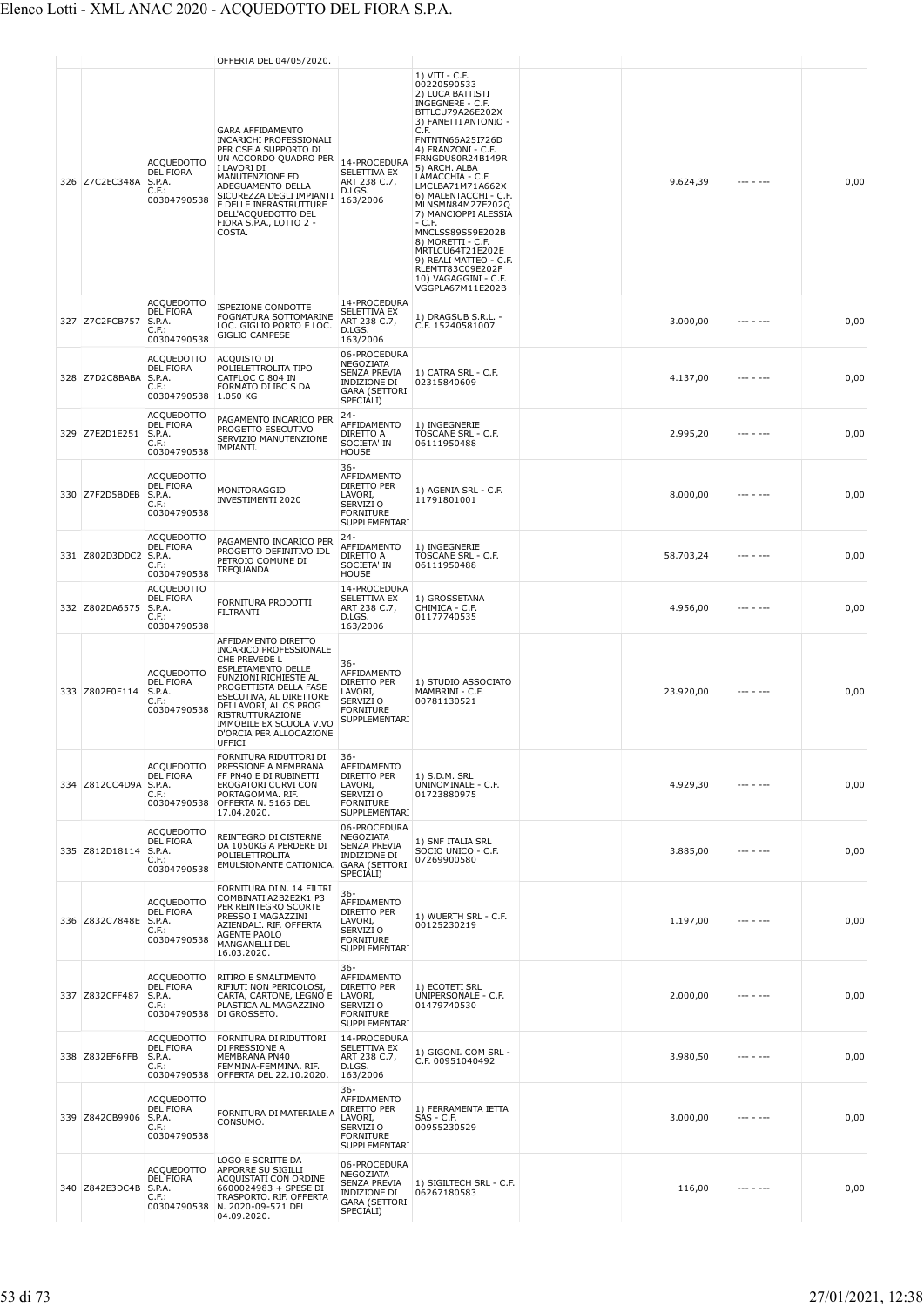| | | | OFFERTA DEL 04/05/2020. | | | | | | |
|---|---|---|---|---|---|---|---|---|---|
| 326 | Z7C2EC348A | ACQUEDOTTO DEL FIORA S.P.A. C.F.: 00304790538 | GARA AFFIDAMENTO INCARICHI PROFESSIONALI PER CSE A SUPPORTO DI UN ACCORDO QUADRO PER I LAVORI DI MANUTENZIONE ED ADEGUAMENTO DELLA SICUREZZA DEGLI IMPIANTI E DELLE INFRASTRUTTURE DELL'ACQUEDOTTO DEL FIORA S.P.A., LOTTO 2 - COSTA. | 14-PROCEDURA SELETTIVA EX ART 238 C.7, D.LGS. 163/2006 | 1) VITI - C.F. 00220590533 2) LUCA BATTISTI INGEGNERE - C.F. BTTLCU79A26E202X 3) FANETTI ANTONIO - C.F. FNTNTN66A25I726D 4) FRANZONI - C.F. FRNGDU80R24B149R 5) ARCH. ALBA LAMACCHIA - C.F. LMCLBA71M71A662X 6) MALENTACCHI - C.F. MLNSMN84M27E202Q 7) MANCIOPPI ALESSIA - C.F. MNCLSS89S59E202B 8) MORETTI - C.F. MRTLCU64T21E202E 9) REALI MATTEO - C.F. RLEMTT83C09E202F 10) VAGAGGINI - C.F. VGGPLA67M11E202B | | 9.624,39 | --- - --- | 0,00 |
| 327 | Z7C2FCB757 | ACQUEDOTTO DEL FIORA S.P.A. C.F.: 00304790538 | ISPEZIONE CONDOTTE FOGNATURA SOTTOMARINE LOC. GIGLIO PORTO E LOC. GIGLIO CAMPESE | 14-PROCEDURA SELETTIVA EX ART 238 C.7, D.LGS. 163/2006 | 1) DRAGSUB S.R.L. - C.F. 15240581007 | | 3.000,00 | --- - --- | 0,00 |
| 328 | Z7D2C8BABA | ACQUEDOTTO DEL FIORA S.P.A. C.F.: 00304790538 | ACQUISTO DI POLIELETTROLITA TIPO CATFLOC C 804 IN FORMATO DI IBC S DA 1.050 KG | 06-PROCEDURA NEGOZIATA SENZA PREVIA INDIZIONE DI GARA (SETTORI SPECIALI) | 1) CATRA SRL - C.F. 02315840609 | | 4.137,00 | --- - --- | 0,00 |
| 329 | Z7E2D1E251 | ACQUEDOTTO DEL FIORA S.P.A. C.F.: 00304790538 | PAGAMENTO INCARICO PER PROGETTO ESECUTIVO SERVIZIO MANUTENZIONE IMPIANTI. | 24-AFFIDAMENTO DIRETTO A SOCIETA' IN HOUSE | 1) INGEGNERIE TOSCANE SRL - C.F. 06111950488 | | 2.995,20 | --- - --- | 0,00 |
| 330 | Z7F2D5BDEB | ACQUEDOTTO DEL FIORA S.P.A. C.F.: 00304790538 | MONITORAGGIO INVESTIMENTI 2020 | 36-AFFIDAMENTO DIRETTO PER LAVORI, SERVIZI O FORNITURE SUPPLEMENTARI | 1) AGENIA SRL - C.F. 11791801001 | | 8.000,00 | --- - --- | 0,00 |
| 331 | Z802D3DDC2 | ACQUEDOTTO DEL FIORA S.P.A. C.F.: 00304790538 | PAGAMENTO INCARICO PER PROGETTO DEFINITIVO IDL PETROIO COMUNE DI TREQUANDA | 24-AFFIDAMENTO DIRETTO A SOCIETA' IN HOUSE | 1) INGEGNERIE TOSCANE SRL - C.F. 06111950488 | | 58.703,24 | --- - --- | 0,00 |
| 332 | Z802DA6575 | ACQUEDOTTO DEL FIORA S.P.A. C.F.: 00304790538 | FORNITURA PRODOTTI FILTRANTI | 14-PROCEDURA SELETTIVA EX ART 238 C.7, D.LGS. 163/2006 | 1) GROSSETANA CHIMICA - C.F. 01177740535 | | 4.956,00 | --- - --- | 0,00 |
| 333 | Z802E0F114 | ACQUEDOTTO DEL FIORA S.P.A. C.F.: 00304790538 | AFFIDAMENTO DIRETTO INCARICO PROFESSIONALE CHE PREVEDE L ESPLETAMENTO DELLE FUNZIONI RICHIESTE AL PROGETTISTA DELLA FASE ESECUTIVA, AL DIRETTORE DEI LAVORI, AL CS PROG RISTRUTTURAZIONE IMMOBILE EX SCUOLA VIVO D'ORCIA PER ALLOCAZIONE UFFICI | 36-AFFIDAMENTO DIRETTO PER LAVORI, SERVIZI O FORNITURE SUPPLEMENTARI | 1) STUDIO ASSOCIATO MAMBRINI - C.F. 00781130521 | | 23.920,00 | --- - --- | 0,00 |
| 334 | Z812CC4D9A | ACQUEDOTTO DEL FIORA S.P.A. C.F.: 00304790538 | FORNITURA RIDUTTORI DI PRESSIONE A MEMBRANA FF PN40 E DI RUBINETTI EROGATORI CURVI CON PORTAGOMMA. RIF. OFFERTA N. 5165 DEL 17.04.2020. | 36-AFFIDAMENTO DIRETTO PER LAVORI, SERVIZI O FORNITURE SUPPLEMENTARI | 1) S.D.M. SRL UNINOMINALE - C.F. 01723880975 | | 4.929,30 | --- - --- | 0,00 |
| 335 | Z812D18114 | ACQUEDOTTO DEL FIORA S.P.A. C.F.: 00304790538 | REINTEGRO DI CISTERNE DA 1050KG A PERDERE DI POLIELETTROLITA EMULSIONANTE CATIONICA. | 06-PROCEDURA NEGOZIATA SENZA PREVIA INDIZIONE DI GARA (SETTORI SPECIALI) | 1) SNF ITALIA SRL SOCIO UNICO - C.F. 07269900580 | | 3.885,00 | --- - --- | 0,00 |
| 336 | Z832C7848E | ACQUEDOTTO DEL FIORA S.P.A. C.F.: 00304790538 | FORNITURA DI N. 14 FILTRI COMBINATI A2B2E2K1 P3 PER REINTEGRO SCORTE PRESSO I MAGAZZINI AZIENDALI. RIF. OFFERTA AGENTE PAOLO MANGANELLI DEL 16.03.2020. | 36-AFFIDAMENTO DIRETTO PER LAVORI, SERVIZI O FORNITURE SUPPLEMENTARI | 1) WUERTH SRL - C.F. 00125230219 | | 1.197,00 | --- - --- | 0,00 |
| 337 | Z832CFF487 | ACQUEDOTTO DEL FIORA S.P.A. C.F.: 00304790538 | RITIRO E SMALTIMENTO RIFIUTI NON PERICOLOSI, CARTA, CARTONE, LEGNO E PLASTICA AL MAGAZZINO DI GROSSETO. | 36-AFFIDAMENTO DIRETTO PER LAVORI, SERVIZI O FORNITURE SUPPLEMENTARI | 1) ECOTETI SRL UNIPERSONALE - C.F. 01479740530 | | 2.000,00 | --- - --- | 0,00 |
| 338 | Z832EF6FFB | ACQUEDOTTO DEL FIORA S.P.A. C.F.: 00304790538 | FORNITURA DI RIDUTTORI DI PRESSIONE A MEMBRANA PN40 FEMMINA-FEMMINA. RIF. OFFERTA DEL 22.10.2020. | 14-PROCEDURA SELETTIVA EX ART 238 C.7, D.LGS. 163/2006 | 1) GIGONI. COM SRL - C.F. 00951040492 | | 3.980,50 | --- - --- | 0,00 |
| 339 | Z842CB9906 | ACQUEDOTTO DEL FIORA S.P.A. C.F.: 00304790538 | FORNITURA DI MATERIALE A CONSUMO. | 36-AFFIDAMENTO DIRETTO PER LAVORI, SERVIZI O FORNITURE SUPPLEMENTARI | 1) FERRAMENTA IETTA SAS - C.F. 00955230529 | | 3.000,00 | --- - --- | 0,00 |
| 340 | Z842E3DC4B | ACQUEDOTTO DEL FIORA S.P.A. C.F.: 00304790538 | LOGO E SCRITTE DA APPORRE SU SIGILLI ACQUISTATI CON ORDINE 6600024983 + SPESE DI TRASPORTO. RIF. OFFERTA N. 2020-09-571 DEL 04.09.2020. | 06-PROCEDURA NEGOZIATA SENZA PREVIA INDIZIONE DI GARA (SETTORI SPECIALI) | 1) SIGILTECH SRL - C.F. 06267180583 | | 116,00 | --- - --- | 0,00 |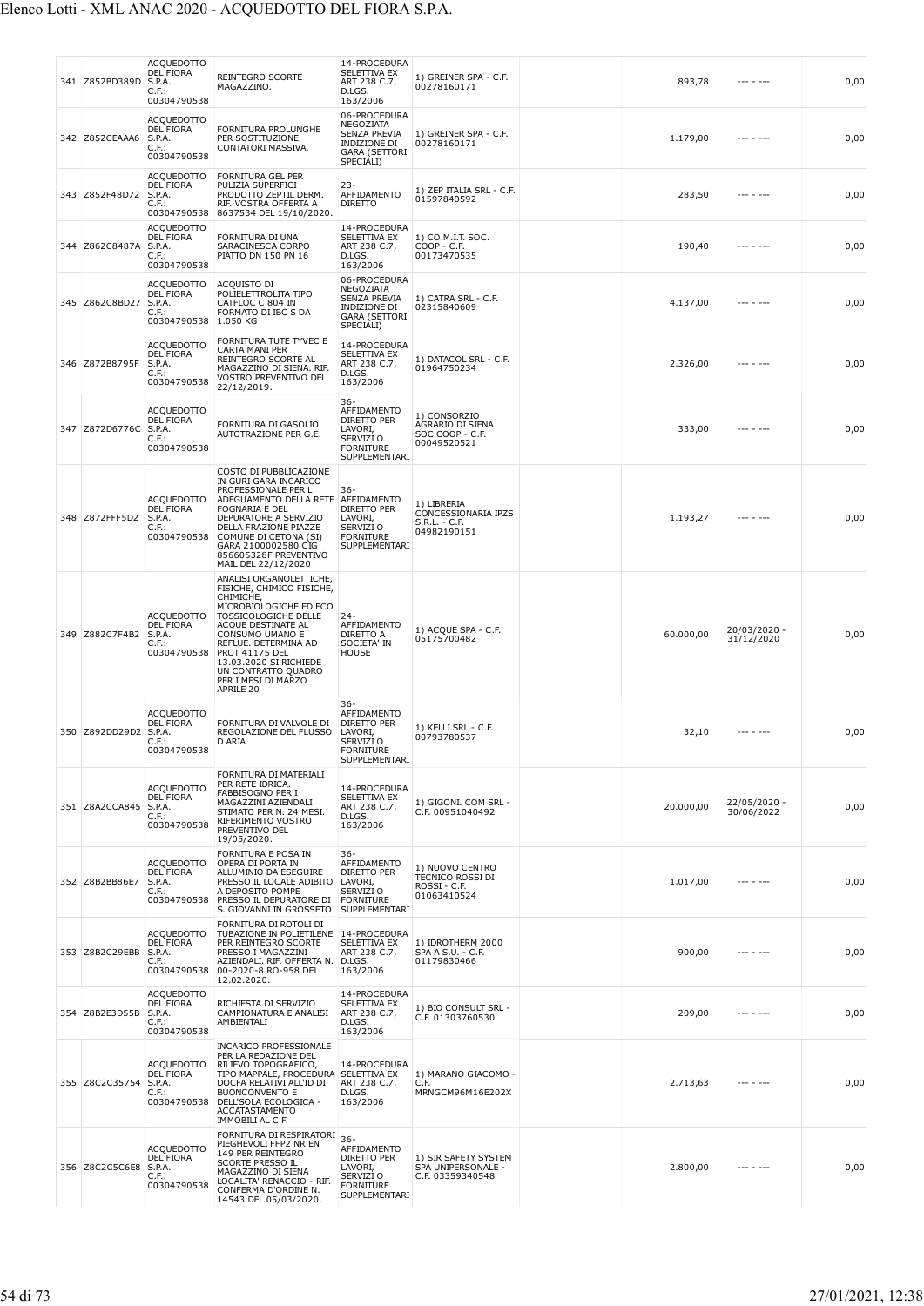| | | | | | | | | | |
|---|---|---|---|---|---|---|---|---|---|
| 341 | Z852BD389D | ACQUEDOTTO DEL FIORA S.P.A. C.F.: 00304790538 | REINTEGRO SCORTE MAGAZZINO. | 14-PROCEDURA SELETTIVA EX ART 238 C.7, D.LGS. 163/2006 | 1) GREINER SPA - C.F. 00278160171 | | 893,78 | --- - --- | 0,00 |
| 342 | Z852CEAAA6 | ACQUEDOTTO DEL FIORA S.P.A. C.F.: 00304790538 | FORNITURA PROLUNGHE PER SOSTITUZIONE CONTATORI MASSIVA. | 06-PROCEDURA NEGOZIATA SENZA PREVIA INDIZIONE DI GARA (SETTORI SPECIALI) | 1) GREINER SPA - C.F. 00278160171 | | 1.179,00 | --- - --- | 0,00 |
| 343 | Z852F48D72 | ACQUEDOTTO DEL FIORA S.P.A. C.F.: 00304790538 | FORNITURA GEL PER PULIZIA SUPERFICI PRODOTTO ZEPTIL DERM. RIF. VOSTRA OFFERTA A 8637534 DEL 19/10/2020. | 23-AFFIDAMENTO DIRETTO | 1) ZEP ITALIA SRL - C.F. 01597840592 | | 283,50 | --- - --- | 0,00 |
| 344 | Z862C8487A | ACQUEDOTTO DEL FIORA S.P.A. C.F.: 00304790538 | FORNITURA DI UNA SARACINESCA CORPO PIATTO DN 150 PN 16 | 14-PROCEDURA SELETTIVA EX ART 238 C.7, D.LGS. 163/2006 | 1) CO.M.I.T. SOC. COOP - C.F. 00173470535 | | 190,40 | --- - --- | 0,00 |
| 345 | Z862C8BD27 | ACQUEDOTTO DEL FIORA S.P.A. C.F.: 00304790538 | ACQUISTO DI POLIELETTROLITA TIPO CATFLOC C 804 IN FORMATO DI IBC S DA 1.050 KG | 06-PROCEDURA NEGOZIATA SENZA PREVIA INDIZIONE DI GARA (SETTORI SPECIALI) | 1) CATRA SRL - C.F. 02315840609 | | 4.137,00 | --- - --- | 0,00 |
| 346 | Z872B8795F | ACQUEDOTTO DEL FIORA S.P.A. C.F.: 00304790538 | FORNITURA TUTE TYVEC E CARTA MANI PER REINTEGRO SCORTE AL MAGAZZINO DI SIENA. RIF. VOSTRO PREVENTIVO DEL 22/12/2019. | 14-PROCEDURA SELETTIVA EX ART 238 C.7, D.LGS. 163/2006 | 1) DATACOL SRL - C.F. 01964750234 | | 2.326,00 | --- - --- | 0,00 |
| 347 | Z872D6776C | ACQUEDOTTO DEL FIORA S.P.A. C.F.: 00304790538 | FORNITURA DI GASOLIO AUTOTRAZIONE PER G.E. | 36-AFFIDAMENTO DIRETTO PER LAVORI, SERVIZI O FORNITURE SUPPLEMENTARI | 1) CONSORZIO AGRARIO DI SIENA SOC.COOP - C.F. 00049520521 | | 333,00 | --- - --- | 0,00 |
| 348 | Z872FFF5D2 | ACQUEDOTTO DEL FIORA S.P.A. C.F.: 00304790538 | COSTO DI PUBBLICAZIONE IN GURI GARA INCARICO PROFESSIONALE PER L ADEGUAMENTO DELLA RETE FOGNARIA E DEL DEPURATORE A SERVIZIO DELLA FRAZIONE PIAZZE COMUNE DI CETONA (SI) GARA 2100002580 CIG 856605328F PREVENTIVO MAIL DEL 22/12/2020 | 36-AFFIDAMENTO DIRETTO PER LAVORI, SERVIZI O FORNITURE SUPPLEMENTARI | 1) LIBRERIA CONCESSIONARIA IPZS S.R.L. - C.F. 04982190151 | | 1.193,27 | --- - --- | 0,00 |
| 349 | Z882C7F4B2 | ACQUEDOTTO DEL FIORA S.P.A. C.F.: 00304790538 | ANALISI ORGANOLETTICHE, FISICHE, CHIMICO FISICHE, CHIMICHE, MICROBIOLOGICHE ED ECO TOSSICOLOGICHE DELLE ACQUE DESTINATE AL CONSUMO UMANO E REFLUE. DETERMINA AD PROT 41175 DEL 13.03.2020 SI RICHIEDE UN CONTRATTO QUADRO PER I MESI DI MARZO APRILE 20 | 24-AFFIDAMENTO DIRETTO A SOCIETA' IN HOUSE | 1) ACQUE SPA - C.F. 05175700482 | | 60.000,00 | 20/03/2020 - 31/12/2020 | 0,00 |
| 350 | Z892DD29D2 | ACQUEDOTTO DEL FIORA S.P.A. C.F.: 00304790538 | FORNITURA DI VALVOLE DI REGOLAZIONE DEL FLUSSO D ARIA | 36-AFFIDAMENTO DIRETTO PER LAVORI, SERVIZI O FORNITURE SUPPLEMENTARI | 1) KELLI SRL - C.F. 00793780537 | | 32,10 | --- - --- | 0,00 |
| 351 | Z8A2CCA845 | ACQUEDOTTO DEL FIORA S.P.A. C.F.: 00304790538 | FORNITURA DI MATERIALI PER RETE IDRICA. FABBISOGNO PER I MAGAZZINI AZIENDALI STIMATO PER N. 24 MESI. RIFERIMENTO VOSTRO PREVENTIVO DEL 19/05/2020. | 14-PROCEDURA SELETTIVA EX ART 238 C.7, D.LGS. 163/2006 | 1) GIGONI. COM SRL - C.F. 00951040492 | | 20.000,00 | 22/05/2020 - 30/06/2022 | 0,00 |
| 352 | Z8B2BB86E7 | ACQUEDOTTO DEL FIORA S.P.A. C.F.: 00304790538 | FORNITURA E POSA IN OPERA DI PORTA IN ALLUMINIO DA ESEGUIRE PRESSO IL LOCALE ADIBITO A DEPOSITO POMPE PRESSO IL DEPURATORE DI S. GIOVANNI IN GROSSETO | 36-AFFIDAMENTO DIRETTO PER LAVORI, SERVIZI O FORNITURE SUPPLEMENTARI | 1) NUOVO CENTRO TECNICO ROSSI DI ROSSI - C.F. 01063410524 | | 1.017,00 | --- - --- | 0,00 |
| 353 | Z8B2C29EBB | ACQUEDOTTO DEL FIORA S.P.A. C.F.: 00304790538 | FORNITURA DI ROTOLI DI TUBAZIONE IN POLIETILENE PER REINTEGRO SCORTE PRESSO I MAGAZZINI AZIENDALI. RIF. OFFERTA N. 00-2020-8 RO-958 DEL 12.02.2020. | 14-PROCEDURA SELETTIVA EX ART 238 C.7, D.LGS. 163/2006 | 1) IDROTHERM 2000 SPA A S.U. - C.F. 01179830466 | | 900,00 | --- - --- | 0,00 |
| 354 | Z8B2E3D55B | ACQUEDOTTO DEL FIORA S.P.A. C.F.: 00304790538 | RICHIESTA DI SERVIZIO CAMPIONATURA E ANALISI AMBIENTALI | 14-PROCEDURA SELETTIVA EX ART 238 C.7, D.LGS. 163/2006 | 1) BIO CONSULT SRL - C.F. 01303760530 | | 209,00 | --- - --- | 0,00 |
| 355 | Z8C2C35754 | ACQUEDOTTO DEL FIORA S.P.A. C.F.: 00304790538 | INCARICO PROFESSIONALE PER LA REDAZIONE DEL RILIEVO TOPOGRAFICO, TIPO MAPPALE, PROCEDURA DOCFA RELATIVI ALL'ID DI BUONCONVENTO E DELL'ISOLA ECOLOGICA - ACCATASTAMENTO IMMOBILI AL C.F. | 14-PROCEDURA SELETTIVA EX ART 238 C.7, D.LGS. 163/2006 | 1) MARANO GIACOMO - C.F. MRNGCM96M16E202X | | 2.713,63 | --- - --- | 0,00 |
| 356 | Z8C2C5C6E8 | ACQUEDOTTO DEL FIORA S.P.A. C.F.: 00304790538 | FORNITURA DI RESPIRATORI PIEGHEVOLI FFP2 NR EN 149 PER REINTEGRO SCORTE PRESSO IL MAGAZZINO DI SIENA LOCALITA' RENACCIO - RIF. CONFERMA D'ORDINE N. 14543 DEL 05/03/2020. | 36-AFFIDAMENTO DIRETTO PER LAVORI, SERVIZI O FORNITURE SUPPLEMENTARI | 1) SIR SAFETY SYSTEM SPA UNIPERSONALE - C.F. 03359340548 | | 2.800,00 | --- - --- | 0,00 |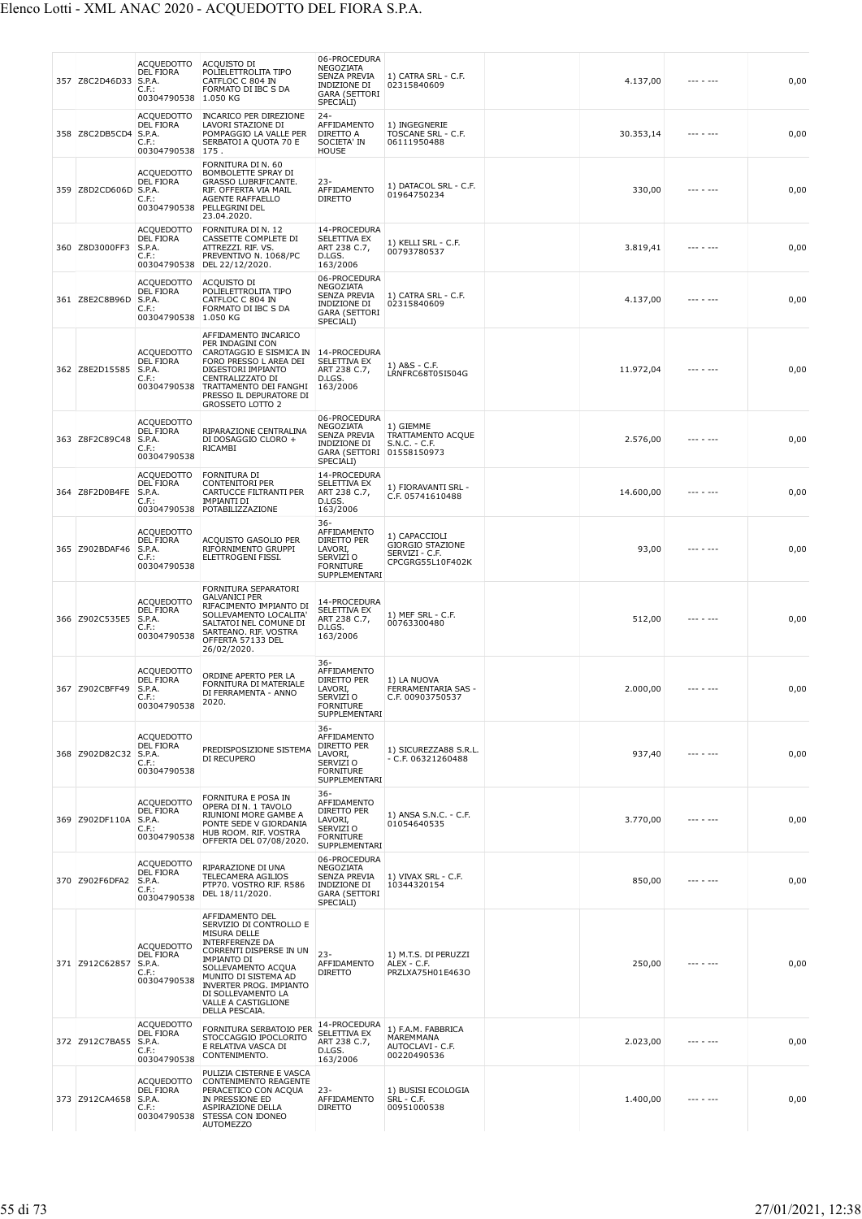| 357 | Z8C2D46D33 | ACQUEDOTTO DEL FIORA S.P.A. C.F.: 00304790538 | ACQUISTO DI POLIELETTROLITA TIPO CATFLOC C 804 IN FORMATO DI IBC S DA 1.050 KG | 06-PROCEDURA NEGOZIATA SENZA PREVIA INDIZIONE DI GARA (SETTORI SPECIALI) | 1) CATRA SRL - C.F. 02315840609 | | 4.137,00 | --- - --- | 0,00 |
|---|---|---|---|---|---|---|---|---|---|
| 358 | Z8C2DB5CD4 | ACQUEDOTTO DEL FIORA S.P.A. C.F.: 00304790538 | INCARICO PER DIREZIONE LAVORI STAZIONE DI POMPAGGIO LA VALLE PER SERBATOI A QUOTA 70 E 175 . | 24-AFFIDAMENTO DIRETTO A SOCIETA' IN HOUSE | 1) INGEGNERIE TOSCANE SRL - C.F. 06111950488 | | 30.353,14 | --- - --- | 0,00 |
| 359 | Z8D2CD606D | ACQUEDOTTO DEL FIORA S.P.A. C.F.: 00304790538 | FORNITURA DI N. 60 BOMBOLETTE SPRAY DI GRASSO LUBRIFICANTE. RIF. OFFERTA VIA MAIL AGENTE RAFFAELLO PELLEGRINI DEL 23.04.2020. | 23-AFFIDAMENTO DIRETTO | 1) DATACOL SRL - C.F. 01964750234 | | 330,00 | --- - --- | 0,00 |
| 360 | Z8D3000FF3 | ACQUEDOTTO DEL FIORA S.P.A. C.F.: 00304790538 | FORNITURA DI N. 12 CASSETTE COMPLETE DI ATTREZZI. RIF. VS. PREVENTIVO N. 1068/PC DEL 22/12/2020. | 14-PROCEDURA SELETTIVA EX ART 238 C.7, D.LGS. 163/2006 | 1) KELLI SRL - C.F. 00793780537 | | 3.819,41 | --- - --- | 0,00 |
| 361 | Z8E2C8B96D | ACQUEDOTTO DEL FIORA S.P.A. C.F.: 00304790538 | ACQUISTO DI POLIELETTROLITA TIPO CATFLOC C 804 IN FORMATO DI IBC S DA 1.050 KG | 06-PROCEDURA NEGOZIATA SENZA PREVIA INDIZIONE DI GARA (SETTORI SPECIALI) | 1) CATRA SRL - C.F. 02315840609 | | 4.137,00 | --- - --- | 0,00 |
| 362 | Z8E2D15585 | ACQUEDOTTO DEL FIORA S.P.A. C.F.: 00304790538 | AFFIDAMENTO INCARICO PER INDAGINI CON CAROTAGGIO E SISMICA IN FORO PRESSO L AREA DEI DIGESTORI IMPIANTO CENTRALIZZATO DI TRATTAMENTO DEI FANGHI PRESSO IL DEPURATORE DI GROSSETO LOTTO 2 | 14-PROCEDURA SELETTIVA EX ART 238 C.7, D.LGS. 163/2006 | 1) A&S - C.F. LRNFRC68T05I504G | | 11.972,04 | --- - --- | 0,00 |
| 363 | Z8F2C89C48 | ACQUEDOTTO DEL FIORA S.P.A. C.F.: 00304790538 | RIPARAZIONE CENTRALINA DI DOSAGGIO CLORO + RICAMBI | 06-PROCEDURA NEGOZIATA SENZA PREVIA INDIZIONE DI GARA (SETTORI SPECIALI) | 1) GIEMME TRATTAMENTO ACQUE S.N.C. - C.F. 01558150973 | | 2.576,00 | --- - --- | 0,00 |
| 364 | Z8F2D0B4FE | ACQUEDOTTO DEL FIORA S.P.A. C.F.: 00304790538 | FORNITURA DI CONTENITORI PER CARTUCCE FILTRANTI PER IMPIANTI DI POTABILIZZAZIONE | 14-PROCEDURA SELETTIVA EX ART 238 C.7, D.LGS. 163/2006 | 1) FIORAVANTI SRL - C.F. 05741610488 | | 14.600,00 | --- - --- | 0,00 |
| 365 | Z902BDAF46 | ACQUEDOTTO DEL FIORA S.P.A. C.F.: 00304790538 | ACQUISTO GASOLIO PER RIFORNIMENTO GRUPPI ELETTROGENI FISSI. | 36-AFFIDAMENTO DIRETTO PER LAVORI, SERVIZI O FORNITURE SUPPLEMENTARI | 1) CAPACCIOLI GIORGIO STAZIONE SERVIZI - C.F. CPCGRG55L10F402K | | 93,00 | --- - --- | 0,00 |
| 366 | Z902C535E5 | ACQUEDOTTO DEL FIORA S.P.A. C.F.: 00304790538 | FORNITURA SEPARATORI GALVANICI PER RIFACIMENTO IMPIANTO DI SOLLEVAMENTO LOCALITA' SALTATOI NEL COMUNE DI SARTEANO. RIF. VOSTRA OFFERTA 57133 DEL 26/02/2020. | 14-PROCEDURA SELETTIVA EX ART 238 C.7, D.LGS. 163/2006 | 1) MEF SRL - C.F. 00763300480 | | 512,00 | --- - --- | 0,00 |
| 367 | Z902CBFF49 | ACQUEDOTTO DEL FIORA S.P.A. C.F.: 00304790538 | ORDINE APERTO PER LA FORNITURA DI MATERIALE DI FERRAMENTA - ANNO 2020. | 36-AFFIDAMENTO DIRETTO PER LAVORI, SERVIZI O FORNITURE SUPPLEMENTARI | 1) LA NUOVA FERRAMENTARIA SAS - C.F. 00903750537 | | 2.000,00 | --- - --- | 0,00 |
| 368 | Z902D82C32 | ACQUEDOTTO DEL FIORA S.P.A. C.F.: 00304790538 | PREDISPOSIZIONE SISTEMA DI RECUPERO | 36-AFFIDAMENTO DIRETTO PER LAVORI, SERVIZI O FORNITURE SUPPLEMENTARI | 1) SICUREZZA88 S.R.L. - C.F. 06321260488 | | 937,40 | --- - --- | 0,00 |
| 369 | Z902DF110A | ACQUEDOTTO DEL FIORA S.P.A. C.F.: 00304790538 | FORNITURA E POSA IN OPERA DI N. 1 TAVOLO RIUNIONI MORE GAMBE A PONTE SEDE V GIORDANIA HUB ROOM. RIF. VOSTRA OFFERTA DEL 07/08/2020. | 36-AFFIDAMENTO DIRETTO PER LAVORI, SERVIZI O FORNITURE SUPPLEMENTARI | 1) ANSA S.N.C. - C.F. 01054640535 | | 3.770,00 | --- - --- | 0,00 |
| 370 | Z902F6DFA2 | ACQUEDOTTO DEL FIORA S.P.A. C.F.: 00304790538 | RIPARAZIONE DI UNA TELECAMERA AGILIOS PTP70. VOSTRO RIF. R586 DEL 18/11/2020. | 06-PROCEDURA NEGOZIATA SENZA PREVIA INDIZIONE DI GARA (SETTORI SPECIALI) | 1) VIVAX SRL - C.F. 10344320154 | | 850,00 | --- - --- | 0,00 |
| 371 | Z912C62857 | ACQUEDOTTO DEL FIORA S.P.A. C.F.: 00304790538 | AFFIDAMENTO DEL SERVIZIO DI CONTROLLO E MISURA DELLE INTERFERENZE DA CORRENTI DISPERSE IN UN IMPIANTO DI SOLLEVAMENTO ACQUA MUNITO DI SISTEMA AD INVERTER PROG. IMPIANTO DI SOLLEVAMENTO LA VALLE A CASTIGLIONE DELLA PESCAIA. | 23-AFFIDAMENTO DIRETTO | 1) M.T.S. DI PERUZZI ALEX - C.F. PRZLXA75H01E463O | | 250,00 | --- - --- | 0,00 |
| 372 | Z912C7BA55 | ACQUEDOTTO DEL FIORA S.P.A. C.F.: 00304790538 | FORNITURA SERBATOIO PER STOCCAGGIO IPOCLORITO E RELATIVA VASCA DI CONTENIMENTO. | 14-PROCEDURA SELETTIVA EX ART 238 C.7, D.LGS. 163/2006 | 1) F.A.M. FABBRICA MAREMMANA AUTOCLAVI - C.F. 00220490536 | | 2.023,00 | --- - --- | 0,00 |
| 373 | Z912CA4658 | ACQUEDOTTO DEL FIORA S.P.A. C.F.: 00304790538 | PULIZIA CISTERNE E VASCA CONTENIMENTO REAGENTE PERACETICO CON ACQUA IN PRESSIONE ED ASPIRAZIONE DELLA STESSA CON IDONEO AUTOMEZZO | 23-AFFIDAMENTO DIRETTO | 1) BUSISI ECOLOGIA SRL - C.F. 00951000538 | | 1.400,00 | --- - --- | 0,00 |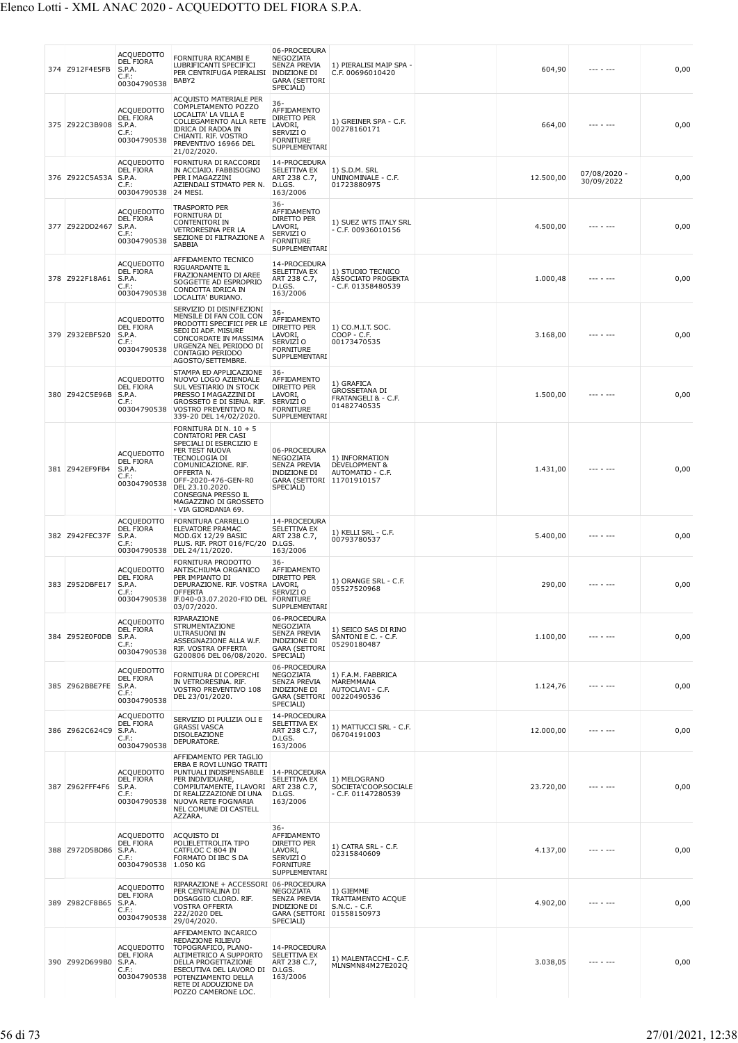| 374 | Z912F4E5FB | ACQUEDOTTO DEL FIORA S.P.A. C.F.: 00304790538 | FORNITURA RICAMBI E LUBRIFICANTI SPECIFICI PER CENTRIFUGA PIERALISI BABY2 | 06-PROCEDURA NEGOZIATA SENZA PREVIA INDIZIONE DI GARA (SETTORI SPECIALI) | 1) PIERALISI MAIP SPA - C.F. 00696010420 | | 604,90 | --- - --- | 0,00 |
|---|---|---|---|---|---|---|---|---|---|
| 375 | Z922C3B908 | ACQUEDOTTO DEL FIORA S.P.A. C.F.: 00304790538 | ACQUISTO MATERIALE PER COMPLETAMENTO POZZO LOCALITA' LA VILLA E COLLEGAMENTO ALLA RETE IDRICA DI RADDA IN CHIANTI. RIF. VOSTRO PREVENTIVO 16966 DEL 21/02/2020. | 36-AFFIDAMENTO DIRETTO PER LAVORI, SERVIZI O FORNITURE SUPPLEMENTARI | 1) GREINER SPA - C.F. 00278160171 | | 664,00 | --- - --- | 0,00 |
| 376 | Z922C5A53A | ACQUEDOTTO DEL FIORA S.P.A. C.F.: 00304790538 | FORNITURA DI RACCORDI IN ACCIAIO. FABBISOGNO PER I MAGAZZINI AZIENDALI STIMATO PER N. 24 MESI. | 14-PROCEDURA SELETTIVA EX ART 238 C.7, D.LGS. 163/2006 | 1) S.D.M. SRL UNINOMINALE - C.F. 01723880975 | | 12.500,00 | 07/08/2020 - 30/09/2022 | 0,00 |
| 377 | Z922DD2467 | ACQUEDOTTO DEL FIORA S.P.A. C.F.: 00304790538 | TRASPORTO PER FORNITURA DI CONTENITORI IN VETRORESINA PER LA SEZIONE DI FILTRAZIONE A SABBIA | 36-AFFIDAMENTO DIRETTO PER LAVORI, SERVIZI O FORNITURE SUPPLEMENTARI | 1) SUEZ WTS ITALY SRL - C.F. 00936010156 | | 4.500,00 | --- - --- | 0,00 |
| 378 | Z922F18A61 | ACQUEDOTTO DEL FIORA S.P.A. C.F.: 00304790538 | AFFIDAMENTO TECNICO RIGUARDANTE IL FRAZIONAMENTO DI AREE SOGGETTE AD ESPROPRIO CONDOTTA IDRICA IN LOCALITA' BURIANO. | 14-PROCEDURA SELETTIVA EX ART 238 C.7, D.LGS. 163/2006 | 1) STUDIO TECNICO ASSOCIATO PROGEKTA - C.F. 01358480539 | | 1.000,48 | --- - --- | 0,00 |
| 379 | Z932EBF520 | ACQUEDOTTO DEL FIORA S.P.A. C.F.: 00304790538 | SERVIZIO DI DISINFEZIONI MENSILE DI FAN COIL CON PRODOTTI SPECIFICI PER LE SEDI DI ADF. MISURE CONCORDATE IN MASSIMA URGENZA NEL PERIODO DI CONTAGIO PERIODO AGOSTO/SETTEMBRE. | 36-AFFIDAMENTO DIRETTO PER LAVORI, SERVIZI O FORNITURE SUPPLEMENTARI | 1) CO.M.I.T. SOC. COOP - C.F. 00173470535 | | 3.168,00 | --- - --- | 0,00 |
| 380 | Z942C5E96B | ACQUEDOTTO DEL FIORA S.P.A. C.F.: 00304790538 | STAMPA ED APPLICAZIONE NUOVO LOGO AZIENDALE SUL VESTIARIO IN STOCK PRESSO I MAGAZZINI DI GROSSETO E DI SIENA. RIF. VOSTRO PREVENTIVO N. 339-20 DEL 14/02/2020. | 36-AFFIDAMENTO DIRETTO PER LAVORI, SERVIZI O FORNITURE SUPPLEMENTARI | 1) GRAFICA GROSSETANA DI FRATANGELI & - C.F. 01482740535 | | 1.500,00 | --- - --- | 0,00 |
| 381 | Z942EF9FB4 | ACQUEDOTTO DEL FIORA S.P.A. C.F.: 00304790538 | FORNITURA DI N. 10 + 5 CONTATORI PER CASI SPECIALI DI ESERCIZIO E PER TEST NUOVA TECNOLOGIA DI COMUNICAZIONE. RIF. OFFERTA N. OFF-2020-476-GEN-R0 DEL 23.10.2020. CONSEGNA PRESSO IL MAGAZZINO DI GROSSETO - VIA GIORDANIA 69. | 06-PROCEDURA NEGOZIATA SENZA PREVIA INDIZIONE DI GARA (SETTORI SPECIALI) | 1) INFORMATION DEVELOPMENT & AUTOMATIO - C.F. 11701910157 | | 1.431,00 | --- - --- | 0,00 |
| 382 | Z942FEC37F | ACQUEDOTTO DEL FIORA S.P.A. C.F.: 00304790538 | FORNITURA CARRELLO ELEVATORE PRAMAC MOD.GX 12/29 BASIC PLUS. RIF. PROT 016/FC/20 DEL 24/11/2020. | 14-PROCEDURA SELETTIVA EX ART 238 C.7, D.LGS. 163/2006 | 1) KELLI SRL - C.F. 00793780537 | | 5.400,00 | --- - --- | 0,00 |
| 383 | Z952DBFE17 | ACQUEDOTTO DEL FIORA S.P.A. C.F.: 00304790538 | FORNITURA PRODOTTO ANTISCHIUMA ORGANICO PER IMPIANTO DI DEPURAZIONE. RIF. VOSTRA OFFERTA IF.040-03.07.2020-FIO DEL 03/07/2020. | 36-AFFIDAMENTO DIRETTO PER LAVORI, SERVIZI O FORNITURE SUPPLEMENTARI | 1) ORANGE SRL - C.F. 05527520968 | | 290,00 | --- - --- | 0,00 |
| 384 | Z952E0F0DB | ACQUEDOTTO DEL FIORA S.P.A. C.F.: 00304790538 | RIPARAZIONE STRUMENTAZIONE ULTRASUONI IN ASSEGNAZIONE ALLA W.F. RIF. VOSTRA OFFERTA G200806 DEL 06/08/2020. | 06-PROCEDURA NEGOZIATA SENZA PREVIA INDIZIONE DI GARA (SETTORI SPECIALI) | 1) SEICO SAS DI RINO SANTONI E C. - C.F. 05290180487 | | 1.100,00 | --- - --- | 0,00 |
| 385 | Z962BBE7FE | ACQUEDOTTO DEL FIORA S.P.A. C.F.: 00304790538 | FORNITURA DI COPERCHI IN VETRORESINA. RIF. VOSTRO PREVENTIVO 108 DEL 23/01/2020. | 06-PROCEDURA NEGOZIATA SENZA PREVIA INDIZIONE DI GARA (SETTORI SPECIALI) | 1) F.A.M. FABBRICA MAREMMANA AUTOCLAVI - C.F. 00220490536 | | 1.124,76 | --- - --- | 0,00 |
| 386 | Z962C624C9 | ACQUEDOTTO DEL FIORA S.P.A. C.F.: 00304790538 | SERVIZIO DI PULIZIA OLI E GRASSI VASCA DISOLEAZIONE DEPURATORE. | 14-PROCEDURA SELETTIVA EX ART 238 C.7, D.LGS. 163/2006 | 1) MATTUCCI SRL - C.F. 06704191003 | | 12.000,00 | --- - --- | 0,00 |
| 387 | Z962FFF4F6 | ACQUEDOTTO DEL FIORA S.P.A. C.F.: 00304790538 | AFFIDAMENTO PER TAGLIO ERBA E ROVI LUNGO TRATTI PUNTUALI INDISPENSABILE PER INDIVIDUARE, COMPIUTAMENTE, I LAVORI DI REALIZZAZIONE DI UNA NUOVA RETE FOGNARIA NEL COMUNE DI CASTELL AZZARA. | 14-PROCEDURA SELETTIVA EX ART 238 C.7, D.LGS. 163/2006 | 1) MELOGRANO SOCIETA'COOP.SOCIALE - C.F. 01147280539 | | 23.720,00 | --- - --- | 0,00 |
| 388 | Z972D5BD86 | ACQUEDOTTO DEL FIORA S.P.A. C.F.: 00304790538 | ACQUISTO DI POLIELETTROLITA TIPO CATFLOC C 804 IN FORMATO DI IBC S DA 1.050 KG | 36-AFFIDAMENTO DIRETTO PER LAVORI, SERVIZI O FORNITURE SUPPLEMENTARI | 1) CATRA SRL - C.F. 02315840609 | | 4.137,00 | --- - --- | 0,00 |
| 389 | Z982CF8B65 | ACQUEDOTTO DEL FIORA S.P.A. C.F.: 00304790538 | RIPARAZIONE + ACCESSORI PER CENTRALINA DI DOSAGGIO CLORO. RIF. VOSTRA OFFERTA 222/2020 DEL 29/04/2020. | 06-PROCEDURA NEGOZIATA SENZA PREVIA INDIZIONE DI GARA (SETTORI SPECIALI) | 1) GIEMME TRATTAMENTO ACQUE S.N.C. - C.F. 01558150973 | | 4.902,00 | --- - --- | 0,00 |
| 390 | Z992D699B0 | ACQUEDOTTO DEL FIORA S.P.A. C.F.: 00304790538 | AFFIDAMENTO INCARICO REDAZIONE RILIEVO TOPOGRAFICO, PLANO-ALTIMETRICO A SUPPORTO DELLA PROGETTAZIONE ESECUTIVA DEL LAVORO DI POTENZIAMENTO DELLA RETE DI ADDUZIONE DA POZZO CAMERONE LOC. | 14-PROCEDURA SELETTIVA EX ART 238 C.7, D.LGS. 163/2006 | 1) MALENTACCHI - C.F. MLNSMN84M27E202Q | | 3.038,05 | --- - --- | 0,00 |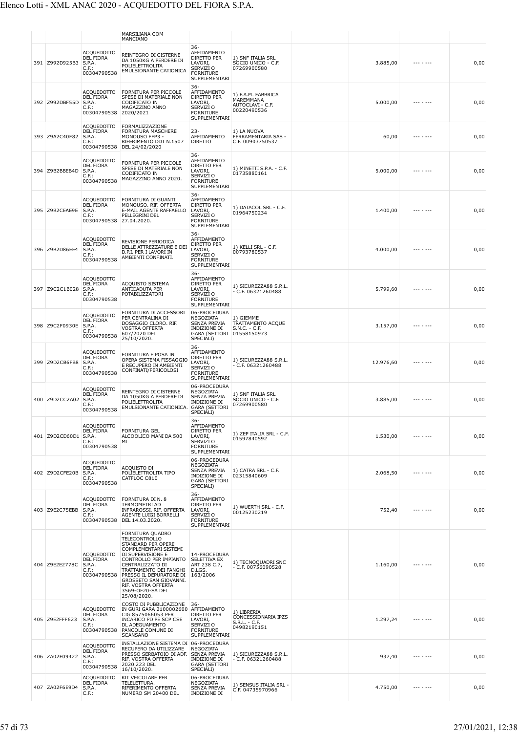| | | | | | | | | | |
|---|---|---|---|---|---|---|---|---|---|
| | | | MARSILIANA COM MANCIANO | | | | | | |
| 391 | Z992D925B3 | ACQUEDOTTO DEL FIORA S.P.A. C.F.: 00304790538 | REINTEGRO DI CISTERNE DA 1050KG A PERDERE DI POLIELETTROLITA EMULSIONANTE CATIONICA | 36-AFFIDAMENTO DIRETTO PER LAVORI, SERVIZI O FORNITURE SUPPLEMENTARI | 1) SNF ITALIA SRL SOCIO UNICO - C.F. 07269900580 | | 3.885,00 | --- - --- | 0,00 |
| 392 | Z992DBF55D | ACQUEDOTTO DEL FIORA S.P.A. C.F.: 00304790538 | FORNITURA PER PICCOLE SPESE DI MATERIALE NON CODIFICATO IN MAGAZZINO ANNO 2020/2021 | 36-AFFIDAMENTO DIRETTO PER LAVORI, SERVIZI O FORNITURE SUPPLEMENTARI | 1) F.A.M. FABBRICA MAREMMANA AUTOCLAVI - C.F. 00220490536 | | 5.000,00 | --- - --- | 0,00 |
| 393 | Z9A2C40F82 | ACQUEDOTTO DEL FIORA S.P.A. C.F.: 00304790538 | FORMALIZZAZIONE FORNITURA MASCHERE MONOUSO FFP3 - RIFERIMENTO DDT N.1507 DEL 24/02/2020 | 23-AFFIDAMENTO DIRETTO | 1) LA NUOVA FERRAMENTARIA SAS - C.F. 00903750537 | | 60,00 | --- - --- | 0,00 |
| 394 | Z9B2BBEB4D | ACQUEDOTTO DEL FIORA S.P.A. C.F.: 00304790538 | FORNITURA PER PICCOLE SPESE DI MATERIALE NON CODIFICATO IN MAGAZZINO ANNO 2020. | 36-AFFIDAMENTO DIRETTO PER LAVORI, SERVIZI O FORNITURE SUPPLEMENTARI | 1) MINETTI S.P.A. - C.F. 01735880161 | | 5.000,00 | --- - --- | 0,00 |
| 395 | Z9B2CEAE9E | ACQUEDOTTO DEL FIORA S.P.A. C.F.: 00304790538 | FORNITURA DI GUANTI MONOUSO. RIF. OFFERTA E-MAIL AGENTE RAFFAELLO PELLEGRINI DEL 27.04.2020. | 36-AFFIDAMENTO DIRETTO PER LAVORI, SERVIZI O FORNITURE SUPPLEMENTARI | 1) DATACOL SRL - C.F. 01964750234 | | 1.400,00 | --- - --- | 0,00 |
| 396 | Z9B2D86EE4 | ACQUEDOTTO DEL FIORA S.P.A. C.F.: 00304790538 | REVISIONE PERIODICA DELLE ATTREZZATURE E DEI D.P.I. PER I LAVORI IN AMBIENTI CONFINATI. | 36-AFFIDAMENTO DIRETTO PER LAVORI, SERVIZI O FORNITURE SUPPLEMENTARI | 1) KELLI SRL - C.F. 00793780537 | | 4.000,00 | --- - --- | 0,00 |
| 397 | Z9C2C1B028 | ACQUEDOTTO DEL FIORA S.P.A. C.F.: 00304790538 | ACQUISTO SISTEMA ANTICADUTA PER POTABILIZZATORI | 36-AFFIDAMENTO DIRETTO PER LAVORI, SERVIZI O FORNITURE SUPPLEMENTARI | 1) SICUREZZA88 S.R.L. - C.F. 06321260488 | | 5.799,60 | --- - --- | 0,00 |
| 398 | Z9C2F0930E | ACQUEDOTTO DEL FIORA S.P.A. C.F.: 00304790538 | FORNITURA DI ACCESSORI PER CENTRALINA DI DOSAGGIO CLORO. RIF. VOSTRA OFFERTA 607/2020 DEL 25/10/2020. | 06-PROCEDURA NEGOZIATA SENZA PREVIA INDIZIONE DI GARA (SETTORI SPECIALI) | 1) GIEMME TRATTAMENTO ACQUE S.N.C. - C.F. 01558150973 | | 3.157,00 | --- - --- | 0,00 |
| 399 | Z9D2CB6FB8 | ACQUEDOTTO DEL FIORA S.P.A. C.F.: 00304790538 | FORNITURA E POSA IN OPERA SISTEMA FISSAGGIO E RECUPERO IN AMBIENTI CONFINATI/PERICOLOSI | 36-AFFIDAMENTO DIRETTO PER LAVORI, SERVIZI O FORNITURE SUPPLEMENTARI | 1) SICUREZZA88 S.R.L. - C.F. 06321260488 | | 12.976,60 | --- - --- | 0,00 |
| 400 | Z9D2CC2A02 | ACQUEDOTTO DEL FIORA S.P.A. C.F.: 00304790538 | REINTEGRO DI CISTERNE DA 1050KG A PERDERE DI POLIELETTROLITA EMULSIONANTE CATIONICA. | 06-PROCEDURA NEGOZIATA SENZA PREVIA INDIZIONE DI GARA (SETTORI SPECIALI) | 1) SNF ITALIA SRL SOCIO UNICO - C.F. 07269900580 | | 3.885,00 | --- - --- | 0,00 |
| 401 | Z9D2CD60D1 | ACQUEDOTTO DEL FIORA S.P.A. C.F.: 00304790538 | FORNITURA GEL ALCOOLICO MANI DA 500 ML | 36-AFFIDAMENTO DIRETTO PER LAVORI, SERVIZI O FORNITURE SUPPLEMENTARI | 1) ZEP ITALIA SRL - C.F. 01597840592 | | 1.530,00 | --- - --- | 0,00 |
| 402 | Z9D2CFE20B | ACQUEDOTTO DEL FIORA S.P.A. C.F.: 00304790538 | ACQUISTO DI POLIELETTROLITA TIPO CATFLOC C810 | 06-PROCEDURA NEGOZIATA SENZA PREVIA INDIZIONE DI GARA (SETTORI SPECIALI) | 1) CATRA SRL - C.F. 02315840609 | | 2.068,50 | --- - --- | 0,00 |
| 403 | Z9E2C75EBB | ACQUEDOTTO DEL FIORA S.P.A. C.F.: 00304790538 | FORNITURA DI N. 8 TERMOMETRI AD INFRAROSSI. RIF. OFFERTA AGENTE LUIGI BORRELLI DEL 14.03.2020. | 36-AFFIDAMENTO DIRETTO PER LAVORI, SERVIZI O FORNITURE SUPPLEMENTARI | 1) WUERTH SRL - C.F. 00125230219 | | 752,40 | --- - --- | 0,00 |
| 404 | Z9E2E2778C | ACQUEDOTTO DEL FIORA S.P.A. C.F.: 00304790538 | FORNITURA QUADRO TELECONTROLLO STANDARD PER OPERE COMPLEMENTARI SISTEMI DI SUPERVISIONE E CONTROLLO PER IMPIANTO CENTRALIZZATO DI TRATTAMENTO DEI FANGHI PRESSO IL DEPURATORE DI GROSSETO SAN GIOVANNI. RIF. VOSTRA OFFERTA 3569-OF20-SA DEL 25/08/2020. | 14-PROCEDURA SELETTIVA EX ART 238 C.7, D.LGS. 163/2006 | 1) TECNOQUADRI SNC - C.F. 00756090528 | | 1.160,00 | --- - --- | 0,00 |
| 405 | Z9E2FFF623 | ACQUEDOTTO DEL FIORA S.P.A. C.F.: 00304790538 | COSTO DI PUBBLICAZIONE IN GURI GARA 2100002600 CIG 8575066053 PER INCARICO PD PE SCP CSE DL ADEGUAMENTO PANCOLE COMUNE DI SCANSANO | 36-AFFIDAMENTO DIRETTO PER LAVORI, SERVIZI O FORNITURE SUPPLEMENTARI | 1) LIBRERIA CONCESSIONARIA IPZS S.R.L. - C.F. 04982190151 | | 1.297,24 | --- - --- | 0,00 |
| 406 | ZA02F09422 | ACQUEDOTTO DEL FIORA S.P.A. C.F.: 00304790538 | INSTALLAZIONE SISTEMA DI RECUPERO DA UTILIZZARE PRESSO SERBATOIO DI ADF. RIF. VOSTRA OFFERTA 2020.223 DEL 16/10/2020. | 06-PROCEDURA NEGOZIATA SENZA PREVIA INDIZIONE DI GARA (SETTORI SPECIALI) | 1) SICUREZZA88 S.R.L. - C.F. 06321260488 | | 937,40 | --- - --- | 0,00 |
| 407 | ZA02F6E9D4 | ACQUEDOTTO DEL FIORA S.P.A. C.F.: | KIT VEICOLARE PER TELELETTURA. RIFERIMENTO OFFERTA NUMERO SM 20400 DEL | 06-PROCEDURA NEGOZIATA SENZA PREVIA INDIZIONE DI | 1) SENSUS ITALIA SRL - C.F. 04735970966 | | 4.750,00 | --- - --- | 0,00 |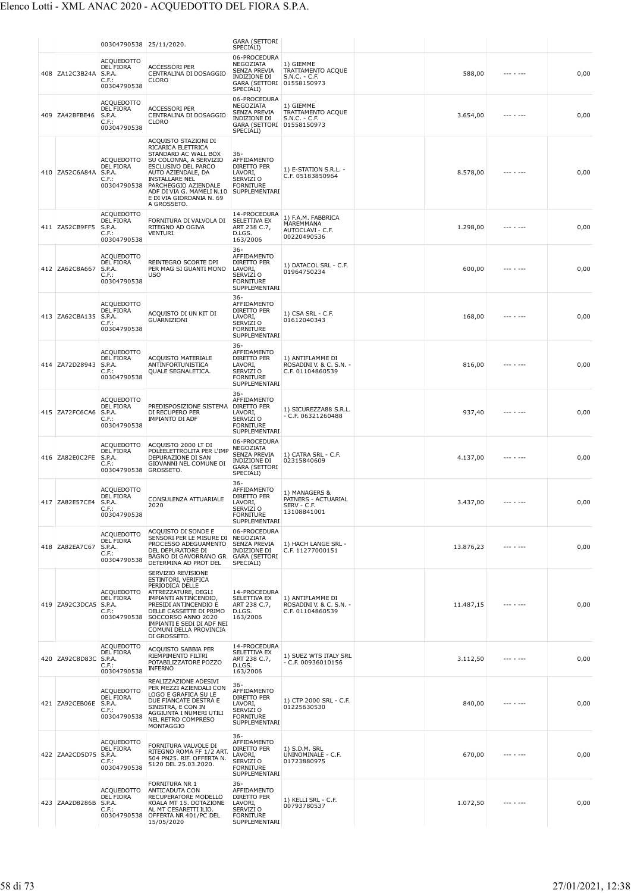| | | 00304790538 | 25/11/2020. | GARA (SETTORI SPECIALI) | | | | | |
|---|---|---|---|---|---|---|---|---|---|
| 408 | ZA12C3B24A | ACQUEDOTTO DEL FIORA S.P.A. C.F.: 00304790538 | ACCESSORI PER CENTRALINA DI DOSAGGIO CLORO | 06-PROCEDURA NEGOZIATA SENZA PREVIA INDIZIONE DI GARA (SETTORI SPECIALI) | 1) GIEMME TRATTAMENTO ACQUE S.N.C. - C.F. 01558150973 | | 588,00 | --- - --- | 0,00 |
| 409 | ZA42BFBE46 | ACQUEDOTTO DEL FIORA S.P.A. C.F.: 00304790538 | ACCESSORI PER CENTRALINA DI DOSAGGIO CLORO | 06-PROCEDURA NEGOZIATA SENZA PREVIA INDIZIONE DI GARA (SETTORI SPECIALI) | 1) GIEMME TRATTAMENTO ACQUE S.N.C. - C.F. 01558150973 | | 3.654,00 | --- - --- | 0,00 |
| 410 | ZA52C6A84A | ACQUEDOTTO DEL FIORA S.P.A. C.F.: 00304790538 | ACQUISTO STAZIONI DI RICARICA ELETTRICA STANDARD AC WALL BOX SU COLONNA, A SERVIZIO ESCLUSIVO DEL PARCO AUTO AZIENDALE, DA INSTALLARE NEL PARCHEGGIO AZIENDALE ADF DI VIA G. MAMELI N.10 E DI VIA GIORDANIA N. 69 A GROSSETO. | 36-AFFIDAMENTO DIRETTO PER LAVORI, SERVIZI O FORNITURE SUPPLEMENTARI | 1) E-STATION S.R.L. - C.F. 05183850964 | | 8.578,00 | --- - --- | 0,00 |
| 411 | ZA52CB9FF5 | ACQUEDOTTO DEL FIORA S.P.A. C.F.: 00304790538 | FORNITURA DI VALVOLA DI RITEGNO AD OGIVA VENTURI. | 14-PROCEDURA SELETTIVA EX ART 238 C.7, D.LGS. 163/2006 | 1) F.A.M. FABBRICA MAREMMANA AUTOCLAVI - C.F. 00220490536 | | 1.298,00 | --- - --- | 0,00 |
| 412 | ZA62C8A667 | ACQUEDOTTO DEL FIORA S.P.A. C.F.: 00304790538 | REINTEGRO SCORTE DPI PER MAG SI GUANTI MONO USO | 36-AFFIDAMENTO DIRETTO PER LAVORI, SERVIZI O FORNITURE SUPPLEMENTARI | 1) DATACOL SRL - C.F. 01964750234 | | 600,00 | --- - --- | 0,00 |
| 413 | ZA62CBA135 | ACQUEDOTTO DEL FIORA S.P.A. C.F.: 00304790538 | ACQUISTO DI UN KIT DI GUARNIZIONI | 36-AFFIDAMENTO DIRETTO PER LAVORI, SERVIZI O FORNITURE SUPPLEMENTARI | 1) CSA SRL - C.F. 01612040343 | | 168,00 | --- - --- | 0,00 |
| 414 | ZA72D28943 | ACQUEDOTTO DEL FIORA S.P.A. C.F.: 00304790538 | ACQUISTO MATERIALE ANTINFORTUNISTICA QUALE SEGNALETICA. | 36-AFFIDAMENTO DIRETTO PER LAVORI, SERVIZI O FORNITURE SUPPLEMENTARI | 1) ANTIFLAMME DI ROSADINI V. & C. S.N. - C.F. 01104860539 | | 816,00 | --- - --- | 0,00 |
| 415 | ZA72FC6CA6 | ACQUEDOTTO DEL FIORA S.P.A. C.F.: 00304790538 | PREDISPOSIZIONE SISTEMA DI RECUPERO PER IMPIANTO DI ADF | 36-AFFIDAMENTO DIRETTO PER LAVORI, SERVIZI O FORNITURE SUPPLEMENTARI | 1) SICUREZZA88 S.R.L. - C.F. 06321260488 | | 937,40 | --- - --- | 0,00 |
| 416 | ZA82E0C2FE | ACQUEDOTTO DEL FIORA S.P.A. C.F.: 00304790538 | ACQUISTO 2000 LT DI POLEELETTROLITA PER L'IMP DEPURAZIONE DI SAN GIOVANNI NEL COMUNE DI GROSSETO. | 06-PROCEDURA NEGOZIATA SENZA PREVIA INDIZIONE DI GARA (SETTORI SPECIALI) | 1) CATRA SRL - C.F. 02315840609 | | 4.137,00 | --- - --- | 0,00 |
| 417 | ZA82E57CE4 | ACQUEDOTTO DEL FIORA S.P.A. C.F.: 00304790538 | CONSULENZA ATTUARIALE 2020 | 36-AFFIDAMENTO DIRETTO PER LAVORI, SERVIZI O FORNITURE SUPPLEMENTARI | 1) MANAGERS & PATNERS - ACTUARIAL SERV - C.F. 13108841001 | | 3.437,00 | --- - --- | 0,00 |
| 418 | ZA82EA7C67 | ACQUEDOTTO DEL FIORA S.P.A. C.F.: 00304790538 | ACQUISTO DI SONDE E SENSORI PER LE MISURE DI PROCESSO ADEGUAMENTO DEL DEPURATORE DI BAGNO DI GAVORRANO GR DETERMINA AD PROT DEL | 06-PROCEDURA NEGOZIATA SENZA PREVIA INDIZIONE DI GARA (SETTORI SPECIALI) | 1) HACH LANGE SRL - C.F. 11277000151 | | 13.876,23 | --- - --- | 0,00 |
| 419 | ZA92C3DCA5 | ACQUEDOTTO DEL FIORA S.P.A. C.F.: 00304790538 | SERVIZIO REVISIONE ESTINTORI, VERIFICA PERIODICA DELLE ATTREZZATURE, DEGLI IMPIANTI ANTINCENDIO, PRESIDI ANTINCENDIO E DELLE CASSETTE DI PRIMO SOCCORSO ANNO 2020 IMPIANTI E SEDI DI ADF NEI COMUNI DELLA PROVINCIA DI GROSSETO. | 14-PROCEDURA SELETTIVA EX ART 238 C.7, D.LGS. 163/2006 | 1) ANTIFLAMME DI ROSADINI V. & C. S.N. - C.F. 01104860539 | | 11.487,15 | --- - --- | 0,00 |
| 420 | ZA92C8D83C | ACQUEDOTTO DEL FIORA S.P.A. C.F.: 00304790538 | ACQUISTO SABBIA PER RIEMPIMENTO FILTRI POTABILIZZATORE POZZO INFERNO | 14-PROCEDURA SELETTIVA EX ART 238 C.7, D.LGS. 163/2006 | 1) SUEZ WTS ITALY SRL - C.F. 00936010156 | | 3.112,50 | --- - --- | 0,00 |
| 421 | ZA92CEB06E | ACQUEDOTTO DEL FIORA S.P.A. C.F.: 00304790538 | REALIZZAZIONE ADESIVI PER MEZZI AZIENDALI CON LOGO E GRAFICA SU LE DUE FIANCATE DESTRA E SINISTRA, E CON IN AGGIUNTA I NUMERI UTILI NEL RETRO COMPRESO MONTAGGIO | 36-AFFIDAMENTO DIRETTO PER LAVORI, SERVIZI O FORNITURE SUPPLEMENTARI | 1) CTP 2000 SRL - C.F. 01225630530 | | 840,00 | --- - --- | 0,00 |
| 422 | ZAA2CD5D75 | ACQUEDOTTO DEL FIORA S.P.A. C.F.: 00304790538 | FORNITURA VALVOLE DI RITEGNO ROMA FF 1/2 ART. 504 PN25. RIF. OFFERTA N. 5120 DEL 25.03.2020. | 36-AFFIDAMENTO DIRETTO PER LAVORI, SERVIZI O FORNITURE SUPPLEMENTARI | 1) S.D.M. SRL UNINOMINALE - C.F. 01723880975 | | 670,00 | --- - --- | 0,00 |
| 423 | ZAA2D8286B | ACQUEDOTTO DEL FIORA S.P.A. C.F.: 00304790538 | FORNITURA NR 1 ANTICADUTA CON RECUPERATORE MODELLO KOALA MT 15. DOTAZIONE AL MT CESARETTI ILIO. OFFERTA NR 401/PC DEL 15/05/2020 | 36-AFFIDAMENTO DIRETTO PER LAVORI, SERVIZI O FORNITURE SUPPLEMENTARI | 1) KELLI SRL - C.F. 00793780537 | | 1.072,50 | --- - --- | 0,00 |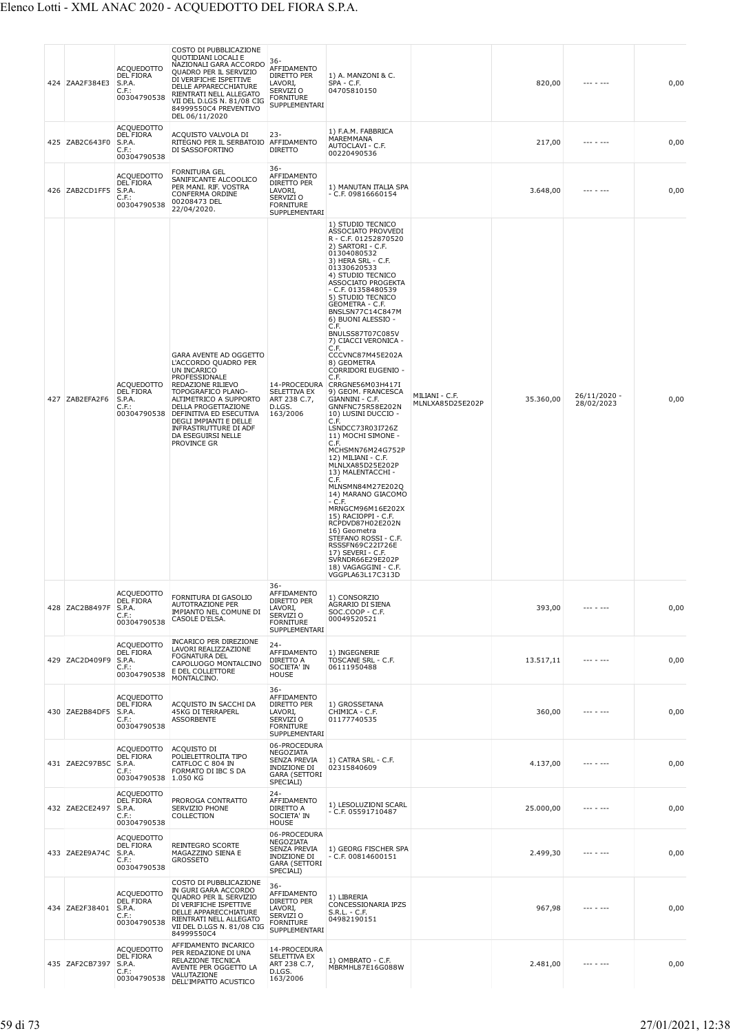| | | | | | | | | | |
|---|---|---|---|---|---|---|---|---|---|
| 424 | ZAA2F384E3 | ACQUEDOTTO DEL FIORA S.P.A. C.F.: 00304790538 | COSTO DI PUBBLICAZIONE QUOTIDIANI LOCALI E NAZIONALI GARA ACCORDO QUADRO PER IL SERVIZIO DI VERIFICHE ISPETTIVE DELLE APPARECCHIATURE RIENTRATI NELL ALLEGATO VII DEL D.LGS N. 81/08 CIG 84999550C4 PREVENTIVO DEL 06/11/2020 | 36-AFFIDAMENTO DIRETTO PER LAVORI, SERVIZI O FORNITURE SUPPLEMENTARI | 1) A. MANZONI & C. SPA - C.F. 04705810150 | | 820,00 | --- - --- | 0,00 |
| 425 | ZAB2C643F0 | ACQUEDOTTO DEL FIORA S.P.A. C.F.: 00304790538 | ACQUISTO VALVOLA DI RITEGNO PER IL SERBATOIO DI SASSOFORTINO | 23-AFFIDAMENTO DIRETTO | 1) F.A.M. FABBRICA MAREMMANA AUTOCLAVI - C.F. 00220490536 | | 217,00 | --- - --- | 0,00 |
| 426 | ZAB2CD1FF5 | ACQUEDOTTO DEL FIORA S.P.A. C.F.: 00304790538 | FORNITURA GEL SANIFICANTE ALCOOLICO PER MANI. RIF. VOSTRA CONFERMA ORDINE 00208473 DEL 22/04/2020. | 36-AFFIDAMENTO DIRETTO PER LAVORI, SERVIZI O FORNITURE SUPPLEMENTARI | 1) MANUTAN ITALIA SPA - C.F. 09816660154 | | 3.648,00 | --- - --- | 0,00 |
| 427 | ZAB2EFA2F6 | ACQUEDOTTO DEL FIORA S.P.A. C.F.: 00304790538 | GARA AVENTE AD OGGETTO L'ACCORDO QUADRO PER UN INCARICO PROFESSIONALE REDAZIONE RILIEVO TOPOGRAFICO PLANO-ALTIMETRICO A SUPPORTO DELLA PROGETTAZIONE DEFINITIVA ED ESECUTIVA DEGLI IMPIANTI E DELLE INFRASTRUTTURE DI ADF DA ESEGUIRSI NELLE PROVINCE GR | 14-PROCEDURA SELETTIVA EX ART 238 C.7, D.LGS. 163/2006 | 1) STUDIO TECNICO ASSOCIATO PROVVEDI R - C.F. 01252870520 2) SARTORI - C.F. 01304080532 3) HERA SRL - C.F. 01330620533 4) STUDIO TECNICO ASSOCIATO PROGEKTA - C.F. 01358480539 5) STUDIO TECNICO GEOMETRA - C.F. BNSLSN77C14C847M 6) BUONI ALESSIO - C.F. BNULSS87T07C085V 7) CIACCI VERONICA - C.F. CCCVNC87M45E202A 8) GEOMETRA CORRIDORI EUGENIO - C.F. CRRGNE56M03H417I 9) GEOM. FRANCESCA GIANNINI - C.F. GNNFNC75R58E202N 10) LUSINI DUCCIO - C.F. LSNDCC73R03I726Z 11) MOCHI SIMONE - C.F. MCHSMN76M24G752P 12) MILIANI - C.F. MLNLXA85D25E202P 13) MALENTACCHI - C.F. MLNSMN84M27E202Q 14) MARANO GIACOMO - C.F. MRNGCM96M16E202X 15) RACIOPPI - C.F. RCPDVD87H02E202N 16) Geometra STEFANO ROSSI - C.F. RSSSFN69C22I726E 17) SEVERI - C.F. SVRNDR66E29E202P 18) VAGAGGINI - C.F. VGGPLA63L17C313D | MILIANI - C.F. MLNLXA85D25E202P | 35.360,00 | 26/11/2020 - 28/02/2023 | 0,00 |
| 428 | ZAC2B8497F | ACQUEDOTTO DEL FIORA S.P.A. C.F.: 00304790538 | FORNITURA DI GASOLIO AUTOTRAZIONE PER IMPIANTO NEL COMUNE DI CASOLE D'ELSA. | 36-AFFIDAMENTO DIRETTO PER LAVORI, SERVIZI O FORNITURE SUPPLEMENTARI | 1) CONSORZIO AGRARIO DI SIENA SOC.COOP - C.F. 00049520521 | | 393,00 | --- - --- | 0,00 |
| 429 | ZAC2D409F9 | ACQUEDOTTO DEL FIORA S.P.A. C.F.: 00304790538 | INCARICO PER DIREZIONE LAVORI REALIZZAZIONE FOGNATURA DEL CAPOLUOGO MONTALCINO E DEL COLLETTORE MONTALCINO. | 24-AFFIDAMENTO DIRETTO A SOCIETA' IN HOUSE | 1) INGEGNERIE TOSCANE SRL - C.F. 06111950488 | | 13.517,11 | --- - --- | 0,00 |
| 430 | ZAE2B84DF5 | ACQUEDOTTO DEL FIORA S.P.A. C.F.: 00304790538 | ACQUISTO IN SACCHI DA 45KG DI TERRAPERL ASSORBENTE | 36-AFFIDAMENTO DIRETTO PER LAVORI, SERVIZI O FORNITURE SUPPLEMENTARI | 1) GROSSETANA CHIMICA - C.F. 01177740535 | | 360,00 | --- - --- | 0,00 |
| 431 | ZAE2C97B5C | ACQUEDOTTO DEL FIORA S.P.A. C.F.: 00304790538 | ACQUISTO DI POLIELETTROLITA TIPO CATFLOC C 804 IN FORMATO DI IBC S DA 1.050 KG | 06-PROCEDURA NEGOZIATA SENZA PREVIA INDIZIONE DI GARA (SETTORI SPECIALI) | 1) CATRA SRL - C.F. 02315840609 | | 4.137,00 | --- - --- | 0,00 |
| 432 | ZAE2CE2497 | ACQUEDOTTO DEL FIORA S.P.A. C.F.: 00304790538 | PROROGA CONTRATTO SERVIZIO PHONE COLLECTION | 24-AFFIDAMENTO DIRETTO A SOCIETA' IN HOUSE | 1) LESOLUZIONI SCARL - C.F. 05591710487 | | 25.000,00 | --- - --- | 0,00 |
| 433 | ZAE2E9A74C | ACQUEDOTTO DEL FIORA S.P.A. C.F.: 00304790538 | REINTEGRO SCORTE MAGAZZINO SIENA E GROSSETO | 06-PROCEDURA NEGOZIATA SENZA PREVIA INDIZIONE DI GARA (SETTORI SPECIALI) | 1) GEORG FISCHER SPA - C.F. 00814600151 | | 2.499,30 | --- - --- | 0,00 |
| 434 | ZAE2F38401 | ACQUEDOTTO DEL FIORA S.P.A. C.F.: 00304790538 | COSTO DI PUBBLICAZIONE IN GURI GARA ACCORDO QUADRO PER IL SERVIZIO DI VERIFICHE ISPETTIVE DELLE APPARECCHIATURE RIENTRATI NELL ALLEGATO VII DEL D.LGS N. 81/08 CIG 84999550C4 | 36-AFFIDAMENTO DIRETTO PER LAVORI, SERVIZI O FORNITURE SUPPLEMENTARI | 1) LIBRERIA CONCESSIONARIA IPZS S.R.L. - C.F. 04982190151 | | 967,98 | --- - --- | 0,00 |
| 435 | ZAF2CB7397 | ACQUEDOTTO DEL FIORA S.P.A. C.F.: 00304790538 | AFFIDAMENTO INCARICO PER REDAZIONE DI UNA RELAZIONE TECNICA AVENTE PER OGGETTO LA VALUTAZIONE DELL'IMPATTO ACUSTICO | 14-PROCEDURA SELETTIVA EX ART 238 C.7, D.LGS. 163/2006 | 1) OMBRATO - C.F. MBRMHL87E16G088W | | 2.481,00 | --- - --- | 0,00 |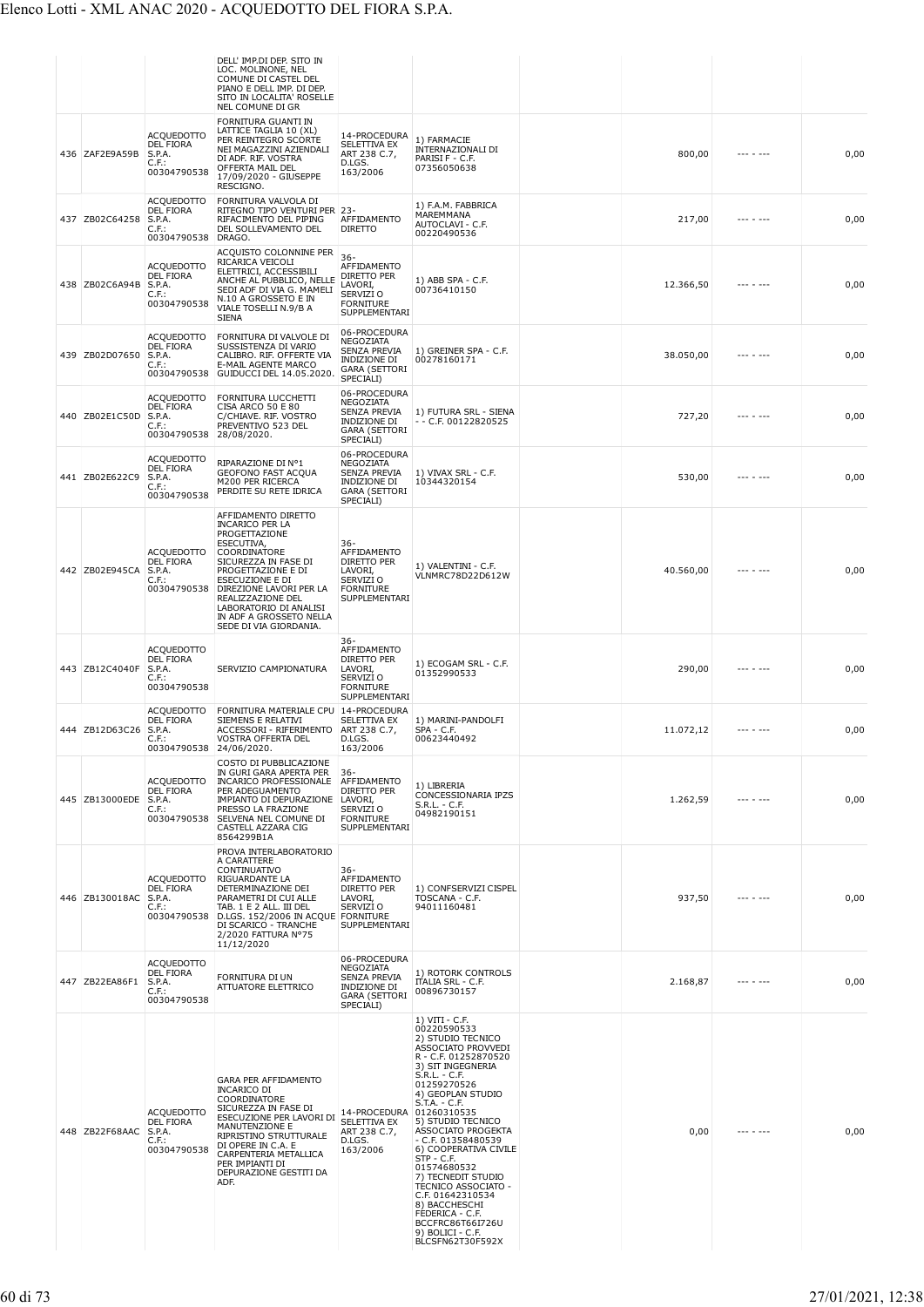| | | | | | | | | | |
|---|---|---|---|---|---|---|---|---|---|
| | | | DELL' IMP.DI DEP. SITO IN LOC. MOLINONE, NEL COMUNE DI CASTEL DEL PIANO E DELL IMP. DI DEP. SITO IN LOCALITA' ROSELLE NEL COMUNE DI GR | | | | | | |
| 436 | ZAF2E9A59B | ACQUEDOTTO DEL FIORA S.P.A. C.F.: 00304790538 | FORNITURA GUANTI IN LATTICE TAGLIA 10 (XL) PER REINTEGRO SCORTE NEI MAGAZZINI AZIENDALI DI ADF. RIF. VOSTRA OFFERTA MAIL DEL 17/09/2020 - GIUSEPPE RESCIGNO. | 14-PROCEDURA SELETTIVA EX ART 238 C.7, D.LGS. 163/2006 | 1) FARMACIE INTERNAZIONALI DI PARISI F - C.F. 07356050638 | | 800,00 | --- - --- | 0,00 |
| 437 | ZB02C64258 | ACQUEDOTTO DEL FIORA S.P.A. C.F.: 00304790538 | FORNITURA VALVOLA DI RITEGNO TIPO VENTURI PER RIFACIMENTO DEL PIPING DEL SOLLEVAMENTO DEL DRAGO. | 23-AFFIDAMENTO DIRETTO | 1) F.A.M. FABBRICA MAREMMANA AUTOCLAVI - C.F. 00220490536 | | 217,00 | --- - --- | 0,00 |
| 438 | ZB02C6A94B | ACQUEDOTTO DEL FIORA S.P.A. C.F.: 00304790538 | ACQUISTO COLONNINE PER RICARICA VEICOLI ELETTRICI, ACCESSIBILI ANCHE AL PUBBLICO, NELLE SEDI ADF DI VIA G. MAMELI N.10 A GROSSETO E IN VIALE TOSELLI N.9/B A SIENA | 36-AFFIDAMENTO DIRETTO PER LAVORI, SERVIZI O FORNITURE SUPPLEMENTARI | 1) ABB SPA - C.F. 00736410150 | | 12.366,50 | --- - --- | 0,00 |
| 439 | ZB02D07650 | ACQUEDOTTO DEL FIORA S.P.A. C.F.: 00304790538 | FORNITURA DI VALVOLE DI SUSSISTENZA DI VARIO CALIBRO. RIF. OFFERTE VIA E-MAIL AGENTE MARCO GUIDUCCI DEL 14.05.2020. | 06-PROCEDURA NEGOZIATA SENZA PREVIA INDIZIONE DI GARA (SETTORI SPECIALI) | 1) GREINER SPA - C.F. 00278160171 | | 38.050,00 | --- - --- | 0,00 |
| 440 | ZB02E1C50D | ACQUEDOTTO DEL FIORA S.P.A. C.F.: 00304790538 | FORNITURA LUCCHETTI CISA ARCO 50 E 80 C/CHIAVE. RIF. VOSTRO PREVENTIVO 523 DEL 28/08/2020. | 06-PROCEDURA NEGOZIATA SENZA PREVIA INDIZIONE DI GARA (SETTORI SPECIALI) | 1) FUTURA SRL - SIENA - - C.F. 00122820525 | | 727,20 | --- - --- | 0,00 |
| 441 | ZB02E622C9 | ACQUEDOTTO DEL FIORA S.P.A. C.F.: 00304790538 | RIPARAZIONE DI N°1 GEOFONO FAST ACQUA M200 PER RICERCA PERDITE SU RETE IDRICA | 06-PROCEDURA NEGOZIATA SENZA PREVIA INDIZIONE DI GARA (SETTORI SPECIALI) | 1) VIVAX SRL - C.F. 10344320154 | | 530,00 | --- - --- | 0,00 |
| 442 | ZB02E945CA | ACQUEDOTTO DEL FIORA S.P.A. C.F.: 00304790538 | AFFIDAMENTO DIRETTO INCARICO PER LA PROGETTAZIONE ESECUTIVA, COORDINATORE SICUREZZA IN FASE DI PROGETTAZIONE E DI ESECUZIONE E DI DIREZIONE LAVORI PER LA REALIZZAZIONE DEL LABORATORIO DI ANALISI IN ADF A GROSSETO NELLA SEDE DI VIA GIORDANIA. | 36-AFFIDAMENTO DIRETTO PER LAVORI, SERVIZI O FORNITURE SUPPLEMENTARI | 1) VALENTINI - C.F. VLNMRC78D22D612W | | 40.560,00 | --- - --- | 0,00 |
| 443 | ZB12C4040F | ACQUEDOTTO DEL FIORA S.P.A. C.F.: 00304790538 | SERVIZIO CAMPIONATURA | 36-AFFIDAMENTO DIRETTO PER LAVORI, SERVIZI O FORNITURE SUPPLEMENTARI | 1) ECOGAM SRL - C.F. 01352990533 | | 290,00 | --- - --- | 0,00 |
| 444 | ZB12D63C26 | ACQUEDOTTO DEL FIORA S.P.A. C.F.: 00304790538 | FORNITURA MATERIALE CPU SIEMENS E RELATIVI ACCESSORI - RIFERIMENTO VOSTRA OFFERTA DEL 24/06/2020. | 14-PROCEDURA SELETTIVA EX ART 238 C.7, D.LGS. 163/2006 | 1) MARINI-PANDOLFI SPA - C.F. 00623440492 | | 11.072,12 | --- - --- | 0,00 |
| 445 | ZB13000EDE | ACQUEDOTTO DEL FIORA S.P.A. C.F.: 00304790538 | COSTO DI PUBBLICAZIONE IN GURI GARA APERTA PER INCARICO PROFESSIONALE PER ADEGUAMENTO IMPIANTO DI DEPURAZIONE PRESSO LA FRAZIONE SELVENA NEL COMUNE DI CASTELL AZZARA CIG 8564299B1A | 36-AFFIDAMENTO DIRETTO PER LAVORI, SERVIZI O FORNITURE SUPPLEMENTARI | 1) LIBRERIA CONCESSIONARIA IPZS S.R.L. - C.F. 04982190151 | | 1.262,59 | --- - --- | 0,00 |
| 446 | ZB130018AC | ACQUEDOTTO DEL FIORA S.P.A. C.F.: 00304790538 | PROVA INTERLABORATORIO A CARATTERE CONTINUATIVO RIGUARDANTE LA DETERMINAZIONE DEI PARAMETRI DI CUI ALLE TAB. 1 E 2 ALL. III DEL D.LGS. 152/2006 IN ACQUE DI SCARICO - TRANCHE 2/2020 FATTURA N°75 11/12/2020 | 36-AFFIDAMENTO DIRETTO PER LAVORI, SERVIZI O FORNITURE SUPPLEMENTARI | 1) CONFSERVIZI CISPEL TOSCANA - C.F. 94011160481 | | 937,50 | --- - --- | 0,00 |
| 447 | ZB22EA86F1 | ACQUEDOTTO DEL FIORA S.P.A. C.F.: 00304790538 | FORNITURA DI UN ATTUATORE ELETTRICO | 06-PROCEDURA NEGOZIATA SENZA PREVIA INDIZIONE DI GARA (SETTORI SPECIALI) | 1) ROTORK CONTROLS ITALIA SRL - C.F. 00896730157 | | 2.168,87 | --- - --- | 0,00 |
| 448 | ZB22F68AAC | ACQUEDOTTO DEL FIORA S.P.A. C.F.: 00304790538 | GARA PER AFFIDAMENTO INCARICO DI COORDINATORE SICUREZZA IN FASE DI ESECUZIONE PER LAVORI DI MANUTENZIONE E RIPRISTINO STRUTTURALE DI OPERE IN C.A. E CARPENTERIA METALLICA PER IMPIANTI DI DEPURAZIONE GESTITI DA ADF. | 14-PROCEDURA SELETTIVA EX ART 238 C.7, D.LGS. 163/2006 | 1) VITI - C.F. 00220590533 2) STUDIO TECNICO ASSOCIATO PROVVEDI R - C.F. 01252870520 3) SIT INGEGNERIA S.R.L. - C.F. 01259270526 4) GEOPLAN STUDIO S.T.A. - C.F. 01260310535 5) STUDIO TECNICO ASSOCIATO PROGEKTA - C.F. 01358480539 6) COOPERATIVA CIVILE STP - C.F. 01574680532 7) TECNEDIT STUDIO TECNICO ASSOCIATO - C.F. 01642310534 8) BACCHESCHI FEDERICA - C.F. BCCFRC86T66I726U 9) BOLICI - C.F. BLCSFN62T30F592X | | 0,00 | --- - --- | 0,00 |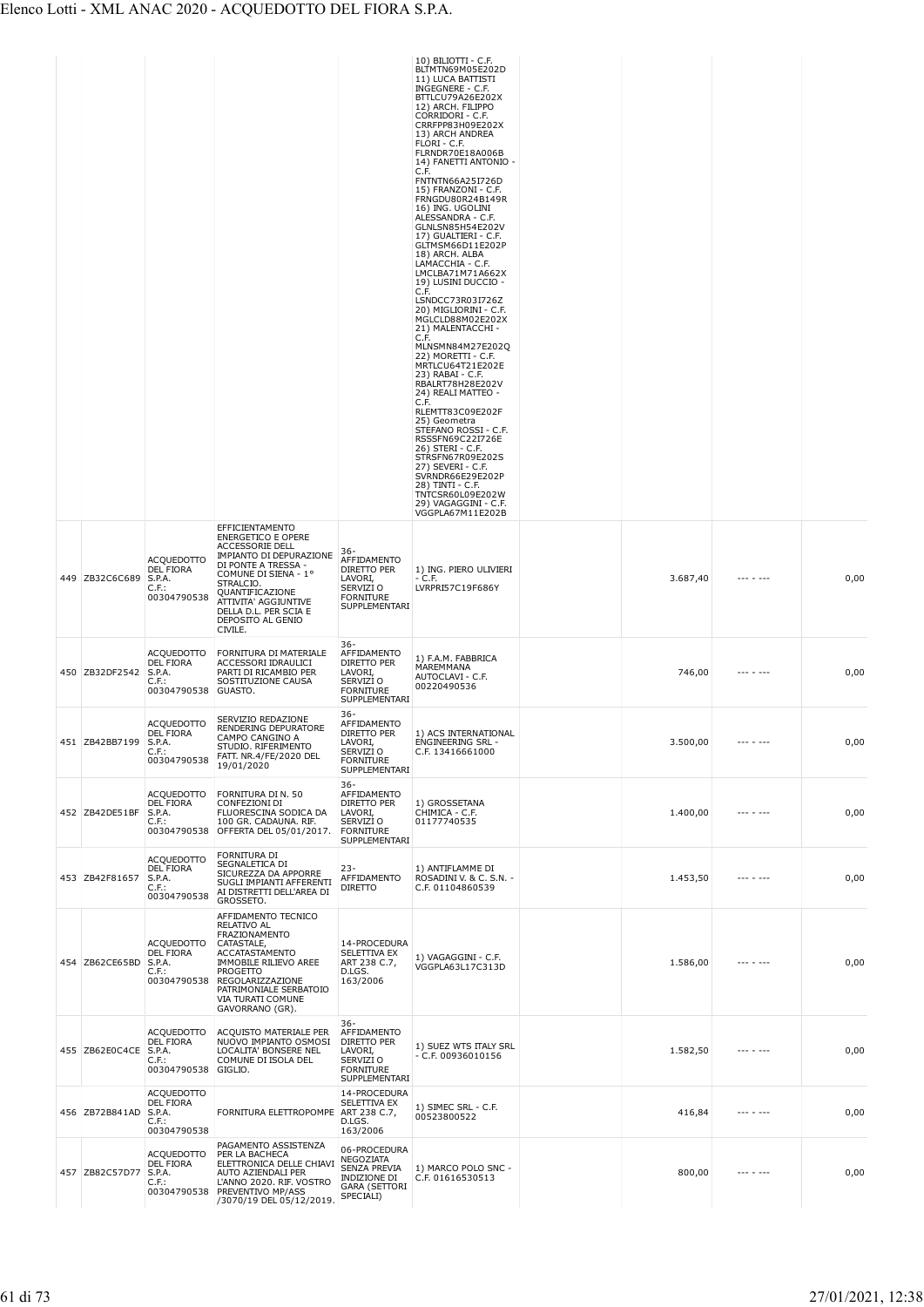| | | | | | 10) BILIOTTI - C.F. BLTMTN69M05E202D 11) LUCA BATTISTI INGEGNERE - C.F. BTTLCU79A26E202X 12) ARCH. FILIPPO CORRIDORI - C.F. CRRFPP83H09E202X 13) ARCH ANDREA FLORI - C.F. FLRNDR70E18A006B 14) FANETTI ANTONIO - C.F. FNTNTN66A25I726D 15) FRANZONI - C.F. FRNGDU80R24B149R 16) ING. UGOLINI ALESSANDRA - C.F. GLNLSN85H54E202V 17) GUALTIERI - C.F. GLTMSM66D11E202P 18) ARCH. ALBA LAMACCHIA - C.F. LMCLBA71M71A662X 19) LUSINI DUCCIO - C.F. LSNDCC73R03I726Z 20) MIGLIORINI - C.F. MGLCLD88M02E202X 21) MALENTACCHI - C.F. MLNSMN84M27E202Q 22) MORETTI - C.F. MRTLCU64T21E202E 23) RABAI - C.F. RBALRT78H28E202V 24) REALI MATTEO - C.F. RLEMTT83C09E202F 25) Geometra STEFANO ROSSI - C.F. RSSSFN69C22I726E 26) STERI - C.F. STRSFN67R09E202S 27) SEVERI - C.F. SVRNDR66E29E202P 28) TINTI - C.F. TNTCSR60L09E202W 29) VAGAGGINI - C.F. VGGPLA67M11E202B | | | | |
|---|---|---|---|---|---|---|---|---|---|
| 449 | ZB32C6C689 | ACQUEDOTTO DEL FIORA S.P.A. C.F.: 00304790538 | EFFICIENTAMENTO ENERGETICO E OPERE ACCESSORIE DELL IMPIANTO DI DEPURAZIONE DI PONTE A TRESSA - COMUNE DI SIENA - 1° STRALCIO. QUANTIFICAZIONE ATTIVITA' AGGIUNTIVE DELLA D.L. PER SCIA E DEPOSITO AL GENIO CIVILE. | 36-AFFIDAMENTO DIRETTO PER LAVORI, SERVIZI O FORNITURE SUPPLEMENTARI | 1) ING. PIERO ULIVIERI - C.F. LVRPRI57C19F686Y | | 3.687,40 | --- - --- | 0,00 |
| 450 | ZB32DF2542 | ACQUEDOTTO DEL FIORA S.P.A. C.F.: 00304790538 | FORNITURA DI MATERIALE ACCESSORI IDRAULICI PARTI DI RICAMBIO PER SOSTITUZIONE CAUSA GUASTO. | 36-AFFIDAMENTO DIRETTO PER LAVORI, SERVIZI O FORNITURE SUPPLEMENTARI | 1) F.A.M. FABBRICA MAREMMANA AUTOCLAVI - C.F. 00220490536 | | 746,00 | --- - --- | 0,00 |
| 451 | ZB42BB7199 | ACQUEDOTTO DEL FIORA S.P.A. C.F.: 00304790538 | SERVIZIO REDAZIONE RENDERING DEPURATORE CAMPO CANGINO A STUDIO. RIFERIMENTO FATT. NR.4/FE/2020 DEL 19/01/2020 | 36-AFFIDAMENTO DIRETTO PER LAVORI, SERVIZI O FORNITURE SUPPLEMENTARI | 1) ACS INTERNATIONAL ENGINEERING SRL - C.F. 13416661000 | | 3.500,00 | --- - --- | 0,00 |
| 452 | ZB42DE51BF | ACQUEDOTTO DEL FIORA S.P.A. C.F.: 00304790538 | FORNITURA DI N. 50 CONFEZIONI DI FLUORESCINA SODICA DA 100 GR. CADAUNA. RIF. OFFERTA DEL 05/01/2017. | 36-AFFIDAMENTO DIRETTO PER LAVORI, SERVIZI O FORNITURE SUPPLEMENTARI | 1) GROSSETANA CHIMICA - C.F. 01177740535 | | 1.400,00 | --- - --- | 0,00 |
| 453 | ZB42F81657 | ACQUEDOTTO DEL FIORA S.P.A. C.F.: 00304790538 | FORNITURA DI SEGNALETICA DI SICUREZZA DA APPORRE SUGLI IMPIANTI AFFERENTI AI DISTRETTI DELL'AREA DI GROSSETO. | 23-AFFIDAMENTO DIRETTO | 1) ANTIFLAMME DI ROSADINI V. & C. S.N. - C.F. 01104860539 | | 1.453,50 | --- - --- | 0,00 |
| 454 | ZB62CE65BD | ACQUEDOTTO DEL FIORA S.P.A. C.F.: 00304790538 | AFFIDAMENTO TECNICO RELATIVO AL FRAZIONAMENTO CATASTALE, ACCATASTAMENTO IMMOBILE RILIEVO AREE PROGETTO REGOLARIZZAZIONE PATRIMONIALE SERBATOIO VIA TURATI COMUNE GAVORRANO (GR). | 14-PROCEDURA SELETTIVA EX ART 238 C.7, D.LGS. 163/2006 | 1) VAGAGGINI - C.F. VGGPLA63L17C313D | | 1.586,00 | --- - --- | 0,00 |
| 455 | ZB62E0C4CE | ACQUEDOTTO DEL FIORA S.P.A. C.F.: 00304790538 | ACQUISTO MATERIALE PER NUOVO IMPIANTO OSMOSI LOCALITA' BONSERE NEL COMUNE DI ISOLA DEL GIGLIO. | 36-AFFIDAMENTO DIRETTO PER LAVORI, SERVIZI O FORNITURE SUPPLEMENTARI | 1) SUEZ WTS ITALY SRL - C.F. 00936010156 | | 1.582,50 | --- - --- | 0,00 |
| 456 | ZB72B841AD | ACQUEDOTTO DEL FIORA S.P.A. C.F.: 00304790538 | FORNITURA ELETTROPOMPE | 14-PROCEDURA SELETTIVA EX ART 238 C.7, D.LGS. 163/2006 | 1) SIMEC SRL - C.F. 00523800522 | | 416,84 | --- - --- | 0,00 |
| 457 | ZB82C57D77 | ACQUEDOTTO DEL FIORA S.P.A. C.F.: 00304790538 | PAGAMENTO ASSISTENZA PER LA BACHECA ELETTRONICA DELLE CHIAVI AUTO AZIENDALI PER L'ANNO 2020. RIF. VOSTRO PREVENTIVO MP/ASS /3070/19 DEL 05/12/2019. | 06-PROCEDURA NEGOZIATA SENZA PREVIA INDIZIONE DI GARA (SETTORI SPECIALI) | 1) MARCO POLO SNC - C.F. 01616530513 | | 800,00 | --- - --- | 0,00 |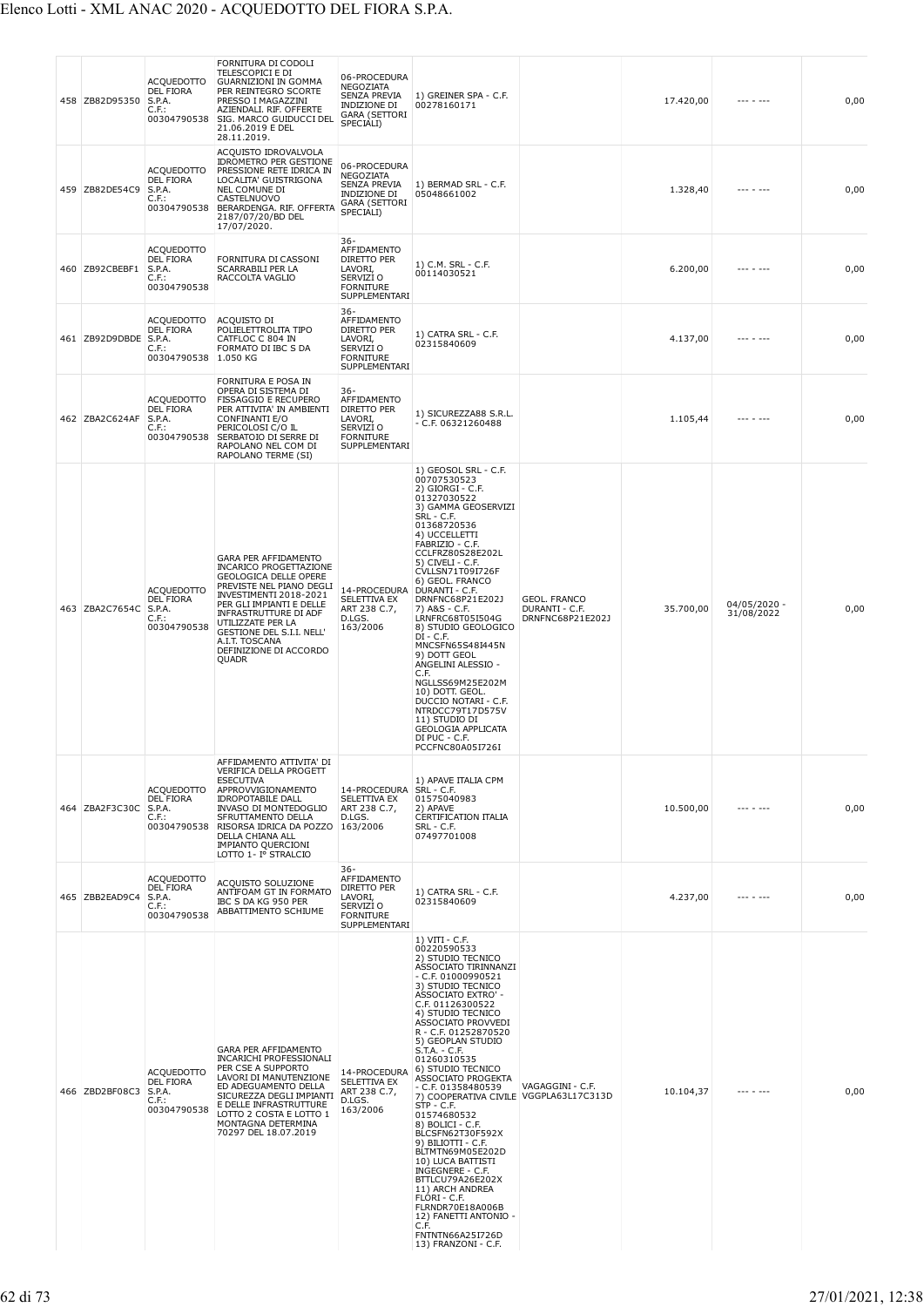| | | | | | | | | | |
|---|---|---|---|---|---|---|---|---|---|
| 458 | ZB82D95350 | ACQUEDOTTO DEL FIORA S.P.A. C.F.: 00304790538 | FORNITURA DI CODOLI TELESCOPICI E DI GUARNIZIONI IN GOMMA PER REINTEGRO SCORTE PRESSO I MAGAZZINI AZIENDALI. RIF. OFFERTE SIG. MARCO GUIDUCCI DEL 21.06.2019 E DEL 28.11.2019. | 06-PROCEDURA NEGOZIATA SENZA PREVIA INDIZIONE DI GARA (SETTORI SPECIALI) | 1) GREINER SPA - C.F. 00278160171 | | 17.420,00 | --- - --- | 0,00 |
| 459 | ZB82DE54C9 | ACQUEDOTTO DEL FIORA S.P.A. C.F.: 00304790538 | ACQUISTO IDROVALVOLA IDROMETRO PER GESTIONE PRESSIONE RETE IDRICA IN LOCALITA' GUISTRIGONA NEL COMUNE DI CASTELNUOVO BERARDENGA. RIF. OFFERTA 2187/07/20/BD DEL 17/07/2020. | 06-PROCEDURA NEGOZIATA SENZA PREVIA INDIZIONE DI GARA (SETTORI SPECIALI) | 1) BERMAD SRL - C.F. 05048661002 | | 1.328,40 | --- - --- | 0,00 |
| 460 | ZB92CBEBF1 | ACQUEDOTTO DEL FIORA S.P.A. C.F.: 00304790538 | FORNITURA DI CASSONI SCARRABILI PER LA RACCOLTA VAGLIO | 36-AFFIDAMENTO DIRETTO PER LAVORI, SERVIZI O FORNITURE SUPPLEMENTARI | 1) C.M. SRL - C.F. 00114030521 | | 6.200,00 | --- - --- | 0,00 |
| 461 | ZB92D9DBDE | ACQUEDOTTO DEL FIORA S.P.A. C.F.: 00304790538 | ACQUISTO DI POLIELETTROLITA TIPO CATFLOC C 804 IN FORMATO DI IBC S DA 1.050 KG | 36-AFFIDAMENTO DIRETTO PER LAVORI, SERVIZI O FORNITURE SUPPLEMENTARI | 1) CATRA SRL - C.F. 02315840609 | | 4.137,00 | --- - --- | 0,00 |
| 462 | ZBA2C624AF | ACQUEDOTTO DEL FIORA S.P.A. C.F.: 00304790538 | FORNITURA E POSA IN OPERA DI SISTEMA DI FISSAGGIO E RECUPERO PER ATTIVITA' IN AMBIENTI CONFINANTI E/O PERICOLOSI C/O IL SERBATOIO DI SERRE DI RAPOLANO NEL COM DI RAPOLANO TERME (SI) | 36-AFFIDAMENTO DIRETTO PER LAVORI, SERVIZI O FORNITURE SUPPLEMENTARI | 1) SICUREZZA88 S.R.L. - C.F. 06321260488 | | 1.105,44 | --- - --- | 0,00 |
| 463 | ZBA2C7654C | ACQUEDOTTO DEL FIORA S.P.A. C.F.: 00304790538 | GARA PER AFFIDAMENTO INCARICO PROGETTAZIONE GEOLOGICA DELLE OPERE PREVISTE NEL PIANO DEGLI INVESTIMENTI 2018-2021 PER GLI IMPIANTI E DELLE INFRASTRUTTURE DI ADF UTILIZZATE PER LA GESTIONE DEL S.I.I. NELL' A.I.T. TOSCANA DEFINIZIONE DI ACCORDO QUADR | 14-PROCEDURA SELETTIVA EX ART 238 C.7, D.LGS. 163/2006 | 1) GEOSOL SRL - C.F. 00707530523 2) GIORGI - C.F. 01327030522 3) GAMMA GEOSERVIZI SRL - C.F. 01368720536 4) UCCELLETTI FABRIZIO - C.F. CCLFRZ80S28E202L 5) CIVELI - C.F. CVLLSN71T09I726F 6) GEOL. FRANCO DURANTI - C.F. DRNFNC68P21E202J 7) A&S - C.F. LRNFRC68T05I504G 8) STUDIO GEOLOGICO DI - C.F. MNCSFN65S48I445N 9) DOTT GEOL ANGELINI ALESSIO - C.F. NGLLSS69M25E202M 10) DOTT. GEOL. DUCCIO NOTARI - C.F. NTRDCC79T17D575V 11) STUDIO DI GEOLOGIA APPLICATA DI PUC - C.F. PCCFNC80A05I726I | GEOL. FRANCO DURANTI - C.F. DRNFNC68P21E202J | 35.700,00 | 04/05/2020 - 31/08/2022 | 0,00 |
| 464 | ZBA2F3C30C | ACQUEDOTTO DEL FIORA S.P.A. C.F.: 00304790538 | AFFIDAMENTO ATTIVITA' DI VERIFICA DELLA PROGETT ESECUTIVA APPROVVIGIONAMENTO IDROPOTABILE DALL INVASO DI MONTEDOGLIO SFRUTTAMENTO DELLA RISORSA IDRICA DA POZZO DELLA CHIANA ALL IMPIANTO QUERCIONI LOTTO 1- I° STRALCIO | 14-PROCEDURA SELETTIVA EX ART 238 C.7, D.LGS. 163/2006 | 1) APAVE ITALIA CPM SRL - C.F. 01575040983 2) APAVE CERTIFICATION ITALIA SRL - C.F. 07497701008 | | 10.500,00 | --- - --- | 0,00 |
| 465 | ZBB2EAD9C4 | ACQUEDOTTO DEL FIORA S.P.A. C.F.: 00304790538 | ACQUISTO SOLUZIONE ANTIFOAM GT IN FORMATO IBC S DA KG 950 PER ABBATTIMENTO SCHIUME | 36-AFFIDAMENTO DIRETTO PER LAVORI, SERVIZI O FORNITURE SUPPLEMENTARI | 1) CATRA SRL - C.F. 02315840609 | | 4.237,00 | --- - --- | 0,00 |
| 466 | ZBD2BF08C3 | ACQUEDOTTO DEL FIORA S.P.A. C.F.: 00304790538 | GARA PER AFFIDAMENTO INCARICHI PROFESSIONALI PER CSE A SUPPORTO LAVORI DI MANUTENZIONE ED ADEGUAMENTO DELLA SICUREZZA DEGLI IMPIANTI E DELLE INFRASTRUTTURE LOTTO 2 COSTA E LOTTO 1 MONTAGNA DETERMINA 70297 DEL 18.07.2019 | 14-PROCEDURA SELETTIVA EX ART 238 C.7, D.LGS. 163/2006 | 1) VITI - C.F. 00220590533 2) STUDIO TECNICO ASSOCIATO TIRINNANZI - C.F. 01000990521 3) STUDIO TECNICO ASSOCIATO EXTRO' - C.F. 01126300522 4) STUDIO TECNICO ASSOCIATO PROVVEDI R - C.F. 01252870520 5) GEOPLAN STUDIO S.T.A. - C.F. 01260310535 6) STUDIO TECNICO ASSOCIATO PROGEKTA - C.F. 01358480539 7) COOPERATIVA CIVILE STP - C.F. 01574680532 8) BOLICI - C.F. BLCSFN62T30F592X 9) BILIOTTI - C.F. BLTMTN69M05E202D 10) LUCA BATTISTI INGEGNERE - C.F. BTTLCU79A26E202X 11) ARCH ANDREA FLORI - C.F. FLRNDR70E18A006B 12) FANETTI ANTONIO - C.F. FNTNTN66A25I726D 13) FRANZONI - C.F. | VAGAGGINI - C.F. VGGPLA63L17C313D | 10.104,37 | --- - --- | 0,00 |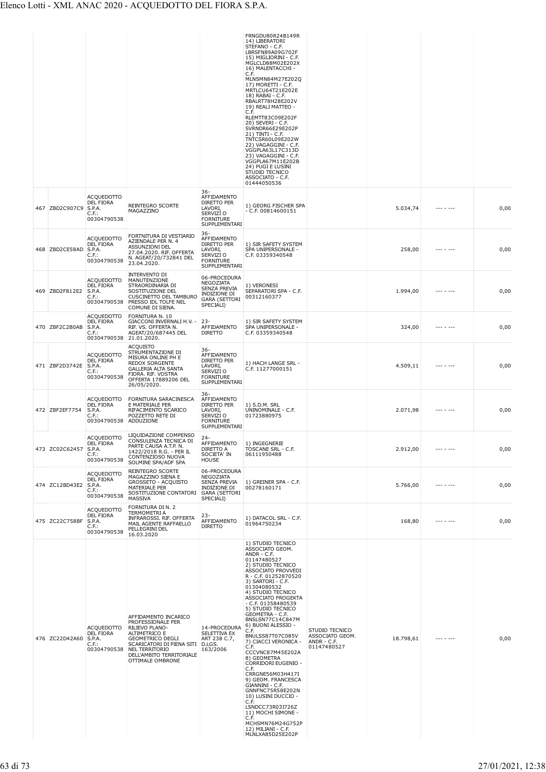| | | | | | | | | | |
|---|---|---|---|---|---|---|---|---|---|
| | | | | | FRNGDU80R24B149R 14) LIBERATORI STEFANO - C.F. LBRSFN89A09G702F 15) MIGLIORINI - C.F. MGLCLD88M02E202X 16) MALENTACCHI - C.F. MLNSMN84M27E202Q 17) MORETTI - C.F. MRTLCU64T21E202E 18) RABAI - C.F. RBALRT78H28E202V 19) REALI MATTEO - C.F. RLEMTT83C09E202F 20) SEVERI - C.F. SVRNDR66E29E202P 21) TINTI - C.F. TNTCSR60L09E202W 22) VAGAGGINI - C.F. VGGPLA63L17C313D 23) VAGAGGINI - C.F. VGGPLA67M11E202B 24) PUGI E LUSINI STUDIO TECNICO ASSOCIATO - C.F. 01444050536 | | | | |
| 467 | ZBD2C907C9 | ACQUEDOTTO DEL FIORA S.P.A. C.F.: 00304790538 | REINTEGRO SCORTE MAGAZZINO | 36-AFFIDAMENTO DIRETTO PER LAVORI, SERVIZI O FORNITURE SUPPLEMENTARI | 1) GEORG FISCHER SPA - C.F. 00814600151 | | 5.034,74 | --- - --- | 0,00 |
| 468 | ZBD2CE58AD | ACQUEDOTTO DEL FIORA S.P.A. C.F.: 00304790538 | FORTNITURA DI VESTIARIO AZIENDALE PER N. 4 ASSUNZIONI DEL 27.04.2020. RIF. OFFERTA N. AGEAT/20/732841 DEL 23.04.2020. | 36-AFFIDAMENTO DIRETTO PER LAVORI, SERVIZI O FORNITURE SUPPLEMENTARI | 1) SIR SAFETY SYSTEM SPA UNIPERSONALE - C.F. 03359340548 | | 258,00 | --- - --- | 0,00 |
| 469 | ZBD2F812E2 | ACQUEDOTTO DEL FIORA S.P.A. C.F.: 00304790538 | INTERVENTO DI MANUTENZIONE STRAORDINARIA DI SOSTITUZIONE DEL CUSCINETTO DEL TAMBURO PRESSO IDL TOLFE NEL COMUNE DI SIENA. | 06-PROCEDURA NEGOZIATA SENZA PREVIA INDIZIONE DI GARA (SETTORI SPECIALI) | 1) VERONESI SEPARATORI SPA - C.F. 00312160377 | | 1.994,00 | --- - --- | 0,00 |
| 470 | ZBF2C2B0AB | ACQUEDOTTO DEL FIORA S.P.A. C.F.: 00304790538 | FORNITURA N. 10 GIACCONI INVERNALI H.V. - RIF. VS. OFFERTA N. AGEAT/20/687445 DEL 21.01.2020. | 23-AFFIDAMENTO DIRETTO | 1) SIR SAFETY SYSTEM SPA UNIPERSONALE - C.F. 03359340548 | | 324,00 | --- - --- | 0,00 |
| 471 | ZBF2D3742E | ACQUEDOTTO DEL FIORA S.P.A. C.F.: 00304790538 | ACQUISTO STRUMENTAZIONE DI MISURA ONLINE PH E REDOX SORGENTE GALLERIA ALTA SANTA FIORA. RIF. VOSTRA OFFERTA 17889206 DEL 26/05/2020. | 36-AFFIDAMENTO DIRETTO PER LAVORI, SERVIZI O FORNITURE SUPPLEMENTARI | 1) HACH LANGE SRL - C.F. 11277000151 | | 4.509,11 | --- - --- | 0,00 |
| 472 | ZBF2EF7754 | ACQUEDOTTO DEL FIORA S.P.A. C.F.: 00304790538 | FORNITURA SARACINESCA E MATERIALE PER RIFACIMENTO SCARICO POZZETTO RETE DI ADDUZIONE | 36-AFFIDAMENTO DIRETTO PER LAVORI, SERVIZI O FORNITURE SUPPLEMENTARI | 1) S.D.M. SRL UNINOMINALE - C.F. 01723880975 | | 2.071,98 | --- - --- | 0,00 |
| 473 | ZC02C62457 | ACQUEDOTTO DEL FIORA S.P.A. C.F.: 00304790538 | LIQUIDAZIONE COMPENSO CONSULENZA TECNICA DI PARTE CAUSA A.T.P. N. 1422/2018 R.G. - PER IL CONTENZIOSO NUOVA SOLMINE SPA/ADF SPA | 24-AFFIDAMENTO DIRETTO A SOCIETA' IN HOUSE | 1) INGEGNERIE TOSCANE SRL - C.F. 06111950488 | | 2.912,00 | --- - --- | 0,00 |
| 474 | ZC12BD43E2 | ACQUEDOTTO DEL FIORA S.P.A. C.F.: 00304790538 | REINTEGRO SCORTE MAGAZZINO SIENA E GROSSETO - ACQUISTO MATERIALE PER SOSTITUZIONE CONTATORI MASSIVA | 06-PROCEDURA NEGOZIATA SENZA PREVIA INDIZIONE DI GARA (SETTORI SPECIALI) | 1) GREINER SPA - C.F. 00278160171 | | 5.766,00 | --- - --- | 0,00 |
| 475 | ZC22C758BF | ACQUEDOTTO DEL FIORA S.P.A. C.F.: 00304790538 | FORNITURA DI N. 2 TERMOMETRI A INFRAROSSI. RIF. OFFERTA MAIL AGENTE RAFFAELLO PELLEGRINI DEL 16.03.2020 | 23-AFFIDAMENTO DIRETTO | 1) DATACOL SRL - C.F. 01964750234 | | 168,80 | --- - --- | 0,00 |
| 476 | ZC22D42A60 | ACQUEDOTTO DEL FIORA S.P.A. C.F.: 00304790538 | AFFIDAMENTO INCARICO PROFESSIONALE PER RILIEVO PLANO-ALTIMETRICO E GEOMETRICO DEGLI SCARICATORI DI PIENA SITI NEL TERRITORIO DELL'AMBITO TERRITORIALE OTTIMALE OMBRONE | 14-PROCEDURA SELETTIVA EX ART 238 C.7, D.LGS. 163/2006 | 1) STUDIO TECNICO ASSOCIATO GEOM. ANDR - C.F. 01147480527 2) STUDIO TECNICO ASSOCIATO PROVVEDI R - C.F. 01252870520 3) SARTORI - C.F. 01304080532 4) STUDIO TECNICO ASSOCIATO PROGEKTA - C.F. 01358480539 5) STUDIO TECNICO GEOMETRA - C.F. BNSLSN77C14C847M 6) BUONI ALESSIO - C.F. BNULSS87T07C085V 7) CIACCI VERONICA - C.F. CCCVNC87M45E202A 8) GEOMETRA CORRIDORI EUGENIO - C.F. CRRGNE56M03H417I 9) GEOM. FRANCESCA GIANNINI - C.F. GNNFNC75R58E202N 10) LUSINI DUCCIO - C.F. LSNDCC73R03I726Z 11) MOCHI SIMONE - C.F. MCHSMN76M24G752P 12) MILIANI - C.F. MLNLXA85D25E202P | STUDIO TECNICO ASSOCIATO GEOM. ANDR - C.F. 01147480527 | 18.798,61 | --- - --- | 0,00 |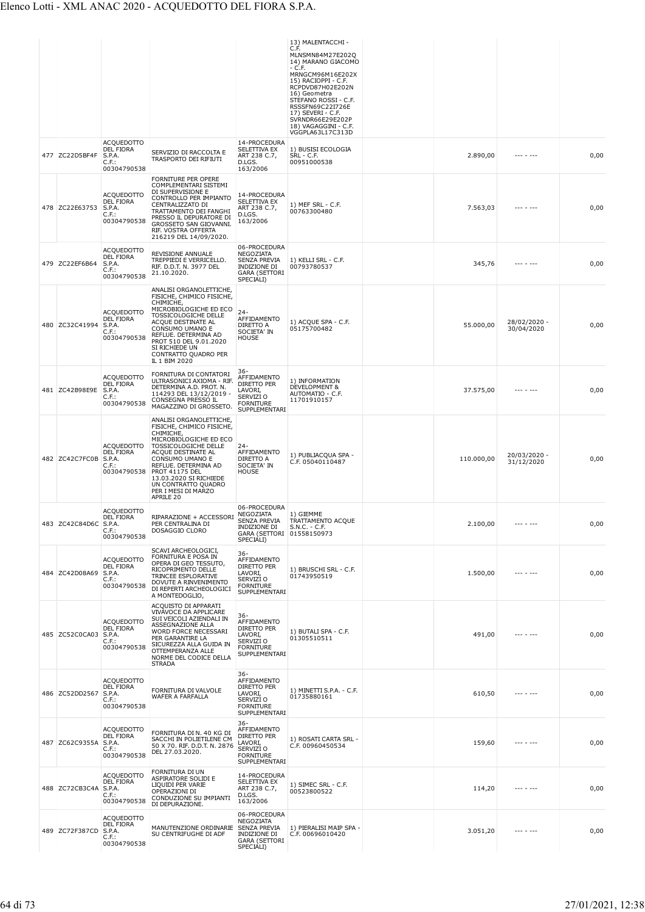| | | | | | 13) MALENTACCHI - C.F. MLNSMN84M27E202Q 14) MARANO GIACOMO - C.F. MRNGCM96M16E202X 15) RACIOPPI - C.F. RCPDVD87H02E202N 16) Geometra STEFANO ROSSI - C.F. RSSSFN69C22I726E 17) SEVERI - C.F. SVRNDR66E29E202P 18) VAGAGGINI - C.F. VGGPLA63L17C313D | | | | |
|---|---|---|---|---|---|---|---|---|---|
| 477 | ZC22D5BF4F | ACQUEDOTTO DEL FIORA S.P.A. C.F.: 00304790538 | SERVIZIO DI RACCOLTA E TRASPORTO DEI RIFIUTI | 14-PROCEDURA SELETTIVA EX ART 238 C.7, D.LGS. 163/2006 | 1) BUSISI ECOLOGIA SRL - C.F. 00951000538 | | 2.890,00 | --- - --- | 0,00 |
| 478 | ZC22E63753 | ACQUEDOTTO DEL FIORA S.P.A. C.F.: 00304790538 | FORNITURE PER OPERE COMPLEMENTARI SISTEMI DI SUPERVISIONE E CONTROLLO PER IMPIANTO CENTRALIZZATO DI TRATTAMENTO DEI FANGHI PRESSO IL DEPURATORE DI GROSSETO SAN GIOVANNI. RIF. VOSTRA OFFERTA 216219 DEL 14/09/2020. | 14-PROCEDURA SELETTIVA EX ART 238 C.7, D.LGS. 163/2006 | 1) MEF SRL - C.F. 00763300480 | | 7.563,03 | --- - --- | 0,00 |
| 479 | ZC22EF6B64 | ACQUEDOTTO DEL FIORA S.P.A. C.F.: 00304790538 | REVISIONE ANNUALE TREPPIEDI E VERRICELLO. RIF. D.D.T. N. 3977 DEL 21.10.2020. | 06-PROCEDURA NEGOZIATA SENZA PREVIA INDIZIONE DI GARA (SETTORI SPECIALI) | 1) KELLI SRL - C.F. 00793780537 | | 345,76 | --- - --- | 0,00 |
| 480 | ZC32C41994 | ACQUEDOTTO DEL FIORA S.P.A. C.F.: 00304790538 | ANALISI ORGANOLETTICHE, FISICHE, CHIMICO FISICHE, CHIMICHE, MICROBIOLOGICHE ED ECO TOSSICOLOGICHE DELLE ACQUE DESTINATE AL CONSUMO UMANO E REFLUE. DETERMINA AD PROT 510 DEL 9.01.2020 SI RICHIEDE UN CONTRATTO QUADRO PER IL 1 BIM 2020 | 24-AFFIDAMENTO DIRETTO A SOCIETA' IN HOUSE | 1) ACQUE SPA - C.F. 05175700482 | | 55.000,00 | 28/02/2020 - 30/04/2020 | 0,00 |
| 481 | ZC42B98E9E | ACQUEDOTTO DEL FIORA S.P.A. C.F.: 00304790538 | FORNITURA DI CONTATORI ULTRASONICI AXIOMA - RIF. DETERMINA A.D. PROT. N. 114293 DEL 13/12/2019 - CONSEGNA PRESSO IL MAGAZZINO DI GROSSETO. | 36-AFFIDAMENTO DIRETTO PER LAVORI, SERVIZI O FORNITURE SUPPLEMENTARI | 1) INFORMATION DEVELOPMENT & AUTOMATIO - C.F. 11701910157 | | 37.575,00 | --- - --- | 0,00 |
| 482 | ZC42C7FC0B | ACQUEDOTTO DEL FIORA S.P.A. C.F.: 00304790538 | ANALISI ORGANOLETTICHE, FISICHE, CHIMICO FISICHE, CHIMICHE, MICROBIOLOGICHE ED ECO TOSSICOLOGICHE DELLE ACQUE DESTINATE AL CONSUMO UMANO E REFLUE. DETERMINA AD PROT 41175 DEL 13.03.2020 SI RICHIEDE UN CONTRATTO QUADRO PER I MESI DI MARZO APRILE 20 | 24-AFFIDAMENTO DIRETTO A SOCIETA' IN HOUSE | 1) PUBLIACQUA SPA - C.F. 05040110487 | | 110.000,00 | 20/03/2020 - 31/12/2020 | 0,00 |
| 483 | ZC42C84D6C | ACQUEDOTTO DEL FIORA S.P.A. C.F.: 00304790538 | RIPARAZIONE + ACCESSORI PER CENTRALINA DI DOSAGGIO CLORO | 06-PROCEDURA NEGOZIATA SENZA PREVIA INDIZIONE DI GARA (SETTORI SPECIALI) | 1) GIEMME TRATTAMENTO ACQUE S.N.C. - C.F. 01558150973 | | 2.100,00 | --- - --- | 0,00 |
| 484 | ZC42D08A69 | ACQUEDOTTO DEL FIORA S.P.A. C.F.: 00304790538 | SCAVI ARCHEOLOGICI, FORNITURA E POSA IN OPERA DI GEO TESSUTO, RICOPRIMENTO DELLE TRINCEE ESPLORATIVE DOVUTE A RINVENIMENTO DI REPERTI ARCHEOLOGICI A MONTEDOGLIO, | 36-AFFIDAMENTO DIRETTO PER LAVORI, SERVIZI O FORNITURE SUPPLEMENTARI | 1) BRUSCHI SRL - C.F. 01743950519 | | 1.500,00 | --- - --- | 0,00 |
| 485 | ZC52C0CA03 | ACQUEDOTTO DEL FIORA S.P.A. C.F.: 00304790538 | ACQUISTO DI APPARATI VIVAVOCE DA APPLICARE SUI VEICOLI AZIENDALI IN ASSEGNAZIONE ALLA WORD FORCE NECESSARI PER GARANTIRE LA SICUREZZA ALLA GUIDA IN OTTEMPERANZA ALLE NORME DEL CODICE DELLA STRADA | 36-AFFIDAMENTO DIRETTO PER LAVORI, SERVIZI O FORNITURE SUPPLEMENTARI | 1) BUTALI SPA - C.F. 01305510511 | | 491,00 | --- - --- | 0,00 |
| 486 | ZC52DD2567 | ACQUEDOTTO DEL FIORA S.P.A. C.F.: 00304790538 | FORNITURA DI VALVOLE WAFER A FARFALLA | 36-AFFIDAMENTO DIRETTO PER LAVORI, SERVIZI O FORNITURE SUPPLEMENTARI | 1) MINETTI S.P.A. - C.F. 01735880161 | | 610,50 | --- - --- | 0,00 |
| 487 | ZC62C9355A | ACQUEDOTTO DEL FIORA S.P.A. C.F.: 00304790538 | FORNITURA DI N. 40 KG DI SACCHI IN POLIETILENE CM 50 X 70. RIF. D.D.T. N. 2876 DEL 27.03.2020. | 36-AFFIDAMENTO DIRETTO PER LAVORI, SERVIZI O FORNITURE SUPPLEMENTARI | 1) ROSATI CARTA SRL - C.F. 00960450534 | | 159,60 | --- - --- | 0,00 |
| 488 | ZC72CB3C4A | ACQUEDOTTO DEL FIORA S.P.A. C.F.: 00304790538 | FORNITURA DI UN ASPIRATORE SOLIDI E LIQUIDI PER VARIE OPERAZIONI DI CONDUZIONE SU IMPIANTI DI DEPURAZIONE. | 14-PROCEDURA SELETTIVA EX ART 238 C.7, D.LGS. 163/2006 | 1) SIMEC SRL - C.F. 00523800522 | | 114,20 | --- - --- | 0,00 |
| 489 | ZC72F387CD | ACQUEDOTTO DEL FIORA S.P.A. C.F.: 00304790538 | MANUTENZIONE ORDINARIE SU CENTRIFUGHE DI ADF | 06-PROCEDURA NEGOZIATA SENZA PREVIA INDIZIONE DI GARA (SETTORI SPECIALI) | 1) PIERALISI MAIP SPA - C.F. 00696010420 | | 3.051,20 | --- - --- | 0,00 |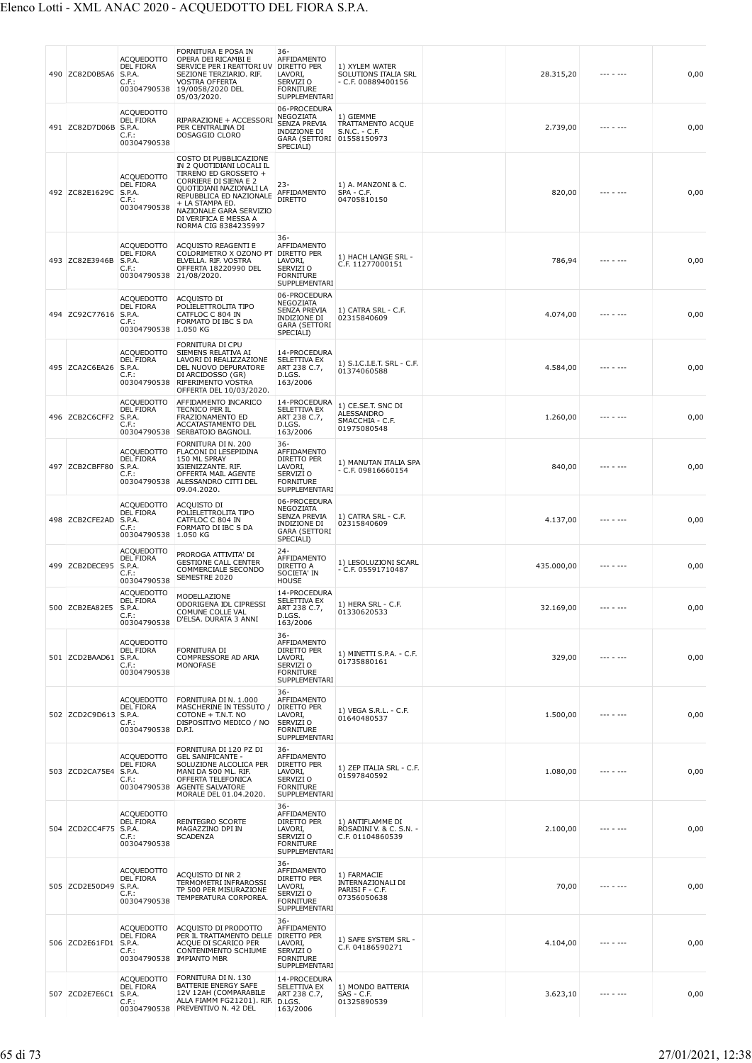| | | | | | | | | | |
|---|---|---|---|---|---|---|---|---|---|
| 490 | ZC82D0B5A6 | ACQUEDOTTO DEL FIORA S.P.A. C.F.: 00304790538 | FORNITURA E POSA IN OPERA DEI RICAMBI E SERVICE PER I REATTORI UV SEZIONE TERZIARIO. RIF. VOSTRA OFFERTA 19/0058/2020 DEL 05/03/2020. | 36-AFFIDAMENTO DIRETTO PER LAVORI, SERVIZI O FORNITURE SUPPLEMENTARI | 1) XYLEM WATER SOLUTIONS ITALIA SRL - C.F. 00889400156 | | 28.315,20 | --- - --- | 0,00 |
| 491 | ZC82D7D06B | ACQUEDOTTO DEL FIORA S.P.A. C.F.: 00304790538 | RIPARAZIONE + ACCESSORI PER CENTRALINA DI DOSAGGIO CLORO | 06-PROCEDURA NEGOZIATA SENZA PREVIA INDIZIONE DI GARA (SETTORI SPECIALI) | 1) GIEMME TRATTAMENTO ACQUE S.N.C. - C.F. 01558150973 | | 2.739,00 | --- - --- | 0,00 |
| 492 | ZC82E1629C | ACQUEDOTTO DEL FIORA S.P.A. C.F.: 00304790538 | COSTO DI PUBBLICAZIONE IN 2 QUOTIDIANI LOCALI IL TIRRENO ED GROSSETO + CORRIERE DI SIENA E 2 QUOTIDIANI NAZIONALI LA REPUBBLICA ED NAZIONALE + LA STAMPA ED. NAZIONALE GARA SERVIZIO DI VERIFICA E MESSA A NORMA CIG 8384235997 | 23-AFFIDAMENTO DIRETTO | 1) A. MANZONI & C. SPA - C.F. 04705810150 | | 820,00 | --- - --- | 0,00 |
| 493 | ZC82E3946B | ACQUEDOTTO DEL FIORA S.P.A. C.F.: 00304790538 | ACQUISTO REAGENTI E COLORIMETRO X OZONO PT ELVELLA. RIF. VOSTRA OFFERTA 18220990 DEL 21/08/2020. | 36-AFFIDAMENTO DIRETTO PER LAVORI, SERVIZI O FORNITURE SUPPLEMENTARI | 1) HACH LANGE SRL - C.F. 11277000151 | | 786,94 | --- - --- | 0,00 |
| 494 | ZC92C77616 | ACQUEDOTTO DEL FIORA S.P.A. C.F.: 00304790538 | ACQUISTO DI POLIELETTROLITA TIPO CATFLOC C 804 IN FORMATO DI IBC S DA 1.050 KG | 06-PROCEDURA NEGOZIATA SENZA PREVIA INDIZIONE DI GARA (SETTORI SPECIALI) | 1) CATRA SRL - C.F. 02315840609 | | 4.074,00 | --- - --- | 0,00 |
| 495 | ZCA2C6EA26 | ACQUEDOTTO DEL FIORA S.P.A. C.F.: 00304790538 | FORNITURA DI CPU SIEMENS RELATIVA AI LAVORI DI REALIZZAZIONE DEL NUOVO DEPURATORE DI ARCIDOSSO (GR) RIFERIMENTO VOSTRA OFFERTA DEL 10/03/2020. | 14-PROCEDURA SELETTIVA EX ART 238 C.7, D.LGS. 163/2006 | 1) S.I.C.I.E.T. SRL - C.F. 01374060588 | | 4.584,00 | --- - --- | 0,00 |
| 496 | ZCB2C6CFF2 | ACQUEDOTTO DEL FIORA S.P.A. C.F.: 00304790538 | AFFIDAMENTO INCARICO TECNICO PER IL FRAZIONAMENTO ED ACCATASTAMENTO DEL SERBATOIO BAGNOLI. | 14-PROCEDURA SELETTIVA EX ART 238 C.7, D.LGS. 163/2006 | 1) CE.SE.T. SNC DI ALESSANDRO SMACCHIA - C.F. 01975080548 | | 1.260,00 | --- - --- | 0,00 |
| 497 | ZCB2CBFF80 | ACQUEDOTTO DEL FIORA S.P.A. C.F.: 00304790538 | FORNITURA DI N. 200 FLACONI DI LESEPIDINA 150 ML SPRAY IGIENIZZANTE. RIF. OFFERTA MAIL AGENTE ALESSANDRO CITTI DEL 09.04.2020. | 36-AFFIDAMENTO DIRETTO PER LAVORI, SERVIZI O FORNITURE SUPPLEMENTARI | 1) MANUTAN ITALIA SPA - C.F. 09816660154 | | 840,00 | --- - --- | 0,00 |
| 498 | ZCB2CFE2AD | ACQUEDOTTO DEL FIORA S.P.A. C.F.: 00304790538 | ACQUISTO DI POLIELETTROLITA TIPO CATFLOC C 804 IN FORMATO DI IBC S DA 1.050 KG | 06-PROCEDURA NEGOZIATA SENZA PREVIA INDIZIONE DI GARA (SETTORI SPECIALI) | 1) CATRA SRL - C.F. 02315840609 | | 4.137,00 | --- - --- | 0,00 |
| 499 | ZCB2DECE95 | ACQUEDOTTO DEL FIORA S.P.A. C.F.: 00304790538 | PROROGA ATTIVITA' DI GESTIONE CALL CENTER COMMERCIALE SECONDO SEMESTRE 2020 | 24-AFFIDAMENTO DIRETTO A SOCIETA' IN HOUSE | 1) LESOLUZIONI SCARL - C.F. 05591710487 | | 435.000,00 | --- - --- | 0,00 |
| 500 | ZCB2EA82E5 | ACQUEDOTTO DEL FIORA S.P.A. C.F.: 00304790538 | MODELLAZIONE ODORIGENA IDL CIPRESSI COMUNE COLLE VAL D'ELSA. DURATA 3 ANNI | 14-PROCEDURA SELETTIVA EX ART 238 C.7, D.LGS. 163/2006 | 1) HERA SRL - C.F. 01330620533 | | 32.169,00 | --- - --- | 0,00 |
| 501 | ZCD2BAAD61 | ACQUEDOTTO DEL FIORA S.P.A. C.F.: 00304790538 | FORNITURA DI COMPRESSORE AD ARIA MONOFASE | 36-AFFIDAMENTO DIRETTO PER LAVORI, SERVIZI O FORNITURE SUPPLEMENTARI | 1) MINETTI S.P.A. - C.F. 01735880161 | | 329,00 | --- - --- | 0,00 |
| 502 | ZCD2C9D613 | ACQUEDOTTO DEL FIORA S.P.A. C.F.: 00304790538 | FORNITURA DI N. 1.000 MASCHERINE IN TESSUTO / COTONE + T.N.T. NO DISPOSITIVO MEDICO / NO D.P.I. | 36-AFFIDAMENTO DIRETTO PER LAVORI, SERVIZI O FORNITURE SUPPLEMENTARI | 1) VEGA S.R.L. - C.F. 01640480537 | | 1.500,00 | --- - --- | 0,00 |
| 503 | ZCD2CA75E4 | ACQUEDOTTO DEL FIORA S.P.A. C.F.: 00304790538 | FORNITURA DI 120 PZ DI GEL SANIFICANTE - SOLUZIONE ALCOLICA PER MANI DA 500 ML. RIF. OFFERTA TELEFONICA AGENTE SALVATORE MORALE DEL 01.04.2020. | 36-AFFIDAMENTO DIRETTO PER LAVORI, SERVIZI O FORNITURE SUPPLEMENTARI | 1) ZEP ITALIA SRL - C.F. 01597840592 | | 1.080,00 | --- - --- | 0,00 |
| 504 | ZCD2CC4F75 | ACQUEDOTTO DEL FIORA S.P.A. C.F.: 00304790538 | REINTEGRO SCORTE MAGAZZINO DPI IN SCADENZA | 36-AFFIDAMENTO DIRETTO PER LAVORI, SERVIZI O FORNITURE SUPPLEMENTARI | 1) ANTIFLAMME DI ROSADINI V. & C. S.N. - C.F. 01104860539 | | 2.100,00 | --- - --- | 0,00 |
| 505 | ZCD2E50D49 | ACQUEDOTTO DEL FIORA S.P.A. C.F.: 00304790538 | ACQUISTO DI NR 2 TERMOMETRI INFRAROSSI TP 500 PER MISURAZIONE TEMPERATURA CORPOREA. | 36-AFFIDAMENTO DIRETTO PER LAVORI, SERVIZI O FORNITURE SUPPLEMENTARI | 1) FARMACIE INTERNAZIONALI DI PARISI F - C.F. 07356050638 | | 70,00 | --- - --- | 0,00 |
| 506 | ZCD2E61FD1 | ACQUEDOTTO DEL FIORA S.P.A. C.F.: 00304790538 | ACQUISTO DI PRODOTTO PER IL TRATTAMENTO DELLE ACQUE DI SCARICO PER CONTENIMENTO SCHIUME IMPIANTO MBR | 36-AFFIDAMENTO DIRETTO PER LAVORI, SERVIZI O FORNITURE SUPPLEMENTARI | 1) SAFE SYSTEM SRL - C.F. 04186590271 | | 4.104,00 | --- - --- | 0,00 |
| 507 | ZCD2E7E6C1 | ACQUEDOTTO DEL FIORA S.P.A. C.F.: 00304790538 | FORNITURA DI N. 130 BATTERIE ENERGY SAFE 12V 12AH (COMPARABILE ALLA FIAMM FG21201). RIF. PREVENTIVO N. 42 DEL | 14-PROCEDURA SELETTIVA EX ART 238 C.7, D.LGS. 163/2006 | 1) MONDO BATTERIA SAS - C.F. 01325890539 | | 3.623,10 | --- - --- | 0,00 |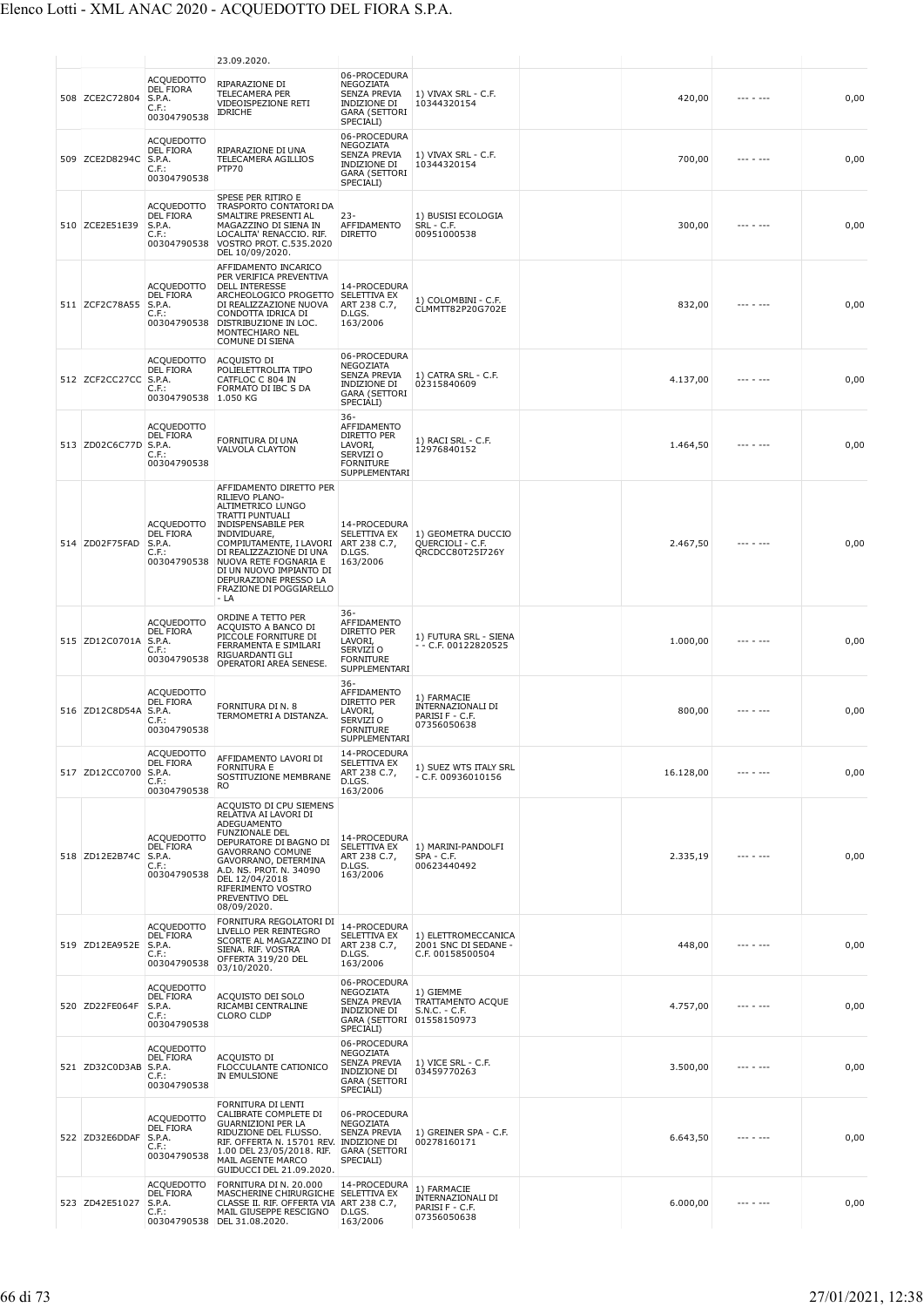| | | | 23.09.2020. | | | | | | |
|---|---|---|---|---|---|---|---|---|---|
| 508 | ZCE2C72804 | ACQUEDOTTO DEL FIORA S.P.A. C.F.: 00304790538 | RIPARAZIONE DI TELECAMERA PER VIDEOISPEZIONE RETI IDRICHE | 06-PROCEDURA NEGOZIATA SENZA PREVIA INDIZIONE DI GARA (SETTORI SPECIALI) | 1) VIVAX SRL - C.F. 10344320154 | | 420,00 | --- - --- | 0,00 |
| 509 | ZCE2D8294C | ACQUEDOTTO DEL FIORA S.P.A. C.F.: 00304790538 | RIPARAZIONE DI UNA TELECAMERA AGILLIOS PTP70 | 06-PROCEDURA NEGOZIATA SENZA PREVIA INDIZIONE DI GARA (SETTORI SPECIALI) | 1) VIVAX SRL - C.F. 10344320154 | | 700,00 | --- - --- | 0,00 |
| 510 | ZCE2E51E39 | ACQUEDOTTO DEL FIORA S.P.A. C.F.: 00304790538 | SPESE PER RITIRO E TRASPORTO CONTATORI DA SMALTIRE PRESENTI AL MAGAZZINO DI SIENA IN LOCALITA' RENACCIO. RIF. VOSTRO PROT. C.535.2020 DEL 10/09/2020. | 23-AFFIDAMENTO DIRETTO | 1) BUSISI ECOLOGIA SRL - C.F. 00951000538 | | 300,00 | --- - --- | 0,00 |
| 511 | ZCF2C78A55 | ACQUEDOTTO DEL FIORA S.P.A. C.F.: 00304790538 | AFFIDAMENTO INCARICO PER VERIFICA PREVENTIVA DELL INTERESSE ARCHEOLOGICO PROGETTO DI REALIZZAZIONE NUOVA CONDOTTA IDRICA DI DISTRIBUZIONE IN LOC. MONTECHIARO NEL COMUNE DI SIENA | 14-PROCEDURA SELETTIVA EX ART 238 C.7, D.LGS. 163/2006 | 1) COLOMBINI - C.F. CLMMTT82P20G702E | | 832,00 | --- - --- | 0,00 |
| 512 | ZCF2CC27CC | ACQUEDOTTO DEL FIORA S.P.A. C.F.: 00304790538 | ACQUISTO DI POLIELETTROLITA TIPO CATFLOC C 804 IN FORMATO DI IBC S DA 1.050 KG | 06-PROCEDURA NEGOZIATA SENZA PREVIA INDIZIONE DI GARA (SETTORI SPECIALI) | 1) CATRA SRL - C.F. 02315840609 | | 4.137,00 | --- - --- | 0,00 |
| 513 | ZD02C6C77D | ACQUEDOTTO DEL FIORA S.P.A. C.F.: 00304790538 | FORNITURA DI UNA VALVOLA CLAYTON | 36-AFFIDAMENTO DIRETTO PER LAVORI, SERVIZI O FORNITURE SUPPLEMENTARI | 1) RACI SRL - C.F. 12976840152 | | 1.464,50 | --- - --- | 0,00 |
| 514 | ZD02F75FAD | ACQUEDOTTO DEL FIORA S.P.A. C.F.: 00304790538 | AFFIDAMENTO DIRETTO PER RILIEVO PLANO-ALTIMETRICO LUNGO TRATTI PUNTUALI INDISPENSABILE PER INDIVIDUARE, COMPIUTAMENTE, I LAVORI DI REALIZZAZIONE DI UNA NUOVA RETE FOGNARIA E DI UN NUOVO IMPIANTO DI DEPURAZIONE PRESSO LA FRAZIONE DI POGGIARELLO - LA | 14-PROCEDURA SELETTIVA EX ART 238 C.7, D.LGS. 163/2006 | 1) GEOMETRA DUCCIO QUERCIOLI - C.F. QRCDCC80T25I726Y | | 2.467,50 | --- - --- | 0,00 |
| 515 | ZD12C0701A | ACQUEDOTTO DEL FIORA S.P.A. C.F.: 00304790538 | ORDINE A TETTO PER ACQUISTO A BANCO DI PICCOLE FORNITURE DI FERRAMENTA E SIMILARI RIGUARDANTI GLI OPERATORI AREA SENESE. | 36-AFFIDAMENTO DIRETTO PER LAVORI, SERVIZI O FORNITURE SUPPLEMENTARI | 1) FUTURA SRL - SIENA - - C.F. 00122820525 | | 1.000,00 | --- - --- | 0,00 |
| 516 | ZD12C8D54A | ACQUEDOTTO DEL FIORA S.P.A. C.F.: 00304790538 | FORNITURA DI N. 8 TERMOMETRI A DISTANZA. | 36-AFFIDAMENTO DIRETTO PER LAVORI, SERVIZI O FORNITURE SUPPLEMENTARI | 1) FARMACIE INTERNAZIONALI DI PARISI F - C.F. 07356050638 | | 800,00 | --- - --- | 0,00 |
| 517 | ZD12CC0700 | ACQUEDOTTO DEL FIORA S.P.A. C.F.: 00304790538 | AFFIDAMENTO LAVORI DI FORNITURA E SOSTITUZIONE MEMBRANE RO | 14-PROCEDURA SELETTIVA EX ART 238 C.7, D.LGS. 163/2006 | 1) SUEZ WTS ITALY SRL - C.F. 00936010156 | | 16.128,00 | --- - --- | 0,00 |
| 518 | ZD12E2B74C | ACQUEDOTTO DEL FIORA S.P.A. C.F.: 00304790538 | ACQUISTO DI CPU SIEMENS RELATIVA AI LAVORI DI ADEGUAMENTO FUNZIONALE DEL DEPURATORE DI BAGNO DI GAVORRANO COMUNE GAVORRANO, DETERMINA A.D. NS. PROT. N. 34090 DEL 12/04/2018 RIFERIMENTO VOSTRO PREVENTIVO DEL 08/09/2020. | 14-PROCEDURA SELETTIVA EX ART 238 C.7, D.LGS. 163/2006 | 1) MARINI-PANDOLFI SPA - C.F. 00623440492 | | 2.335,19 | --- - --- | 0,00 |
| 519 | ZD12EA952E | ACQUEDOTTO DEL FIORA S.P.A. C.F.: 00304790538 | FORNITURA REGOLATORI DI LIVELLO PER REINTEGRO SCORTE AL MAGAZZINO DI SIENA. RIF. VOSTRA OFFERTA 319/20 DEL 03/10/2020. | 14-PROCEDURA SELETTIVA EX ART 238 C.7, D.LGS. 163/2006 | 1) ELETTROMECCANICA 2001 SNC DI SEDANE - C.F. 00158500504 | | 448,00 | --- - --- | 0,00 |
| 520 | ZD22FE064F | ACQUEDOTTO DEL FIORA S.P.A. C.F.: 00304790538 | ACQUISTO DEI SOLO RICAMBI CENTRALINE CLORO CLDP | 06-PROCEDURA NEGOZIATA SENZA PREVIA INDIZIONE DI GARA (SETTORI SPECIALI) | 1) GIEMME TRATTAMENTO ACQUE S.N.C. - C.F. 01558150973 | | 4.757,00 | --- - --- | 0,00 |
| 521 | ZD32C0D3AB | ACQUEDOTTO DEL FIORA S.P.A. C.F.: 00304790538 | ACQUISTO DI FLOCCULANTE CATIONICO IN EMULSIONE | 06-PROCEDURA NEGOZIATA SENZA PREVIA INDIZIONE DI GARA (SETTORI SPECIALI) | 1) VICE SRL - C.F. 03459770263 | | 3.500,00 | --- - --- | 0,00 |
| 522 | ZD32E6DDAF | ACQUEDOTTO DEL FIORA S.P.A. C.F.: 00304790538 | FORNITURA DI LENTI CALIBRATE COMPLETE DI GUARNIZIONI PER LA RIDUZIONE DEL FLUSSO. RIF. OFFERTA N. 15701 REV. 1.00 DEL 23/05/2018. RIF. MAIL AGENTE MARCO GUIDUCCI DEL 21.09.2020. | 06-PROCEDURA NEGOZIATA SENZA PREVIA INDIZIONE DI GARA (SETTORI SPECIALI) | 1) GREINER SPA - C.F. 00278160171 | | 6.643,50 | --- - --- | 0,00 |
| 523 | ZD42E51027 | ACQUEDOTTO DEL FIORA S.P.A. C.F.: 00304790538 | FORNITURA DI N. 20.000 MASCHERINE CHIRURGICHE CLASSE II. RIF. OFFERTA VIA MAIL GIUSEPPE RESCIGNO DEL 31.08.2020. | 14-PROCEDURA SELETTIVA EX ART 238 C.7, D.LGS. 163/2006 | 1) FARMACIE INTERNAZIONALI DI PARISI F - C.F. 07356050638 | | 6.000,00 | --- - --- | 0,00 |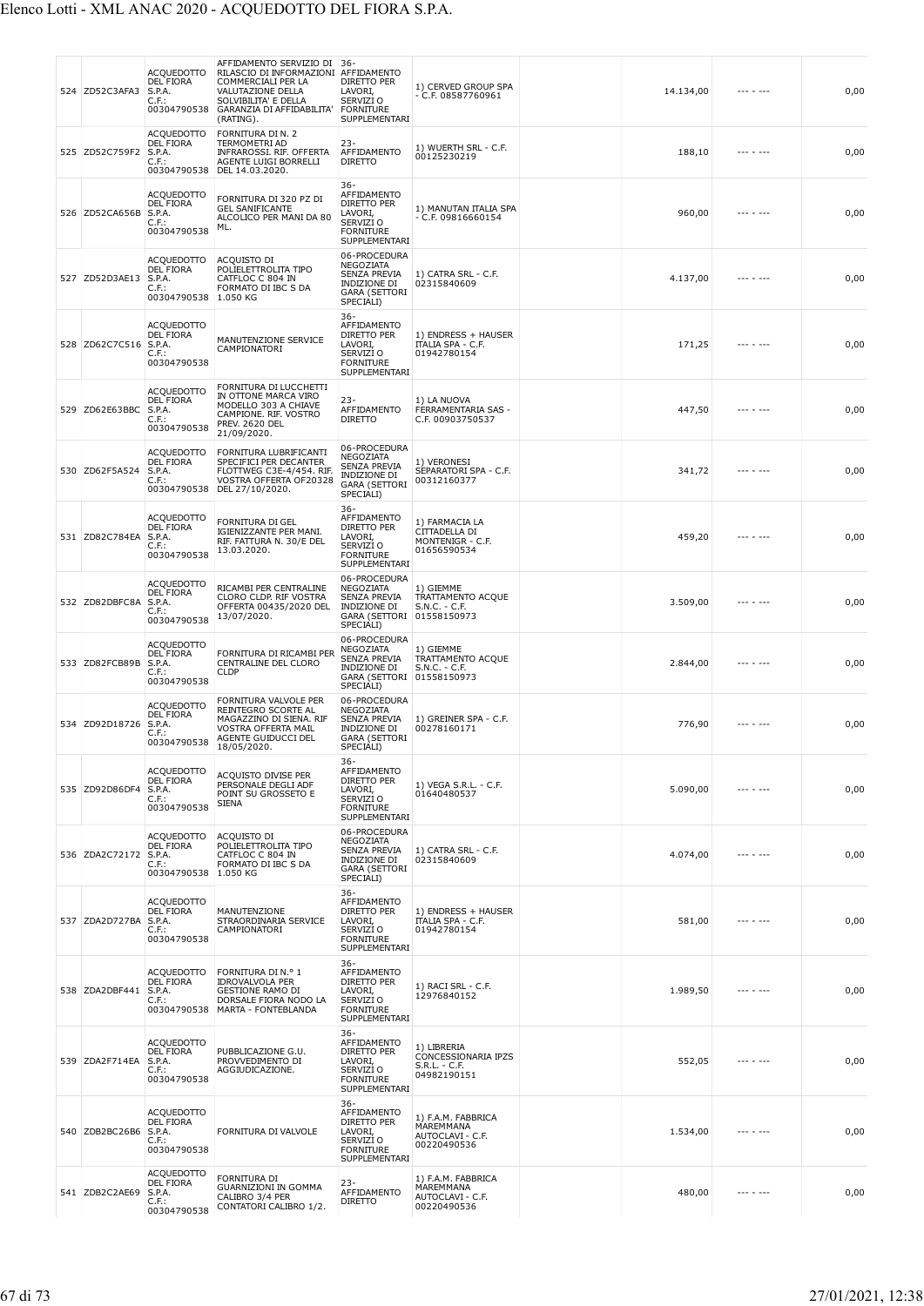| | | | | | | | | | |
|---|---|---|---|---|---|---|---|---|---|
| 524 | ZD52C3AFA3 | ACQUEDOTTO DEL FIORA S.P.A. C.F.: 00304790538 | AFFIDAMENTO SERVIZIO DI RILASCIO DI INFORMAZIONI COMMERCIALI PER LA VALUTAZIONE DELLA SOLVIBILITA' E DELLA GARANZIA DI AFFIDABILITA' (RATING). | 36-AFFIDAMENTO DIRETTO PER LAVORI, SERVIZI O FORNITURE SUPPLEMENTARI | 1) CERVED GROUP SPA - C.F. 08587760961 | | 14.134,00 | --- - --- | 0,00 |
| 525 | ZD52C759F2 | ACQUEDOTTO DEL FIORA S.P.A. C.F.: 00304790538 | FORNITURA DI N. 2 TERMOMETRI AD INFRAROSSI. RIF. OFFERTA AGENTE LUIGI BORRELLI DEL 14.03.2020. | 23-AFFIDAMENTO DIRETTO | 1) WUERTH SRL - C.F. 00125230219 | | 188,10 | --- - --- | 0,00 |
| 526 | ZD52CA656B | ACQUEDOTTO DEL FIORA S.P.A. C.F.: 00304790538 | FORNITURA DI 320 PZ DI GEL SANIFICANTE ALCOLICO PER MANI DA 80 ML. | 36-AFFIDAMENTO DIRETTO PER LAVORI, SERVIZI O FORNITURE SUPPLEMENTARI | 1) MANUTAN ITALIA SPA - C.F. 09816660154 | | 960,00 | --- - --- | 0,00 |
| 527 | ZD52D3AE13 | ACQUEDOTTO DEL FIORA S.P.A. C.F.: 00304790538 | ACQUISTO DI POLIELETTROLITA TIPO CATFLOC C 804 IN FORMATO DI IBC S DA 1.050 KG | 06-PROCEDURA NEGOZIATA SENZA PREVIA INDIZIONE DI GARA (SETTORI SPECIALI) | 1) CATRA SRL - C.F. 02315840609 | | 4.137,00 | --- - --- | 0,00 |
| 528 | ZD62C7C516 | ACQUEDOTTO DEL FIORA S.P.A. C.F.: 00304790538 | MANUTENZIONE SERVICE CAMPIONATORI | 36-AFFIDAMENTO DIRETTO PER LAVORI, SERVIZI O FORNITURE SUPPLEMENTARI | 1) ENDRESS + HAUSER ITALIA SPA - C.F. 01942780154 | | 171,25 | --- - --- | 0,00 |
| 529 | ZD62E63BBC | ACQUEDOTTO DEL FIORA S.P.A. C.F.: 00304790538 | FORNITURA DI LUCCHETTI IN OTTONE MARCA VIRO MODELLO 303 A CHIAVE CAMPIONE. RIF. VOSTRO PREV. 2620 DEL 21/09/2020. | 23-AFFIDAMENTO DIRETTO | 1) LA NUOVA FERRAMENTARIA SAS - C.F. 00903750537 | | 447,50 | --- - --- | 0,00 |
| 530 | ZD62F5A524 | ACQUEDOTTO DEL FIORA S.P.A. C.F.: 00304790538 | FORNITURA LUBRIFICANTI SPECIFICI PER DECANTER FLOTTWEG C3E-4/454. RIF. VOSTRA OFFERTA OF20328 DEL 27/10/2020. | 06-PROCEDURA NEGOZIATA SENZA PREVIA INDIZIONE DI GARA (SETTORI SPECIALI) | 1) VERONESI SEPARATORI SPA - C.F. 00312160377 | | 341,72 | --- - --- | 0,00 |
| 531 | ZD82C784EA | ACQUEDOTTO DEL FIORA S.P.A. C.F.: 00304790538 | FORNITURA DI GEL IGIENIZZANTE PER MANI. RIF. FATTURA N. 30/E DEL 13.03.2020. | 36-AFFIDAMENTO DIRETTO PER LAVORI, SERVIZI O FORNITURE SUPPLEMENTARI | 1) FARMACIA LA CITTADELLA DI MONTENIGR - C.F. 01656590534 | | 459,20 | --- - --- | 0,00 |
| 532 | ZD82DBFC8A | ACQUEDOTTO DEL FIORA S.P.A. C.F.: 00304790538 | RICAMBI PER CENTRALINE CLORO CLDP. RIF VOSTRA OFFERTA 00435/2020 DEL 13/07/2020. | 06-PROCEDURA NEGOZIATA SENZA PREVIA INDIZIONE DI GARA (SETTORI SPECIALI) | 1) GIEMME TRATTAMENTO ACQUE S.N.C. - C.F. 01558150973 | | 3.509,00 | --- - --- | 0,00 |
| 533 | ZD82FCB89B | ACQUEDOTTO DEL FIORA S.P.A. C.F.: 00304790538 | FORNITURA DI RICAMBI PER CENTRALINE DEL CLORO CLDP | 06-PROCEDURA NEGOZIATA SENZA PREVIA INDIZIONE DI GARA (SETTORI SPECIALI) | 1) GIEMME TRATTAMENTO ACQUE S.N.C. - C.F. 01558150973 | | 2.844,00 | --- - --- | 0,00 |
| 534 | ZD92D18726 | ACQUEDOTTO DEL FIORA S.P.A. C.F.: 00304790538 | FORNITURA VALVOLE PER REINTEGRO SCORTE AL MAGAZZINO DI SIENA. RIF VOSTRA OFFERTA MAIL AGENTE GUIDUCCI DEL 18/05/2020. | 06-PROCEDURA NEGOZIATA SENZA PREVIA INDIZIONE DI GARA (SETTORI SPECIALI) | 1) GREINER SPA - C.F. 00278160171 | | 776,90 | --- - --- | 0,00 |
| 535 | ZD92D86DF4 | ACQUEDOTTO DEL FIORA S.P.A. C.F.: 00304790538 | ACQUISTO DIVISE PER PERSONALE DEGLI ADF POINT SU GROSSETO E SIENA | 36-AFFIDAMENTO DIRETTO PER LAVORI, SERVIZI O FORNITURE SUPPLEMENTARI | 1) VEGA S.R.L. - C.F. 01640480537 | | 5.090,00 | --- - --- | 0,00 |
| 536 | ZDA2C72172 | ACQUEDOTTO DEL FIORA S.P.A. C.F.: 00304790538 | ACQUISTO DI POLIELETTROLITA TIPO CATFLOC C 804 IN FORMATO DI IBC S DA 1.050 KG | 06-PROCEDURA NEGOZIATA SENZA PREVIA INDIZIONE DI GARA (SETTORI SPECIALI) | 1) CATRA SRL - C.F. 02315840609 | | 4.074,00 | --- - --- | 0,00 |
| 537 | ZDA2D727BA | ACQUEDOTTO DEL FIORA S.P.A. C.F.: 00304790538 | MANUTENZIONE STRAORDINARIA SERVICE CAMPIONATORI | 36-AFFIDAMENTO DIRETTO PER LAVORI, SERVIZI O FORNITURE SUPPLEMENTARI | 1) ENDRESS + HAUSER ITALIA SPA - C.F. 01942780154 | | 581,00 | --- - --- | 0,00 |
| 538 | ZDA2DBF441 | ACQUEDOTTO DEL FIORA S.P.A. C.F.: 00304790538 | FORNITURA DI N.° 1 IDROVALVOLA PER GESTIONE RAMO DI DORSALE FIORA NODO LA MARTA - FONTEBLANDA | 36-AFFIDAMENTO DIRETTO PER LAVORI, SERVIZI O FORNITURE SUPPLEMENTARI | 1) RACI SRL - C.F. 12976840152 | | 1.989,50 | --- - --- | 0,00 |
| 539 | ZDA2F714EA | ACQUEDOTTO DEL FIORA S.P.A. C.F.: 00304790538 | PUBBLICAZIONE G.U. PROVVEDIMENTO DI AGGIUDICAZIONE. | 36-AFFIDAMENTO DIRETTO PER LAVORI, SERVIZI O FORNITURE SUPPLEMENTARI | 1) LIBRERIA CONCESSIONARIA IPZS S.R.L. - C.F. 04982190151 | | 552,05 | --- - --- | 0,00 |
| 540 | ZDB2BC26B6 | ACQUEDOTTO DEL FIORA S.P.A. C.F.: 00304790538 | FORNITURA DI VALVOLE | 36-AFFIDAMENTO DIRETTO PER LAVORI, SERVIZI O FORNITURE SUPPLEMENTARI | 1) F.A.M. FABBRICA MAREMMANA AUTOCLAVI - C.F. 00220490536 | | 1.534,00 | --- - --- | 0,00 |
| 541 | ZDB2C2AE69 | ACQUEDOTTO DEL FIORA S.P.A. C.F.: 00304790538 | FORNITURA DI GUARNIZIONI IN GOMMA CALIBRO 3/4 PER CONTATORI CALIBRO 1/2. | 23-AFFIDAMENTO DIRETTO | 1) F.A.M. FABBRICA MAREMMANA AUTOCLAVI - C.F. 00220490536 | | 480,00 | --- - --- | 0,00 |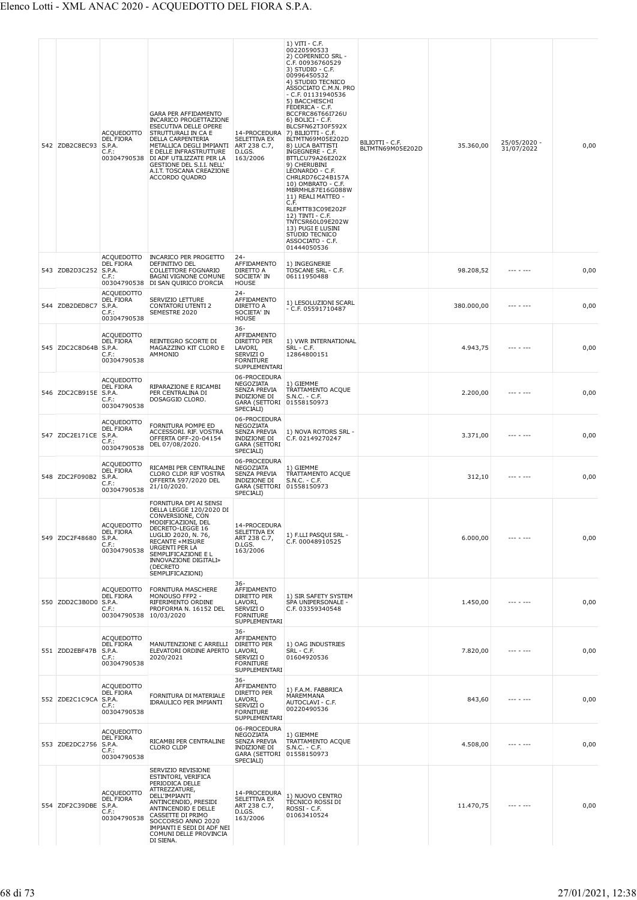| 542 | ZDB2C8EC93 | ACQUEDOTTO DEL FIORA S.P.A. C.F.: 00304790538 | GARA PER AFFIDAMENTO INCARICO PROGETTAZIONE ESECUTIVA DELLE OPERE STRUTTURALI IN CA E DELLA CARPENTERIA METALLICA DEGLI IMPIANTI E DELLE INFRASTRUTTURE DI ADF UTILIZZATE PER LA GESTIONE DEL S.I.I. NELL' A.I.T. TOSCANA CREAZIONE ACCORDO QUADRO | 14-PROCEDURA SELETTIVA EX ART 238 C.7, D.LGS. 163/2006 | 1) VITI - C.F. 00220590533 2) COPERNICO SRL - C.F. 00936760529 3) STUDIO - C.F. 00996450532 4) STUDIO TECNICO ASSOCIATO C.M.N. PRO - C.F. 01131940536 5) BACCHESCHI FEDERICA - C.F. BCCFRC86T66I726U 6) BOLICI - C.F. BLCSFN62T30F592X 7) BILIOTTI - C.F. BLTMTN69M05E202D 8) LUCA BATTISTI INGEGNERE - C.F. BTTLCU79A26E202X 9) CHERUBINI LEONARDO - C.F. CHRLRD76C24B157A 10) OMBRATO - C.F. MBRMHL87E16G088W 11) REALI MATTEO - C.F. RLEMTT83C09E202F 12) TINTI - C.F. TNTCSR60L09E202W 13) PUGI E LUSINI STUDIO TECNICO ASSOCIATO - C.F. 01444050536 | BILIOTTI - C.F. BLTMTN69M05E202D | 35.360,00 | 25/05/2020 - 31/07/2022 | 0,00 |
|---|---|---|---|---|---|---|---|---|---|
| 543 | ZDB2D3C252 | ACQUEDOTTO DEL FIORA S.P.A. C.F.: 00304790538 | INCARICO PER PROGETTO DEFINITIVO DEL COLLETTORE FOGNARIO BAGNI VIGNONE COMUNE DI SAN QUIRICO D'ORCIA | 24-AFFIDAMENTO DIRETTO A SOCIETA' IN HOUSE | 1) INGEGNERIE TOSCANE SRL - C.F. 06111950488 | | 98.208,52 | --- - --- | 0,00 |
| 544 | ZDB2DED8C7 | ACQUEDOTTO DEL FIORA S.P.A. C.F.: 00304790538 | SERVIZIO LETTURE CONTATORI UTENTI 2 SEMESTRE 2020 | 24-AFFIDAMENTO DIRETTO A SOCIETA' IN HOUSE | 1) LESOLUZIONI SCARL - C.F. 05591710487 | | 380.000,00 | --- - --- | 0,00 |
| 545 | ZDC2C8D64B | ACQUEDOTTO DEL FIORA S.P.A. C.F.: 00304790538 | REINTEGRO SCORTE DI MAGAZZINO KIT CLORO E AMMONIO | 36-AFFIDAMENTO DIRETTO PER LAVORI, SERVIZI O FORNITURE SUPPLEMENTARI | 1) VWR INTERNATIONAL SRL - C.F. 12864800151 | | 4.943,75 | --- - --- | 0,00 |
| 546 | ZDC2CB915E | ACQUEDOTTO DEL FIORA S.P.A. C.F.: 00304790538 | RIPARAZIONE E RICAMBI PER CENTRALINA DI DOSAGGIO CLORO. | 06-PROCEDURA NEGOZIATA SENZA PREVIA INDIZIONE DI GARA (SETTORI SPECIALI) | 1) GIEMME TRATTAMENTO ACQUE S.N.C. - C.F. 01558150973 | | 2.200,00 | --- - --- | 0,00 |
| 547 | ZDC2E171CE | ACQUEDOTTO DEL FIORA S.P.A. C.F.: 00304790538 | FORNITURA POMPE ED ACCESSORI. RIF. VOSTRA OFFERTA OFF-20-04154 DEL 07/08/2020. | 06-PROCEDURA NEGOZIATA SENZA PREVIA INDIZIONE DI GARA (SETTORI SPECIALI) | 1) NOVA ROTORS SRL - C.F. 02149270247 | | 3.371,00 | --- - --- | 0,00 |
| 548 | ZDC2F090B2 | ACQUEDOTTO DEL FIORA S.P.A. C.F.: 00304790538 | RICAMBI PER CENTRALINE CLORO CLDP. RIF VOSTRA OFFERTA 597/2020 DEL 21/10/2020. | 06-PROCEDURA NEGOZIATA SENZA PREVIA INDIZIONE DI GARA (SETTORI SPECIALI) | 1) GIEMME TRATTAMENTO ACQUE S.N.C. - C.F. 01558150973 | | 312,10 | --- - --- | 0,00 |
| 549 | ZDC2F48680 | ACQUEDOTTO DEL FIORA S.P.A. C.F.: 00304790538 | FORNITURA DPI AI SENSI DELLA LEGGE 120/2020 DI CONVERSIONE, CON MODIFICAZIONI, DEL DECRETO-LEGGE 16 LUGLIO 2020, N. 76, RECANTE «MISURE URGENTI PER LA SEMPLIFICAZIONE E L INNOVAZIONE DIGITALI» (DECRETO SEMPLIFICAZIONI) | 14-PROCEDURA SELETTIVA EX ART 238 C.7, D.LGS. 163/2006 | 1) F.LLI PASQUI SRL - C.F. 00048910525 | | 6.000,00 | --- - --- | 0,00 |
| 550 | ZDD2C3B0D0 | ACQUEDOTTO DEL FIORA S.P.A. C.F.: 00304790538 | FORNITURA MASCHERE MONOUSO FFP2 - RIFERIMENTO ORDINE PROFORMA N. 16152 DEL 10/03/2020 | 36-AFFIDAMENTO DIRETTO PER LAVORI, SERVIZI O FORNITURE SUPPLEMENTARI | 1) SIR SAFETY SYSTEM SPA UNIPERSONALE - C.F. 03359340548 | | 1.450,00 | --- - --- | 0,00 |
| 551 | ZDD2EBF47B | ACQUEDOTTO DEL FIORA S.P.A. C.F.: 00304790538 | MANUTENZIONE C ARRELLI ELEVATORI ORDINE APERTO 2020/2021 | 36-AFFIDAMENTO DIRETTO PER LAVORI, SERVIZI O FORNITURE SUPPLEMENTARI | 1) OAG INDUSTRIES SRL - C.F. 01604920536 | | 7.820,00 | --- - --- | 0,00 |
| 552 | ZDE2C1C9CA | ACQUEDOTTO DEL FIORA S.P.A. C.F.: 00304790538 | FORNITURA DI MATERIALE IDRAULICO PER IMPIANTI | 36-AFFIDAMENTO DIRETTO PER LAVORI, SERVIZI O FORNITURE SUPPLEMENTARI | 1) F.A.M. FABBRICA MAREMMANA AUTOCLAVI - C.F. 00220490536 | | 843,60 | --- - --- | 0,00 |
| 553 | ZDE2DC2756 | ACQUEDOTTO DEL FIORA S.P.A. C.F.: 00304790538 | RICAMBI PER CENTRALINE CLORO CLDP | 06-PROCEDURA NEGOZIATA SENZA PREVIA INDIZIONE DI GARA (SETTORI SPECIALI) | 1) GIEMME TRATTAMENTO ACQUE S.N.C. - C.F. 01558150973 | | 4.508,00 | --- - --- | 0,00 |
| 554 | ZDF2C39DBE | ACQUEDOTTO DEL FIORA S.P.A. C.F.: 00304790538 | SERVIZIO REVISIONE ESTINTORI, VERIFICA PERIODICA DELLE ATTREZZATURE, DELL'IMPIANTI ANTINCENDIO, PRESIDI ANTINCENDIO E DELLE CASSETTE DI PRIMO SOCCORSO ANNO 2020 IMPIANTI E SEDI DI ADF NEI COMUNI DELLE PROVINCIA DI SIENA. | 14-PROCEDURA SELETTIVA EX ART 238 C.7, D.LGS. 163/2006 | 1) NUOVO CENTRO TECNICO ROSSI DI ROSSI - C.F. 01063410524 | | 11.470,75 | --- - --- | 0,00 |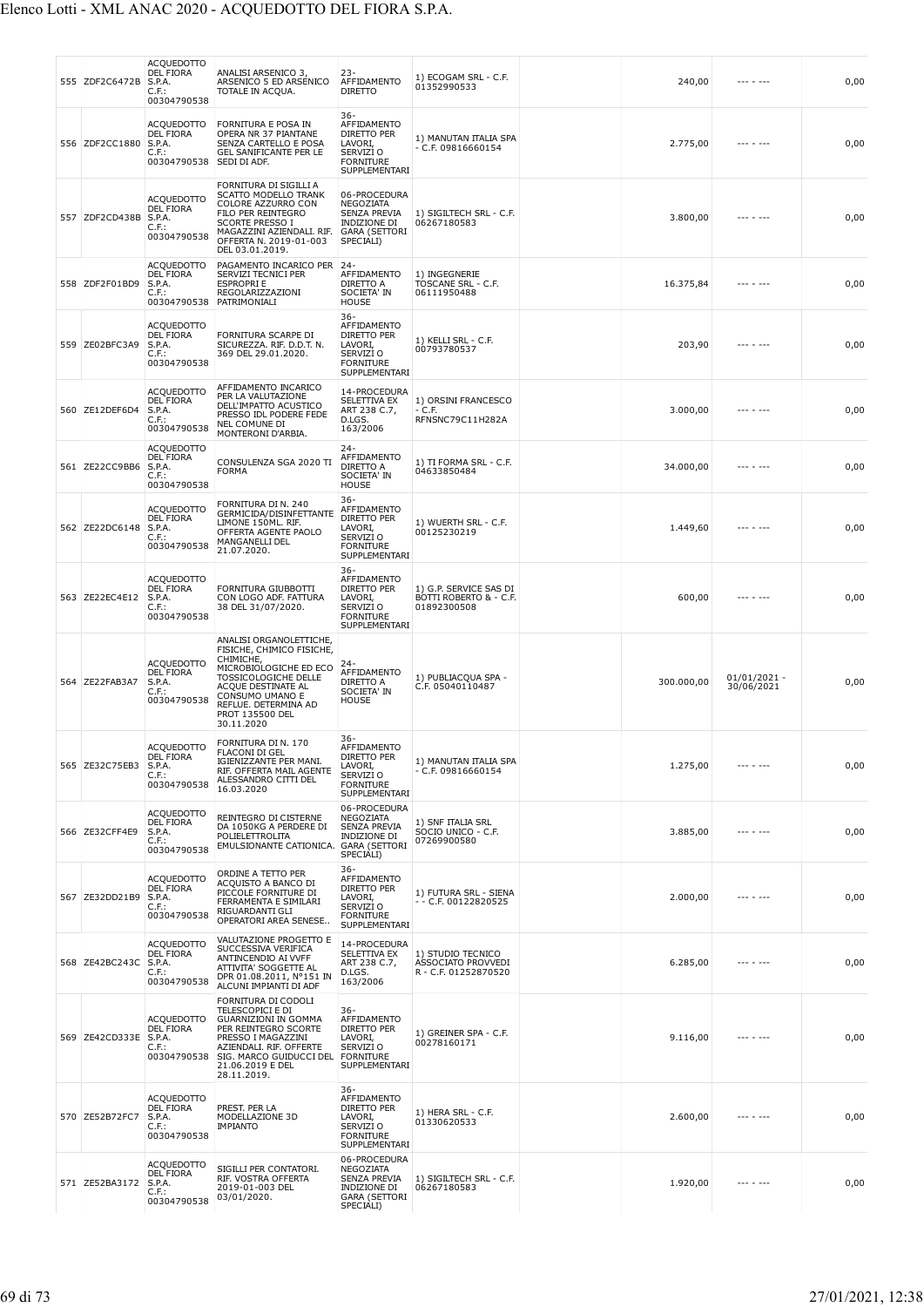| | | | | | | | | | |
|---|---|---|---|---|---|---|---|---|---|
| 555 | ZDF2C6472B | ACQUEDOTTO DEL FIORA S.P.A. C.F.: 00304790538 | ANALISI ARSENICO 3, ARSENICO 5 ED ARSENICO TOTALE IN ACQUA. | 23-AFFIDAMENTO DIRETTO | 1) ECOGAM SRL - C.F. 01352990533 | | 240,00 | --- - --- | 0,00 |
| 556 | ZDF2CC1880 | ACQUEDOTTO DEL FIORA S.P.A. C.F.: 00304790538 | FORNITURA E POSA IN OPERA NR 37 PIANTANE SENZA CARTELLO E POSA GEL SANIFICANTE PER LE SEDI DI ADF. | 36-AFFIDAMENTO DIRETTO PER LAVORI, SERVIZI O FORNITURE SUPPLEMENTARI | 1) MANUTAN ITALIA SPA - C.F. 09816660154 | | 2.775,00 | --- - --- | 0,00 |
| 557 | ZDF2CD438B | ACQUEDOTTO DEL FIORA S.P.A. C.F.: 00304790538 | FORNITURA DI SIGILLI A SCATTO MODELLO TRANK COLORE AZZURRO CON FILO PER REINTEGRO SCORTE PRESSO I MAGAZZINI AZIENDALI. RIF. OFFERTA N. 2019-01-003 DEL 03.01.2019. | 06-PROCEDURA NEGOZIATA SENZA PREVIA INDIZIONE DI GARA (SETTORI SPECIALI) | 1) SIGILTECH SRL - C.F. 06267180583 | | 3.800,00 | --- - --- | 0,00 |
| 558 | ZDF2F01BD9 | ACQUEDOTTO DEL FIORA S.P.A. C.F.: 00304790538 | PAGAMENTO INCARICO PER SERVIZI TECNICI PER ESPROPRI E REGOLARIZZAZIONI PATRIMONIALI | 24-AFFIDAMENTO DIRETTO A SOCIETA' IN HOUSE | 1) INGEGNERIE TOSCANE SRL - C.F. 06111950488 | | 16.375,84 | --- - --- | 0,00 |
| 559 | ZE02BFC3A9 | ACQUEDOTTO DEL FIORA S.P.A. C.F.: 00304790538 | FORNITURA SCARPE DI SICUREZZA. RIF. D.D.T. N. 369 DEL 29.01.2020. | 36-AFFIDAMENTO DIRETTO PER LAVORI, SERVIZI O FORNITURE SUPPLEMENTARI | 1) KELLI SRL - C.F. 00793780537 | | 203,90 | --- - --- | 0,00 |
| 560 | ZE12DEF6D4 | ACQUEDOTTO DEL FIORA S.P.A. C.F.: 00304790538 | AFFIDAMENTO INCARICO PER LA VALUTAZIONE DELL'IMPATTO ACUSTICO PRESSO IDL PODERE FEDE NEL COMUNE DI MONTERONI D'ARBIA. | 14-PROCEDURA SELETTIVA EX ART 238 C.7, D.LGS. 163/2006 | 1) ORSINI FRANCESCO - C.F. RFNSNC79C11H282A | | 3.000,00 | --- - --- | 0,00 |
| 561 | ZE22CC9BB6 | ACQUEDOTTO DEL FIORA S.P.A. C.F.: 00304790538 | CONSULENZA SGA 2020 TI FORMA | 24-AFFIDAMENTO DIRETTO A SOCIETA' IN HOUSE | 1) TI FORMA SRL - C.F. 04633850484 | | 34.000,00 | --- - --- | 0,00 |
| 562 | ZE22DC6148 | ACQUEDOTTO DEL FIORA S.P.A. C.F.: 00304790538 | FORNITURA DI N. 240 GERMICIDA/DISINFETTANTE LIMONE 150ML. RIF. OFFERTA AGENTE PAOLO MANGANELLI DEL 21.07.2020. | 36-AFFIDAMENTO DIRETTO PER LAVORI, SERVIZI O FORNITURE SUPPLEMENTARI | 1) WUERTH SRL - C.F. 00125230219 | | 1.449,60 | --- - --- | 0,00 |
| 563 | ZE22EC4E12 | ACQUEDOTTO DEL FIORA S.P.A. C.F.: 00304790538 | FORNITURA GIUBBOTTI CON LOGO ADF. FATTURA 38 DEL 31/07/2020. | 36-AFFIDAMENTO DIRETTO PER LAVORI, SERVIZI O FORNITURE SUPPLEMENTARI | 1) G.P. SERVICE SAS DI BOTTI ROBERTO & - C.F. 01892300508 | | 600,00 | --- - --- | 0,00 |
| 564 | ZE22FAB3A7 | ACQUEDOTTO DEL FIORA S.P.A. C.F.: 00304790538 | ANALISI ORGANOLETTICHE, FISICHE, CHIMICO FISICHE, CHIMICHE, MICROBIOLOGICHE ED ECO TOSSICOLOGICHE DELLE ACQUE DESTINATE AL CONSUMO UMANO E REFLUE. DETERMINA AD PROT 135500 DEL 30.11.2020 | 24-AFFIDAMENTO DIRETTO A SOCIETA' IN HOUSE | 1) PUBLIACQUA SPA - C.F. 05040110487 | | 300.000,00 | 01/01/2021 - 30/06/2021 | 0,00 |
| 565 | ZE32C75EB3 | ACQUEDOTTO DEL FIORA S.P.A. C.F.: 00304790538 | FORNITURA DI N. 170 FLACONI DI GEL IGIENIZZANTE PER MANI. RIF. OFFERTA MAIL AGENTE ALESSANDRO CITTI DEL 16.03.2020 | 36-AFFIDAMENTO DIRETTO PER LAVORI, SERVIZI O FORNITURE SUPPLEMENTARI | 1) MANUTAN ITALIA SPA - C.F. 09816660154 | | 1.275,00 | --- - --- | 0,00 |
| 566 | ZE32CFF4E9 | ACQUEDOTTO DEL FIORA S.P.A. C.F.: 00304790538 | REINTEGRO DI CISTERNE DA 1050KG A PERDERE DI POLIELETTROLITA EMULSIONANTE CATIONICA. | 06-PROCEDURA NEGOZIATA SENZA PREVIA INDIZIONE DI GARA (SETTORI SPECIALI) | 1) SNF ITALIA SRL SOCIO UNICO - C.F. 07269900580 | | 3.885,00 | --- - --- | 0,00 |
| 567 | ZE32DD21B9 | ACQUEDOTTO DEL FIORA S.P.A. C.F.: 00304790538 | ORDINE A TETTO PER ACQUISTO A BANCO DI PICCOLE FORNITURE DI FERRAMENTA E SIMILARI RIGUARDANTI GLI OPERATORI AREA SENESE.. | 36-AFFIDAMENTO DIRETTO PER LAVORI, SERVIZI O FORNITURE SUPPLEMENTARI | 1) FUTURA SRL - SIENA - - C.F. 00122820525 | | 2.000,00 | --- - --- | 0,00 |
| 568 | ZE42BC243C | ACQUEDOTTO DEL FIORA S.P.A. C.F.: 00304790538 | VALUTAZIONE PROGETTO E SUCCESSIVA VERIFICA ANTINCENDIO AI VVFF ATTIVITA' SOGGETTE AL DPR 01.08.2011, N°151 IN ALCUNI IMPIANTI DI ADF | 14-PROCEDURA SELETTIVA EX ART 238 C.7, D.LGS. 163/2006 | 1) STUDIO TECNICO ASSOCIATO PROVVEDI R - C.F. 01252870520 | | 6.285,00 | --- - --- | 0,00 |
| 569 | ZE42CD333E | ACQUEDOTTO DEL FIORA S.P.A. C.F.: 00304790538 | FORNITURA DI CODOLI TELESCOPICI E DI GUARNIZIONI IN GOMMA PER REINTEGRO SCORTE PRESSO I MAGAZZINI AZIENDALI. RIF. OFFERTE SIG. MARCO GUIDUCCI DEL 21.06.2019 E DEL 28.11.2019. | 36-AFFIDAMENTO DIRETTO PER LAVORI, SERVIZI O FORNITURE SUPPLEMENTARI | 1) GREINER SPA - C.F. 00278160171 | | 9.116,00 | --- - --- | 0,00 |
| 570 | ZE52B72FC7 | ACQUEDOTTO DEL FIORA S.P.A. C.F.: 00304790538 | PREST. PER LA MODELLAZIONE 3D IMPIANTO | 36-AFFIDAMENTO DIRETTO PER LAVORI, SERVIZI O FORNITURE SUPPLEMENTARI | 1) HERA SRL - C.F. 01330620533 | | 2.600,00 | --- - --- | 0,00 |
| 571 | ZE52BA3172 | ACQUEDOTTO DEL FIORA S.P.A. C.F.: 00304790538 | SIGILLI PER CONTATORI. RIF. VOSTRA OFFERTA 2019-01-003 DEL 03/01/2020. | 06-PROCEDURA NEGOZIATA SENZA PREVIA INDIZIONE DI GARA (SETTORI SPECIALI) | 1) SIGILTECH SRL - C.F. 06267180583 | | 1.920,00 | --- - --- | 0,00 |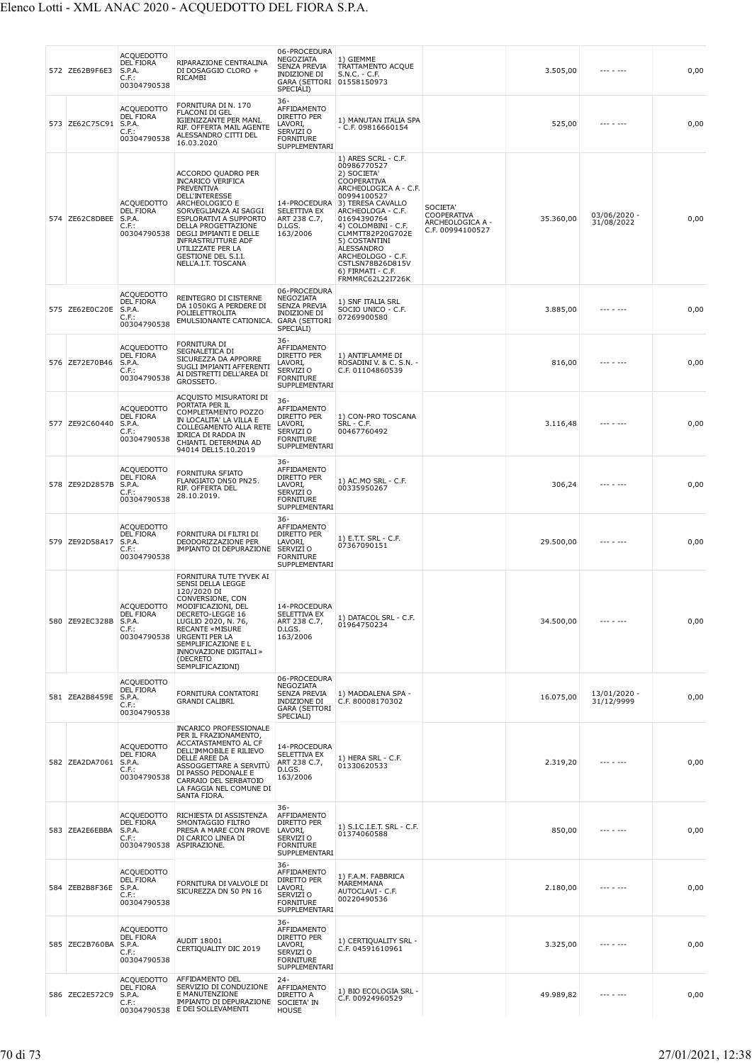| 572 | ZE62B9F6E3 | ACQUEDOTTO DEL FIORA S.P.A. C.F.: 00304790538 | RIPARAZIONE CENTRALINA DI DOSAGGIO CLORO + RICAMBI | 06-PROCEDURA NEGOZIATA SENZA PREVIA INDIZIONE DI GARA (SETTORI SPECIALI) | 1) GIEMME TRATTAMENTO ACQUE S.N.C. - C.F. 01558150973 | | 3.505,00 | --- - --- | 0,00 |
|---|---|---|---|---|---|---|---|---|---|
| 573 | ZE62C75C91 | ACQUEDOTTO DEL FIORA S.P.A. C.F.: 00304790538 | FORNITURA DI N. 170 FLACONI DI GEL IGIENIZZANTE PER MANI. RIF. OFFERTA MAIL AGENTE ALESSANDRO CITTI DEL 16.03.2020 | 36-AFFIDAMENTO DIRETTO PER LAVORI, SERVIZI O FORNITURE SUPPLEMENTARI | 1) MANUTAN ITALIA SPA - C.F. 09816660154 | | 525,00 | --- - --- | 0,00 |
| 574 | ZE62C8DBEE | ACQUEDOTTO DEL FIORA S.P.A. C.F.: 00304790538 | ACCORDO QUADRO PER INCARICO VERIFICA PREVENTIVA DELL'INTERESSE ARCHEOLOGICO E SORVEGLIANZA AI SAGGI ESPLORATIVI A SUPPORTO DELLA PROGETTAZIONE DEGLI IMPIANTI E DELLE INFRASTRUTTURE ADF UTILIZZATE PER LA GESTIONE DEL S.I.I. NELL'A.I.T. TOSCANA | 14-PROCEDURA SELETTIVA EX ART 238 C.7, D.LGS. 163/2006 | 1) ARES SCRL - C.F. 00986770527 2) SOCIETA' COOPERATIVA ARCHEOLOGICA A - C.F. 00994100527 3) TERESA CAVALLO ARCHEOLOGA - C.F. 01694390764 4) COLOMBINI - C.F. CLMMTT82P20G702E 5) COSTANTINI ALESSANDRO ARCHEOLOGO - C.F. CSTLSN78B26D815V 6) FIRMATI - C.F. FRMMRC62L22I726K | SOCIETA' COOPERATIVA ARCHEOLOGICA A - C.F. 00994100527 | 35.360,00 | 03/06/2020 - 31/08/2022 | 0,00 |
| 575 | ZE62E0C20E | ACQUEDOTTO DEL FIORA S.P.A. C.F.: 00304790538 | REINTEGRO DI CISTERNE DA 1050KG A PERDERE DI POLIELETTROLITA EMULSIONANTE CATIONICA. | 06-PROCEDURA NEGOZIATA SENZA PREVIA INDIZIONE DI GARA (SETTORI SPECIALI) | 1) SNF ITALIA SRL SOCIO UNICO - C.F. 07269900580 | | 3.885,00 | --- - --- | 0,00 |
| 576 | ZE72E70B46 | ACQUEDOTTO DEL FIORA S.P.A. C.F.: 00304790538 | FORNITURA DI SEGNALETICA DI SICUREZZA DA APPORRE SUGLI IMPIANTI AFFERENTI AI DISTRETTI DELL'AREA DI GROSSETO. | 36-AFFIDAMENTO DIRETTO PER LAVORI, SERVIZI O FORNITURE SUPPLEMENTARI | 1) ANTIFLAMME DI ROSADINI V. & C. S.N. - C.F. 01104860539 | | 816,00 | --- - --- | 0,00 |
| 577 | ZE92C60440 | ACQUEDOTTO DEL FIORA S.P.A. C.F.: 00304790538 | ACQUISTO MISURATORI DI PORTATA PER IL COMPLETAMENTO POZZO IN LOCALITA' LA VILLA E COLLEGAMENTO ALLA RETE IDRICA DI RADDA IN CHIANTI. DETERMINA AD 94014 DEL15.10.2019 | 36-AFFIDAMENTO DIRETTO PER LAVORI, SERVIZI O FORNITURE SUPPLEMENTARI | 1) CON-PRO TOSCANA SRL - C.F. 00467760492 | | 3.116,48 | --- - --- | 0,00 |
| 578 | ZE92D2857B | ACQUEDOTTO DEL FIORA S.P.A. C.F.: 00304790538 | FORNITURA SFIATO FLANGIATO DN50 PN25. RIF. OFFERTA DEL 28.10.2019. | 36-AFFIDAMENTO DIRETTO PER LAVORI, SERVIZI O FORNITURE SUPPLEMENTARI | 1) AC.MO SRL - C.F. 00335950267 | | 306,24 | --- - --- | 0,00 |
| 579 | ZE92D58A17 | ACQUEDOTTO DEL FIORA S.P.A. C.F.: 00304790538 | FORNITURA DI FILTRI DI DEODORIZZAZIONE PER IMPIANTO DI DEPURAZIONE | 36-AFFIDAMENTO DIRETTO PER LAVORI, SERVIZI O FORNITURE SUPPLEMENTARI | 1) E.T.T. SRL - C.F. 07367090151 | | 29.500,00 | --- - --- | 0,00 |
| 580 | ZE92EC328B | ACQUEDOTTO DEL FIORA S.P.A. C.F.: 00304790538 | FORNITURA TUTE TYVEK AI SENSI DELLA LEGGE 120/2020 DI CONVERSIONE, CON MODIFICAZIONI, DEL DECRETO-LEGGE 16 LUGLIO 2020, N. 76, RECANTE «MISURE URGENTI PER LA SEMPLIFICAZIONE E L INNOVAZIONE DIGITALI» (DECRETO SEMPLIFICAZIONI) | 14-PROCEDURA SELETTIVA EX ART 238 C.7, D.LGS. 163/2006 | 1) DATACOL SRL - C.F. 01964750234 | | 34.500,00 | --- - --- | 0,00 |
| 581 | ZEA2B8459E | ACQUEDOTTO DEL FIORA S.P.A. C.F.: 00304790538 | FORNITURA CONTATORI GRANDI CALIBRI. | 06-PROCEDURA NEGOZIATA SENZA PREVIA INDIZIONE DI GARA (SETTORI SPECIALI) | 1) MADDALENA SPA - C.F. 80008170302 | | 16.075,00 | 13/01/2020 - 31/12/9999 | 0,00 |
| 582 | ZEA2DA7061 | ACQUEDOTTO DEL FIORA S.P.A. C.F.: 00304790538 | INCARICO PROFESSIONALE PER IL FRAZIONAMENTO, ACCATASTAMENTO AL CF DELL'IMMOBILE E RILIEVO DELLE AREE DA ASSOGGETTARE A SERVITÙ DI PASSO PEDONALE E CARRAIO DEL SERBATOIO LA FAGGIA NEL COMUNE DI SANTA FIORA. | 14-PROCEDURA SELETTIVA EX ART 238 C.7, D.LGS. 163/2006 | 1) HERA SRL - C.F. 01330620533 | | 2.319,20 | --- - --- | 0,00 |
| 583 | ZEA2E6EBBA | ACQUEDOTTO DEL FIORA S.P.A. C.F.: 00304790538 | RICHIESTA DI ASSISTENZA SMONTAGGIO FILTRO PRESA A MARE CON PROVE DI CARICO LINEA DI ASPIRAZIONE. | 36-AFFIDAMENTO DIRETTO PER LAVORI, SERVIZI O FORNITURE SUPPLEMENTARI | 1) S.I.C.I.E.T. SRL - C.F. 01374060588 | | 850,00 | --- - --- | 0,00 |
| 584 | ZEB2B8F36E | ACQUEDOTTO DEL FIORA S.P.A. C.F.: 00304790538 | FORNITURA DI VALVOLE DI SICUREZZA DN 50 PN 16 | 36-AFFIDAMENTO DIRETTO PER LAVORI, SERVIZI O FORNITURE SUPPLEMENTARI | 1) F.A.M. FABBRICA MAREMMANA AUTOCLAVI - C.F. 00220490536 | | 2.180,00 | --- - --- | 0,00 |
| 585 | ZEC2B760BA | ACQUEDOTTO DEL FIORA S.P.A. C.F.: 00304790538 | AUDIT 18001 CERTIQUALITY DIC 2019 | 36-AFFIDAMENTO DIRETTO PER LAVORI, SERVIZI O FORNITURE SUPPLEMENTARI | 1) CERTIQUALITY SRL - C.F. 04591610961 | | 3.325,00 | --- - --- | 0,00 |
| 586 | ZEC2E572C9 | ACQUEDOTTO DEL FIORA S.P.A. C.F.: 00304790538 | AFFIDAMENTO DEL SERVIZIO DI CONDUZIONE E MANUTENZIONE IMPIANTO DI DEPURAZIONE E DEI SOLLEVAMENTI | 24-AFFIDAMENTO DIRETTO A SOCIETA' IN HOUSE | 1) BIO ECOLOGIA SRL - C.F. 00924960529 | | 49.989,82 | --- - --- | 0,00 |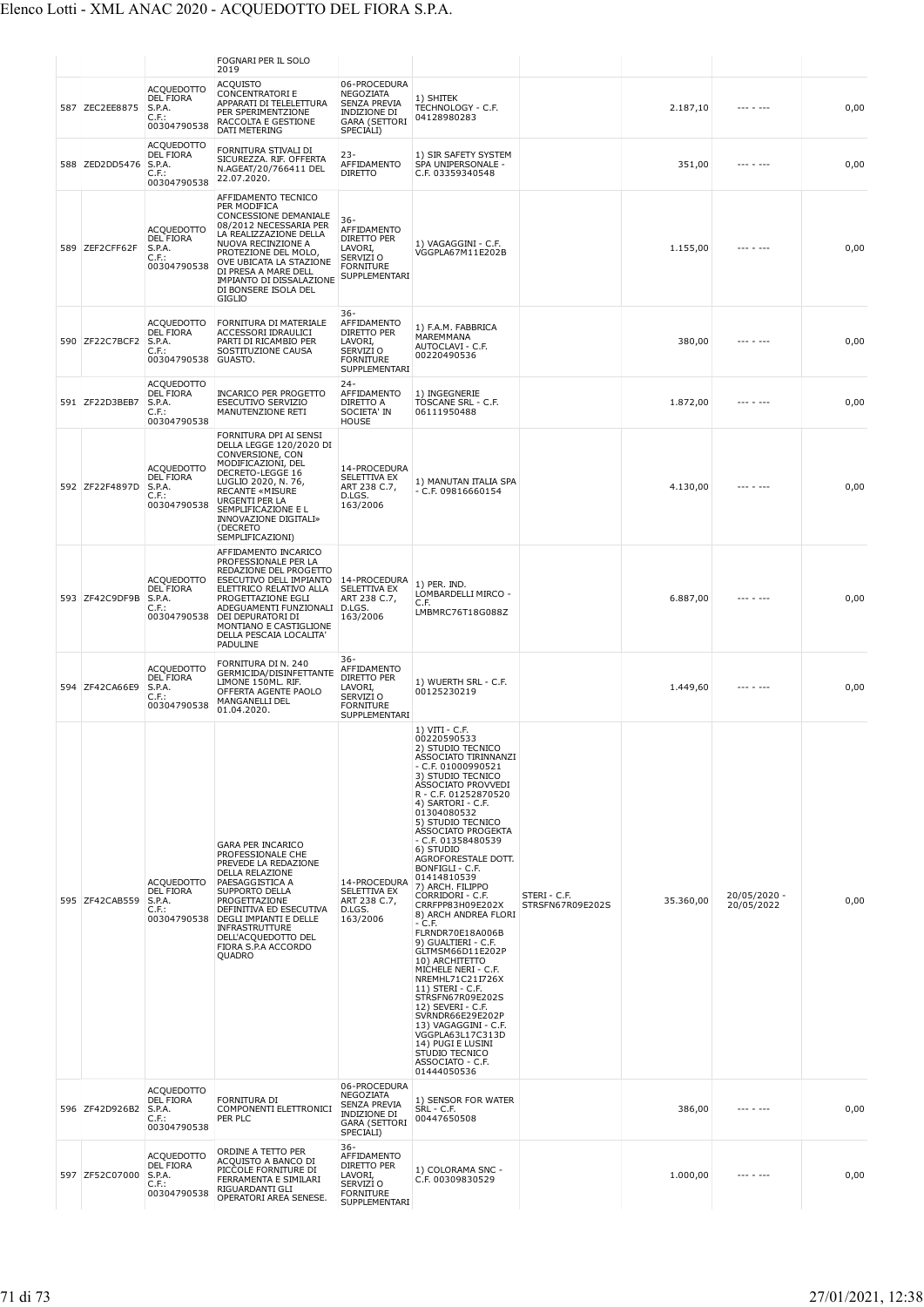|  |  |  | FOGNARI PER IL SOLO 2019 |  |  |  |  |  |  |
|---|---|---|---|---|---|---|---|---|---|
| 587 | ZEC2EE8875 | ACQUEDOTTO DEL FIORA S.P.A. C.F.: 00304790538 | ACQUISTO CONCENTRATORI E APPARATI DI TELELETTURA PER SPERIMENTZIONE RACCOLTA E GESTIONE DATI METERING | 06-PROCEDURA NEGOZIATA SENZA PREVIA INDIZIONE DI GARA (SETTORI SPECIALI) | 1) SHITEK TECHNOLOGY - C.F. 04128980283 |  | 2.187,10 | --- - --- | 0,00 |
| 588 | ZED2DD5476 | ACQUEDOTTO DEL FIORA S.P.A. C.F.: 00304790538 | FORNITURA STIVALI DI SICUREZZA. RIF. OFFERTA N.AGEAT/20/766411 DEL 22.07.2020. | 23-AFFIDAMENTO DIRETTO | 1) SIR SAFETY SYSTEM SPA UNIPERSONALE - C.F. 03359340548 |  | 351,00 | --- - --- | 0,00 |
| 589 | ZEF2CFF62F | ACQUEDOTTO DEL FIORA S.P.A. C.F.: 00304790538 | AFFIDAMENTO TECNICO PER MODIFICA CONCESSIONE DEMANIALE 08/2012 NECESSARIA PER LA REALIZZAZIONE DELLA NUOVA RECINZIONE A PROTEZIONE DEL MOLO, OVE UBICATA LA STAZIONE DI PRESA A MARE DELL IMPIANTO DI DISSALAZIONE DI BONSERE ISOLA DEL GIGLIO | 36-AFFIDAMENTO DIRETTO PER LAVORI, SERVIZI O FORNITURE SUPPLEMENTARI | 1) VAGAGGINI - C.F. VGGPLA67M11E202B |  | 1.155,00 | --- - --- | 0,00 |
| 590 | ZF22C7BCF2 | ACQUEDOTTO DEL FIORA S.P.A. C.F.: 00304790538 | FORNITURA DI MATERIALE ACCESSORI IDRAULICI PARTI DI RICAMBIO PER SOSTITUZIONE CAUSA GUASTO. | 36-AFFIDAMENTO DIRETTO PER LAVORI, SERVIZI O FORNITURE SUPPLEMENTARI | 1) F.A.M. FABBRICA MAREMMANA AUTOCLAVI - C.F. 00220490536 |  | 380,00 | --- - --- | 0,00 |
| 591 | ZF22D3BEB7 | ACQUEDOTTO DEL FIORA S.P.A. C.F.: 00304790538 | INCARICO PER PROGETTO ESECUTIVO SERVIZIO MANUTENZIONE RETI | 24-AFFIDAMENTO DIRETTO A SOCIETA' IN HOUSE | 1) INGEGNERIE TOSCANE SRL - C.F. 06111950488 |  | 1.872,00 | --- - --- | 0,00 |
| 592 | ZF22F4897D | ACQUEDOTTO DEL FIORA S.P.A. C.F.: 00304790538 | FORNITURA DPI AI SENSI DELLA LEGGE 120/2020 DI CONVERSIONE, CON MODIFICAZIONI, DEL DECRETO-LEGGE 16 LUGLIO 2020, N. 76, RECANTE «MISURE URGENTI PER LA SEMPLIFICAZIONE E L INNOVAZIONE DIGITALI» (DECRETO SEMPLIFICAZIONI) | 14-PROCEDURA SELETTIVA EX ART 238 C.7, D.LGS. 163/2006 | 1) MANUTAN ITALIA SPA - C.F. 09816660154 |  | 4.130,00 | --- - --- | 0,00 |
| 593 | ZF42C9DF9B | ACQUEDOTTO DEL FIORA S.P.A. C.F.: 00304790538 | AFFIDAMENTO INCARICO PROFESSIONALE PER LA REDAZIONE DEL PROGETTO ESECUTIVO DELL IMPIANTO ELETTRICO RELATIVO ALLA PROGETTAZIONE EGLI ADEGUAMENTI FUNZIONALI DEI DEPURATORI DI MONTIANO E CASTIGLIONE DELLA PESCAIA LOCALITA' PADULINE | 14-PROCEDURA SELETTIVA EX ART 238 C.7, D.LGS. 163/2006 | 1) PER. IND. LOMBARDELLI MIRCO - C.F. LMBMRC76T18G088Z |  | 6.887,00 | --- - --- | 0,00 |
| 594 | ZF42CA66E9 | ACQUEDOTTO DEL FIORA S.P.A. C.F.: 00304790538 | FORNITURA DI N. 240 GERMICIDA/DISINFETTANTE LIMONE 150ML. RIF. OFFERTA AGENTE PAOLO MANGANELLI DEL 01.04.2020. | 36-AFFIDAMENTO DIRETTO PER LAVORI, SERVIZI O FORNITURE SUPPLEMENTARI | 1) WUERTH SRL - C.F. 00125230219 |  | 1.449,60 | --- - --- | 0,00 |
| 595 | ZF42CAB559 | ACQUEDOTTO DEL FIORA S.P.A. C.F.: 00304790538 | GARA PER INCARICO PROFESSIONALE CHE PREVEDE LA REDAZIONE DELLA RELAZIONE PAESAGGISTICA A SUPPORTO DELLA PROGETTAZIONE DEFINITIVA ED ESECUTIVA DEGLI IMPIANTI E DELLE INFRASTRUTTURE DELL'ACQUEDOTTO DEL FIORA S.P.A ACCORDO QUADRO | 14-PROCEDURA SELETTIVA EX ART 238 C.7, D.LGS. 163/2006 | 1) VITI - C.F. 00220590533 2) STUDIO TECNICO ASSOCIATO TIRINNANZI - C.F. 01000990521 3) STUDIO TECNICO ASSOCIATO PROVVEDI R - C.F. 01252870520 4) SARTORI - C.F. 01304080532 5) STUDIO TECNICO ASSOCIATO PROGEKTA - C.F. 01358480539 6) STUDIO AGROFORESTALE DOTT. BONFIGLI - C.F. 01414810539 7) ARCH. FILIPPO CORRIDORI - C.F. CRRFPP83H09E202X 8) ARCH ANDREA FLORI - C.F. FLRNDR70E18A006B 9) GUALTIERI - C.F. GLTMSM66D11E202P 10) ARCHITETTO MICHELE NERI - C.F. NREMHL71C21I726X 11) STERI - C.F. STRSFN67R09E202S 12) SEVERI - C.F. SVRNDR66E29E202P 13) VAGAGGINI - C.F. VGGPLA63L17C313D 14) PUGI E LUSINI STUDIO TECNICO ASSOCIATO - C.F. 01444050536 | STERI - C.F. STRSFN67R09E202S | 35.360,00 | 20/05/2020 - 20/05/2022 | 0,00 |
| 596 | ZF42D926B2 | ACQUEDOTTO DEL FIORA S.P.A. C.F.: 00304790538 | FORNITURA DI COMPONENTI ELETTRONICI PER PLC | 06-PROCEDURA NEGOZIATA SENZA PREVIA INDIZIONE DI GARA (SETTORI SPECIALI) | 1) SENSOR FOR WATER SRL - C.F. 00447650508 |  | 386,00 | --- - --- | 0,00 |
| 597 | ZF52C07000 | ACQUEDOTTO DEL FIORA S.P.A. C.F.: 00304790538 | ORDINE A TETTO PER ACQUISTO A BANCO DI PICCOLE FORNITURE DI FERRAMENTA E SIMILARI RIGUARDANTI GLI OPERATORI AREA SENESE. | 36-AFFIDAMENTO DIRETTO PER LAVORI, SERVIZI O FORNITURE SUPPLEMENTARI | 1) COLORAMA SNC - C.F. 00309830529 |  | 1.000,00 | --- - --- | 0,00 |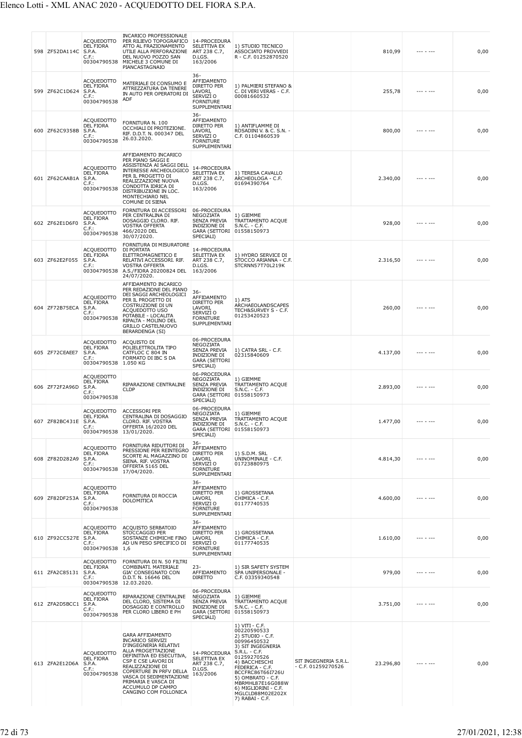| | | | | | | | | | |
|---|---|---|---|---|---|---|---|---|---|
| 598 | ZF52DA114C | ACQUEDOTTO DEL FIORA S.P.A. C.F.: 00304790538 | INCARICO PROFESSIONALE PER RILIEVO TOPOGRAFICO ATTO AL FRAZIONAMENTO UTILE ALLA PERFORAZIONE DEL NUOVO POZZO SAN MICHELE 3 COMUNE DI PIANCASTAGNAIO | 14-PROCEDURA SELETTIVA EX ART 238 C.7, D.LGS. 163/2006 | 1) STUDIO TECNICO ASSOCIATO PROVVEDI R - C.F. 01252870520 | | 810,99 | --- - --- | 0,00 |
| 599 | ZF62C1D624 | ACQUEDOTTO DEL FIORA S.P.A. C.F.: 00304790538 | MATERIALE DI CONSUMO E ATTREZZATURA DA TENERE IN AUTO PER OPERATORI DI ADF | 36-AFFIDAMENTO DIRETTO PER LAVORI, SERVIZI O FORNITURE SUPPLEMENTARI | 1) PALMIERI STEFANO & C. DI VERI VERAS - C.F. 00081660532 | | 255,78 | --- - --- | 0,00 |
| 600 | ZF62C9358B | ACQUEDOTTO DEL FIORA S.P.A. C.F.: 00304790538 | FORNITURA N. 100 OCCHIALI DI PROTEZIONE. RIF. D.D.T. N. 000347 DEL 26.03.2020. | 36-AFFIDAMENTO DIRETTO PER LAVORI, SERVIZI O FORNITURE SUPPLEMENTARI | 1) ANTIFLAMME DI ROSADINI V. & C. S.N. - C.F. 01104860539 | | 800,00 | --- - --- | 0,00 |
| 601 | ZF62CAAB1A | ACQUEDOTTO DEL FIORA S.P.A. C.F.: 00304790538 | AFFIDAMENTO INCARICO PER PIANO SAGGI E ASSISTENZA AI SAGGI DELL INTERESSE ARCHEOLOGICO PER IL PROGETTO DI REALIZZAZIONE NUOVA CONDOTTA IDRICA DI DISTRIBUZIONE IN LOC. MONTECHIARO NEL COMUNE DI SIENA | 14-PROCEDURA SELETTIVA EX ART 238 C.7, D.LGS. 163/2006 | 1) TERESA CAVALLO ARCHEOLOGA - C.F. 01694390764 | | 2.340,00 | --- - --- | 0,00 |
| 602 | ZF62E1D6F0 | ACQUEDOTTO DEL FIORA S.P.A. C.F.: 00304790538 | FORNITURA DI ACCESSORI PER CENTRALINA DI DOSAGGIO CLORO. RIF. VOSTRA OFFERTA 466/2020 DEL 30/07/2020. | 06-PROCEDURA NEGOZIATA SENZA PREVIA INDIZIONE DI GARA (SETTORI SPECIALI) | 1) GIEMME TRATTAMENTO ACQUE S.N.C. - C.F. 01558150973 | | 928,00 | --- - --- | 0,00 |
| 603 | ZF62E2F055 | ACQUEDOTTO DEL FIORA S.P.A. C.F.: 00304790538 | FORNITURA DI MISURATORE DI PORTATA ELETTROMAGNETICO E RELATIVI ACCESSORI. RIF. VOSTRA OFFERTA A.S./FIORA 20200824 DEL 24/07/2020. | 14-PROCEDURA SELETTIVA EX ART 238 C.7, D.LGS. 163/2006 | 1) HYDRO SERVICE DI STOCCO ARIANNA - C.F. STCRNN57T70L219K | | 2.316,50 | --- - --- | 0,00 |
| 604 | ZF72B75ECA | ACQUEDOTTO DEL FIORA S.P.A. C.F.: 00304790538 | AFFIDAMENTO INCARICO PER REDAZIONE DEL PIANO DEI SAGGI ARCHEOLOGICI PER IL PROGETTO DI COSTRUZIONE DI UN ACQUEDOTTO USO POTABILE - LOCALITA RIPALTA - MOLINO DEL GRILLO CASTELNUOVO BERARDENGA (SI) | 36-AFFIDAMENTO DIRETTO PER LAVORI, SERVIZI O FORNITURE SUPPLEMENTARI | 1) ATS ARCHAEOLANDSCAPES TECH&SURVEY S - C.F. 01253420523 | | 260,00 | --- - --- | 0,00 |
| 605 | ZF72CEAEE7 | ACQUEDOTTO DEL FIORA S.P.A. C.F.: 00304790538 | ACQUISTO DI POLIELETTROLITA TIPO CATFLOC C 804 IN FORMATO DI IBC S DA 1.050 KG | 06-PROCEDURA NEGOZIATA SENZA PREVIA INDIZIONE DI GARA (SETTORI SPECIALI) | 1) CATRA SRL - C.F. 02315840609 | | 4.137,00 | --- - --- | 0,00 |
| 606 | ZF72F2A96D | ACQUEDOTTO DEL FIORA S.P.A. C.F.: 00304790538 | RIPARAZIONE CENTRALINE CLDP | 06-PROCEDURA NEGOZIATA SENZA PREVIA INDIZIONE DI GARA (SETTORI SPECIALI) | 1) GIEMME TRATTAMENTO ACQUE S.N.C. - C.F. 01558150973 | | 2.893,00 | --- - --- | 0,00 |
| 607 | ZF82BC431E | ACQUEDOTTO DEL FIORA S.P.A. C.F.: 00304790538 | ACCESSORI PER CENTRALINA DI DOSAGGIO CLORO. RIF. VOSTRA OFFERTA 16/2020 DEL 13/01/2020. | 06-PROCEDURA NEGOZIATA SENZA PREVIA INDIZIONE DI GARA (SETTORI SPECIALI) | 1) GIEMME TRATTAMENTO ACQUE S.N.C. - C.F. 01558150973 | | 1.477,00 | --- - --- | 0,00 |
| 608 | ZF82D282A9 | ACQUEDOTTO DEL FIORA S.P.A. C.F.: 00304790538 | FORNITURA RIDUTTORI DI PRESSIONE PER REINTEGRO SCORTE AL MAGAZZINO DI SIENA. RIF. VOSTRA OFFERTA 5165 DEL 17/04/2020. | 36-AFFIDAMENTO DIRETTO PER LAVORI, SERVIZI O FORNITURE SUPPLEMENTARI | 1) S.D.M. SRL UNINOMINALE - C.F. 01723880975 | | 4.814,30 | --- - --- | 0,00 |
| 609 | ZF82DF253A | ACQUEDOTTO DEL FIORA S.P.A. C.F.: 00304790538 | FORNITURA DI ROCCIA DOLOMITICA | 36-AFFIDAMENTO DIRETTO PER LAVORI, SERVIZI O FORNITURE SUPPLEMENTARI | 1) GROSSETANA CHIMICA - C.F. 01177740535 | | 4.600,00 | --- - --- | 0,00 |
| 610 | ZF92CC527E | ACQUEDOTTO DEL FIORA S.P.A. C.F.: 00304790538 | ACQUISTO SERBATOIO STOCCAGGIO PER SOSTANZE CHIMICHE FINO AD UN PESO SPECIFICO DI 1,6 | 36-AFFIDAMENTO DIRETTO PER LAVORI, SERVIZI O FORNITURE SUPPLEMENTARI | 1) GROSSETANA CHIMICA - C.F. 01177740535 | | 1.610,00 | --- - --- | 0,00 |
| 611 | ZFA2C85131 | ACQUEDOTTO DEL FIORA S.P.A. C.F.: 00304790538 | FORNITURA DI N. 50 FILTRI COMBINATI. MATERIALE GIA' CONSEGNATO CON D.D.T. N. 16646 DEL 12.03.2020. | 23-AFFIDAMENTO DIRETTO | 1) SIR SAFETY SYSTEM SPA UNIPERSONALE - C.F. 03359340548 | | 979,00 | --- - --- | 0,00 |
| 612 | ZFA2D5BCC1 | ACQUEDOTTO DEL FIORA S.P.A. C.F.: 00304790538 | RIPARAZIONE CENTRALINE DEL CLORO, SISTEMA DI DOSAGGIO E CONTROLLO PER CLORO LIBERO E PH | 06-PROCEDURA NEGOZIATA SENZA PREVIA INDIZIONE DI GARA (SETTORI SPECIALI) | 1) GIEMME TRATTAMENTO ACQUE S.N.C. - C.F. 01558150973 | | 3.751,00 | --- - --- | 0,00 |
| 613 | ZFA2E12D6A | ACQUEDOTTO DEL FIORA S.P.A. C.F.: 00304790538 | GARA AFFIDAMENTO INCARICO SERVIZI D'INGEGNERIA RELATIVI ALLA PROGETTAZIONE DEFINITIVA ED ESECUTIVA, CSP E CSE LAVORI DI REALIZZAZIONE COPERTURE IN PRFV DELLA VASCA DI SEDIMENTAZIONE PRIMARIA E VASCA DI ACCUMULO DP CAMPO CANGINO COM FOLLONICA | 14-PROCEDURA SELETTIVA EX ART 238 C.7, D.LGS. 163/2006 | 1) VITI - C.F. 00220590533 2) STUDIO - C.F. 00996450532 3) SIT INGEGNERIA S.R.L. - C.F. 01259270526 4) BACCHESCHI FEDERICA - C.F. BCCFRC86T66I726U 5) OMBRATO - C.F. MBRMHL87E16G088W 6) MIGLIORINI - C.F. MGLCLD88M02E202X 7) RABAI - C.F. | SIT INGEGNERIA S.R.L. - C.F. 01259270526 | 23.296,80 | --- - --- | 0,00 |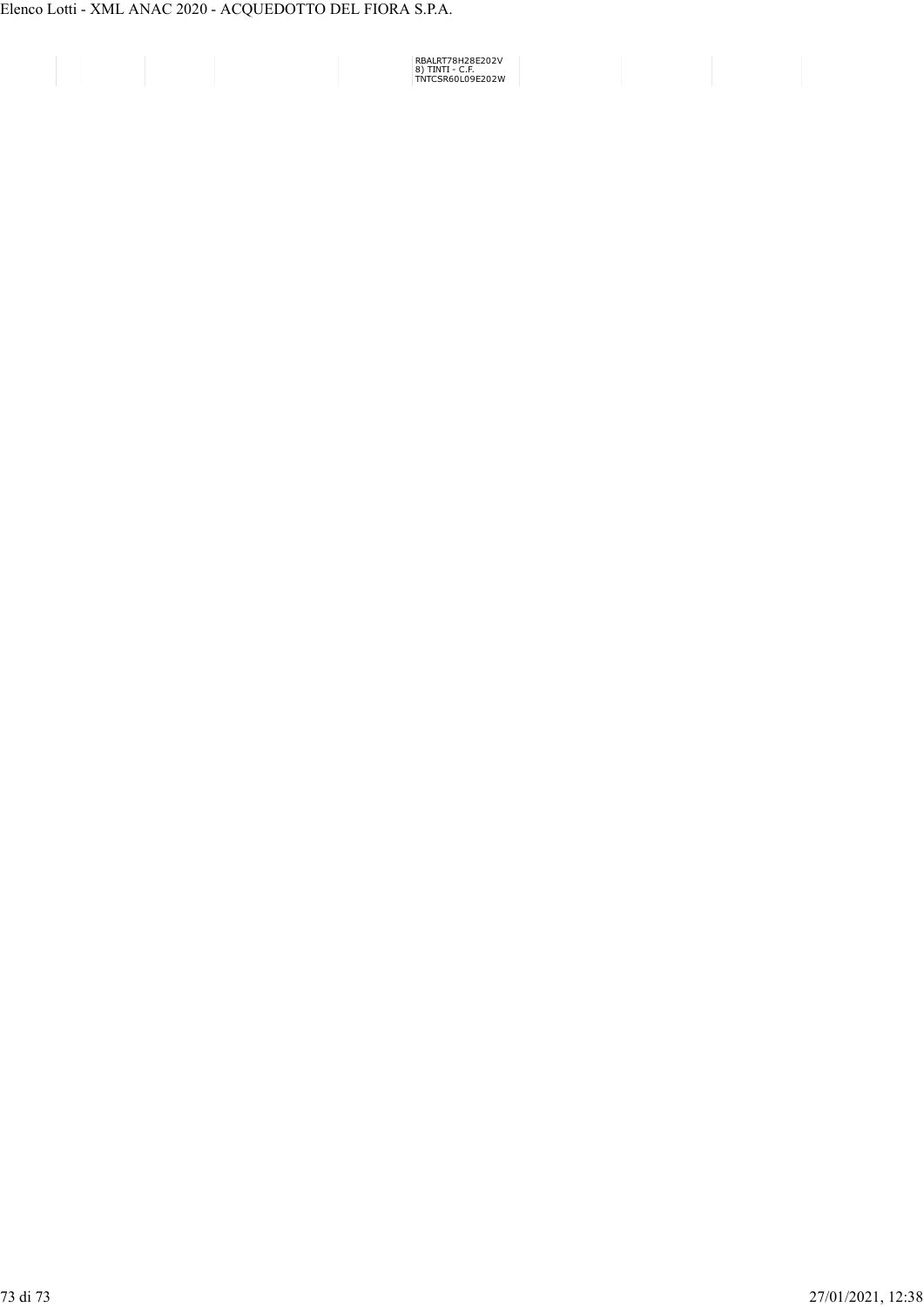| | | | | | | | | |
|---|---|---|---|---|---|---|---|---|
| | | | | | RBALRT78H28E202V<br>8) TINTI - C.F.<br>TNTCSR60L09E202W | | | |